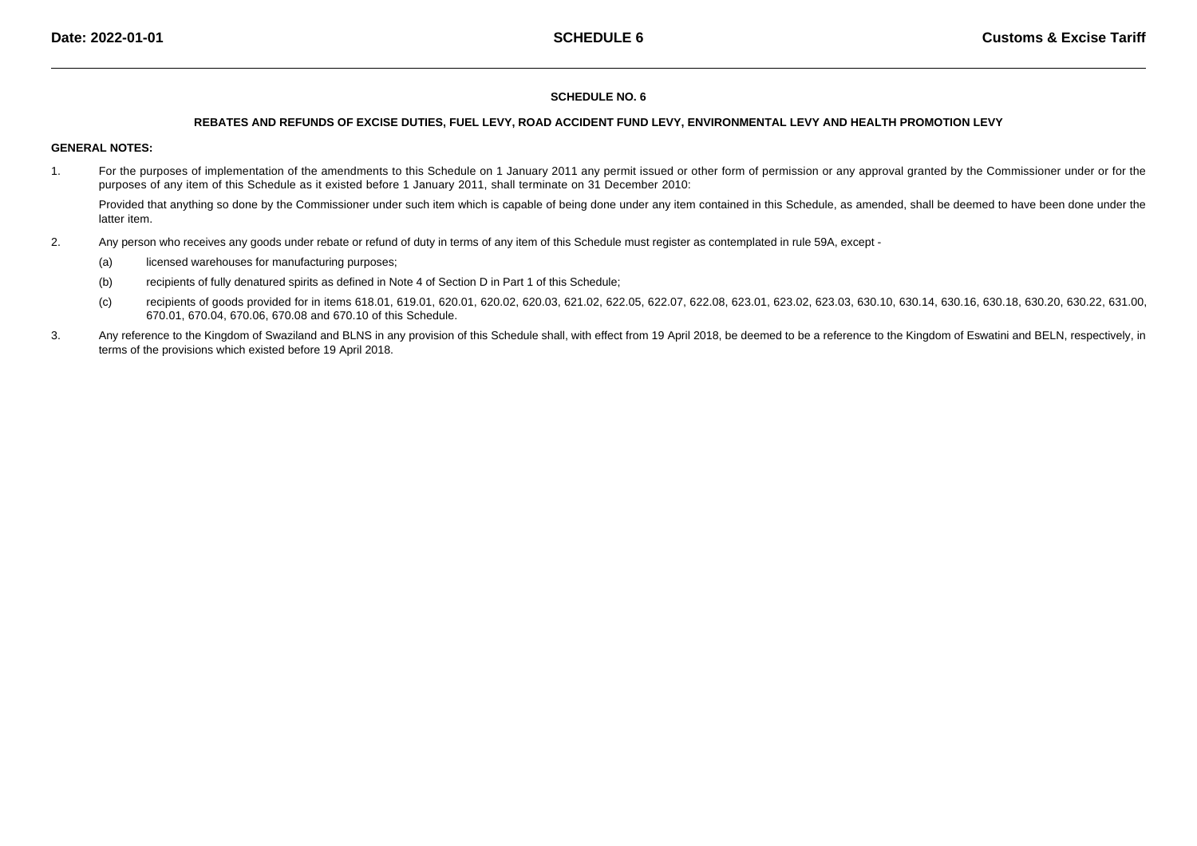# SCHEDULE NO. 6

## REBATES AND REFUNDS OF EXCISE DUTIES, FUEL LEVY, ROAD ACCIDENT FUND LEVY, ENVIRONMENTAL LEVY AND HEALTH PROMOTION LEVY

**GENERAL NOTES:**

1. For the purposes of implementation of the amendments to this Schedule on 1 January 2011 any permit issued or other form of permission or any approval granted by the Commissioner under or for the purposes of any item of this Schedule as it existed before 1 January 2011, shall terminate on 31 December 2010:

   Provided that anything so done by the Commissioner under such item which is capable of being done under any item contained in this Schedule, as amended, shall be deemed to have been done under the latter item.

2. Any person who receives any goods under rebate or refund of duty in terms of any item of this Schedule must register as contemplated in rule 59A, except -

   (a) licensed warehouses for manufacturing purposes;

   (b) recipients of fully denatured spirits as defined in Note 4 of Section D in Part 1 of this Schedule;

   (c) recipients of goods provided for in items 618.01, 619.01, 620.01, 620.02, 620.03, 621.02, 622.05, 622.07, 622.08, 623.01, 623.02, 623.03, 630.10, 630.14, 630.16, 630.18, 630.20, 630.22, 631.00, 670.01, 670.04, 670.06, 670.08 and 670.10 of this Schedule.

3. Any reference to the Kingdom of Swaziland and BLNS in any provision of this Schedule shall, with effect from 19 April 2018, be deemed to be a reference to the Kingdom of Eswatini and BELN, respectively, in terms of the provisions which existed before 19 April 2018.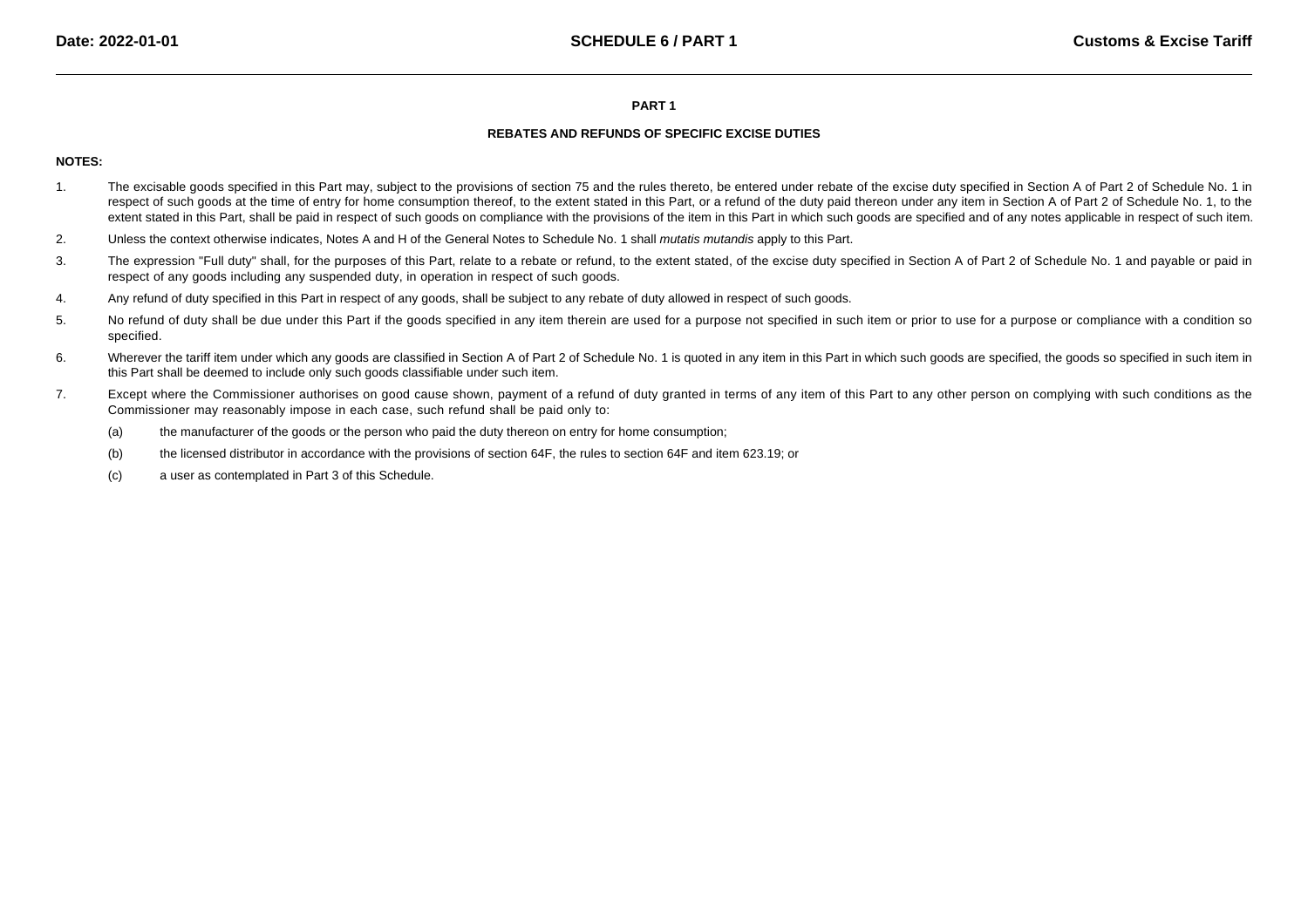# PART 1

## REBATES AND REFUNDS OF SPECIFIC EXCISE DUTIES

**NOTES:**

1. The excisable goods specified in this Part may, subject to the provisions of section 75 and the rules thereto, be entered under rebate of the excise duty specified in Section A of Part 2 of Schedule No. 1 in respect of such goods at the time of entry for home consumption thereof, to the extent stated in this Part, or a refund of the duty paid thereon under any item in Section A of Part 2 of Schedule No. 1, to the extent stated in this Part, shall be paid in respect of such goods on compliance with the provisions of the item in this Part in which such goods are specified and of any notes applicable in respect of such item.

2. Unless the context otherwise indicates, Notes A and H of the General Notes to Schedule No. 1 shall *mutatis mutandis* apply to this Part.

3. The expression "Full duty" shall, for the purposes of this Part, relate to a rebate or refund, to the extent stated, of the excise duty specified in Section A of Part 2 of Schedule No. 1 and payable or paid in respect of any goods including any suspended duty, in operation in respect of such goods.

4. Any refund of duty specified in this Part in respect of any goods, shall be subject to any rebate of duty allowed in respect of such goods.

5. No refund of duty shall be due under this Part if the goods specified in any item therein are used for a purpose not specified in such item or prior to use for a purpose or compliance with a condition so specified.

6. Wherever the tariff item under which any goods are classified in Section A of Part 2 of Schedule No. 1 is quoted in any item in this Part in which such goods are specified, the goods so specified in such item in this Part shall be deemed to include only such goods classifiable under such item.

7. Except where the Commissioner authorises on good cause shown, payment of a refund of duty granted in terms of any item of this Part to any other person on complying with such conditions as the Commissioner may reasonably impose in each case, such refund shall be paid only to:

   (a) the manufacturer of the goods or the person who paid the duty thereon on entry for home consumption;

   (b) the licensed distributor in accordance with the provisions of section 64F, the rules to section 64F and item 623.19; or

   (c) a user as contemplated in Part 3 of this Schedule.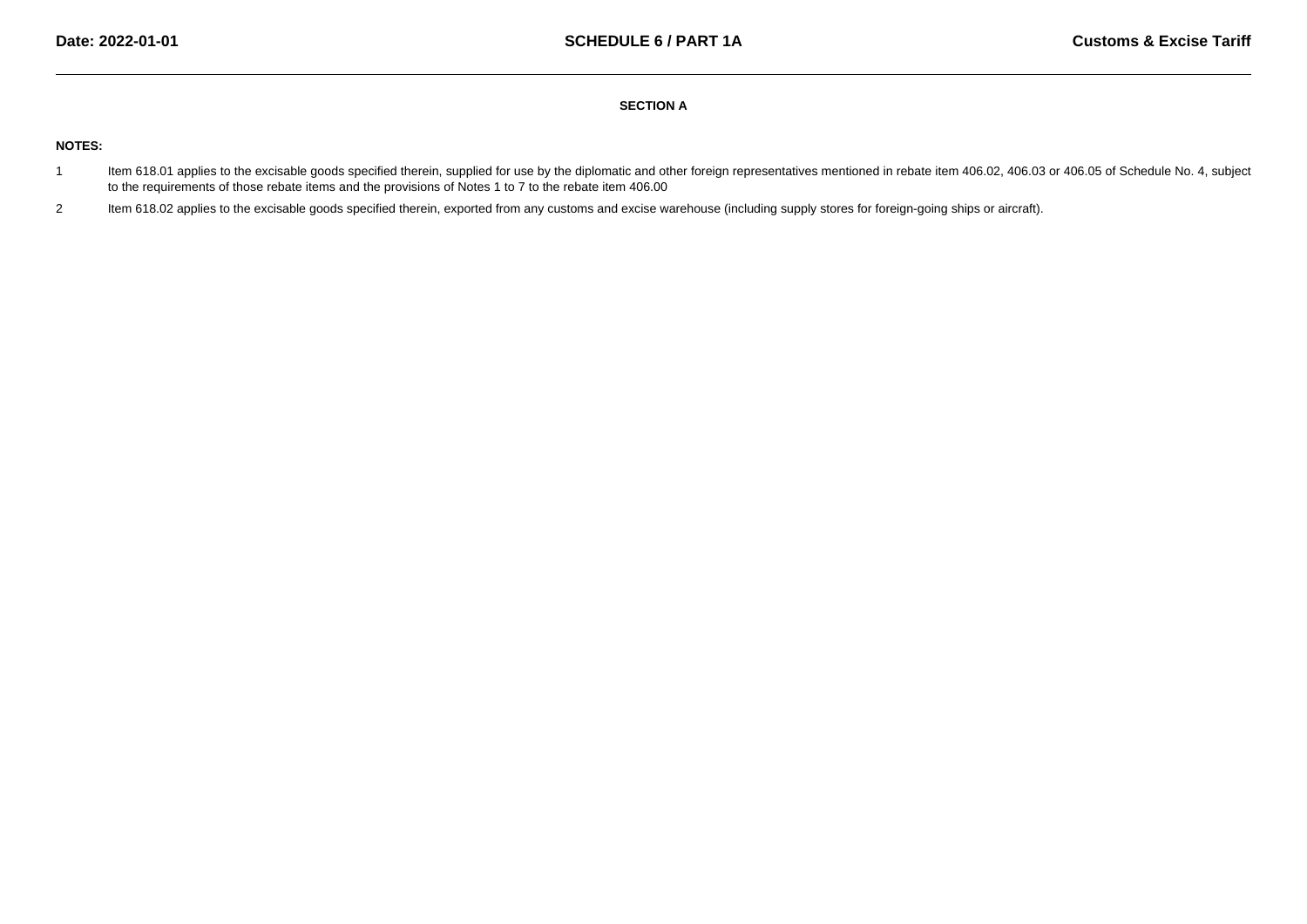## SECTION A

**NOTES:**

1 Item 618.01 applies to the excisable goods specified therein, supplied for use by the diplomatic and other foreign representatives mentioned in rebate item 406.02, 406.03 or 406.05 of Schedule No. 4, subject to the requirements of those rebate items and the provisions of Notes 1 to 7 to the rebate item 406.00

2 Item 618.02 applies to the excisable goods specified therein, exported from any customs and excise warehouse (including supply stores for foreign-going ships or aircraft).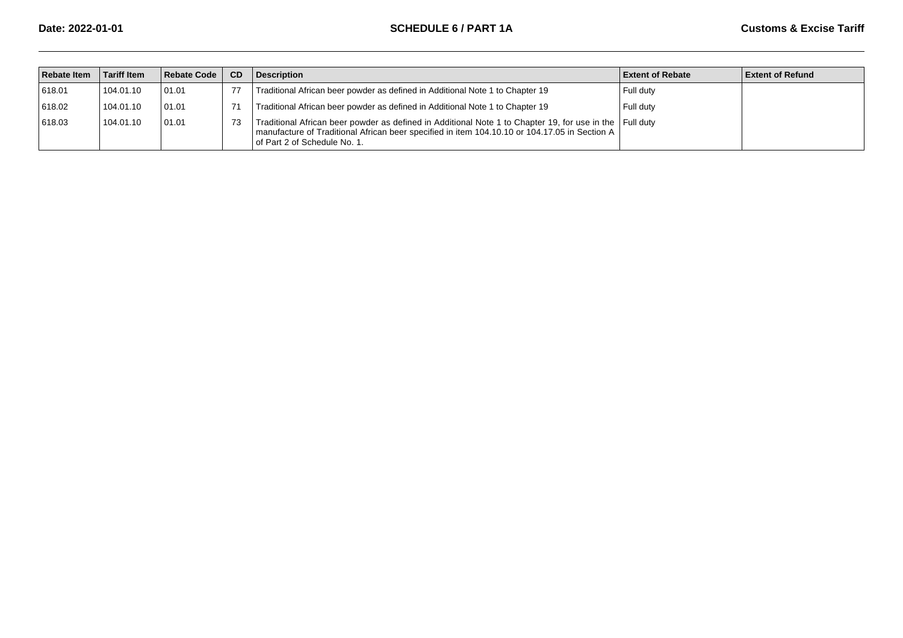| Rebate Item | Tariff Item | Rebate Code | CD | Description | Extent of Rebate | Extent of Refund |
|---|---|---|---|---|---|---|
| 618.01 | 104.01.10 | 01.01 | 77 | Traditional African beer powder as defined in Additional Note 1 to Chapter 19 | Full duty | |
| 618.02 | 104.01.10 | 01.01 | 71 | Traditional African beer powder as defined in Additional Note 1 to Chapter 19 | Full duty | |
| 618.03 | 104.01.10 | 01.01 | 73 | Traditional African beer powder as defined in Additional Note 1 to Chapter 19, for use in the manufacture of Traditional African beer specified in item 104.10.10 or 104.17.05 in Section A of Part 2 of Schedule No. 1. | Full duty | |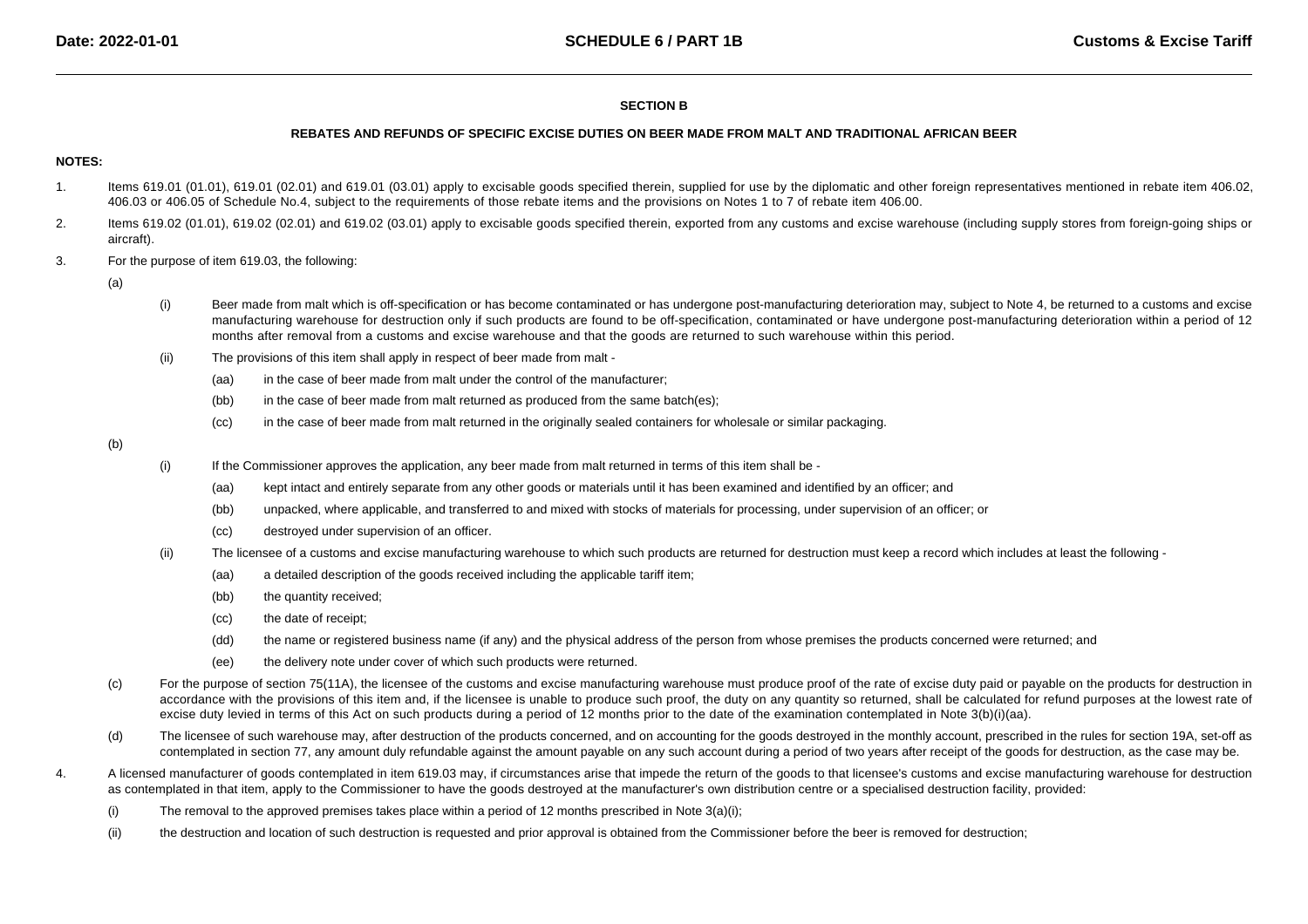## SECTION B

### REBATES AND REFUNDS OF SPECIFIC EXCISE DUTIES ON BEER MADE FROM MALT AND TRADITIONAL AFRICAN BEER

**NOTES:**

1. Items 619.01 (01.01), 619.01 (02.01) and 619.01 (03.01) apply to excisable goods specified therein, supplied for use by the diplomatic and other foreign representatives mentioned in rebate item 406.02, 406.03 or 406.05 of Schedule No.4, subject to the requirements of those rebate items and the provisions on Notes 1 to 7 of rebate item 406.00.

2. Items 619.02 (01.01), 619.02 (02.01) and 619.02 (03.01) apply to excisable goods specified therein, exported from any customs and excise warehouse (including supply stores from foreign-going ships or aircraft).

3. For the purpose of item 619.03, the following:

   (a)

   (i) Beer made from malt which is off-specification or has become contaminated or has undergone post-manufacturing deterioration may, subject to Note 4, be returned to a customs and excise manufacturing warehouse for destruction only if such products are found to be off-specification, contaminated or have undergone post-manufacturing deterioration within a period of 12 months after removal from a customs and excise warehouse and that the goods are returned to such warehouse within this period.

   (ii) The provisions of this item shall apply in respect of beer made from malt -

   (aa) in the case of beer made from malt under the control of the manufacturer;

   (bb) in the case of beer made from malt returned as produced from the same batch(es);

   (cc) in the case of beer made from malt returned in the originally sealed containers for wholesale or similar packaging.

   (b)

   (i) If the Commissioner approves the application, any beer made from malt returned in terms of this item shall be -

   (aa) kept intact and entirely separate from any other goods or materials until it has been examined and identified by an officer; and

   (bb) unpacked, where applicable, and transferred to and mixed with stocks of materials for processing, under supervision of an officer; or

   (cc) destroyed under supervision of an officer.

   (ii) The licensee of a customs and excise manufacturing warehouse to which such products are returned for destruction must keep a record which includes at least the following -

   (aa) a detailed description of the goods received including the applicable tariff item;

   (bb) the quantity received;

   (cc) the date of receipt;

   (dd) the name or registered business name (if any) and the physical address of the person from whose premises the products concerned were returned; and

   (ee) the delivery note under cover of which such products were returned.

   (c) For the purpose of section 75(11A), the licensee of the customs and excise manufacturing warehouse must produce proof of the rate of excise duty paid or payable on the products for destruction in accordance with the provisions of this item and, if the licensee is unable to produce such proof, the duty on any quantity so returned, shall be calculated for refund purposes at the lowest rate of excise duty levied in terms of this Act on such products during a period of 12 months prior to the date of the examination contemplated in Note 3(b)(i)(aa).

   (d) The licensee of such warehouse may, after destruction of the products concerned, and on accounting for the goods destroyed in the monthly account, prescribed in the rules for section 19A, set-off as contemplated in section 77, any amount duly refundable against the amount payable on any such account during a period of two years after receipt of the goods for destruction, as the case may be.

4. A licensed manufacturer of goods contemplated in item 619.03 may, if circumstances arise that impede the return of the goods to that licensee's customs and excise manufacturing warehouse for destruction as contemplated in that item, apply to the Commissioner to have the goods destroyed at the manufacturer's own distribution centre or a specialised destruction facility, provided:

   (i) The removal to the approved premises takes place within a period of 12 months prescribed in Note 3(a)(i);

   (ii) the destruction and location of such destruction is requested and prior approval is obtained from the Commissioner before the beer is removed for destruction;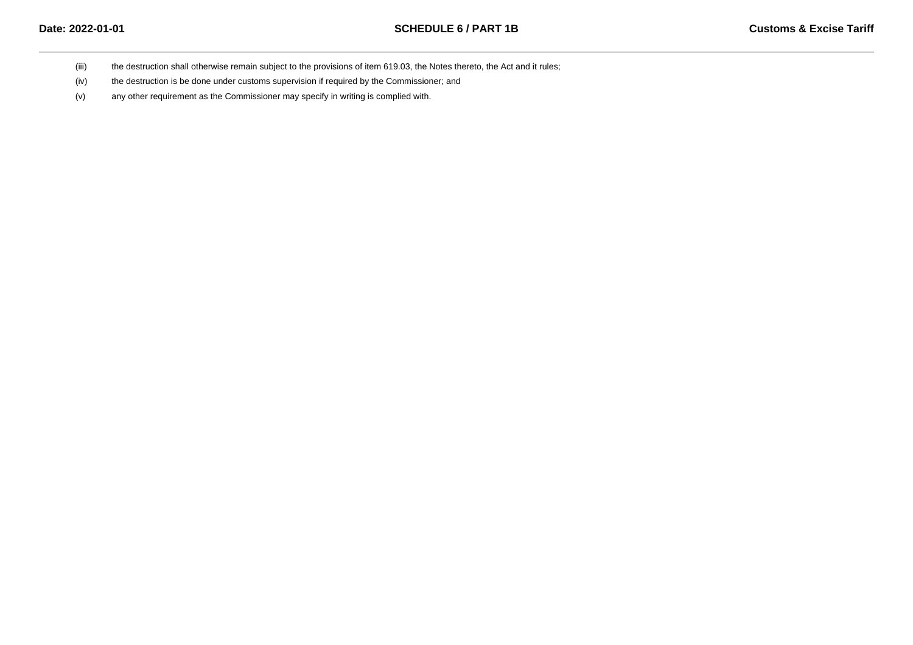(iii) the destruction shall otherwise remain subject to the provisions of item 619.03, the Notes thereto, the Act and it rules;

(iv) the destruction is be done under customs supervision if required by the Commissioner; and

(v) any other requirement as the Commissioner may specify in writing is complied with.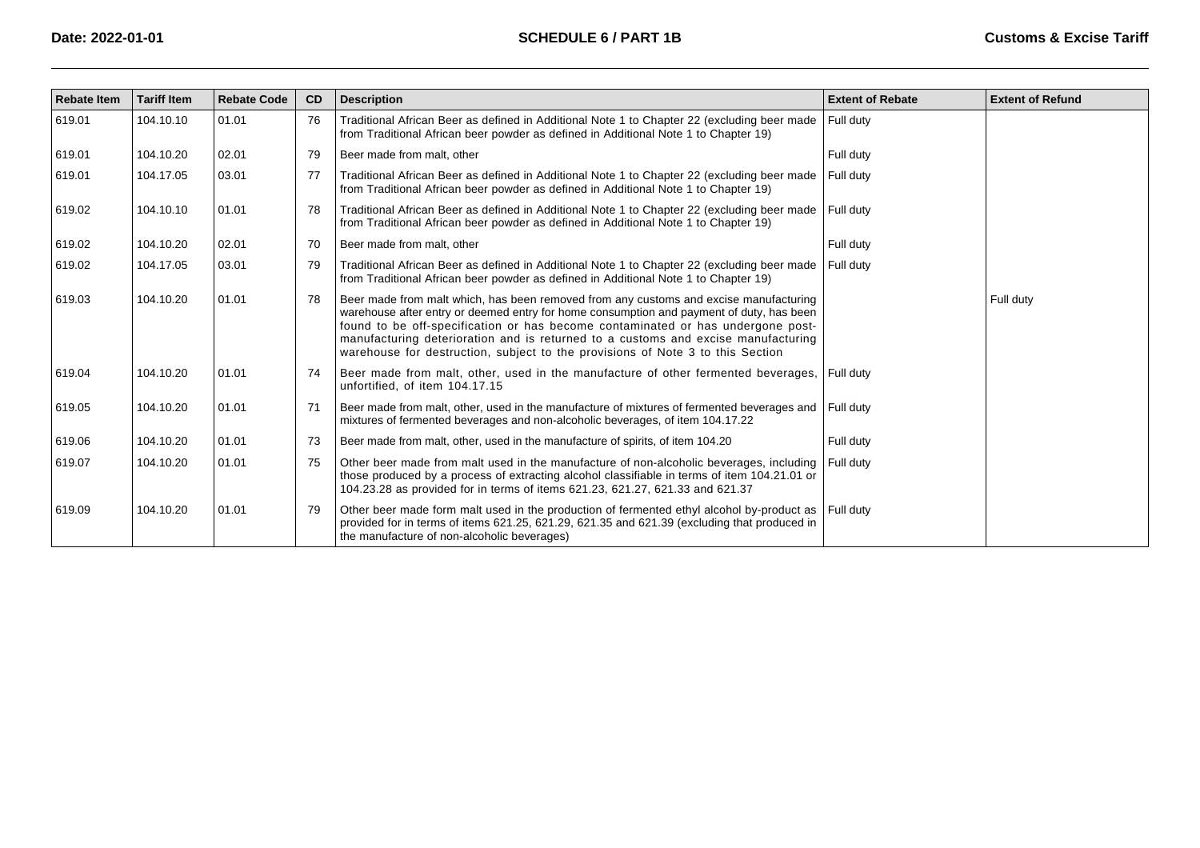| Rebate Item | Tariff Item | Rebate Code | CD | Description | Extent of Rebate | Extent of Refund |
|---|---|---|---|---|---|---|
| 619.01 | 104.10.10 | 01.01 | 76 | Traditional African Beer as defined in Additional Note 1 to Chapter 22 (excluding beer made from Traditional African beer powder as defined in Additional Note 1 to Chapter 19) | Full duty | |
| 619.01 | 104.10.20 | 02.01 | 79 | Beer made from malt, other | Full duty | |
| 619.01 | 104.17.05 | 03.01 | 77 | Traditional African Beer as defined in Additional Note 1 to Chapter 22 (excluding beer made from Traditional African beer powder as defined in Additional Note 1 to Chapter 19) | Full duty | |
| 619.02 | 104.10.10 | 01.01 | 78 | Traditional African Beer as defined in Additional Note 1 to Chapter 22 (excluding beer made from Traditional African beer powder as defined in Additional Note 1 to Chapter 19) | Full duty | |
| 619.02 | 104.10.20 | 02.01 | 70 | Beer made from malt, other | Full duty | |
| 619.02 | 104.17.05 | 03.01 | 79 | Traditional African Beer as defined in Additional Note 1 to Chapter 22 (excluding beer made from Traditional African beer powder as defined in Additional Note 1 to Chapter 19) | Full duty | |
| 619.03 | 104.10.20 | 01.01 | 78 | Beer made from malt which, has been removed from any customs and excise manufacturing warehouse after entry or deemed entry for home consumption and payment of duty, has been found to be off-specification or has become contaminated or has undergone post-manufacturing deterioration and is returned to a customs and excise manufacturing warehouse for destruction, subject to the provisions of Note 3 to this Section | | Full duty |
| 619.04 | 104.10.20 | 01.01 | 74 | Beer made from malt, other, used in the manufacture of other fermented beverages, unfortified, of item 104.17.15 | Full duty | |
| 619.05 | 104.10.20 | 01.01 | 71 | Beer made from malt, other, used in the manufacture of mixtures of fermented beverages and mixtures of fermented beverages and non-alcoholic beverages, of item 104.17.22 | Full duty | |
| 619.06 | 104.10.20 | 01.01 | 73 | Beer made from malt, other, used in the manufacture of spirits, of item 104.20 | Full duty | |
| 619.07 | 104.10.20 | 01.01 | 75 | Other beer made from malt used in the manufacture of non-alcoholic beverages, including those produced by a process of extracting alcohol classifiable in terms of item 104.21.01 or 104.23.28 as provided for in terms of items 621.23, 621.27, 621.33 and 621.37 | Full duty | |
| 619.09 | 104.10.20 | 01.01 | 79 | Other beer made form malt used in the production of fermented ethyl alcohol by-product as provided for in terms of items 621.25, 621.29, 621.35 and 621.39 (excluding that produced in the manufacture of non-alcoholic beverages) | Full duty | |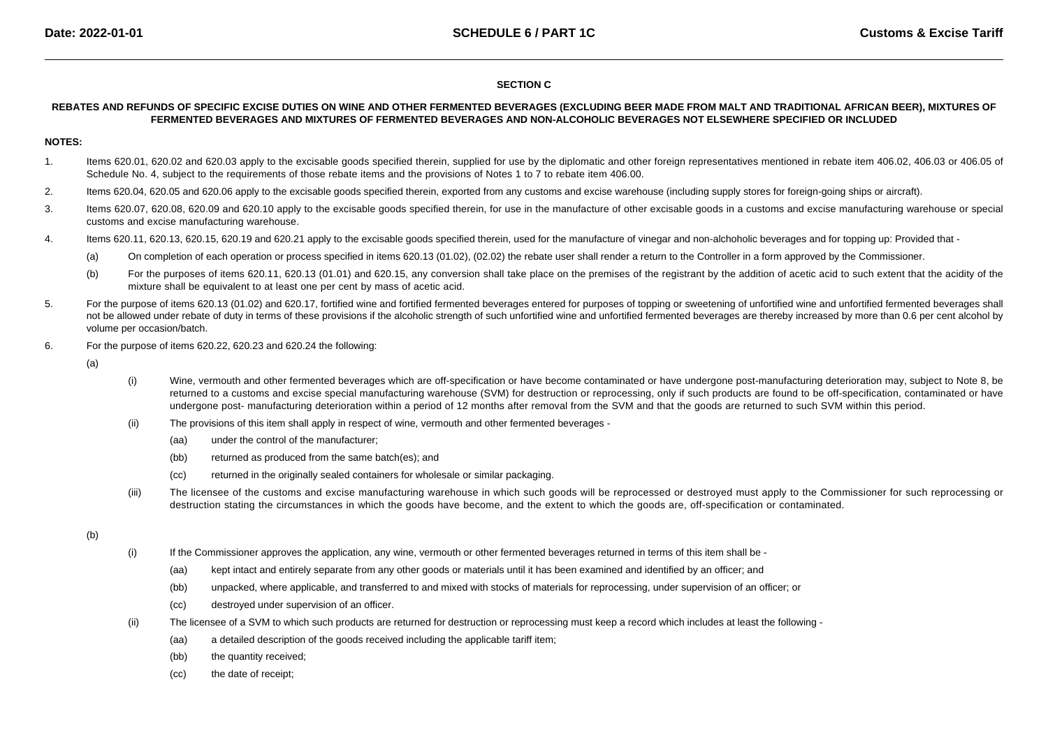**SECTION C**

**REBATES AND REFUNDS OF SPECIFIC EXCISE DUTIES ON WINE AND OTHER FERMENTED BEVERAGES (EXCLUDING BEER MADE FROM MALT AND TRADITIONAL AFRICAN BEER), MIXTURES OF FERMENTED BEVERAGES AND MIXTURES OF FERMENTED BEVERAGES AND NON-ALCOHOLIC BEVERAGES NOT ELSEWHERE SPECIFIED OR INCLUDED**

**NOTES:**

1. Items 620.01, 620.02 and 620.03 apply to the excisable goods specified therein, supplied for use by the diplomatic and other foreign representatives mentioned in rebate item 406.02, 406.03 or 406.05 of Schedule No. 4, subject to the requirements of those rebate items and the provisions of Notes 1 to 7 to rebate item 406.00.

2. Items 620.04, 620.05 and 620.06 apply to the excisable goods specified therein, exported from any customs and excise warehouse (including supply stores for foreign-going ships or aircraft).

3. Items 620.07, 620.08, 620.09 and 620.10 apply to the excisable goods specified therein, for use in the manufacture of other excisable goods in a customs and excise manufacturing warehouse or special customs and excise manufacturing warehouse.

4. Items 620.11, 620.13, 620.15, 620.19 and 620.21 apply to the excisable goods specified therein, used for the manufacture of vinegar and non-alchoholic beverages and for topping up: Provided that -

   (a) On completion of each operation or process specified in items 620.13 (01.02), (02.02) the rebate user shall render a return to the Controller in a form approved by the Commissioner.

   (b) For the purposes of items 620.11, 620.13 (01.01) and 620.15, any conversion shall take place on the premises of the registrant by the addition of acetic acid to such extent that the acidity of the mixture shall be equivalent to at least one per cent by mass of acetic acid.

5. For the purpose of items 620.13 (01.02) and 620.17, fortified wine and fortified fermented beverages entered for purposes of topping or sweetening of unfortified wine and unfortified fermented beverages shall not be allowed under rebate of duty in terms of these provisions if the alcoholic strength of such unfortified wine and unfortified fermented beverages are thereby increased by more than 0.6 per cent alcohol by volume per occasion/batch.

6. For the purpose of items 620.22, 620.23 and 620.24 the following:

   (a)

   (i) Wine, vermouth and other fermented beverages which are off-specification or have become contaminated or have undergone post-manufacturing deterioration may, subject to Note 8, be returned to a customs and excise special manufacturing warehouse (SVM) for destruction or reprocessing, only if such products are found to be off-specification, contaminated or have undergone post- manufacturing deterioration within a period of 12 months after removal from the SVM and that the goods are returned to such SVM within this period.

   (ii) The provisions of this item shall apply in respect of wine, vermouth and other fermented beverages -

   (aa) under the control of the manufacturer;

   (bb) returned as produced from the same batch(es); and

   (cc) returned in the originally sealed containers for wholesale or similar packaging.

   (iii) The licensee of the customs and excise manufacturing warehouse in which such goods will be reprocessed or destroyed must apply to the Commissioner for such reprocessing or destruction stating the circumstances in which the goods have become, and the extent to which the goods are, off-specification or contaminated.

   (b)

   (i) If the Commissioner approves the application, any wine, vermouth or other fermented beverages returned in terms of this item shall be -

   (aa) kept intact and entirely separate from any other goods or materials until it has been examined and identified by an officer; and

   (bb) unpacked, where applicable, and transferred to and mixed with stocks of materials for reprocessing, under supervision of an officer; or

   (cc) destroyed under supervision of an officer.

   (ii) The licensee of a SVM to which such products are returned for destruction or reprocessing must keep a record which includes at least the following -

   (aa) a detailed description of the goods received including the applicable tariff item;

   (bb) the quantity received;

   (cc) the date of receipt;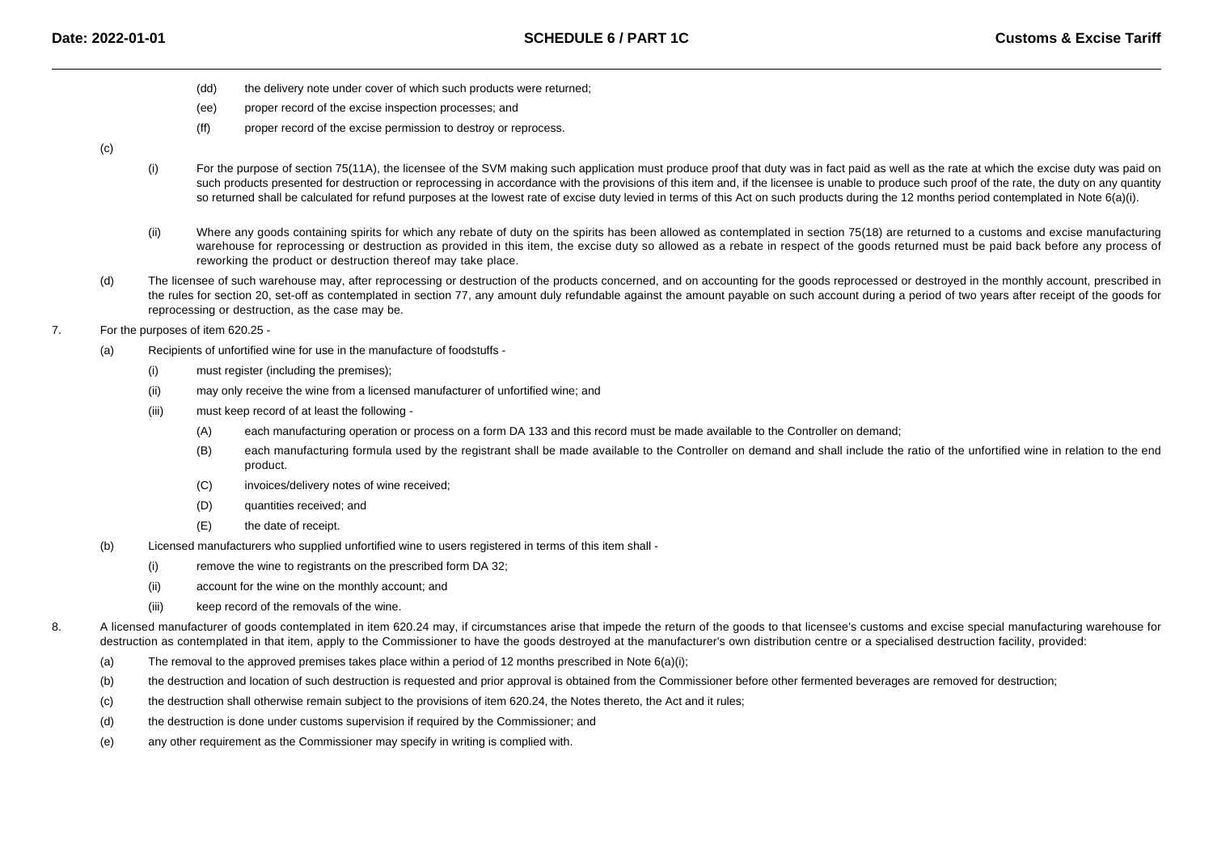(dd) the delivery note under cover of which such products were returned;

(ee) proper record of the excise inspection processes; and

(ff) proper record of the excise permission to destroy or reprocess.

(c)

(i) For the purpose of section 75(11A), the licensee of the SVM making such application must produce proof that duty was in fact paid as well as the rate at which the excise duty was paid on such products presented for destruction or reprocessing in accordance with the provisions of this item and, if the licensee is unable to produce such proof of the rate, the duty on any quantity so returned shall be calculated for refund purposes at the lowest rate of excise duty levied in terms of this Act on such products during the 12 months period contemplated in Note 6(a)(i).

(ii) Where any goods containing spirits for which any rebate of duty on the spirits has been allowed as contemplated in section 75(18) are returned to a customs and excise manufacturing warehouse for reprocessing or destruction as provided in this item, the excise duty so allowed as a rebate in respect of the goods returned must be paid back before any process of reworking the product or destruction thereof may take place.

(d) The licensee of such warehouse may, after reprocessing or destruction of the products concerned, and on accounting for the goods reprocessed or destroyed in the monthly account, prescribed in the rules for section 20, set-off as contemplated in section 77, any amount duly refundable against the amount payable on such account during a period of two years after receipt of the goods for reprocessing or destruction, as the case may be.

7. For the purposes of item 620.25 -

(a) Recipients of unfortified wine for use in the manufacture of foodstuffs -

(i) must register (including the premises);

(ii) may only receive the wine from a licensed manufacturer of unfortified wine; and

(iii) must keep record of at least the following -

(A) each manufacturing operation or process on a form DA 133 and this record must be made available to the Controller on demand;

(B) each manufacturing formula used by the registrant shall be made available to the Controller on demand and shall include the ratio of the unfortified wine in relation to the end product.

(C) invoices/delivery notes of wine received;

(D) quantities received; and

(E) the date of receipt.

(b) Licensed manufacturers who supplied unfortified wine to users registered in terms of this item shall -

(i) remove the wine to registrants on the prescribed form DA 32;

(ii) account for the wine on the monthly account; and

(iii) keep record of the removals of the wine.

8. A licensed manufacturer of goods contemplated in item 620.24 may, if circumstances arise that impede the return of the goods to that licensee's customs and excise special manufacturing warehouse for destruction as contemplated in that item, apply to the Commissioner to have the goods destroyed at the manufacturer's own distribution centre or a specialised destruction facility, provided:

(a) The removal to the approved premises takes place within a period of 12 months prescribed in Note 6(a)(i);

(b) the destruction and location of such destruction is requested and prior approval is obtained from the Commissioner before other fermented beverages are removed for destruction;

(c) the destruction shall otherwise remain subject to the provisions of item 620.24, the Notes thereto, the Act and it rules;

(d) the destruction is done under customs supervision if required by the Commissioner; and

(e) any other requirement as the Commissioner may specify in writing is complied with.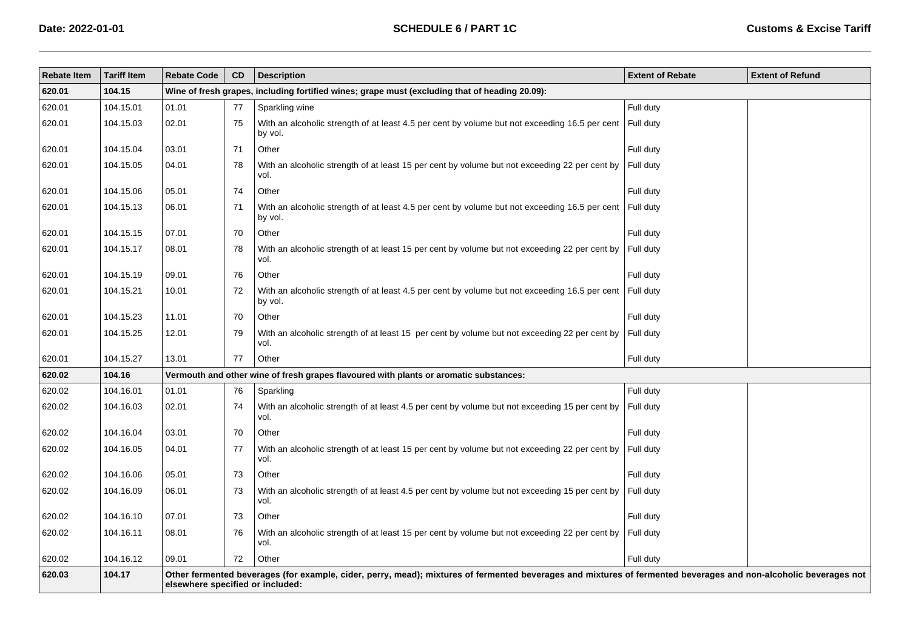| Rebate Item | Tariff Item | Rebate Code | CD | Description | Extent of Rebate | Extent of Refund |
|---|---|---|---|---|---|---|
| **620.01** | **104.15** | **Wine of fresh grapes, including fortified wines; grape must (excluding that of heading 20.09):** | | | | |
| 620.01 | 104.15.01 | 01.01 | 77 | Sparkling wine | Full duty | |
| 620.01 | 104.15.03 | 02.01 | 75 | With an alcoholic strength of at least 4.5 per cent by volume but not exceeding 16.5 per cent by vol. | Full duty | |
| 620.01 | 104.15.04 | 03.01 | 71 | Other | Full duty | |
| 620.01 | 104.15.05 | 04.01 | 78 | With an alcoholic strength of at least 15 per cent by volume but not exceeding 22 per cent by vol. | Full duty | |
| 620.01 | 104.15.06 | 05.01 | 74 | Other | Full duty | |
| 620.01 | 104.15.13 | 06.01 | 71 | With an alcoholic strength of at least 4.5 per cent by volume but not exceeding 16.5 per cent by vol. | Full duty | |
| 620.01 | 104.15.15 | 07.01 | 70 | Other | Full duty | |
| 620.01 | 104.15.17 | 08.01 | 78 | With an alcoholic strength of at least 15 per cent by volume but not exceeding 22 per cent by vol. | Full duty | |
| 620.01 | 104.15.19 | 09.01 | 76 | Other | Full duty | |
| 620.01 | 104.15.21 | 10.01 | 72 | With an alcoholic strength of at least 4.5 per cent by volume but not exceeding 16.5 per cent by vol. | Full duty | |
| 620.01 | 104.15.23 | 11.01 | 70 | Other | Full duty | |
| 620.01 | 104.15.25 | 12.01 | 79 | With an alcoholic strength of at least 15 per cent by volume but not exceeding 22 per cent by vol. | Full duty | |
| 620.01 | 104.15.27 | 13.01 | 77 | Other | Full duty | |
| **620.02** | **104.16** | **Vermouth and other wine of fresh grapes flavoured with plants or aromatic substances:** | | | | |
| 620.02 | 104.16.01 | 01.01 | 76 | Sparkling | Full duty | |
| 620.02 | 104.16.03 | 02.01 | 74 | With an alcoholic strength of at least 4.5 per cent by volume but not exceeding 15 per cent by vol. | Full duty | |
| 620.02 | 104.16.04 | 03.01 | 70 | Other | Full duty | |
| 620.02 | 104.16.05 | 04.01 | 77 | With an alcoholic strength of at least 15 per cent by volume but not exceeding 22 per cent by vol. | Full duty | |
| 620.02 | 104.16.06 | 05.01 | 73 | Other | Full duty | |
| 620.02 | 104.16.09 | 06.01 | 73 | With an alcoholic strength of at least 4.5 per cent by volume but not exceeding 15 per cent by vol. | Full duty | |
| 620.02 | 104.16.10 | 07.01 | 73 | Other | Full duty | |
| 620.02 | 104.16.11 | 08.01 | 76 | With an alcoholic strength of at least 15 per cent by volume but not exceeding 22 per cent by vol. | Full duty | |
| 620.02 | 104.16.12 | 09.01 | 72 | Other | Full duty | |
| **620.03** | **104.17** | **Other fermented beverages (for example, cider, perry, mead); mixtures of fermented beverages and mixtures of fermented beverages and non-alcoholic beverages not elsewhere specified or included:** | | | | |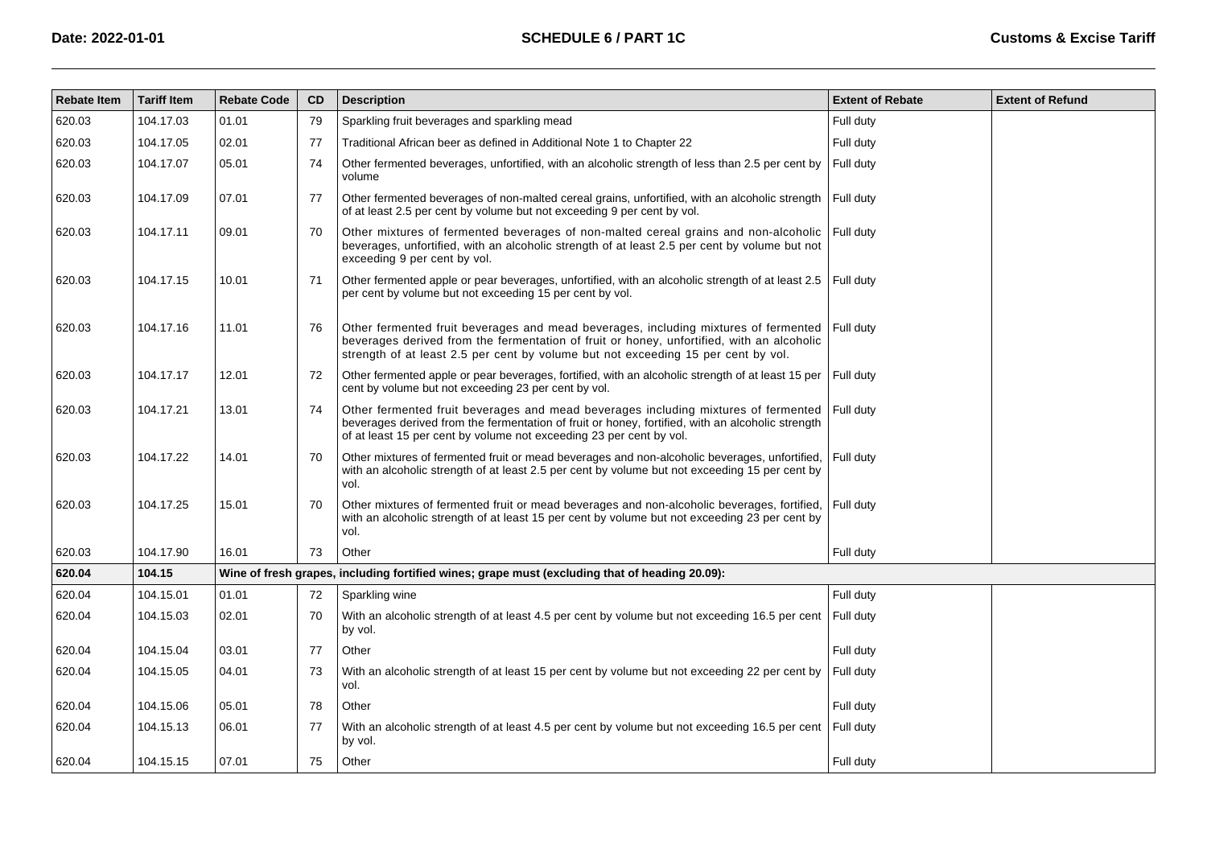| Rebate Item | Tariff Item | Rebate Code | CD | Description | Extent of Rebate | Extent of Refund |
|---|---|---|---|---|---|---|
| 620.03 | 104.17.03 | 01.01 | 79 | Sparkling fruit beverages and sparkling mead | Full duty | |
| 620.03 | 104.17.05 | 02.01 | 77 | Traditional African beer as defined in Additional Note 1 to Chapter 22 | Full duty | |
| 620.03 | 104.17.07 | 05.01 | 74 | Other fermented beverages, unfortified, with an alcoholic strength of less than 2.5 per cent by volume | Full duty | |
| 620.03 | 104.17.09 | 07.01 | 77 | Other fermented beverages of non-malted cereal grains, unfortified, with an alcoholic strength of at least 2.5 per cent by volume but not exceeding 9 per cent by vol. | Full duty | |
| 620.03 | 104.17.11 | 09.01 | 70 | Other mixtures of fermented beverages of non-malted cereal grains and non-alcoholic beverages, unfortified, with an alcoholic strength of at least 2.5 per cent by volume but not exceeding 9 per cent by vol. | Full duty | |
| 620.03 | 104.17.15 | 10.01 | 71 | Other fermented apple or pear beverages, unfortified, with an alcoholic strength of at least 2.5 per cent by volume but not exceeding 15 per cent by vol. | Full duty | |
| 620.03 | 104.17.16 | 11.01 | 76 | Other fermented fruit beverages and mead beverages, including mixtures of fermented beverages derived from the fermentation of fruit or honey, unfortified, with an alcoholic strength of at least 2.5 per cent by volume but not exceeding 15 per cent by vol. | Full duty | |
| 620.03 | 104.17.17 | 12.01 | 72 | Other fermented apple or pear beverages, fortified, with an alcoholic strength of at least 15 per cent by volume but not exceeding 23 per cent by vol. | Full duty | |
| 620.03 | 104.17.21 | 13.01 | 74 | Other fermented fruit beverages and mead beverages including mixtures of fermented beverages derived from the fermentation of fruit or honey, fortified, with an alcoholic strength of at least 15 per cent by volume not exceeding 23 per cent by vol. | Full duty | |
| 620.03 | 104.17.22 | 14.01 | 70 | Other mixtures of fermented fruit or mead beverages and non-alcoholic beverages, unfortified, with an alcoholic strength of at least 2.5 per cent by volume but not exceeding 15 per cent by vol. | Full duty | |
| 620.03 | 104.17.25 | 15.01 | 70 | Other mixtures of fermented fruit or mead beverages and non-alcoholic beverages, fortified, with an alcoholic strength of at least 15 per cent by volume but not exceeding 23 per cent by vol. | Full duty | |
| 620.03 | 104.17.90 | 16.01 | 73 | Other | Full duty | |
| **620.04** | **104.15** | **Wine of fresh grapes, including fortified wines; grape must (excluding that of heading 20.09):** | | | | |
| 620.04 | 104.15.01 | 01.01 | 72 | Sparkling wine | Full duty | |
| 620.04 | 104.15.03 | 02.01 | 70 | With an alcoholic strength of at least 4.5 per cent by volume but not exceeding 16.5 per cent by vol. | Full duty | |
| 620.04 | 104.15.04 | 03.01 | 77 | Other | Full duty | |
| 620.04 | 104.15.05 | 04.01 | 73 | With an alcoholic strength of at least 15 per cent by volume but not exceeding 22 per cent by vol. | Full duty | |
| 620.04 | 104.15.06 | 05.01 | 78 | Other | Full duty | |
| 620.04 | 104.15.13 | 06.01 | 77 | With an alcoholic strength of at least 4.5 per cent by volume but not exceeding 16.5 per cent by vol. | Full duty | |
| 620.04 | 104.15.15 | 07.01 | 75 | Other | Full duty | |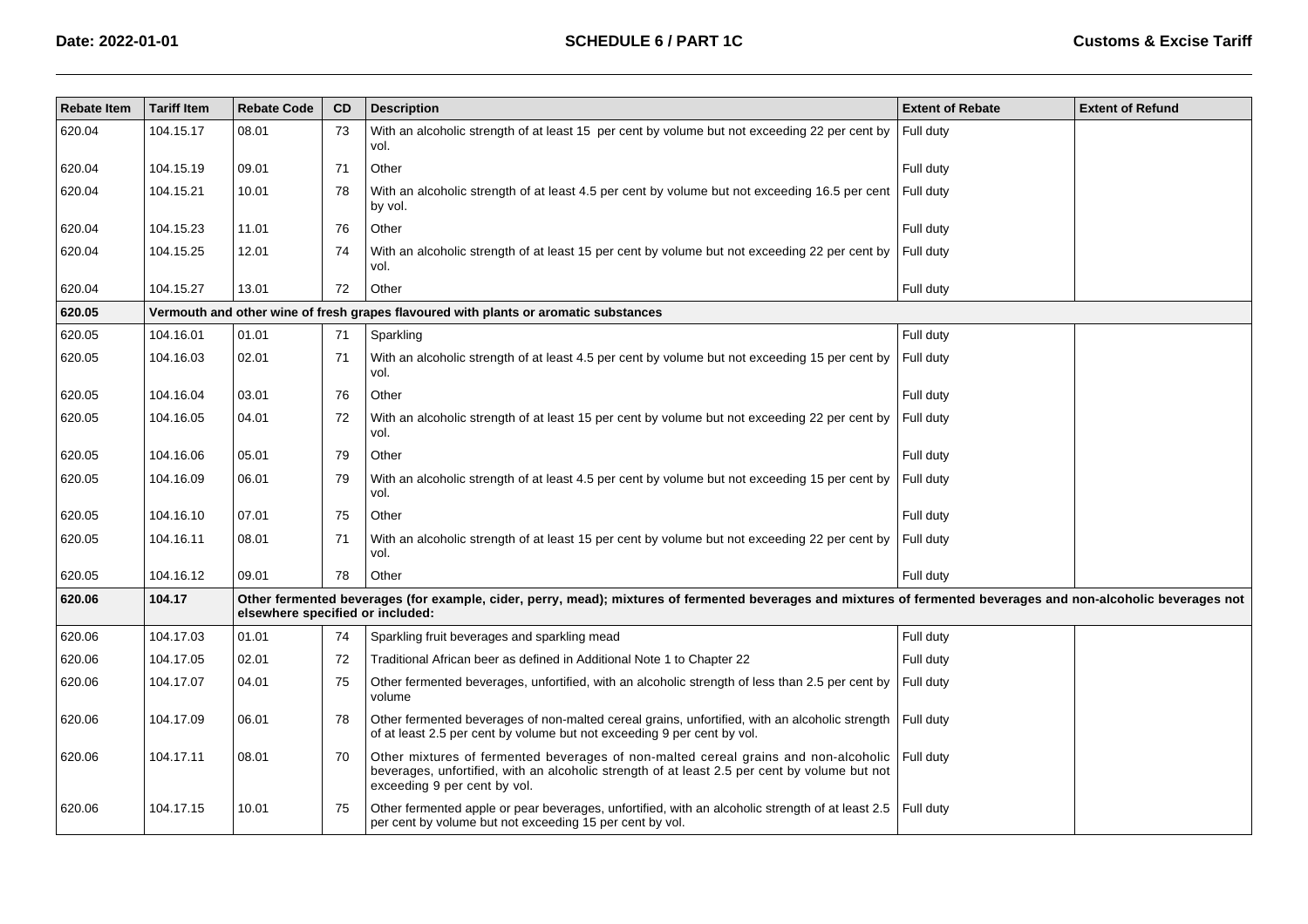| Rebate Item | Tariff Item | Rebate Code | CD | Description | Extent of Rebate | Extent of Refund |
|---|---|---|---|---|---|---|
| 620.04 | 104.15.17 | 08.01 | 73 | With an alcoholic strength of at least 15 per cent by volume but not exceeding 22 per cent by vol. | Full duty | |
| 620.04 | 104.15.19 | 09.01 | 71 | Other | Full duty | |
| 620.04 | 104.15.21 | 10.01 | 78 | With an alcoholic strength of at least 4.5 per cent by volume but not exceeding 16.5 per cent by vol. | Full duty | |
| 620.04 | 104.15.23 | 11.01 | 76 | Other | Full duty | |
| 620.04 | 104.15.25 | 12.01 | 74 | With an alcoholic strength of at least 15 per cent by volume but not exceeding 22 per cent by vol. | Full duty | |
| 620.04 | 104.15.27 | 13.01 | 72 | Other | Full duty | |
| **620.05** | **Vermouth and other wine of fresh grapes flavoured with plants or aromatic substances** | | | | | |
| 620.05 | 104.16.01 | 01.01 | 71 | Sparkling | Full duty | |
| 620.05 | 104.16.03 | 02.01 | 71 | With an alcoholic strength of at least 4.5 per cent by volume but not exceeding 15 per cent by vol. | Full duty | |
| 620.05 | 104.16.04 | 03.01 | 76 | Other | Full duty | |
| 620.05 | 104.16.05 | 04.01 | 72 | With an alcoholic strength of at least 15 per cent by volume but not exceeding 22 per cent by vol. | Full duty | |
| 620.05 | 104.16.06 | 05.01 | 79 | Other | Full duty | |
| 620.05 | 104.16.09 | 06.01 | 79 | With an alcoholic strength of at least 4.5 per cent by volume but not exceeding 15 per cent by vol. | Full duty | |
| 620.05 | 104.16.10 | 07.01 | 75 | Other | Full duty | |
| 620.05 | 104.16.11 | 08.01 | 71 | With an alcoholic strength of at least 15 per cent by volume but not exceeding 22 per cent by vol. | Full duty | |
| 620.05 | 104.16.12 | 09.01 | 78 | Other | Full duty | |
| **620.06** | **104.17** | **Other fermented beverages (for example, cider, perry, mead); mixtures of fermented beverages and mixtures of fermented beverages and non-alcoholic beverages not elsewhere specified or included:** | | | | |
| 620.06 | 104.17.03 | 01.01 | 74 | Sparkling fruit beverages and sparkling mead | Full duty | |
| 620.06 | 104.17.05 | 02.01 | 72 | Traditional African beer as defined in Additional Note 1 to Chapter 22 | Full duty | |
| 620.06 | 104.17.07 | 04.01 | 75 | Other fermented beverages, unfortified, with an alcoholic strength of less than 2.5 per cent by volume | Full duty | |
| 620.06 | 104.17.09 | 06.01 | 78 | Other fermented beverages of non-malted cereal grains, unfortified, with an alcoholic strength of at least 2.5 per cent by volume but not exceeding 9 per cent by vol. | Full duty | |
| 620.06 | 104.17.11 | 08.01 | 70 | Other mixtures of fermented beverages of non-malted cereal grains and non-alcoholic beverages, unfortified, with an alcoholic strength of at least 2.5 per cent by volume but not exceeding 9 per cent by vol. | Full duty | |
| 620.06 | 104.17.15 | 10.01 | 75 | Other fermented apple or pear beverages, unfortified, with an alcoholic strength of at least 2.5 per cent by volume but not exceeding 15 per cent by vol. | Full duty | |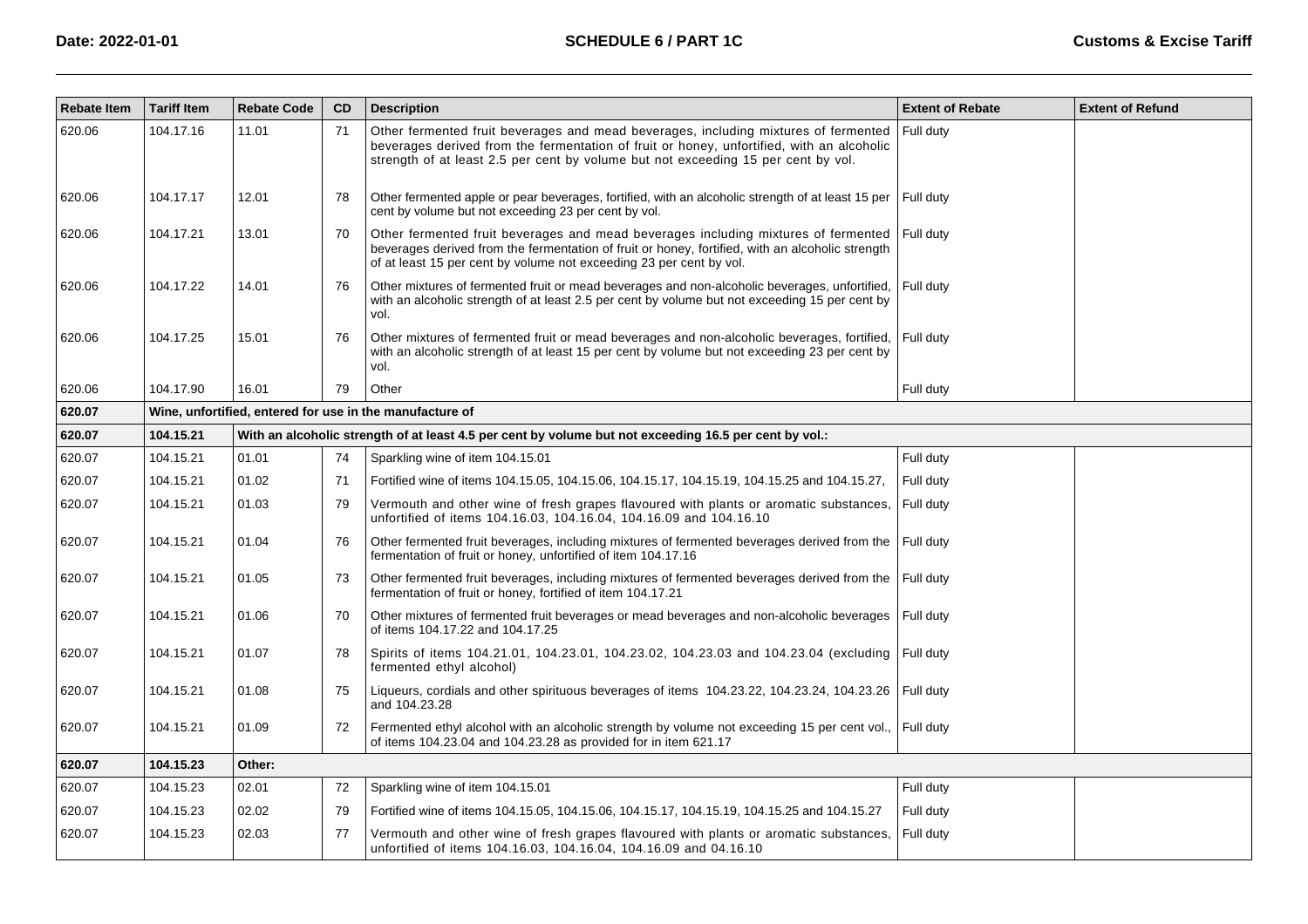| Rebate Item | Tariff Item | Rebate Code | CD | Description | Extent of Rebate | Extent of Refund |
|---|---|---|---|---|---|---|
| 620.06 | 104.17.16 | 11.01 | 71 | Other fermented fruit beverages and mead beverages, including mixtures of fermented beverages derived from the fermentation of fruit or honey, unfortified, with an alcoholic strength of at least 2.5 per cent by volume but not exceeding 15 per cent by vol. | Full duty | |
| 620.06 | 104.17.17 | 12.01 | 78 | Other fermented apple or pear beverages, fortified, with an alcoholic strength of at least 15 per cent by volume but not exceeding 23 per cent by vol. | Full duty | |
| 620.06 | 104.17.21 | 13.01 | 70 | Other fermented fruit beverages and mead beverages including mixtures of fermented beverages derived from the fermentation of fruit or honey, fortified, with an alcoholic strength of at least 15 per cent by volume not exceeding 23 per cent by vol. | Full duty | |
| 620.06 | 104.17.22 | 14.01 | 76 | Other mixtures of fermented fruit or mead beverages and non-alcoholic beverages, unfortified, with an alcoholic strength of at least 2.5 per cent by volume but not exceeding 15 per cent by vol. | Full duty | |
| 620.06 | 104.17.25 | 15.01 | 76 | Other mixtures of fermented fruit or mead beverages and non-alcoholic beverages, fortified, with an alcoholic strength of at least 15 per cent by volume but not exceeding 23 per cent by vol. | Full duty | |
| 620.06 | 104.17.90 | 16.01 | 79 | Other | Full duty | |
| **620.07** | **Wine, unfortified, entered for use in the manufacture of** | | | | | |
| **620.07** | **104.15.21** | **With an alcoholic strength of at least 4.5 per cent by volume but not exceeding 16.5 per cent by vol.:** | | | | |
| 620.07 | 104.15.21 | 01.01 | 74 | Sparkling wine of item 104.15.01 | Full duty | |
| 620.07 | 104.15.21 | 01.02 | 71 | Fortified wine of items 104.15.05, 104.15.06, 104.15.17, 104.15.19, 104.15.25 and 104.15.27, | Full duty | |
| 620.07 | 104.15.21 | 01.03 | 79 | Vermouth and other wine of fresh grapes flavoured with plants or aromatic substances, unfortified of items 104.16.03, 104.16.04, 104.16.09 and 104.16.10 | Full duty | |
| 620.07 | 104.15.21 | 01.04 | 76 | Other fermented fruit beverages, including mixtures of fermented beverages derived from the fermentation of fruit or honey, unfortified of item 104.17.16 | Full duty | |
| 620.07 | 104.15.21 | 01.05 | 73 | Other fermented fruit beverages, including mixtures of fermented beverages derived from the fermentation of fruit or honey, fortified of item 104.17.21 | Full duty | |
| 620.07 | 104.15.21 | 01.06 | 70 | Other mixtures of fermented fruit beverages or mead beverages and non-alcoholic beverages of items 104.17.22 and 104.17.25 | Full duty | |
| 620.07 | 104.15.21 | 01.07 | 78 | Spirits of items 104.21.01, 104.23.01, 104.23.02, 104.23.03 and 104.23.04 (excluding fermented ethyl alcohol) | Full duty | |
| 620.07 | 104.15.21 | 01.08 | 75 | Liqueurs, cordials and other spirituous beverages of items 104.23.22, 104.23.24, 104.23.26 and 104.23.28 | Full duty | |
| 620.07 | 104.15.21 | 01.09 | 72 | Fermented ethyl alcohol with an alcoholic strength by volume not exceeding 15 per cent vol., of items 104.23.04 and 104.23.28 as provided for in item 621.17 | Full duty | |
| **620.07** | **104.15.23** | **Other:** | | | | |
| 620.07 | 104.15.23 | 02.01 | 72 | Sparkling wine of item 104.15.01 | Full duty | |
| 620.07 | 104.15.23 | 02.02 | 79 | Fortified wine of items 104.15.05, 104.15.06, 104.15.17, 104.15.19, 104.15.25 and 104.15.27 | Full duty | |
| 620.07 | 104.15.23 | 02.03 | 77 | Vermouth and other wine of fresh grapes flavoured with plants or aromatic substances, unfortified of items 104.16.03, 104.16.04, 104.16.09 and 04.16.10 | Full duty | |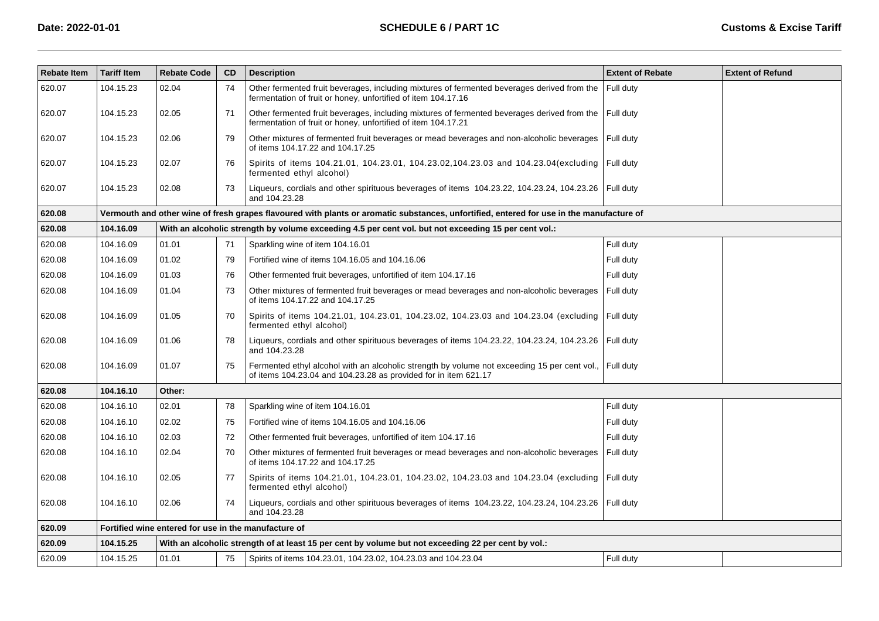| Rebate Item | Tariff Item | Rebate Code | CD | Description | Extent of Rebate | Extent of Refund |
|---|---|---|---|---|---|---|
| 620.07 | 104.15.23 | 02.04 | 74 | Other fermented fruit beverages, including mixtures of fermented beverages derived from the fermentation of fruit or honey, unfortified of item 104.17.16 | Full duty | |
| 620.07 | 104.15.23 | 02.05 | 71 | Other fermented fruit beverages, including mixtures of fermented beverages derived from the fermentation of fruit or honey, unfortified of item 104.17.21 | Full duty | |
| 620.07 | 104.15.23 | 02.06 | 79 | Other mixtures of fermented fruit beverages or mead beverages and non-alcoholic beverages of items 104.17.22 and 104.17.25 | Full duty | |
| 620.07 | 104.15.23 | 02.07 | 76 | Spirits of items 104.21.01, 104.23.01, 104.23.02,104.23.03 and 104.23.04(excluding fermented ethyl alcohol) | Full duty | |
| 620.07 | 104.15.23 | 02.08 | 73 | Liqueurs, cordials and other spirituous beverages of items 104.23.22, 104.23.24, 104.23.26 and 104.23.28 | Full duty | |
| **620.08** | **Vermouth and other wine of fresh grapes flavoured with plants or aromatic substances, unfortified, entered for use in the manufacture of** | | | | | |
| **620.08** | **104.16.09** | **With an alcoholic strength by volume exceeding 4.5 per cent vol. but not exceeding 15 per cent vol.:** | | | | |
| 620.08 | 104.16.09 | 01.01 | 71 | Sparkling wine of item 104.16.01 | Full duty | |
| 620.08 | 104.16.09 | 01.02 | 79 | Fortified wine of items 104.16.05 and 104.16.06 | Full duty | |
| 620.08 | 104.16.09 | 01.03 | 76 | Other fermented fruit beverages, unfortified of item 104.17.16 | Full duty | |
| 620.08 | 104.16.09 | 01.04 | 73 | Other mixtures of fermented fruit beverages or mead beverages and non-alcoholic beverages of items 104.17.22 and 104.17.25 | Full duty | |
| 620.08 | 104.16.09 | 01.05 | 70 | Spirits of items 104.21.01, 104.23.01, 104.23.02, 104.23.03 and 104.23.04 (excluding fermented ethyl alcohol) | Full duty | |
| 620.08 | 104.16.09 | 01.06 | 78 | Liqueurs, cordials and other spirituous beverages of items 104.23.22, 104.23.24, 104.23.26 and 104.23.28 | Full duty | |
| 620.08 | 104.16.09 | 01.07 | 75 | Fermented ethyl alcohol with an alcoholic strength by volume not exceeding 15 per cent vol., of items 104.23.04 and 104.23.28 as provided for in item 621.17 | Full duty | |
| **620.08** | **104.16.10** | **Other:** | | | | |
| 620.08 | 104.16.10 | 02.01 | 78 | Sparkling wine of item 104.16.01 | Full duty | |
| 620.08 | 104.16.10 | 02.02 | 75 | Fortified wine of items 104.16.05 and 104.16.06 | Full duty | |
| 620.08 | 104.16.10 | 02.03 | 72 | Other fermented fruit beverages, unfortified of item 104.17.16 | Full duty | |
| 620.08 | 104.16.10 | 02.04 | 70 | Other mixtures of fermented fruit beverages or mead beverages and non-alcoholic beverages of items 104.17.22 and 104.17.25 | Full duty | |
| 620.08 | 104.16.10 | 02.05 | 77 | Spirits of items 104.21.01, 104.23.01, 104.23.02, 104.23.03 and 104.23.04 (excluding fermented ethyl alcohol) | Full duty | |
| 620.08 | 104.16.10 | 02.06 | 74 | Liqueurs, cordials and other spirituous beverages of items 104.23.22, 104.23.24, 104.23.26 and 104.23.28 | Full duty | |
| **620.09** | **Fortified wine entered for use in the manufacture of** | | | | | |
| **620.09** | **104.15.25** | **With an alcoholic strength of at least 15 per cent by volume but not exceeding 22 per cent by vol.:** | | | | |
| 620.09 | 104.15.25 | 01.01 | 75 | Spirits of items 104.23.01, 104.23.02, 104.23.03 and 104.23.04 | Full duty | |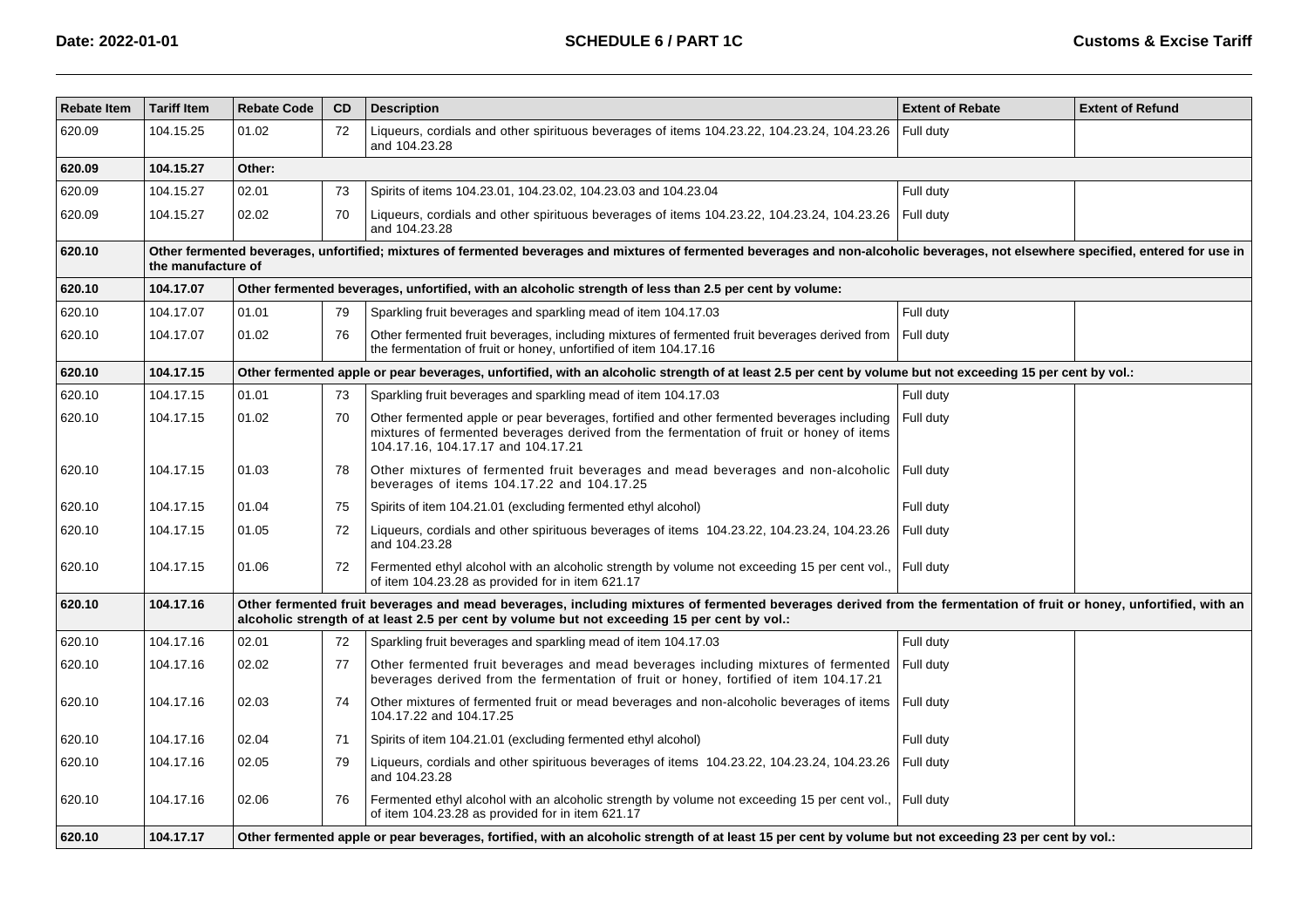| Rebate Item | Tariff Item | Rebate Code | CD | Description | Extent of Rebate | Extent of Refund |
|---|---|---|---|---|---|---|
| 620.09 | 104.15.25 | 01.02 | 72 | Liqueurs, cordials and other spirituous beverages of items 104.23.22, 104.23.24, 104.23.26 and 104.23.28 | Full duty | |
| **620.09** | **104.15.27** | **Other:** | | | | |
| 620.09 | 104.15.27 | 02.01 | 73 | Spirits of items 104.23.01, 104.23.02, 104.23.03 and 104.23.04 | Full duty | |
| 620.09 | 104.15.27 | 02.02 | 70 | Liqueurs, cordials and other spirituous beverages of items 104.23.22, 104.23.24, 104.23.26 and 104.23.28 | Full duty | |
| **620.10** | **Other fermented beverages, unfortified; mixtures of fermented beverages and mixtures of fermented beverages and non-alcoholic beverages, not elsewhere specified, entered for use in the manufacture of** | | | | | |
| **620.10** | **104.17.07** | **Other fermented beverages, unfortified, with an alcoholic strength of less than 2.5 per cent by volume:** | | | | |
| 620.10 | 104.17.07 | 01.01 | 79 | Sparkling fruit beverages and sparkling mead of item 104.17.03 | Full duty | |
| 620.10 | 104.17.07 | 01.02 | 76 | Other fermented fruit beverages, including mixtures of fermented fruit beverages derived from the fermentation of fruit or honey, unfortified of item 104.17.16 | Full duty | |
| **620.10** | **104.17.15** | **Other fermented apple or pear beverages, unfortified, with an alcoholic strength of at least 2.5 per cent by volume but not exceeding 15 per cent by vol.:** | | | | |
| 620.10 | 104.17.15 | 01.01 | 73 | Sparkling fruit beverages and sparkling mead of item 104.17.03 | Full duty | |
| 620.10 | 104.17.15 | 01.02 | 70 | Other fermented apple or pear beverages, fortified and other fermented beverages including mixtures of fermented beverages derived from the fermentation of fruit or honey of items 104.17.16, 104.17.17 and 104.17.21 | Full duty | |
| 620.10 | 104.17.15 | 01.03 | 78 | Other mixtures of fermented fruit beverages and mead beverages and non-alcoholic beverages of items 104.17.22 and 104.17.25 | Full duty | |
| 620.10 | 104.17.15 | 01.04 | 75 | Spirits of item 104.21.01 (excluding fermented ethyl alcohol) | Full duty | |
| 620.10 | 104.17.15 | 01.05 | 72 | Liqueurs, cordials and other spirituous beverages of items 104.23.22, 104.23.24, 104.23.26 and 104.23.28 | Full duty | |
| 620.10 | 104.17.15 | 01.06 | 72 | Fermented ethyl alcohol with an alcoholic strength by volume not exceeding 15 per cent vol., of item 104.23.28 as provided for in item 621.17 | Full duty | |
| **620.10** | **104.17.16** | **Other fermented fruit beverages and mead beverages, including mixtures of fermented beverages derived from the fermentation of fruit or honey, unfortified, with an alcoholic strength of at least 2.5 per cent by volume but not exceeding 15 per cent by vol.:** | | | | |
| 620.10 | 104.17.16 | 02.01 | 72 | Sparkling fruit beverages and sparkling mead of item 104.17.03 | Full duty | |
| 620.10 | 104.17.16 | 02.02 | 77 | Other fermented fruit beverages and mead beverages including mixtures of fermented beverages derived from the fermentation of fruit or honey, fortified of item 104.17.21 | Full duty | |
| 620.10 | 104.17.16 | 02.03 | 74 | Other mixtures of fermented fruit or mead beverages and non-alcoholic beverages of items 104.17.22 and 104.17.25 | Full duty | |
| 620.10 | 104.17.16 | 02.04 | 71 | Spirits of item 104.21.01 (excluding fermented ethyl alcohol) | Full duty | |
| 620.10 | 104.17.16 | 02.05 | 79 | Liqueurs, cordials and other spirituous beverages of items 104.23.22, 104.23.24, 104.23.26 and 104.23.28 | Full duty | |
| 620.10 | 104.17.16 | 02.06 | 76 | Fermented ethyl alcohol with an alcoholic strength by volume not exceeding 15 per cent vol., of item 104.23.28 as provided for in item 621.17 | Full duty | |
| **620.10** | **104.17.17** | **Other fermented apple or pear beverages, fortified, with an alcoholic strength of at least 15 per cent by volume but not exceeding 23 per cent by vol.:** | | | | |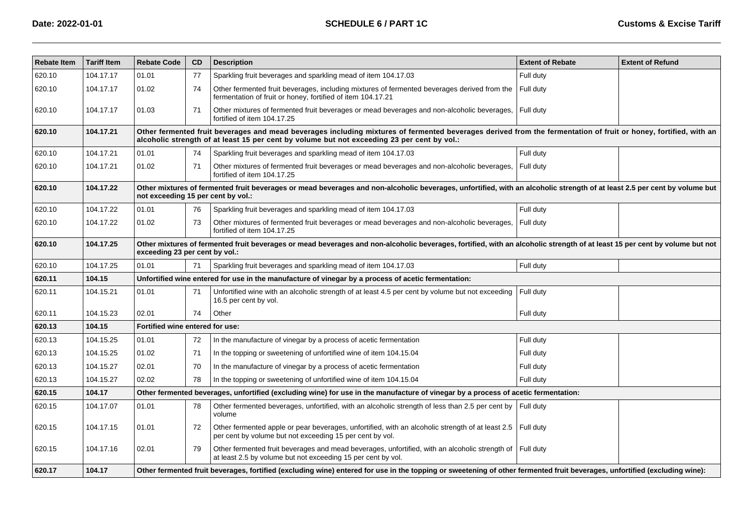| Rebate Item | Tariff Item | Rebate Code | CD | Description | Extent of Rebate | Extent of Refund |
|---|---|---|---|---|---|---|
| 620.10 | 104.17.17 | 01.01 | 77 | Sparkling fruit beverages and sparkling mead of item 104.17.03 | Full duty | |
| 620.10 | 104.17.17 | 01.02 | 74 | Other fermented fruit beverages, including mixtures of fermented beverages derived from the fermentation of fruit or honey, fortified of item 104.17.21 | Full duty | |
| 620.10 | 104.17.17 | 01.03 | 71 | Other mixtures of fermented fruit beverages or mead beverages and non-alcoholic beverages, fortified of item 104.17.25 | Full duty | |
| **620.10** | **104.17.21** | **Other fermented fruit beverages and mead beverages including mixtures of fermented beverages derived from the fermentation of fruit or honey, fortified, with an alcoholic strength of at least 15 per cent by volume but not exceeding 23 per cent by vol.:** | | | | |
| 620.10 | 104.17.21 | 01.01 | 74 | Sparkling fruit beverages and sparkling mead of item 104.17.03 | Full duty | |
| 620.10 | 104.17.21 | 01.02 | 71 | Other mixtures of fermented fruit beverages or mead beverages and non-alcoholic beverages, fortified of item 104.17.25 | Full duty | |
| **620.10** | **104.17.22** | **Other mixtures of fermented fruit beverages or mead beverages and non-alcoholic beverages, unfortified, with an alcoholic strength of at least 2.5 per cent by volume but not exceeding 15 per cent by vol.:** | | | | |
| 620.10 | 104.17.22 | 01.01 | 76 | Sparkling fruit beverages and sparkling mead of item 104.17.03 | Full duty | |
| 620.10 | 104.17.22 | 01.02 | 73 | Other mixtures of fermented fruit beverages or mead beverages and non-alcoholic beverages, fortified of item 104.17.25 | Full duty | |
| **620.10** | **104.17.25** | **Other mixtures of fermented fruit beverages or mead beverages and non-alcoholic beverages, fortified, with an alcoholic strength of at least 15 per cent by volume but not exceeding 23 per cent by vol.:** | | | | |
| 620.10 | 104.17.25 | 01.01 | 71 | Sparkling fruit beverages and sparkling mead of item 104.17.03 | Full duty | |
| **620.11** | **104.15** | **Unfortified wine entered for use in the manufacture of vinegar by a process of acetic fermentation:** | | | | |
| 620.11 | 104.15.21 | 01.01 | 71 | Unfortified wine with an alcoholic strength of at least 4.5 per cent by volume but not exceeding 16.5 per cent by vol. | Full duty | |
| 620.11 | 104.15.23 | 02.01 | 74 | Other | Full duty | |
| **620.13** | **104.15** | **Fortified wine entered for use:** | | | | |
| 620.13 | 104.15.25 | 01.01 | 72 | In the manufacture of vinegar by a process of acetic fermentation | Full duty | |
| 620.13 | 104.15.25 | 01.02 | 71 | In the topping or sweetening of unfortified wine of item 104.15.04 | Full duty | |
| 620.13 | 104.15.27 | 02.01 | 70 | In the manufacture of vinegar by a process of acetic fermentation | Full duty | |
| 620.13 | 104.15.27 | 02.02 | 78 | In the topping or sweetening of unfortified wine of item 104.15.04 | Full duty | |
| **620.15** | **104.17** | **Other fermented beverages, unfortified (excluding wine) for use in the manufacture of vinegar by a process of acetic fermentation:** | | | | |
| 620.15 | 104.17.07 | 01.01 | 78 | Other fermented beverages, unfortified, with an alcoholic strength of less than 2.5 per cent by volume | Full duty | |
| 620.15 | 104.17.15 | 01.01 | 72 | Other fermented apple or pear beverages, unfortified, with an alcoholic strength of at least 2.5 per cent by volume but not exceeding 15 per cent by vol. | Full duty | |
| 620.15 | 104.17.16 | 02.01 | 79 | Other fermented fruit beverages and mead beverages, unfortified, with an alcoholic strength of at least 2.5 by volume but not exceeding 15 per cent by vol. | Full duty | |
| **620.17** | **104.17** | **Other fermented fruit beverages, fortified (excluding wine) entered for use in the topping or sweetening of other fermented fruit beverages, unfortified (excluding wine):** | | | | |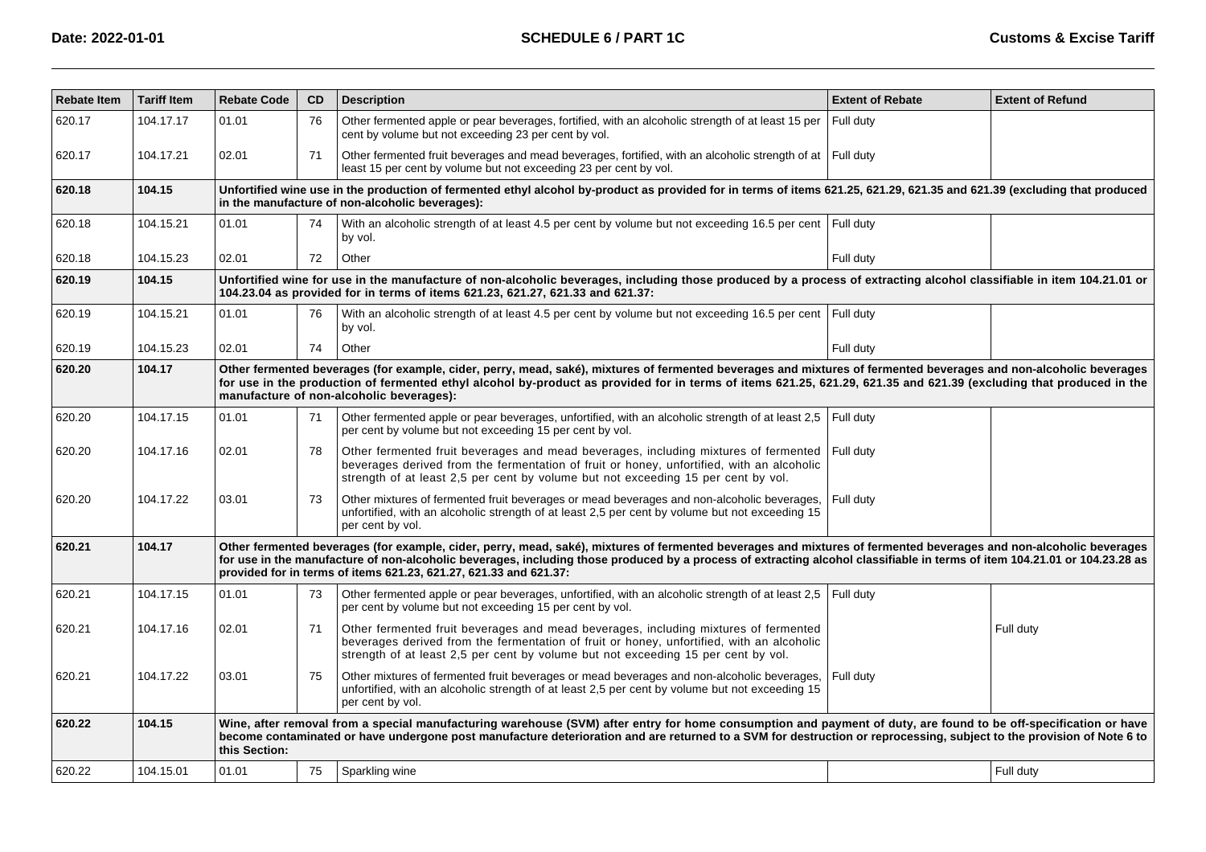| Rebate Item | Tariff Item | Rebate Code | CD | Description | Extent of Rebate | Extent of Refund |
|---|---|---|---|---|---|---|
| 620.17 | 104.17.17 | 01.01 | 76 | Other fermented apple or pear beverages, fortified, with an alcoholic strength of at least 15 per cent by volume but not exceeding 23 per cent by vol. | Full duty | |
| 620.17 | 104.17.21 | 02.01 | 71 | Other fermented fruit beverages and mead beverages, fortified, with an alcoholic strength of at least 15 per cent by volume but not exceeding 23 per cent by vol. | Full duty | |
| **620.18** | **104.15** | **Unfortified wine use in the production of fermented ethyl alcohol by-product as provided for in terms of items 621.25, 621.29, 621.35 and 621.39 (excluding that produced in the manufacture of non-alcoholic beverages):** | | | | |
| 620.18 | 104.15.21 | 01.01 | 74 | With an alcoholic strength of at least 4.5 per cent by volume but not exceeding 16.5 per cent by vol. | Full duty | |
| 620.18 | 104.15.23 | 02.01 | 72 | Other | Full duty | |
| **620.19** | **104.15** | **Unfortified wine for use in the manufacture of non-alcoholic beverages, including those produced by a process of extracting alcohol classifiable in item 104.21.01 or 104.23.04 as provided for in terms of items 621.23, 621.27, 621.33 and 621.37:** | | | | |
| 620.19 | 104.15.21 | 01.01 | 76 | With an alcoholic strength of at least 4.5 per cent by volume but not exceeding 16.5 per cent by vol. | Full duty | |
| 620.19 | 104.15.23 | 02.01 | 74 | Other | Full duty | |
| **620.20** | **104.17** | **Other fermented beverages (for example, cider, perry, mead, saké), mixtures of fermented beverages and mixtures of fermented beverages and non-alcoholic beverages for use in the production of fermented ethyl alcohol by-product as provided for in terms of items 621.25, 621.29, 621.35 and 621.39 (excluding that produced in the manufacture of non-alcoholic beverages):** | | | | |
| 620.20 | 104.17.15 | 01.01 | 71 | Other fermented apple or pear beverages, unfortified, with an alcoholic strength of at least 2,5 per cent by volume but not exceeding 15 per cent by vol. | Full duty | |
| 620.20 | 104.17.16 | 02.01 | 78 | Other fermented fruit beverages and mead beverages, including mixtures of fermented beverages derived from the fermentation of fruit or honey, unfortified, with an alcoholic strength of at least 2,5 per cent by volume but not exceeding 15 per cent by vol. | Full duty | |
| 620.20 | 104.17.22 | 03.01 | 73 | Other mixtures of fermented fruit beverages or mead beverages and non-alcoholic beverages, unfortified, with an alcoholic strength of at least 2,5 per cent by volume but not exceeding 15 per cent by vol. | Full duty | |
| **620.21** | **104.17** | **Other fermented beverages (for example, cider, perry, mead, saké), mixtures of fermented beverages and mixtures of fermented beverages and non-alcoholic beverages for use in the manufacture of non-alcoholic beverages, including those produced by a process of extracting alcohol classifiable in terms of item 104.21.01 or 104.23.28 as provided for in terms of items 621.23, 621.27, 621.33 and 621.37:** | | | | |
| 620.21 | 104.17.15 | 01.01 | 73 | Other fermented apple or pear beverages, unfortified, with an alcoholic strength of at least 2,5 per cent by volume but not exceeding 15 per cent by vol. | Full duty | |
| 620.21 | 104.17.16 | 02.01 | 71 | Other fermented fruit beverages and mead beverages, including mixtures of fermented beverages derived from the fermentation of fruit or honey, unfortified, with an alcoholic strength of at least 2,5 per cent by volume but not exceeding 15 per cent by vol. | | Full duty |
| 620.21 | 104.17.22 | 03.01 | 75 | Other mixtures of fermented fruit beverages or mead beverages and non-alcoholic beverages, unfortified, with an alcoholic strength of at least 2,5 per cent by volume but not exceeding 15 per cent by vol. | Full duty | |
| **620.22** | **104.15** | **Wine, after removal from a special manufacturing warehouse (SVM) after entry for home consumption and payment of duty, are found to be off-specification or have become contaminated or have undergone post manufacture deterioration and are returned to a SVM for destruction or reprocessing, subject to the provision of Note 6 to this Section:** | | | | |
| 620.22 | 104.15.01 | 01.01 | 75 | Sparkling wine | | Full duty |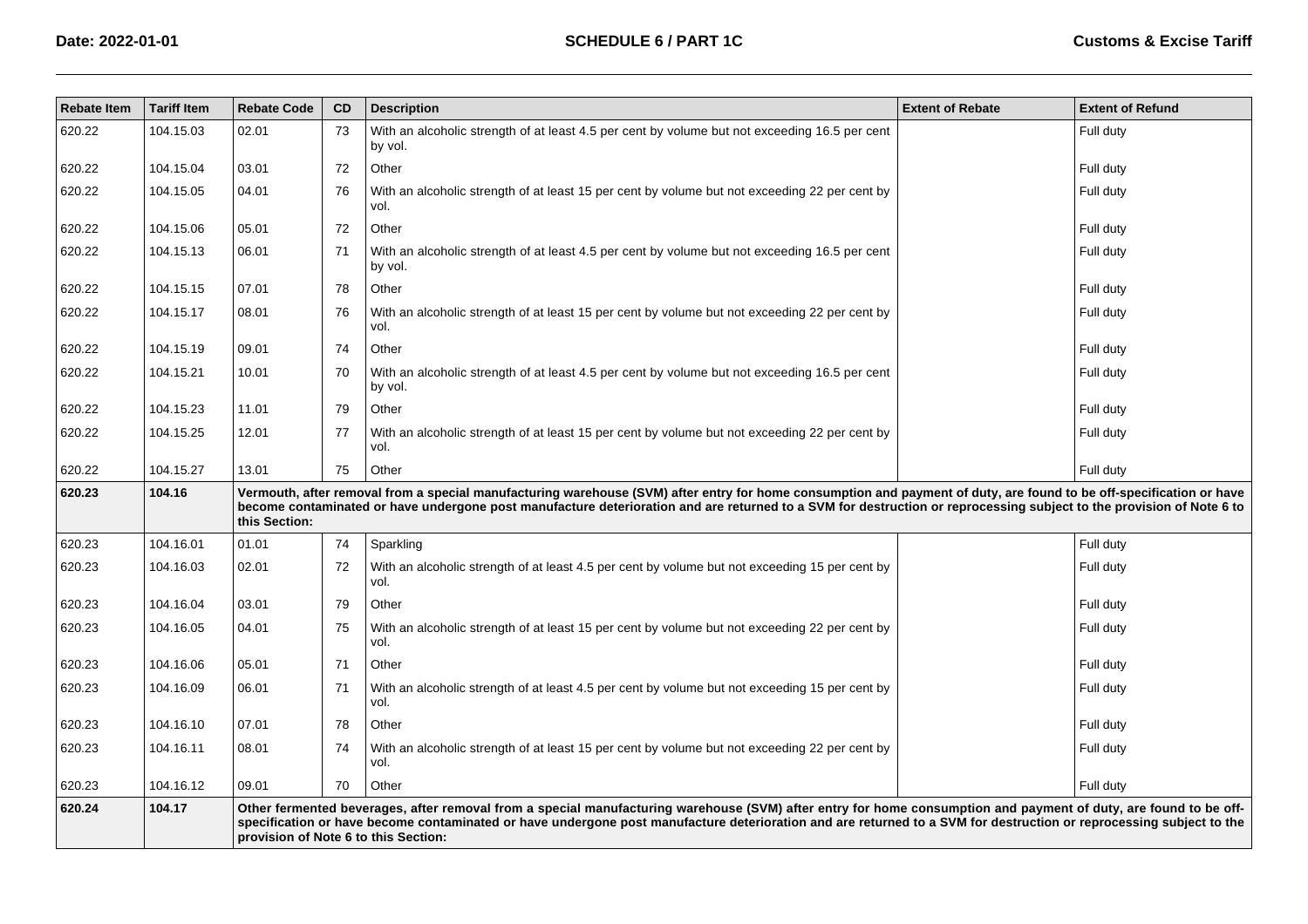| Rebate Item | Tariff Item | Rebate Code | CD | Description | Extent of Rebate | Extent of Refund |
|---|---|---|---|---|---|---|
| 620.22 | 104.15.03 | 02.01 | 73 | With an alcoholic strength of at least 4.5 per cent by volume but not exceeding 16.5 per cent by vol. | | Full duty |
| 620.22 | 104.15.04 | 03.01 | 72 | Other | | Full duty |
| 620.22 | 104.15.05 | 04.01 | 76 | With an alcoholic strength of at least 15 per cent by volume but not exceeding 22 per cent by vol. | | Full duty |
| 620.22 | 104.15.06 | 05.01 | 72 | Other | | Full duty |
| 620.22 | 104.15.13 | 06.01 | 71 | With an alcoholic strength of at least 4.5 per cent by volume but not exceeding 16.5 per cent by vol. | | Full duty |
| 620.22 | 104.15.15 | 07.01 | 78 | Other | | Full duty |
| 620.22 | 104.15.17 | 08.01 | 76 | With an alcoholic strength of at least 15 per cent by volume but not exceeding 22 per cent by vol. | | Full duty |
| 620.22 | 104.15.19 | 09.01 | 74 | Other | | Full duty |
| 620.22 | 104.15.21 | 10.01 | 70 | With an alcoholic strength of at least 4.5 per cent by volume but not exceeding 16.5 per cent by vol. | | Full duty |
| 620.22 | 104.15.23 | 11.01 | 79 | Other | | Full duty |
| 620.22 | 104.15.25 | 12.01 | 77 | With an alcoholic strength of at least 15 per cent by volume but not exceeding 22 per cent by vol. | | Full duty |
| 620.22 | 104.15.27 | 13.01 | 75 | Other | | Full duty |
| **620.23** | **104.16** | **Vermouth, after removal from a special manufacturing warehouse (SVM) after entry for home consumption and payment of duty, are found to be off-specification or have become contaminated or have undergone post manufacture deterioration and are returned to a SVM for destruction or reprocessing subject to the provision of Note 6 to this Section:** | | | | |
| 620.23 | 104.16.01 | 01.01 | 74 | Sparkling | | Full duty |
| 620.23 | 104.16.03 | 02.01 | 72 | With an alcoholic strength of at least 4.5 per cent by volume but not exceeding 15 per cent by vol. | | Full duty |
| 620.23 | 104.16.04 | 03.01 | 79 | Other | | Full duty |
| 620.23 | 104.16.05 | 04.01 | 75 | With an alcoholic strength of at least 15 per cent by volume but not exceeding 22 per cent by vol. | | Full duty |
| 620.23 | 104.16.06 | 05.01 | 71 | Other | | Full duty |
| 620.23 | 104.16.09 | 06.01 | 71 | With an alcoholic strength of at least 4.5 per cent by volume but not exceeding 15 per cent by vol. | | Full duty |
| 620.23 | 104.16.10 | 07.01 | 78 | Other | | Full duty |
| 620.23 | 104.16.11 | 08.01 | 74 | With an alcoholic strength of at least 15 per cent by volume but not exceeding 22 per cent by vol. | | Full duty |
| 620.23 | 104.16.12 | 09.01 | 70 | Other | | Full duty |
| **620.24** | **104.17** | **Other fermented beverages, after removal from a special manufacturing warehouse (SVM) after entry for home consumption and payment of duty, are found to be off-specification or have become contaminated or have undergone post manufacture deterioration and are returned to a SVM for destruction or reprocessing subject to the provision of Note 6 to this Section:** | | | | |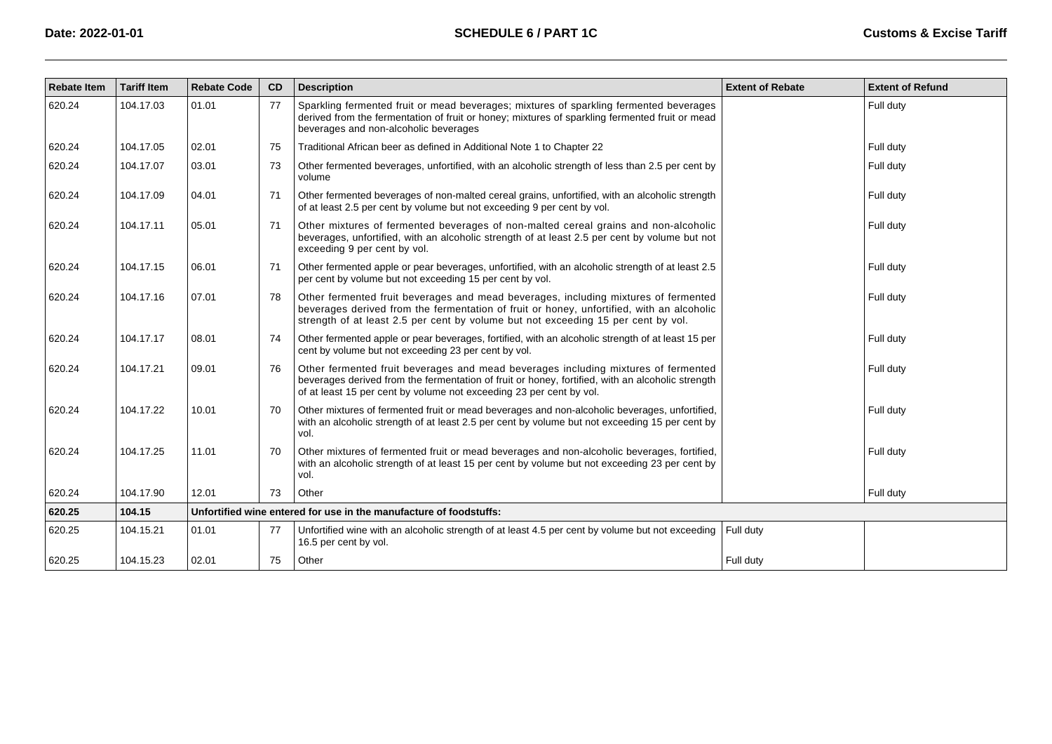| Rebate Item | Tariff Item | Rebate Code | CD | Description | Extent of Rebate | Extent of Refund |
|---|---|---|---|---|---|---|
| 620.24 | 104.17.03 | 01.01 | 77 | Sparkling fermented fruit or mead beverages; mixtures of sparkling fermented beverages derived from the fermentation of fruit or honey; mixtures of sparkling fermented fruit or mead beverages and non-alcoholic beverages | | Full duty |
| 620.24 | 104.17.05 | 02.01 | 75 | Traditional African beer as defined in Additional Note 1 to Chapter 22 | | Full duty |
| 620.24 | 104.17.07 | 03.01 | 73 | Other fermented beverages, unfortified, with an alcoholic strength of less than 2.5 per cent by volume | | Full duty |
| 620.24 | 104.17.09 | 04.01 | 71 | Other fermented beverages of non-malted cereal grains, unfortified, with an alcoholic strength of at least 2.5 per cent by volume but not exceeding 9 per cent by vol. | | Full duty |
| 620.24 | 104.17.11 | 05.01 | 71 | Other mixtures of fermented beverages of non-malted cereal grains and non-alcoholic beverages, unfortified, with an alcoholic strength of at least 2.5 per cent by volume but not exceeding 9 per cent by vol. | | Full duty |
| 620.24 | 104.17.15 | 06.01 | 71 | Other fermented apple or pear beverages, unfortified, with an alcoholic strength of at least 2.5 per cent by volume but not exceeding 15 per cent by vol. | | Full duty |
| 620.24 | 104.17.16 | 07.01 | 78 | Other fermented fruit beverages and mead beverages, including mixtures of fermented beverages derived from the fermentation of fruit or honey, unfortified, with an alcoholic strength of at least 2.5 per cent by volume but not exceeding 15 per cent by vol. | | Full duty |
| 620.24 | 104.17.17 | 08.01 | 74 | Other fermented apple or pear beverages, fortified, with an alcoholic strength of at least 15 per cent by volume but not exceeding 23 per cent by vol. | | Full duty |
| 620.24 | 104.17.21 | 09.01 | 76 | Other fermented fruit beverages and mead beverages including mixtures of fermented beverages derived from the fermentation of fruit or honey, fortified, with an alcoholic strength of at least 15 per cent by volume not exceeding 23 per cent by vol. | | Full duty |
| 620.24 | 104.17.22 | 10.01 | 70 | Other mixtures of fermented fruit or mead beverages and non-alcoholic beverages, unfortified, with an alcoholic strength of at least 2.5 per cent by volume but not exceeding 15 per cent by vol. | | Full duty |
| 620.24 | 104.17.25 | 11.01 | 70 | Other mixtures of fermented fruit or mead beverages and non-alcoholic beverages, fortified, with an alcoholic strength of at least 15 per cent by volume but not exceeding 23 per cent by vol. | | Full duty |
| 620.24 | 104.17.90 | 12.01 | 73 | Other | | Full duty |
| **620.25** | **104.15** | **Unfortified wine entered for use in the manufacture of foodstuffs:** | | | | |
| 620.25 | 104.15.21 | 01.01 | 77 | Unfortified wine with an alcoholic strength of at least 4.5 per cent by volume but not exceeding 16.5 per cent by vol. | Full duty | |
| 620.25 | 104.15.23 | 02.01 | 75 | Other | Full duty | |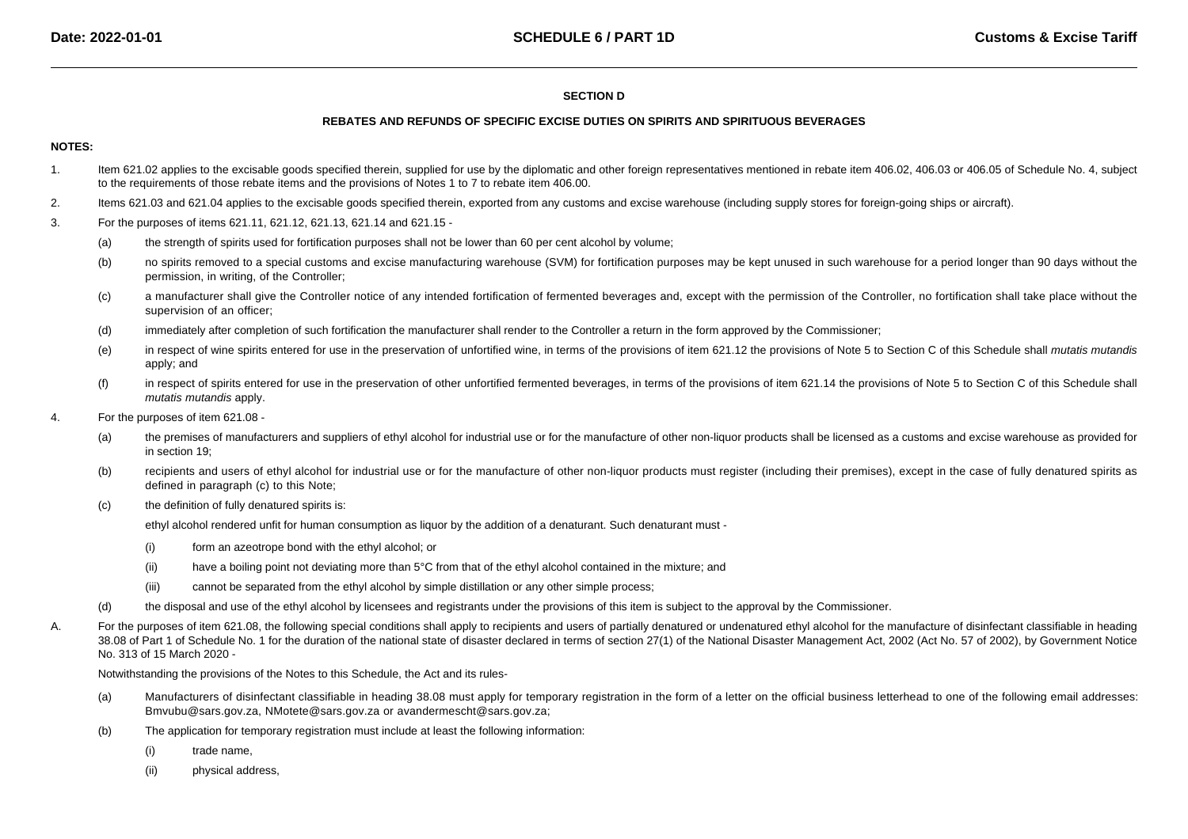## SECTION D

### REBATES AND REFUNDS OF SPECIFIC EXCISE DUTIES ON SPIRITS AND SPIRITUOUS BEVERAGES

**NOTES:**

1. Item 621.02 applies to the excisable goods specified therein, supplied for use by the diplomatic and other foreign representatives mentioned in rebate item 406.02, 406.03 or 406.05 of Schedule No. 4, subject to the requirements of those rebate items and the provisions of Notes 1 to 7 to rebate item 406.00.

2. Items 621.03 and 621.04 applies to the excisable goods specified therein, exported from any customs and excise warehouse (including supply stores for foreign-going ships or aircraft).

3. For the purposes of items 621.11, 621.12, 621.13, 621.14 and 621.15 -

   (a) the strength of spirits used for fortification purposes shall not be lower than 60 per cent alcohol by volume;

   (b) no spirits removed to a special customs and excise manufacturing warehouse (SVM) for fortification purposes may be kept unused in such warehouse for a period longer than 90 days without the permission, in writing, of the Controller;

   (c) a manufacturer shall give the Controller notice of any intended fortification of fermented beverages and, except with the permission of the Controller, no fortification shall take place without the supervision of an officer;

   (d) immediately after completion of such fortification the manufacturer shall render to the Controller a return in the form approved by the Commissioner;

   (e) in respect of wine spirits entered for use in the preservation of unfortified wine, in terms of the provisions of item 621.12 the provisions of Note 5 to Section C of this Schedule shall *mutatis mutandis* apply; and

   (f) in respect of spirits entered for use in the preservation of other unfortified fermented beverages, in terms of the provisions of item 621.14 the provisions of Note 5 to Section C of this Schedule shall *mutatis mutandis* apply.

4. For the purposes of item 621.08 -

   (a) the premises of manufacturers and suppliers of ethyl alcohol for industrial use or for the manufacture of other non-liquor products shall be licensed as a customs and excise warehouse as provided for in section 19;

   (b) recipients and users of ethyl alcohol for industrial use or for the manufacture of other non-liquor products must register (including their premises), except in the case of fully denatured spirits as defined in paragraph (c) to this Note;

   (c) the definition of fully denatured spirits is:

   ethyl alcohol rendered unfit for human consumption as liquor by the addition of a denaturant. Such denaturant must -

      (i) form an azeotrope bond with the ethyl alcohol; or

      (ii) have a boiling point not deviating more than 5°C from that of the ethyl alcohol contained in the mixture; and

      (iii) cannot be separated from the ethyl alcohol by simple distillation or any other simple process;

   (d) the disposal and use of the ethyl alcohol by licensees and registrants under the provisions of this item is subject to the approval by the Commissioner.

A. For the purposes of item 621.08, the following special conditions shall apply to recipients and users of partially denatured or undenatured ethyl alcohol for the manufacture of disinfectant classifiable in heading 38.08 of Part 1 of Schedule No. 1 for the duration of the national state of disaster declared in terms of section 27(1) of the National Disaster Management Act, 2002 (Act No. 57 of 2002), by Government Notice No. 313 of 15 March 2020 -

   Notwithstanding the provisions of the Notes to this Schedule, the Act and its rules-

   (a) Manufacturers of disinfectant classifiable in heading 38.08 must apply for temporary registration in the form of a letter on the official business letterhead to one of the following email addresses: Bmvubu@sars.gov.za, NMotete@sars.gov.za or avandermescht@sars.gov.za;

   (b) The application for temporary registration must include at least the following information:

      (i) trade name,

      (ii) physical address,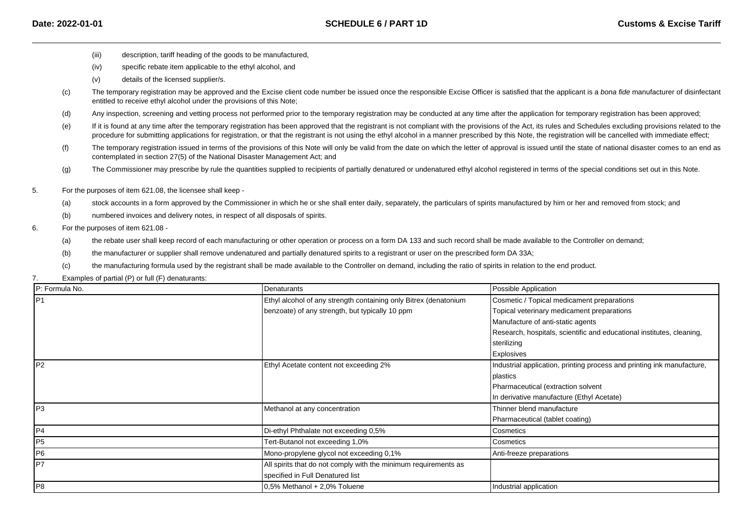(iii) description, tariff heading of the goods to be manufactured,

(iv) specific rebate item applicable to the ethyl alcohol, and

(v) details of the licensed supplier/s.

(c) The temporary registration may be approved and the Excise client code number be issued once the responsible Excise Officer is satisfied that the applicant is a *bona fide* manufacturer of disinfectant entitled to receive ethyl alcohol under the provisions of this Note;

(d) Any inspection, screening and vetting process not performed prior to the temporary registration may be conducted at any time after the application for temporary registration has been approved;

(e) If it is found at any time after the temporary registration has been approved that the registrant is not compliant with the provisions of the Act, its rules and Schedules excluding provisions related to the procedure for submitting applications for registration, or that the registrant is not using the ethyl alcohol in a manner prescribed by this Note, the registration will be cancelled with immediate effect;

(f) The temporary registration issued in terms of the provisions of this Note will only be valid from the date on which the letter of approval is issued until the state of national disaster comes to an end as contemplated in section 27(5) of the National Disaster Management Act; and

(g) The Commissioner may prescribe by rule the quantities supplied to recipients of partially denatured or undenatured ethyl alcohol registered in terms of the special conditions set out in this Note.

5. For the purposes of item 621.08, the licensee shall keep -

(a) stock accounts in a form approved by the Commissioner in which he or she shall enter daily, separately, the particulars of spirits manufactured by him or her and removed from stock; and

(b) numbered invoices and delivery notes, in respect of all disposals of spirits.

6. For the purposes of item 621.08 -

(a) the rebate user shall keep record of each manufacturing or other operation or process on a form DA 133 and such record shall be made available to the Controller on demand;

(b) the manufacturer or supplier shall remove undenatured and partially denatured spirits to a registrant or user on the prescribed form DA 33A;

(c) the manufacturing formula used by the registrant shall be made available to the Controller on demand, including the ratio of spirits in relation to the end product.

7. Examples of partial (P) or full (F) denaturants:

| P: Formula No. | Denaturants | Possible Application |
|---|---|---|
| P1 | Ethyl alcohol of any strength containing only Bitrex (denatonium benzoate) of any strength, but typically 10 ppm | Cosmetic / Topical medicament preparations<br>Topical veterinary medicament preparations<br>Manufacture of anti-static agents<br>Research, hospitals, scientific and educational institutes, cleaning, sterilizing<br>Explosives |
| P2 | Ethyl Acetate content not exceeding 2% | Industrial application, printing process and printing ink manufacture, plastics<br>Pharmaceutical (extraction solvent<br>In derivative manufacture (Ethyl Acetate) |
| P3 | Methanol at any concentration | Thinner blend manufacture<br>Pharmaceutical (tablet coating) |
| P4 | Di-ethyl Phthalate not exceeding 0,5% | Cosmetics |
| P5 | Tert-Butanol not exceeding 1,0% | Cosmetics |
| P6 | Mono-propylene glycol not exceeding 0,1% | Anti-freeze preparations |
| P7 | All spirits that do not comply with the minimum requirements as specified in Full Denatured list | |
| P8 | 0,5% Methanol + 2,0% Toluene | Industrial application |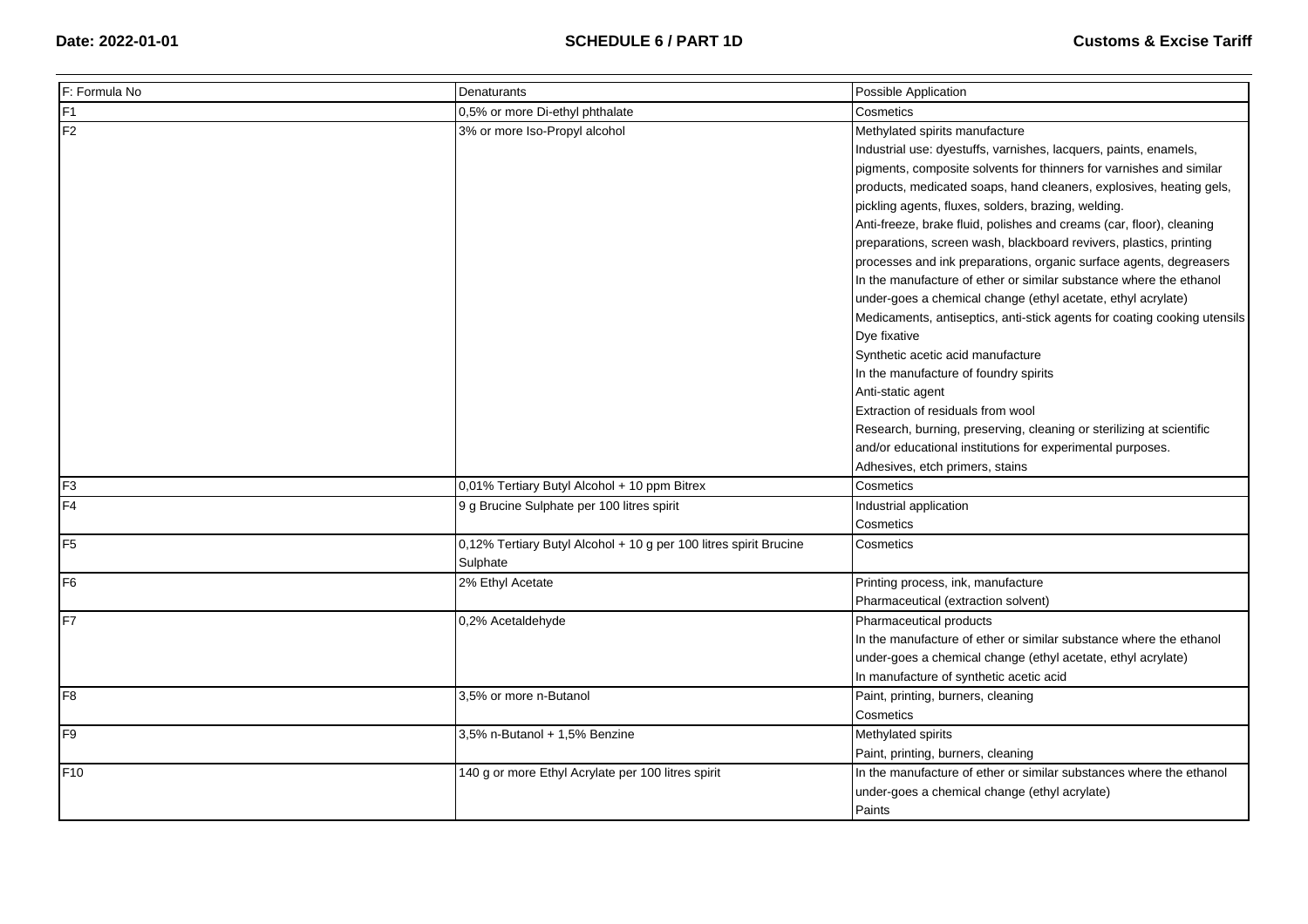| F: Formula No | Denaturants | Possible Application |
| --- | --- | --- |
| F1 | 0,5% or more Di-ethyl phthalate | Cosmetics |
| F2 | 3% or more Iso-Propyl alcohol | Methylated spirits manufacture<br>Industrial use: dyestuffs, varnishes, lacquers, paints, enamels, pigments, composite solvents for thinners for varnishes and similar products, medicated soaps, hand cleaners, explosives, heating gels, pickling agents, fluxes, solders, brazing, welding.<br>Anti-freeze, brake fluid, polishes and creams (car, floor), cleaning preparations, screen wash, blackboard revivers, plastics, printing processes and ink preparations, organic surface agents, degreasers<br>In the manufacture of ether or similar substance where the ethanol under-goes a chemical change (ethyl acetate, ethyl acrylate)<br>Medicaments, antiseptics, anti-stick agents for coating cooking utensils<br>Dye fixative<br>Synthetic acetic acid manufacture<br>In the manufacture of foundry spirits<br>Anti-static agent<br>Extraction of residuals from wool<br>Research, burning, preserving, cleaning or sterilizing at scientific and/or educational institutions for experimental purposes.<br>Adhesives, etch primers, stains |
| F3 | 0,01% Tertiary Butyl Alcohol + 10 ppm Bitrex | Cosmetics |
| F4 | 9 g Brucine Sulphate per 100 litres spirit | Industrial application<br>Cosmetics |
| F5 | 0,12% Tertiary Butyl Alcohol + 10 g per 100 litres spirit Brucine Sulphate | Cosmetics |
| F6 | 2% Ethyl Acetate | Printing process, ink, manufacture<br>Pharmaceutical (extraction solvent) |
| F7 | 0,2% Acetaldehyde | Pharmaceutical products<br>In the manufacture of ether or similar substance where the ethanol under-goes a chemical change (ethyl acetate, ethyl acrylate)<br>In manufacture of synthetic acetic acid |
| F8 | 3,5% or more n-Butanol | Paint, printing, burners, cleaning<br>Cosmetics |
| F9 | 3,5% n-Butanol + 1,5% Benzine | Methylated spirits<br>Paint, printing, burners, cleaning |
| F10 | 140 g or more Ethyl Acrylate per 100 litres spirit | In the manufacture of ether or similar substances where the ethanol under-goes a chemical change (ethyl acrylate)<br>Paints |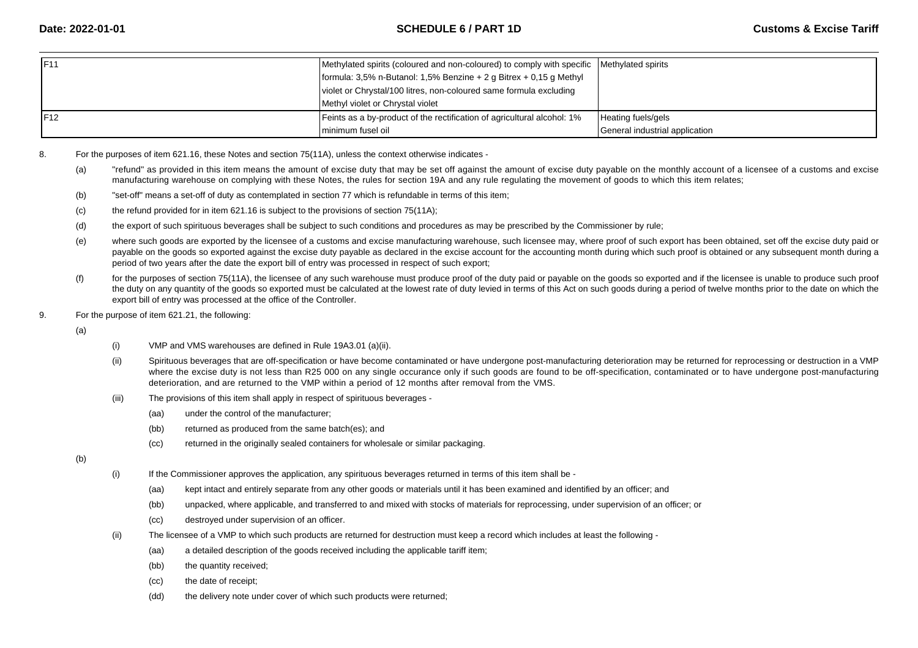| | | |
|---|---|---|
| F11 | Methylated spirits (coloured and non-coloured) to comply with specific formula: 3,5% n-Butanol: 1,5% Benzine + 2 g Bitrex + 0,15 g Methyl violet or Chrystal/100 litres, non-coloured same formula excluding Methyl violet or Chrystal violet | Methylated spirits |
| F12 | Feints as a by-product of the rectification of agricultural alcohol: 1% minimum fusel oil | Heating fuels/gels<br>General industrial application |

8. For the purposes of item 621.16, these Notes and section 75(11A), unless the context otherwise indicates -

   (a) "refund" as provided in this item means the amount of excise duty that may be set off against the amount of excise duty payable on the monthly account of a licensee of a customs and excise manufacturing warehouse on complying with these Notes, the rules for section 19A and any rule regulating the movement of goods to which this item relates;

   (b) "set-off" means a set-off of duty as contemplated in section 77 which is refundable in terms of this item;

   (c) the refund provided for in item 621.16 is subject to the provisions of section 75(11A);

   (d) the export of such spirituous beverages shall be subject to such conditions and procedures as may be prescribed by the Commissioner by rule;

   (e) where such goods are exported by the licensee of a customs and excise manufacturing warehouse, such licensee may, where proof of such export has been obtained, set off the excise duty paid or payable on the goods so exported against the excise duty payable as declared in the excise account for the accounting month during which such proof is obtained or any subsequent month during a period of two years after the date the export bill of entry was processed in respect of such export;

   (f) for the purposes of section 75(11A), the licensee of any such warehouse must produce proof of the duty paid or payable on the goods so exported and if the licensee is unable to produce such proof the duty on any quantity of the goods so exported must be calculated at the lowest rate of duty levied in terms of this Act on such goods during a period of twelve months prior to the date on which the export bill of entry was processed at the office of the Controller.

9. For the purpose of item 621.21, the following:

   (a)

      (i) VMP and VMS warehouses are defined in Rule 19A3.01 (a)(ii).

      (ii) Spirituous beverages that are off-specification or have become contaminated or have undergone post-manufacturing deterioration may be returned for reprocessing or destruction in a VMP where the excise duty is not less than R25 000 on any single occurance only if such goods are found to be off-specification, contaminated or to have undergone post-manufacturing deterioration, and are returned to the VMP within a period of 12 months after removal from the VMS.

      (iii) The provisions of this item shall apply in respect of spirituous beverages -

         (aa) under the control of the manufacturer;

         (bb) returned as produced from the same batch(es); and

         (cc) returned in the originally sealed containers for wholesale or similar packaging.

   (b)

      (i) If the Commissioner approves the application, any spirituous beverages returned in terms of this item shall be -

         (aa) kept intact and entirely separate from any other goods or materials until it has been examined and identified by an officer; and

         (bb) unpacked, where applicable, and transferred to and mixed with stocks of materials for reprocessing, under supervision of an officer; or

         (cc) destroyed under supervision of an officer.

      (ii) The licensee of a VMP to which such products are returned for destruction must keep a record which includes at least the following -

         (aa) a detailed description of the goods received including the applicable tariff item;

         (bb) the quantity received;

         (cc) the date of receipt;

         (dd) the delivery note under cover of which such products were returned;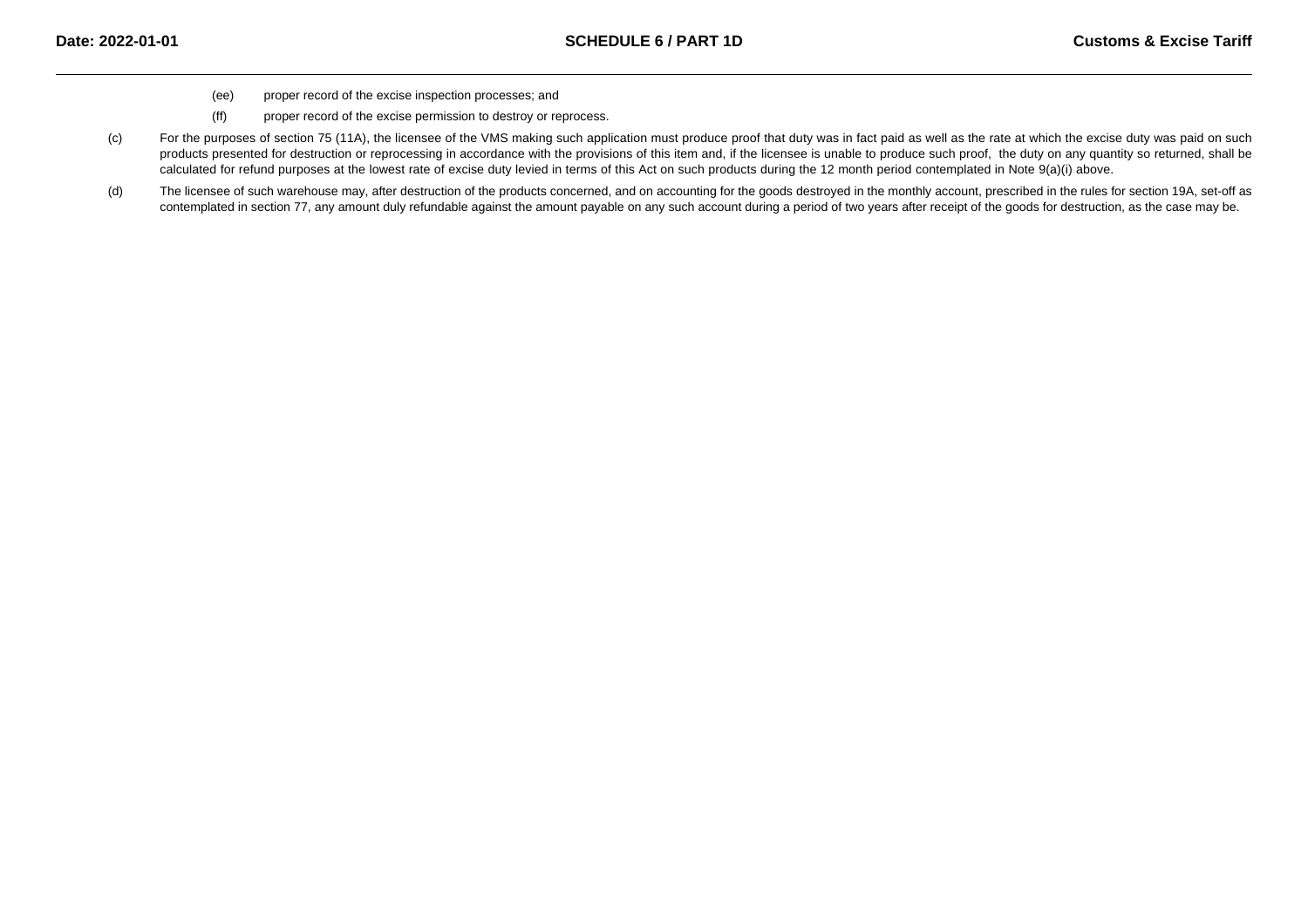(ee) proper record of the excise inspection processes; and

(ff) proper record of the excise permission to destroy or reprocess.

(c) For the purposes of section 75 (11A), the licensee of the VMS making such application must produce proof that duty was in fact paid as well as the rate at which the excise duty was paid on such products presented for destruction or reprocessing in accordance with the provisions of this item and, if the licensee is unable to produce such proof, the duty on any quantity so returned, shall be calculated for refund purposes at the lowest rate of excise duty levied in terms of this Act on such products during the 12 month period contemplated in Note 9(a)(i) above.

(d) The licensee of such warehouse may, after destruction of the products concerned, and on accounting for the goods destroyed in the monthly account, prescribed in the rules for section 19A, set-off as contemplated in section 77, any amount duly refundable against the amount payable on any such account during a period of two years after receipt of the goods for destruction, as the case may be.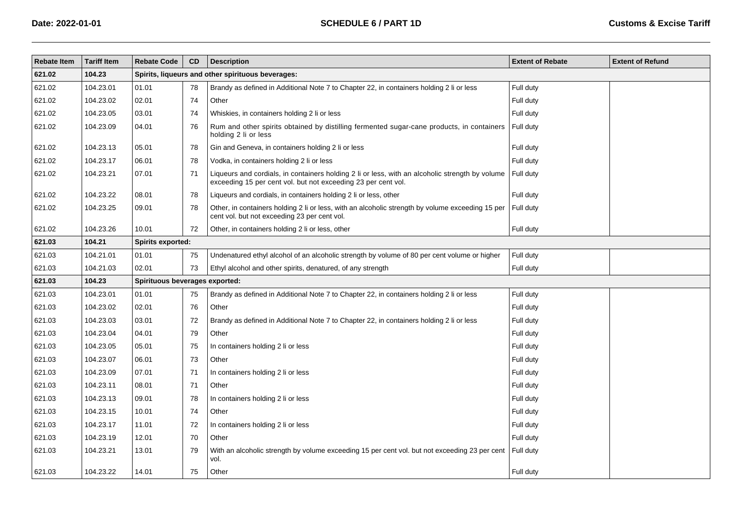| Rebate Item | Tariff Item | Rebate Code | CD | Description | Extent of Rebate | Extent of Refund |
|---|---|---|---|---|---|---|
| **621.02** | **104.23** | **Spirits, liqueurs and other spirituous beverages:** | | | | |
| 621.02 | 104.23.01 | 01.01 | 78 | Brandy as defined in Additional Note 7 to Chapter 22, in containers holding 2 li or less | Full duty | |
| 621.02 | 104.23.02 | 02.01 | 74 | Other | Full duty | |
| 621.02 | 104.23.05 | 03.01 | 74 | Whiskies, in containers holding 2 li or less | Full duty | |
| 621.02 | 104.23.09 | 04.01 | 76 | Rum and other spirits obtained by distilling fermented sugar-cane products, in containers holding 2 li or less | Full duty | |
| 621.02 | 104.23.13 | 05.01 | 78 | Gin and Geneva, in containers holding 2 li or less | Full duty | |
| 621.02 | 104.23.17 | 06.01 | 78 | Vodka, in containers holding 2 li or less | Full duty | |
| 621.02 | 104.23.21 | 07.01 | 71 | Liqueurs and cordials, in containers holding 2 li or less, with an alcoholic strength by volume exceeding 15 per cent vol. but not exceeding 23 per cent vol. | Full duty | |
| 621.02 | 104.23.22 | 08.01 | 78 | Liqueurs and cordials, in containers holding 2 li or less, other | Full duty | |
| 621.02 | 104.23.25 | 09.01 | 78 | Other, in containers holding 2 li or less, with an alcoholic strength by volume exceeding 15 per cent vol. but not exceeding 23 per cent vol. | Full duty | |
| 621.02 | 104.23.26 | 10.01 | 72 | Other, in containers holding 2 li or less, other | Full duty | |
| **621.03** | **104.21** | **Spirits exported:** | | | | |
| 621.03 | 104.21.01 | 01.01 | 75 | Undenatured ethyl alcohol of an alcoholic strength by volume of 80 per cent volume or higher | Full duty | |
| 621.03 | 104.21.03 | 02.01 | 73 | Ethyl alcohol and other spirits, denatured, of any strength | Full duty | |
| **621.03** | **104.23** | **Spirituous beverages exported:** | | | | |
| 621.03 | 104.23.01 | 01.01 | 75 | Brandy as defined in Additional Note 7 to Chapter 22, in containers holding 2 li or less | Full duty | |
| 621.03 | 104.23.02 | 02.01 | 76 | Other | Full duty | |
| 621.03 | 104.23.03 | 03.01 | 72 | Brandy as defined in Additional Note 7 to Chapter 22, in containers holding 2 li or less | Full duty | |
| 621.03 | 104.23.04 | 04.01 | 79 | Other | Full duty | |
| 621.03 | 104.23.05 | 05.01 | 75 | In containers holding 2 li or less | Full duty | |
| 621.03 | 104.23.07 | 06.01 | 73 | Other | Full duty | |
| 621.03 | 104.23.09 | 07.01 | 71 | In containers holding 2 li or less | Full duty | |
| 621.03 | 104.23.11 | 08.01 | 71 | Other | Full duty | |
| 621.03 | 104.23.13 | 09.01 | 78 | In containers holding 2 li or less | Full duty | |
| 621.03 | 104.23.15 | 10.01 | 74 | Other | Full duty | |
| 621.03 | 104.23.17 | 11.01 | 72 | In containers holding 2 li or less | Full duty | |
| 621.03 | 104.23.19 | 12.01 | 70 | Other | Full duty | |
| 621.03 | 104.23.21 | 13.01 | 79 | With an alcoholic strength by volume exceeding 15 per cent vol. but not exceeding 23 per cent vol. | Full duty | |
| 621.03 | 104.23.22 | 14.01 | 75 | Other | Full duty | |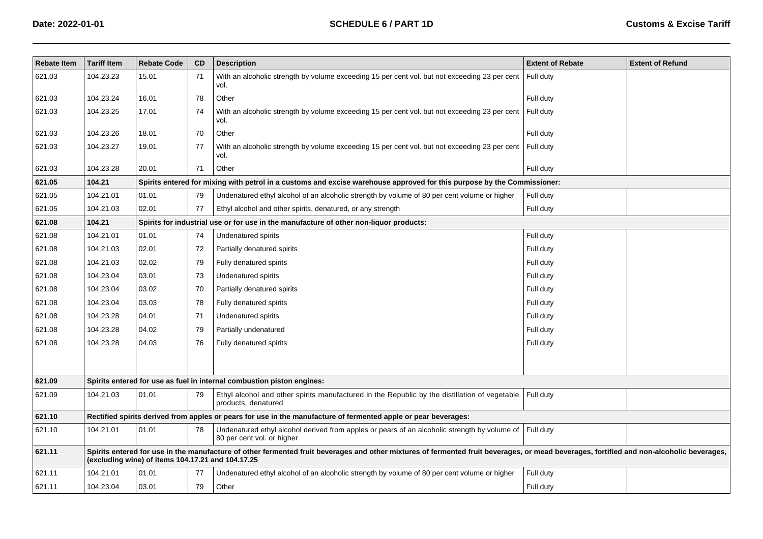| Rebate Item | Tariff Item | Rebate Code | CD | Description | Extent of Rebate | Extent of Refund |
|---|---|---|---|---|---|---|
| 621.03 | 104.23.23 | 15.01 | 71 | With an alcoholic strength by volume exceeding 15 per cent vol. but not exceeding 23 per cent vol. | Full duty | |
| 621.03 | 104.23.24 | 16.01 | 78 | Other | Full duty | |
| 621.03 | 104.23.25 | 17.01 | 74 | With an alcoholic strength by volume exceeding 15 per cent vol. but not exceeding 23 per cent vol. | Full duty | |
| 621.03 | 104.23.26 | 18.01 | 70 | Other | Full duty | |
| 621.03 | 104.23.27 | 19.01 | 77 | With an alcoholic strength by volume exceeding 15 per cent vol. but not exceeding 23 per cent vol. | Full duty | |
| 621.03 | 104.23.28 | 20.01 | 71 | Other | Full duty | |
| **621.05** | **104.21** | **Spirits entered for mixing with petrol in a customs and excise warehouse approved for this purpose by the Commissioner:** | | | | |
| 621.05 | 104.21.01 | 01.01 | 79 | Undenatured ethyl alcohol of an alcoholic strength by volume of 80 per cent volume or higher | Full duty | |
| 621.05 | 104.21.03 | 02.01 | 77 | Ethyl alcohol and other spirits, denatured, or any strength | Full duty | |
| **621.08** | **104.21** | **Spirits for industrial use or for use in the manufacture of other non-liquor products:** | | | | |
| 621.08 | 104.21.01 | 01.01 | 74 | Undenatured spirits | Full duty | |
| 621.08 | 104.21.03 | 02.01 | 72 | Partially denatured spirits | Full duty | |
| 621.08 | 104.21.03 | 02.02 | 79 | Fully denatured spirits | Full duty | |
| 621.08 | 104.23.04 | 03.01 | 73 | Undenatured spirits | Full duty | |
| 621.08 | 104.23.04 | 03.02 | 70 | Partially denatured spirits | Full duty | |
| 621.08 | 104.23.04 | 03.03 | 78 | Fully denatured spirits | Full duty | |
| 621.08 | 104.23.28 | 04.01 | 71 | Undenatured spirits | Full duty | |
| 621.08 | 104.23.28 | 04.02 | 79 | Partially undenatured | Full duty | |
| 621.08 | 104.23.28 | 04.03 | 76 | Fully denatured spirits | Full duty | |
| | | | | | | |
| **621.09** | **Spirits entered for use as fuel in internal combustion piston engines:** | | | | | |
| 621.09 | 104.21.03 | 01.01 | 79 | Ethyl alcohol and other spirits manufactured in the Republic by the distillation of vegetable products, denatured | Full duty | |
| **621.10** | **Rectified spirits derived from apples or pears for use in the manufacture of fermented apple or pear beverages:** | | | | | |
| 621.10 | 104.21.01 | 01.01 | 78 | Undenatured ethyl alcohol derived from apples or pears of an alcoholic strength by volume of 80 per cent vol. or higher | Full duty | |
| **621.11** | **Spirits entered for use in the manufacture of other fermented fruit beverages and other mixtures of fermented fruit beverages, or mead beverages, fortified and non-alcoholic beverages, (excluding wine) of items 104.17.21 and 104.17.25** | | | | | |
| 621.11 | 104.21.01 | 01.01 | 77 | Undenatured ethyl alcohol of an alcoholic strength by volume of 80 per cent volume or higher | Full duty | |
| 621.11 | 104.23.04 | 03.01 | 79 | Other | Full duty | |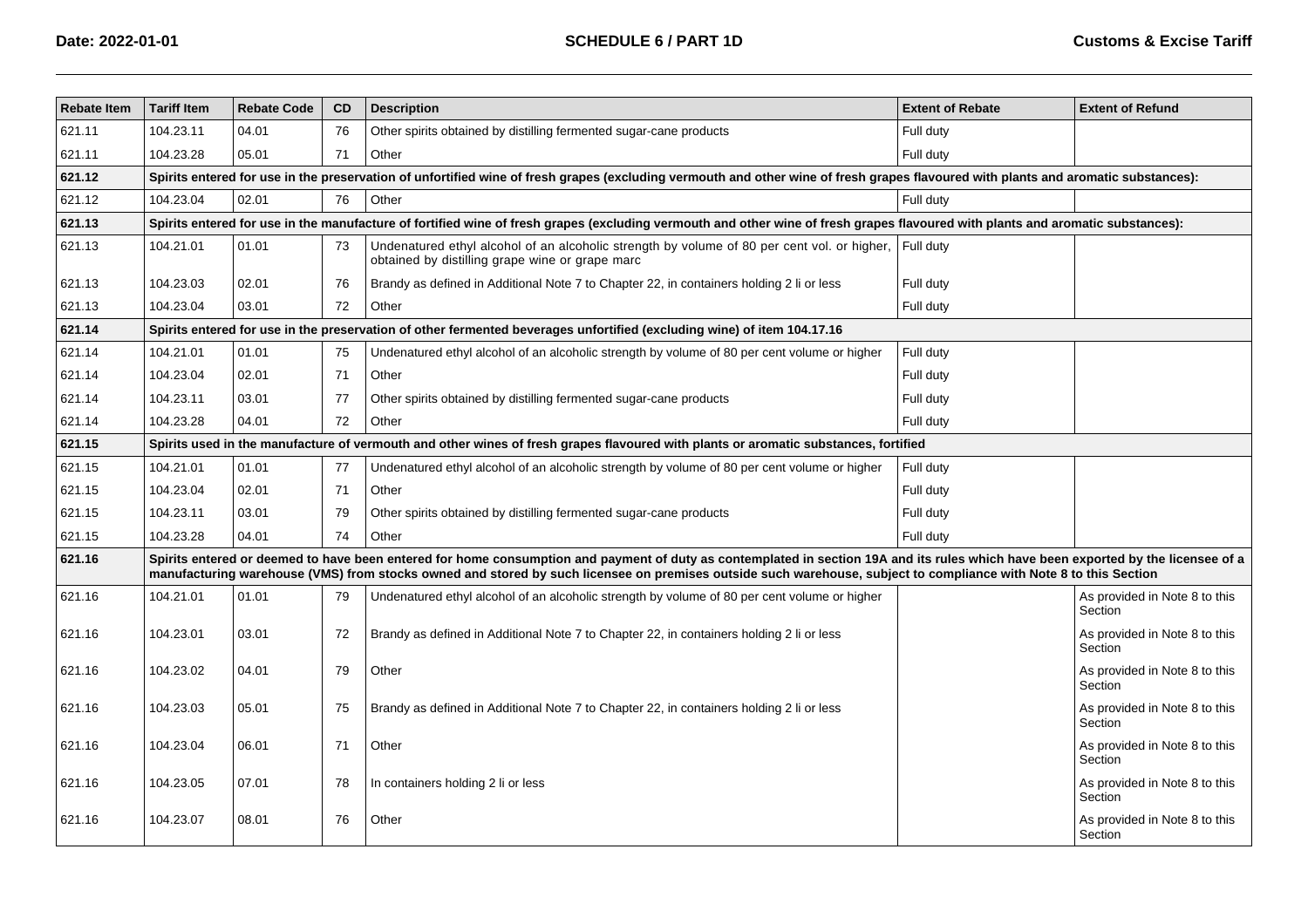| Rebate Item | Tariff Item | Rebate Code | CD | Description | Extent of Rebate | Extent of Refund |
|---|---|---|---|---|---|---|
| 621.11 | 104.23.11 | 04.01 | 76 | Other spirits obtained by distilling fermented sugar-cane products | Full duty | |
| 621.11 | 104.23.28 | 05.01 | 71 | Other | Full duty | |
| **621.12** | **Spirits entered for use in the preservation of unfortified wine of fresh grapes (excluding vermouth and other wine of fresh grapes flavoured with plants and aromatic substances):** | | | | | |
| 621.12 | 104.23.04 | 02.01 | 76 | Other | Full duty | |
| **621.13** | **Spirits entered for use in the manufacture of fortified wine of fresh grapes (excluding vermouth and other wine of fresh grapes flavoured with plants and aromatic substances):** | | | | | |
| 621.13 | 104.21.01 | 01.01 | 73 | Undenatured ethyl alcohol of an alcoholic strength by volume of 80 per cent vol. or higher, obtained by distilling grape wine or grape marc | Full duty | |
| 621.13 | 104.23.03 | 02.01 | 76 | Brandy as defined in Additional Note 7 to Chapter 22, in containers holding 2 li or less | Full duty | |
| 621.13 | 104.23.04 | 03.01 | 72 | Other | Full duty | |
| **621.14** | **Spirits entered for use in the preservation of other fermented beverages unfortified (excluding wine) of item 104.17.16** | | | | | |
| 621.14 | 104.21.01 | 01.01 | 75 | Undenatured ethyl alcohol of an alcoholic strength by volume of 80 per cent volume or higher | Full duty | |
| 621.14 | 104.23.04 | 02.01 | 71 | Other | Full duty | |
| 621.14 | 104.23.11 | 03.01 | 77 | Other spirits obtained by distilling fermented sugar-cane products | Full duty | |
| 621.14 | 104.23.28 | 04.01 | 72 | Other | Full duty | |
| **621.15** | **Spirits used in the manufacture of vermouth and other wines of fresh grapes flavoured with plants or aromatic substances, fortified** | | | | | |
| 621.15 | 104.21.01 | 01.01 | 77 | Undenatured ethyl alcohol of an alcoholic strength by volume of 80 per cent volume or higher | Full duty | |
| 621.15 | 104.23.04 | 02.01 | 71 | Other | Full duty | |
| 621.15 | 104.23.11 | 03.01 | 79 | Other spirits obtained by distilling fermented sugar-cane products | Full duty | |
| 621.15 | 104.23.28 | 04.01 | 74 | Other | Full duty | |
| **621.16** | **Spirits entered or deemed to have been entered for home consumption and payment of duty as contemplated in section 19A and its rules which have been exported by the licensee of a manufacturing warehouse (VMS) from stocks owned and stored by such licensee on premises outside such warehouse, subject to compliance with Note 8 to this Section** | | | | | |
| 621.16 | 104.21.01 | 01.01 | 79 | Undenatured ethyl alcohol of an alcoholic strength by volume of 80 per cent volume or higher | | As provided in Note 8 to this Section |
| 621.16 | 104.23.01 | 03.01 | 72 | Brandy as defined in Additional Note 7 to Chapter 22, in containers holding 2 li or less | | As provided in Note 8 to this Section |
| 621.16 | 104.23.02 | 04.01 | 79 | Other | | As provided in Note 8 to this Section |
| 621.16 | 104.23.03 | 05.01 | 75 | Brandy as defined in Additional Note 7 to Chapter 22, in containers holding 2 li or less | | As provided in Note 8 to this Section |
| 621.16 | 104.23.04 | 06.01 | 71 | Other | | As provided in Note 8 to this Section |
| 621.16 | 104.23.05 | 07.01 | 78 | In containers holding 2 li or less | | As provided in Note 8 to this Section |
| 621.16 | 104.23.07 | 08.01 | 76 | Other | | As provided in Note 8 to this Section |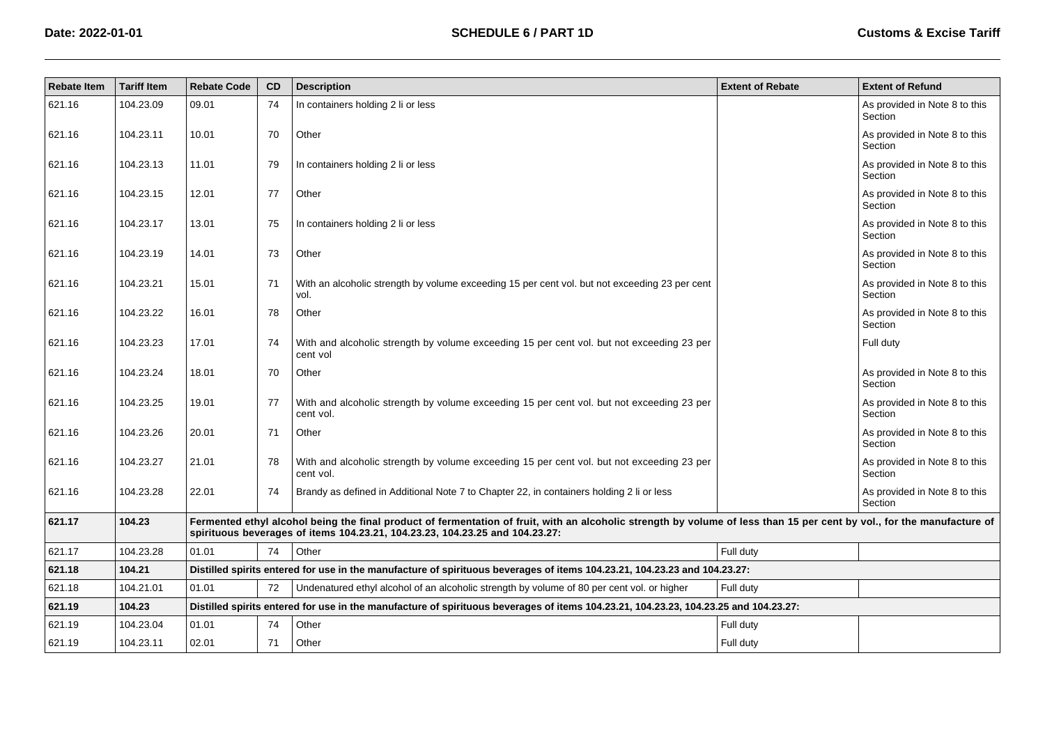| Rebate Item | Tariff Item | Rebate Code | CD | Description | Extent of Rebate | Extent of Refund |
|---|---|---|---|---|---|---|
| 621.16 | 104.23.09 | 09.01 | 74 | In containers holding 2 li or less | | As provided in Note 8 to this Section |
| 621.16 | 104.23.11 | 10.01 | 70 | Other | | As provided in Note 8 to this Section |
| 621.16 | 104.23.13 | 11.01 | 79 | In containers holding 2 li or less | | As provided in Note 8 to this Section |
| 621.16 | 104.23.15 | 12.01 | 77 | Other | | As provided in Note 8 to this Section |
| 621.16 | 104.23.17 | 13.01 | 75 | In containers holding 2 li or less | | As provided in Note 8 to this Section |
| 621.16 | 104.23.19 | 14.01 | 73 | Other | | As provided in Note 8 to this Section |
| 621.16 | 104.23.21 | 15.01 | 71 | With an alcoholic strength by volume exceeding 15 per cent vol. but not exceeding 23 per cent vol. | | As provided in Note 8 to this Section |
| 621.16 | 104.23.22 | 16.01 | 78 | Other | | As provided in Note 8 to this Section |
| 621.16 | 104.23.23 | 17.01 | 74 | With and alcoholic strength by volume exceeding 15 per cent vol. but not exceeding 23 per cent vol | | Full duty |
| 621.16 | 104.23.24 | 18.01 | 70 | Other | | As provided in Note 8 to this Section |
| 621.16 | 104.23.25 | 19.01 | 77 | With and alcoholic strength by volume exceeding 15 per cent vol. but not exceeding 23 per cent vol. | | As provided in Note 8 to this Section |
| 621.16 | 104.23.26 | 20.01 | 71 | Other | | As provided in Note 8 to this Section |
| 621.16 | 104.23.27 | 21.01 | 78 | With and alcoholic strength by volume exceeding 15 per cent vol. but not exceeding 23 per cent vol. | | As provided in Note 8 to this Section |
| 621.16 | 104.23.28 | 22.01 | 74 | Brandy as defined in Additional Note 7 to Chapter 22, in containers holding 2 li or less | | As provided in Note 8 to this Section |
| **621.17** | **104.23** | **Fermented ethyl alcohol being the final product of fermentation of fruit, with an alcoholic strength by volume of less than 15 per cent by vol., for the manufacture of spirituous beverages of items 104.23.21, 104.23.23, 104.23.25 and 104.23.27:** | | | | |
| 621.17 | 104.23.28 | 01.01 | 74 | Other | Full duty | |
| **621.18** | **104.21** | **Distilled spirits entered for use in the manufacture of spirituous beverages of items 104.23.21, 104.23.23 and 104.23.27:** | | | | |
| 621.18 | 104.21.01 | 01.01 | 72 | Undenatured ethyl alcohol of an alcoholic strength by volume of 80 per cent vol. or higher | Full duty | |
| **621.19** | **104.23** | **Distilled spirits entered for use in the manufacture of spirituous beverages of items 104.23.21, 104.23.23, 104.23.25 and 104.23.27:** | | | | |
| 621.19 | 104.23.04 | 01.01 | 74 | Other | Full duty | |
| 621.19 | 104.23.11 | 02.01 | 71 | Other | Full duty | |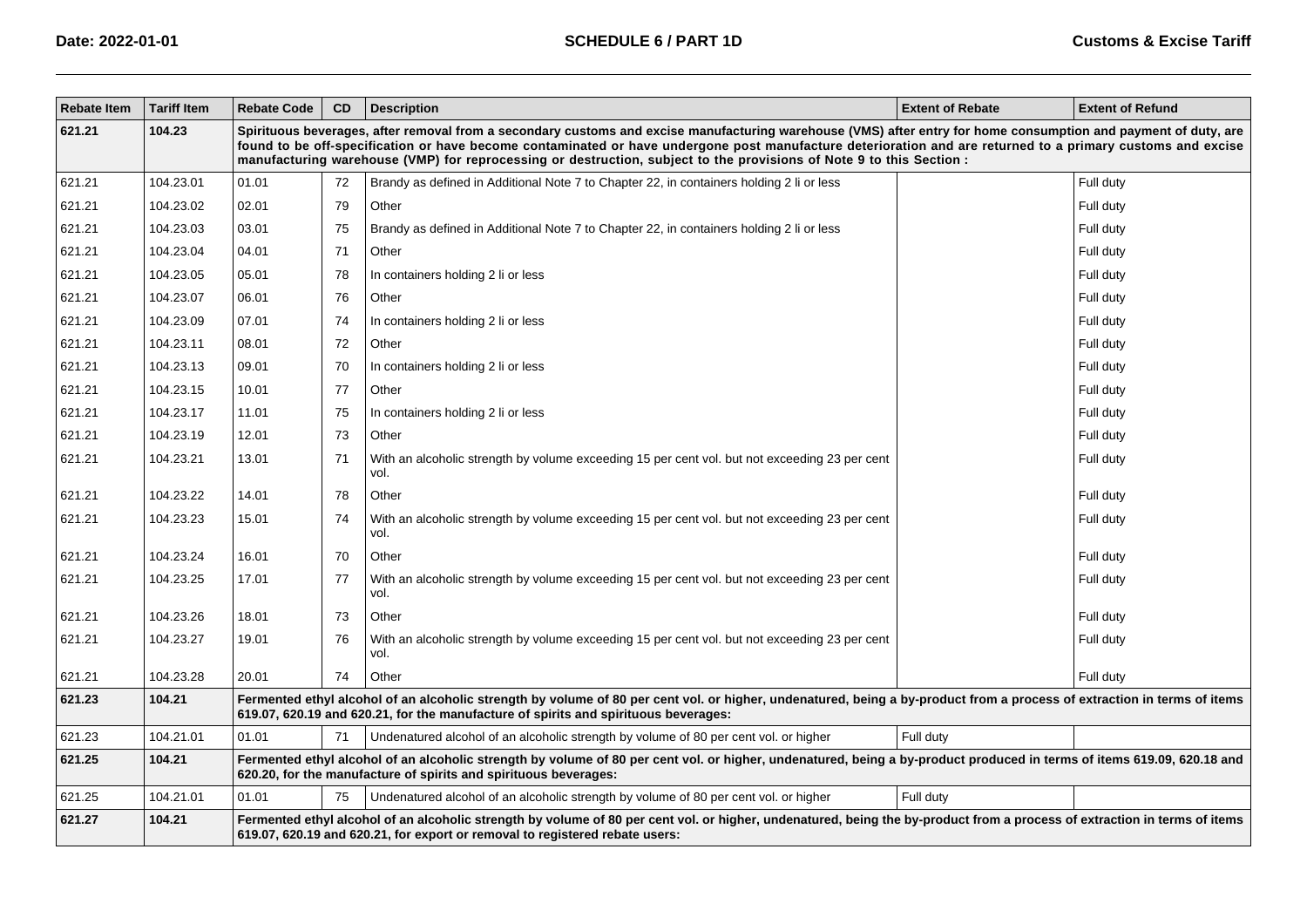| Rebate Item | Tariff Item | Rebate Code | CD | Description | Extent of Rebate | Extent of Refund |
|---|---|---|---|---|---|---|
| **621.21** | **104.23** | **Spirituous beverages, after removal from a secondary customs and excise manufacturing warehouse (VMS) after entry for home consumption and payment of duty, are found to be off-specification or have become contaminated or have undergone post manufacture deterioration and are returned to a primary customs and excise manufacturing warehouse (VMP) for reprocessing or destruction, subject to the provisions of Note 9 to this Section :** | | | | |
| 621.21 | 104.23.01 | 01.01 | 72 | Brandy as defined in Additional Note 7 to Chapter 22, in containers holding 2 li or less | | Full duty |
| 621.21 | 104.23.02 | 02.01 | 79 | Other | | Full duty |
| 621.21 | 104.23.03 | 03.01 | 75 | Brandy as defined in Additional Note 7 to Chapter 22, in containers holding 2 li or less | | Full duty |
| 621.21 | 104.23.04 | 04.01 | 71 | Other | | Full duty |
| 621.21 | 104.23.05 | 05.01 | 78 | In containers holding 2 li or less | | Full duty |
| 621.21 | 104.23.07 | 06.01 | 76 | Other | | Full duty |
| 621.21 | 104.23.09 | 07.01 | 74 | In containers holding 2 li or less | | Full duty |
| 621.21 | 104.23.11 | 08.01 | 72 | Other | | Full duty |
| 621.21 | 104.23.13 | 09.01 | 70 | In containers holding 2 li or less | | Full duty |
| 621.21 | 104.23.15 | 10.01 | 77 | Other | | Full duty |
| 621.21 | 104.23.17 | 11.01 | 75 | In containers holding 2 li or less | | Full duty |
| 621.21 | 104.23.19 | 12.01 | 73 | Other | | Full duty |
| 621.21 | 104.23.21 | 13.01 | 71 | With an alcoholic strength by volume exceeding 15 per cent vol. but not exceeding 23 per cent vol. | | Full duty |
| 621.21 | 104.23.22 | 14.01 | 78 | Other | | Full duty |
| 621.21 | 104.23.23 | 15.01 | 74 | With an alcoholic strength by volume exceeding 15 per cent vol. but not exceeding 23 per cent vol. | | Full duty |
| 621.21 | 104.23.24 | 16.01 | 70 | Other | | Full duty |
| 621.21 | 104.23.25 | 17.01 | 77 | With an alcoholic strength by volume exceeding 15 per cent vol. but not exceeding 23 per cent vol. | | Full duty |
| 621.21 | 104.23.26 | 18.01 | 73 | Other | | Full duty |
| 621.21 | 104.23.27 | 19.01 | 76 | With an alcoholic strength by volume exceeding 15 per cent vol. but not exceeding 23 per cent vol. | | Full duty |
| 621.21 | 104.23.28 | 20.01 | 74 | Other | | Full duty |
| **621.23** | **104.21** | **Fermented ethyl alcohol of an alcoholic strength by volume of 80 per cent vol. or higher, undenatured, being a by-product from a process of extraction in terms of items 619.07, 620.19 and 620.21, for the manufacture of spirits and spirituous beverages:** | | | | |
| 621.23 | 104.21.01 | 01.01 | 71 | Undenatured alcohol of an alcoholic strength by volume of 80 per cent vol. or higher | Full duty | |
| **621.25** | **104.21** | **Fermented ethyl alcohol of an alcoholic strength by volume of 80 per cent vol. or higher, undenatured, being a by-product produced in terms of items 619.09, 620.18 and 620.20, for the manufacture of spirits and spirituous beverages:** | | | | |
| 621.25 | 104.21.01 | 01.01 | 75 | Undenatured alcohol of an alcoholic strength by volume of 80 per cent vol. or higher | Full duty | |
| **621.27** | **104.21** | **Fermented ethyl alcohol of an alcoholic strength by volume of 80 per cent vol. or higher, undenatured, being the by-product from a process of extraction in terms of items 619.07, 620.19 and 620.21, for export or removal to registered rebate users:** | | | | |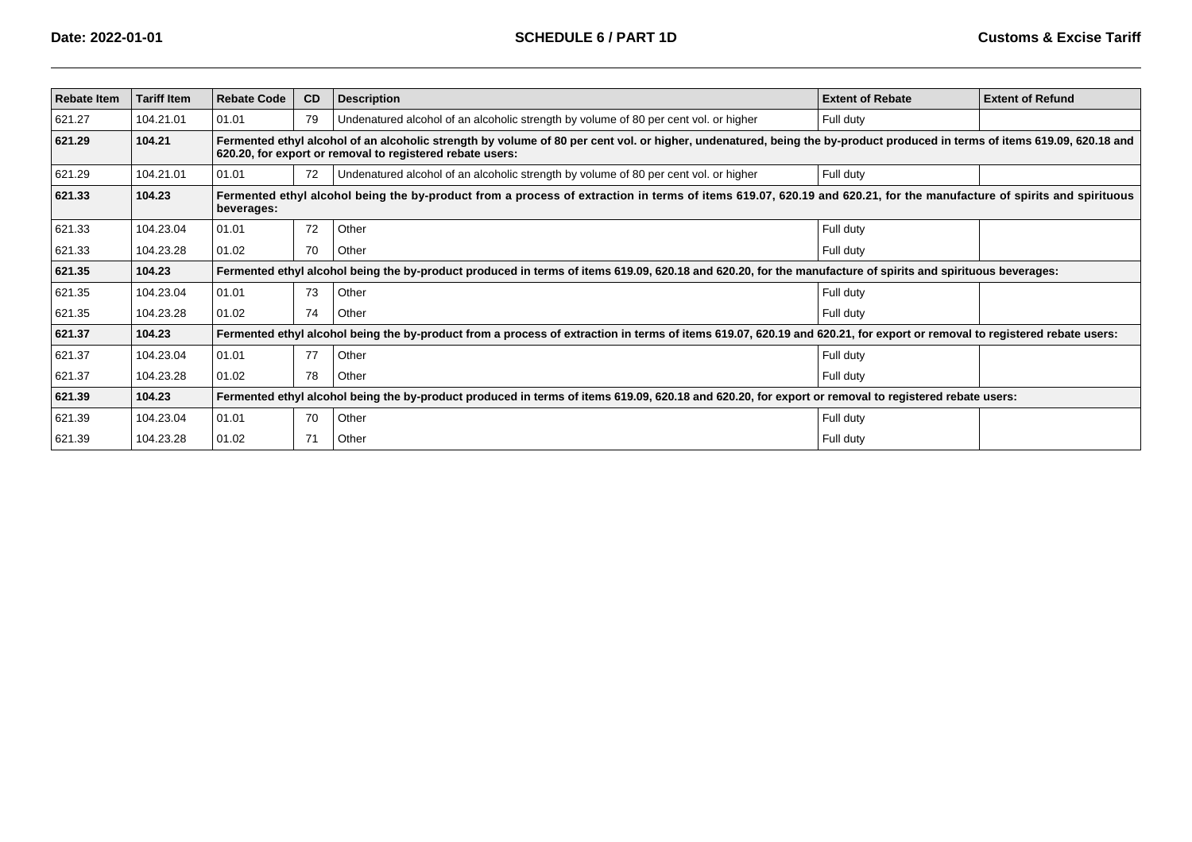| Rebate Item | Tariff Item | Rebate Code | CD | Description | Extent of Rebate | Extent of Refund |
|---|---|---|---|---|---|---|
| 621.27 | 104.21.01 | 01.01 | 79 | Undenatured alcohol of an alcoholic strength by volume of 80 per cent vol. or higher | Full duty | |
| **621.29** | **104.21** | **Fermented ethyl alcohol of an alcoholic strength by volume of 80 per cent vol. or higher, undenatured, being the by-product produced in terms of items 619.09, 620.18 and 620.20, for export or removal to registered rebate users:** | | | | |
| 621.29 | 104.21.01 | 01.01 | 72 | Undenatured alcohol of an alcoholic strength by volume of 80 per cent vol. or higher | Full duty | |
| **621.33** | **104.23** | **Fermented ethyl alcohol being the by-product from a process of extraction in terms of items 619.07, 620.19 and 620.21, for the manufacture of spirits and spirituous beverages:** | | | | |
| 621.33 | 104.23.04 | 01.01 | 72 | Other | Full duty | |
| 621.33 | 104.23.28 | 01.02 | 70 | Other | Full duty | |
| **621.35** | **104.23** | **Fermented ethyl alcohol being the by-product produced in terms of items 619.09, 620.18 and 620.20, for the manufacture of spirits and spirituous beverages:** | | | | |
| 621.35 | 104.23.04 | 01.01 | 73 | Other | Full duty | |
| 621.35 | 104.23.28 | 01.02 | 74 | Other | Full duty | |
| **621.37** | **104.23** | **Fermented ethyl alcohol being the by-product from a process of extraction in terms of items 619.07, 620.19 and 620.21, for export or removal to registered rebate users:** | | | | |
| 621.37 | 104.23.04 | 01.01 | 77 | Other | Full duty | |
| 621.37 | 104.23.28 | 01.02 | 78 | Other | Full duty | |
| **621.39** | **104.23** | **Fermented ethyl alcohol being the by-product produced in terms of items 619.09, 620.18 and 620.20, for export or removal to registered rebate users:** | | | | |
| 621.39 | 104.23.04 | 01.01 | 70 | Other | Full duty | |
| 621.39 | 104.23.28 | 01.02 | 71 | Other | Full duty | |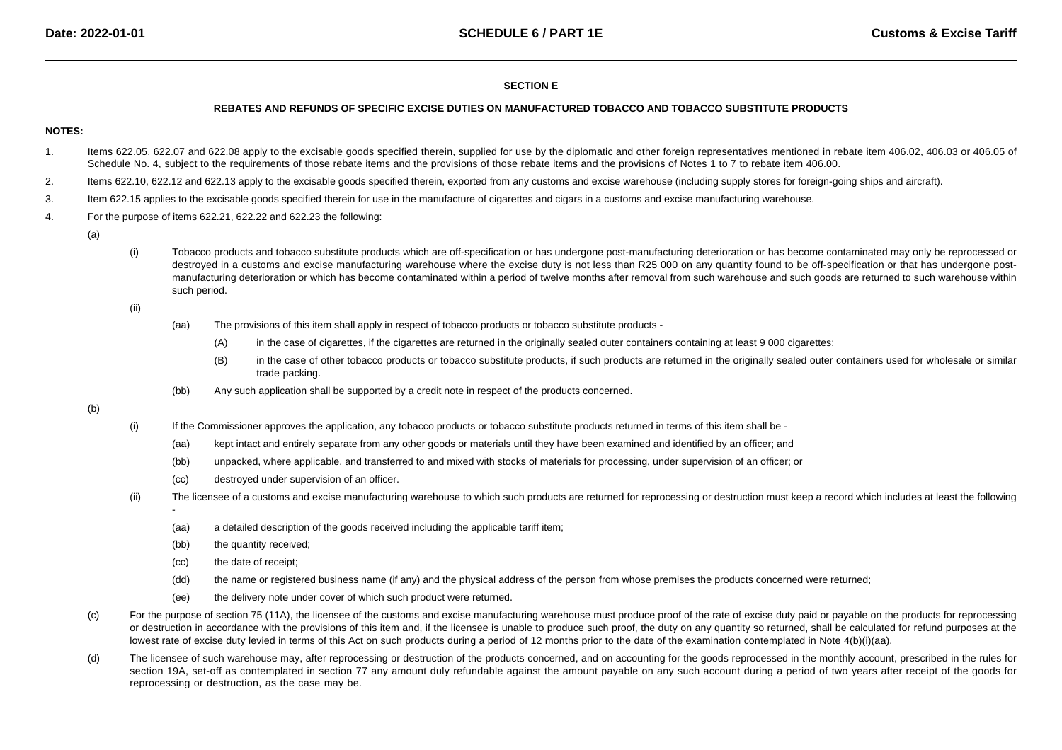## SECTION E

### REBATES AND REFUNDS OF SPECIFIC EXCISE DUTIES ON MANUFACTURED TOBACCO AND TOBACCO SUBSTITUTE PRODUCTS

**NOTES:**

1. Items 622.05, 622.07 and 622.08 apply to the excisable goods specified therein, supplied for use by the diplomatic and other foreign representatives mentioned in rebate item 406.02, 406.03 or 406.05 of Schedule No. 4, subject to the requirements of those rebate items and the provisions of those rebate items and the provisions of Notes 1 to 7 to rebate item 406.00.

2. Items 622.10, 622.12 and 622.13 apply to the excisable goods specified therein, exported from any customs and excise warehouse (including supply stores for foreign-going ships and aircraft).

3. Item 622.15 applies to the excisable goods specified therein for use in the manufacture of cigarettes and cigars in a customs and excise manufacturing warehouse.

4. For the purpose of items 622.21, 622.22 and 622.23 the following:

   (a)

   (i) Tobacco products and tobacco substitute products which are off-specification or has undergone post-manufacturing deterioration or has become contaminated may only be reprocessed or destroyed in a customs and excise manufacturing warehouse where the excise duty is not less than R25 000 on any quantity found to be off-specification or that has undergone post-manufacturing deterioration or which has become contaminated within a period of twelve months after removal from such warehouse and such goods are returned to such warehouse within such period.

   (ii)

   (aa) The provisions of this item shall apply in respect of tobacco products or tobacco substitute products -

   (A) in the case of cigarettes, if the cigarettes are returned in the originally sealed outer containers containing at least 9 000 cigarettes;

   (B) in the case of other tobacco products or tobacco substitute products, if such products are returned in the originally sealed outer containers used for wholesale or similar trade packing.

   (bb) Any such application shall be supported by a credit note in respect of the products concerned.

   (b)

   (i) If the Commissioner approves the application, any tobacco products or tobacco substitute products returned in terms of this item shall be -

   (aa) kept intact and entirely separate from any other goods or materials until they have been examined and identified by an officer; and

   (bb) unpacked, where applicable, and transferred to and mixed with stocks of materials for processing, under supervision of an officer; or

   (cc) destroyed under supervision of an officer.

   (ii) The licensee of a customs and excise manufacturing warehouse to which such products are returned for reprocessing or destruction must keep a record which includes at least the following -

   (aa) a detailed description of the goods received including the applicable tariff item;

   (bb) the quantity received;

   (cc) the date of receipt;

   (dd) the name or registered business name (if any) and the physical address of the person from whose premises the products concerned were returned;

   (ee) the delivery note under cover of which such product were returned.

   (c) For the purpose of section 75 (11A), the licensee of the customs and excise manufacturing warehouse must produce proof of the rate of excise duty paid or payable on the products for reprocessing or destruction in accordance with the provisions of this item and, if the licensee is unable to produce such proof, the duty on any quantity so returned, shall be calculated for refund purposes at the lowest rate of excise duty levied in terms of this Act on such products during a period of 12 months prior to the date of the examination contemplated in Note 4(b)(i)(aa).

   (d) The licensee of such warehouse may, after reprocessing or destruction of the products concerned, and on accounting for the goods reprocessed in the monthly account, prescribed in the rules for section 19A, set-off as contemplated in section 77 any amount duly refundable against the amount payable on any such account during a period of two years after receipt of the goods for reprocessing or destruction, as the case may be.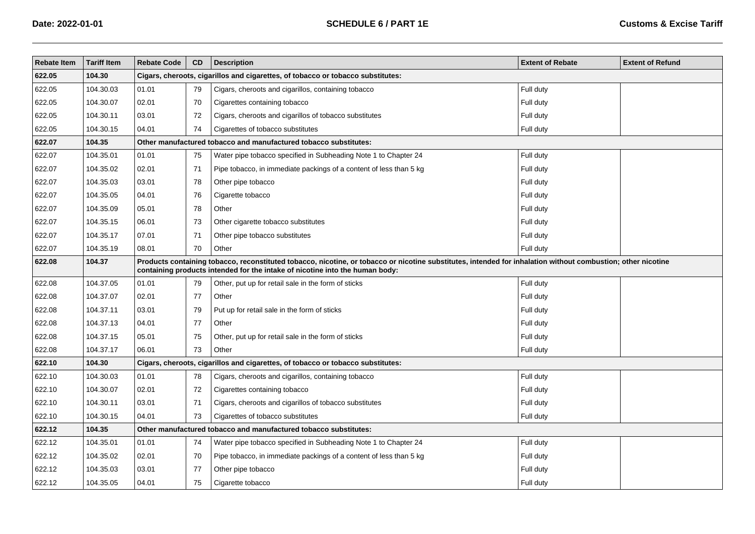| Rebate Item | Tariff Item | Rebate Code | CD | Description | Extent of Rebate | Extent of Refund |
|---|---|---|---|---|---|---|
| **622.05** | **104.30** | **Cigars, cheroots, cigarillos and cigarettes, of tobacco or tobacco substitutes:** | | | | |
| 622.05 | 104.30.03 | 01.01 | 79 | Cigars, cheroots and cigarillos, containing tobacco | Full duty | |
| 622.05 | 104.30.07 | 02.01 | 70 | Cigarettes containing tobacco | Full duty | |
| 622.05 | 104.30.11 | 03.01 | 72 | Cigars, cheroots and cigarillos of tobacco substitutes | Full duty | |
| 622.05 | 104.30.15 | 04.01 | 74 | Cigarettes of tobacco substitutes | Full duty | |
| **622.07** | **104.35** | **Other manufactured tobacco and manufactured tobacco substitutes:** | | | | |
| 622.07 | 104.35.01 | 01.01 | 75 | Water pipe tobacco specified in Subheading Note 1 to Chapter 24 | Full duty | |
| 622.07 | 104.35.02 | 02.01 | 71 | Pipe tobacco, in immediate packings of a content of less than 5 kg | Full duty | |
| 622.07 | 104.35.03 | 03.01 | 78 | Other pipe tobacco | Full duty | |
| 622.07 | 104.35.05 | 04.01 | 76 | Cigarette tobacco | Full duty | |
| 622.07 | 104.35.09 | 05.01 | 78 | Other | Full duty | |
| 622.07 | 104.35.15 | 06.01 | 73 | Other cigarette tobacco substitutes | Full duty | |
| 622.07 | 104.35.17 | 07.01 | 71 | Other pipe tobacco substitutes | Full duty | |
| 622.07 | 104.35.19 | 08.01 | 70 | Other | Full duty | |
| **622.08** | **104.37** | **Products containing tobacco, reconstituted tobacco, nicotine, or tobacco or nicotine substitutes, intended for inhalation without combustion; other nicotine containing products intended for the intake of nicotine into the human body:** | | | | |
| 622.08 | 104.37.05 | 01.01 | 79 | Other, put up for retail sale in the form of sticks | Full duty | |
| 622.08 | 104.37.07 | 02.01 | 77 | Other | Full duty | |
| 622.08 | 104.37.11 | 03.01 | 79 | Put up for retail sale in the form of sticks | Full duty | |
| 622.08 | 104.37.13 | 04.01 | 77 | Other | Full duty | |
| 622.08 | 104.37.15 | 05.01 | 75 | Other, put up for retail sale in the form of sticks | Full duty | |
| 622.08 | 104.37.17 | 06.01 | 73 | Other | Full duty | |
| **622.10** | **104.30** | **Cigars, cheroots, cigarillos and cigarettes, of tobacco or tobacco substitutes:** | | | | |
| 622.10 | 104.30.03 | 01.01 | 78 | Cigars, cheroots and cigarillos, containing tobacco | Full duty | |
| 622.10 | 104.30.07 | 02.01 | 72 | Cigarettes containing tobacco | Full duty | |
| 622.10 | 104.30.11 | 03.01 | 71 | Cigars, cheroots and cigarillos of tobacco substitutes | Full duty | |
| 622.10 | 104.30.15 | 04.01 | 73 | Cigarettes of tobacco substitutes | Full duty | |
| **622.12** | **104.35** | **Other manufactured tobacco and manufactured tobacco substitutes:** | | | | |
| 622.12 | 104.35.01 | 01.01 | 74 | Water pipe tobacco specified in Subheading Note 1 to Chapter 24 | Full duty | |
| 622.12 | 104.35.02 | 02.01 | 70 | Pipe tobacco, in immediate packings of a content of less than 5 kg | Full duty | |
| 622.12 | 104.35.03 | 03.01 | 77 | Other pipe tobacco | Full duty | |
| 622.12 | 104.35.05 | 04.01 | 75 | Cigarette tobacco | Full duty | |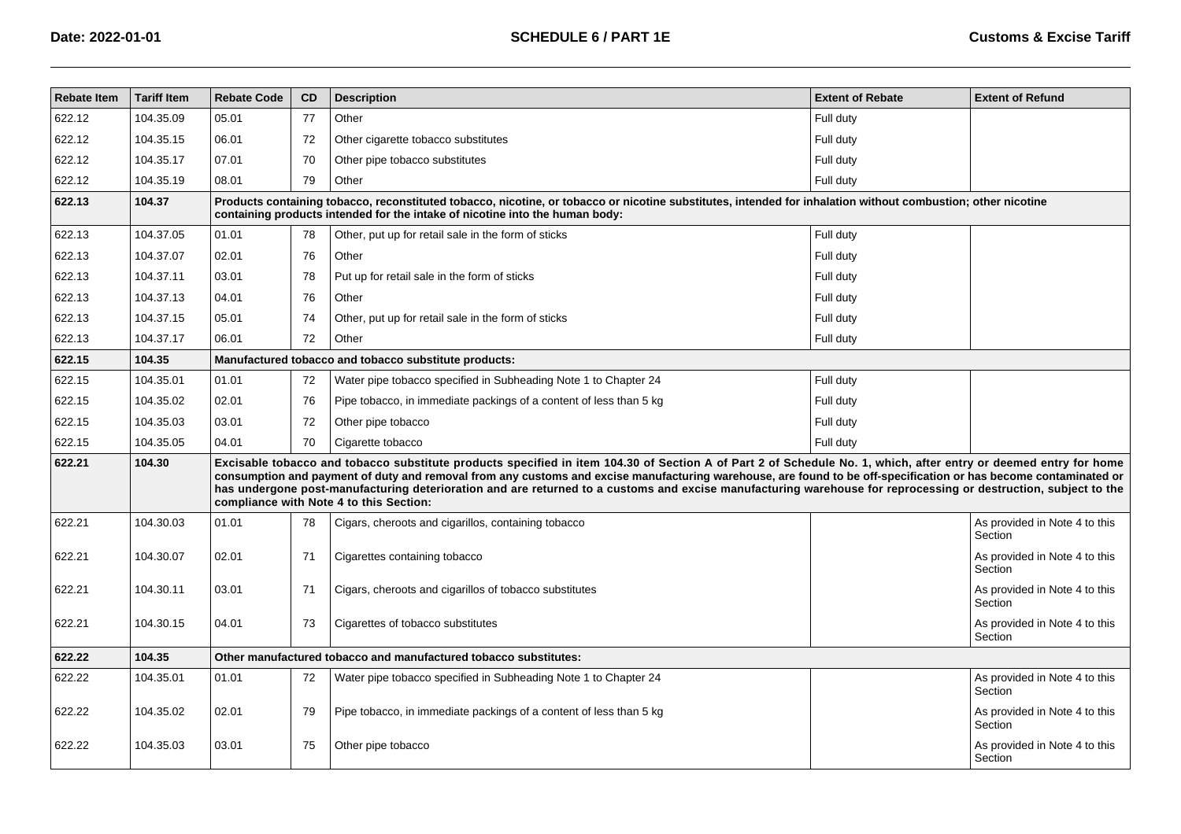| Rebate Item | Tariff Item | Rebate Code | CD | Description | Extent of Rebate | Extent of Refund |
|---|---|---|---|---|---|---|
| 622.12 | 104.35.09 | 05.01 | 77 | Other | Full duty | |
| 622.12 | 104.35.15 | 06.01 | 72 | Other cigarette tobacco substitutes | Full duty | |
| 622.12 | 104.35.17 | 07.01 | 70 | Other pipe tobacco substitutes | Full duty | |
| 622.12 | 104.35.19 | 08.01 | 79 | Other | Full duty | |
| **622.13** | **104.37** | **Products containing tobacco, reconstituted tobacco, nicotine, or tobacco or nicotine substitutes, intended for inhalation without combustion; other nicotine containing products intended for the intake of nicotine into the human body:** | | | | |
| 622.13 | 104.37.05 | 01.01 | 78 | Other, put up for retail sale in the form of sticks | Full duty | |
| 622.13 | 104.37.07 | 02.01 | 76 | Other | Full duty | |
| 622.13 | 104.37.11 | 03.01 | 78 | Put up for retail sale in the form of sticks | Full duty | |
| 622.13 | 104.37.13 | 04.01 | 76 | Other | Full duty | |
| 622.13 | 104.37.15 | 05.01 | 74 | Other, put up for retail sale in the form of sticks | Full duty | |
| 622.13 | 104.37.17 | 06.01 | 72 | Other | Full duty | |
| **622.15** | **104.35** | **Manufactured tobacco and tobacco substitute products:** | | | | |
| 622.15 | 104.35.01 | 01.01 | 72 | Water pipe tobacco specified in Subheading Note 1 to Chapter 24 | Full duty | |
| 622.15 | 104.35.02 | 02.01 | 76 | Pipe tobacco, in immediate packings of a content of less than 5 kg | Full duty | |
| 622.15 | 104.35.03 | 03.01 | 72 | Other pipe tobacco | Full duty | |
| 622.15 | 104.35.05 | 04.01 | 70 | Cigarette tobacco | Full duty | |
| **622.21** | **104.30** | **Excisable tobacco and tobacco substitute products specified in item 104.30 of Section A of Part 2 of Schedule No. 1, which, after entry or deemed entry for home consumption and payment of duty and removal from any customs and excise manufacturing warehouse, are found to be off-specification or has become contaminated or has undergone post-manufacturing deterioration and are returned to a customs and excise manufacturing warehouse for reprocessing or destruction, subject to the compliance with Note 4 to this Section:** | | | | |
| 622.21 | 104.30.03 | 01.01 | 78 | Cigars, cheroots and cigarillos, containing tobacco | | As provided in Note 4 to this Section |
| 622.21 | 104.30.07 | 02.01 | 71 | Cigarettes containing tobacco | | As provided in Note 4 to this Section |
| 622.21 | 104.30.11 | 03.01 | 71 | Cigars, cheroots and cigarillos of tobacco substitutes | | As provided in Note 4 to this Section |
| 622.21 | 104.30.15 | 04.01 | 73 | Cigarettes of tobacco substitutes | | As provided in Note 4 to this Section |
| **622.22** | **104.35** | **Other manufactured tobacco and manufactured tobacco substitutes:** | | | | |
| 622.22 | 104.35.01 | 01.01 | 72 | Water pipe tobacco specified in Subheading Note 1 to Chapter 24 | | As provided in Note 4 to this Section |
| 622.22 | 104.35.02 | 02.01 | 79 | Pipe tobacco, in immediate packings of a content of less than 5 kg | | As provided in Note 4 to this Section |
| 622.22 | 104.35.03 | 03.01 | 75 | Other pipe tobacco | | As provided in Note 4 to this Section |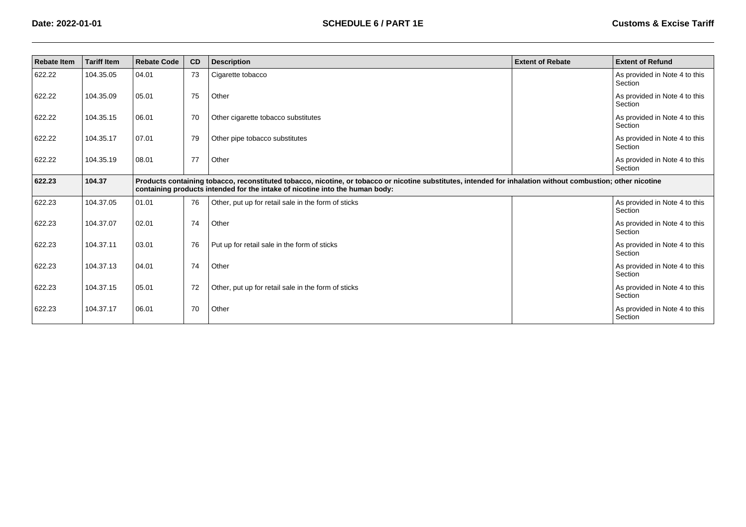| Rebate Item | Tariff Item | Rebate Code | CD | Description | Extent of Rebate | Extent of Refund |
| --- | --- | --- | --- | --- | --- | --- |
| 622.22 | 104.35.05 | 04.01 | 73 | Cigarette tobacco | | As provided in Note 4 to this Section |
| 622.22 | 104.35.09 | 05.01 | 75 | Other | | As provided in Note 4 to this Section |
| 622.22 | 104.35.15 | 06.01 | 70 | Other cigarette tobacco substitutes | | As provided in Note 4 to this Section |
| 622.22 | 104.35.17 | 07.01 | 79 | Other pipe tobacco substitutes | | As provided in Note 4 to this Section |
| 622.22 | 104.35.19 | 08.01 | 77 | Other | | As provided in Note 4 to this Section |
| **622.23** | **104.37** | **Products containing tobacco, reconstituted tobacco, nicotine, or tobacco or nicotine substitutes, intended for inhalation without combustion; other nicotine containing products intended for the intake of nicotine into the human body:** | | | | |
| 622.23 | 104.37.05 | 01.01 | 76 | Other, put up for retail sale in the form of sticks | | As provided in Note 4 to this Section |
| 622.23 | 104.37.07 | 02.01 | 74 | Other | | As provided in Note 4 to this Section |
| 622.23 | 104.37.11 | 03.01 | 76 | Put up for retail sale in the form of sticks | | As provided in Note 4 to this Section |
| 622.23 | 104.37.13 | 04.01 | 74 | Other | | As provided in Note 4 to this Section |
| 622.23 | 104.37.15 | 05.01 | 72 | Other, put up for retail sale in the form of sticks | | As provided in Note 4 to this Section |
| 622.23 | 104.37.17 | 06.01 | 70 | Other | | As provided in Note 4 to this Section |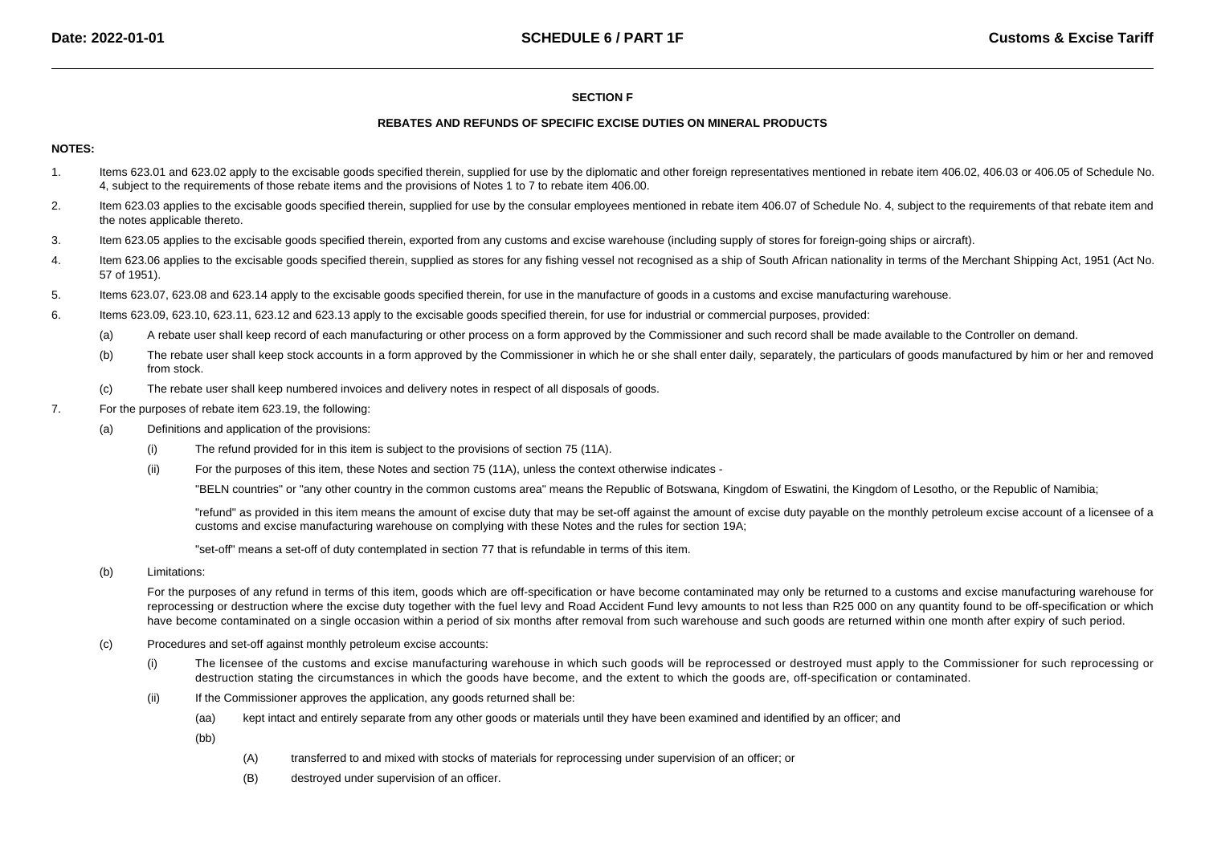## SECTION F

### REBATES AND REFUNDS OF SPECIFIC EXCISE DUTIES ON MINERAL PRODUCTS

**NOTES:**

1. Items 623.01 and 623.02 apply to the excisable goods specified therein, supplied for use by the diplomatic and other foreign representatives mentioned in rebate item 406.02, 406.03 or 406.05 of Schedule No. 4, subject to the requirements of those rebate items and the provisions of Notes 1 to 7 to rebate item 406.00.

2. Item 623.03 applies to the excisable goods specified therein, supplied for use by the consular employees mentioned in rebate item 406.07 of Schedule No. 4, subject to the requirements of that rebate item and the notes applicable thereto.

3. Item 623.05 applies to the excisable goods specified therein, exported from any customs and excise warehouse (including supply of stores for foreign-going ships or aircraft).

4. Item 623.06 applies to the excisable goods specified therein, supplied as stores for any fishing vessel not recognised as a ship of South African nationality in terms of the Merchant Shipping Act, 1951 (Act No. 57 of 1951).

5. Items 623.07, 623.08 and 623.14 apply to the excisable goods specified therein, for use in the manufacture of goods in a customs and excise manufacturing warehouse.

6. Items 623.09, 623.10, 623.11, 623.12 and 623.13 apply to the excisable goods specified therein, for use for industrial or commercial purposes, provided:

    (a) A rebate user shall keep record of each manufacturing or other process on a form approved by the Commissioner and such record shall be made available to the Controller on demand.

    (b) The rebate user shall keep stock accounts in a form approved by the Commissioner in which he or she shall enter daily, separately, the particulars of goods manufactured by him or her and removed from stock.

    (c) The rebate user shall keep numbered invoices and delivery notes in respect of all disposals of goods.

7. For the purposes of rebate item 623.19, the following:

    (a) Definitions and application of the provisions:

        (i) The refund provided for in this item is subject to the provisions of section 75 (11A).

        (ii) For the purposes of this item, these Notes and section 75 (11A), unless the context otherwise indicates -

        "BELN countries" or "any other country in the common customs area" means the Republic of Botswana, Kingdom of Eswatini, the Kingdom of Lesotho, or the Republic of Namibia;

        "refund" as provided in this item means the amount of excise duty that may be set-off against the amount of excise duty payable on the monthly petroleum excise account of a licensee of a customs and excise manufacturing warehouse on complying with these Notes and the rules for section 19A;

        "set-off" means a set-off of duty contemplated in section 77 that is refundable in terms of this item.

    (b) Limitations:

    For the purposes of any refund in terms of this item, goods which are off-specification or have become contaminated may only be returned to a customs and excise manufacturing warehouse for reprocessing or destruction where the excise duty together with the fuel levy and Road Accident Fund levy amounts to not less than R25 000 on any quantity found to be off-specification or which have become contaminated on a single occasion within a period of six months after removal from such warehouse and such goods are returned within one month after expiry of such period.

    (c) Procedures and set-off against monthly petroleum excise accounts:

        (i) The licensee of the customs and excise manufacturing warehouse in which such goods will be reprocessed or destroyed must apply to the Commissioner for such reprocessing or destruction stating the circumstances in which the goods have become, and the extent to which the goods are, off-specification or contaminated.

        (ii) If the Commissioner approves the application, any goods returned shall be:

            (aa) kept intact and entirely separate from any other goods or materials until they have been examined and identified by an officer; and

            (bb)

                (A) transferred to and mixed with stocks of materials for reprocessing under supervision of an officer; or

                (B) destroyed under supervision of an officer.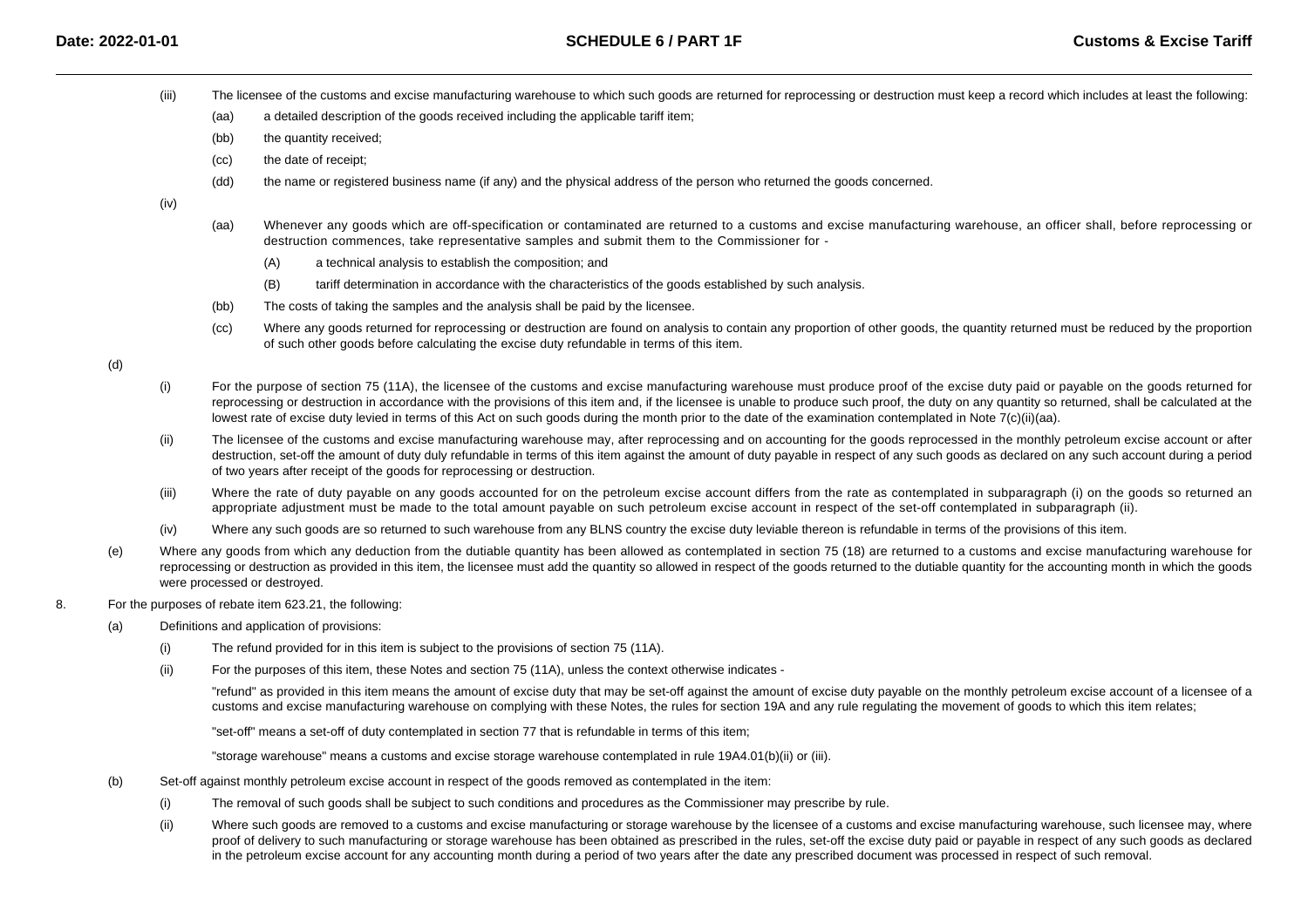(iii) The licensee of the customs and excise manufacturing warehouse to which such goods are returned for reprocessing or destruction must keep a record which includes at least the following:

(aa) a detailed description of the goods received including the applicable tariff item;

(bb) the quantity received;

(cc) the date of receipt;

(dd) the name or registered business name (if any) and the physical address of the person who returned the goods concerned.

(iv)

(aa) Whenever any goods which are off-specification or contaminated are returned to a customs and excise manufacturing warehouse, an officer shall, before reprocessing or destruction commences, take representative samples and submit them to the Commissioner for -

(A) a technical analysis to establish the composition; and

(B) tariff determination in accordance with the characteristics of the goods established by such analysis.

(bb) The costs of taking the samples and the analysis shall be paid by the licensee.

(cc) Where any goods returned for reprocessing or destruction are found on analysis to contain any proportion of other goods, the quantity returned must be reduced by the proportion of such other goods before calculating the excise duty refundable in terms of this item.

(d)

(i) For the purpose of section 75 (11A), the licensee of the customs and excise manufacturing warehouse must produce proof of the excise duty paid or payable on the goods returned for reprocessing or destruction in accordance with the provisions of this item and, if the licensee is unable to produce such proof, the duty on any quantity so returned, shall be calculated at the lowest rate of excise duty levied in terms of this Act on such goods during the month prior to the date of the examination contemplated in Note 7(c)(ii)(aa).

(ii) The licensee of the customs and excise manufacturing warehouse may, after reprocessing and on accounting for the goods reprocessed in the monthly petroleum excise account or after destruction, set-off the amount of duty duly refundable in terms of this item against the amount of duty payable in respect of any such goods as declared on any such account during a period of two years after receipt of the goods for reprocessing or destruction.

(iii) Where the rate of duty payable on any goods accounted for on the petroleum excise account differs from the rate as contemplated in subparagraph (i) on the goods so returned an appropriate adjustment must be made to the total amount payable on such petroleum excise account in respect of the set-off contemplated in subparagraph (ii).

(iv) Where any such goods are so returned to such warehouse from any BLNS country the excise duty leviable thereon is refundable in terms of the provisions of this item.

(e) Where any goods from which any deduction from the dutiable quantity has been allowed as contemplated in section 75 (18) are returned to a customs and excise manufacturing warehouse for reprocessing or destruction as provided in this item, the licensee must add the quantity so allowed in respect of the goods returned to the dutiable quantity for the accounting month in which the goods were processed or destroyed.

8. For the purposes of rebate item 623.21, the following:

(a) Definitions and application of provisions:

(i) The refund provided for in this item is subject to the provisions of section 75 (11A).

(ii) For the purposes of this item, these Notes and section 75 (11A), unless the context otherwise indicates -

"refund" as provided in this item means the amount of excise duty that may be set-off against the amount of excise duty payable on the monthly petroleum excise account of a licensee of a customs and excise manufacturing warehouse on complying with these Notes, the rules for section 19A and any rule regulating the movement of goods to which this item relates;

"set-off" means a set-off of duty contemplated in section 77 that is refundable in terms of this item;

"storage warehouse" means a customs and excise storage warehouse contemplated in rule 19A4.01(b)(ii) or (iii).

(b) Set-off against monthly petroleum excise account in respect of the goods removed as contemplated in the item:

(i) The removal of such goods shall be subject to such conditions and procedures as the Commissioner may prescribe by rule.

(ii) Where such goods are removed to a customs and excise manufacturing or storage warehouse by the licensee of a customs and excise manufacturing warehouse, such licensee may, where proof of delivery to such manufacturing or storage warehouse has been obtained as prescribed in the rules, set-off the excise duty paid or payable in respect of any such goods as declared in the petroleum excise account for any accounting month during a period of two years after the date any prescribed document was processed in respect of such removal.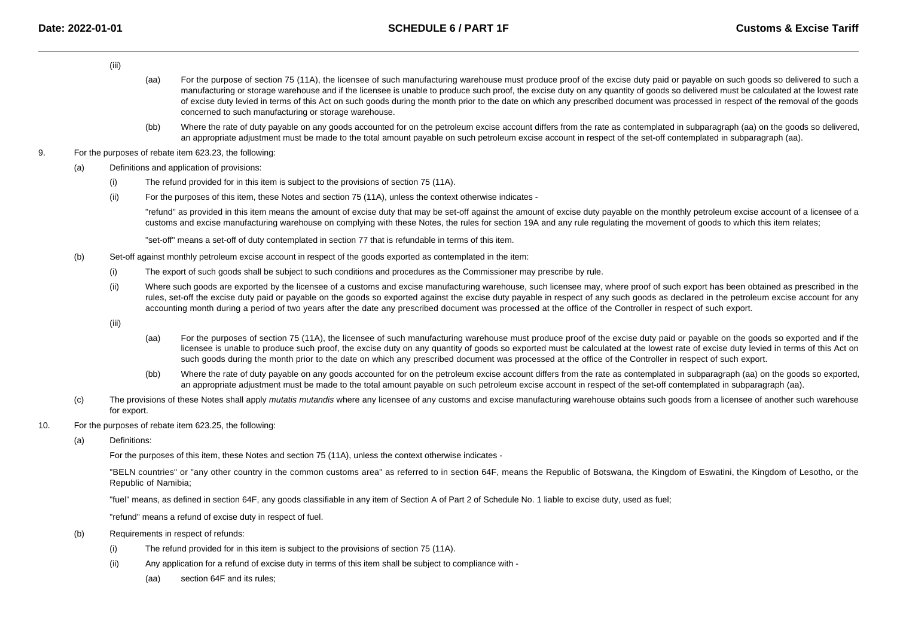(iii)

(aa) For the purpose of section 75 (11A), the licensee of such manufacturing warehouse must produce proof of the excise duty paid or payable on such goods so delivered to such a manufacturing or storage warehouse and if the licensee is unable to produce such proof, the excise duty on any quantity of goods so delivered must be calculated at the lowest rate of excise duty levied in terms of this Act on such goods during the month prior to the date on which any prescribed document was processed in respect of the removal of the goods concerned to such manufacturing or storage warehouse.

(bb) Where the rate of duty payable on any goods accounted for on the petroleum excise account differs from the rate as contemplated in subparagraph (aa) on the goods so delivered, an appropriate adjustment must be made to the total amount payable on such petroleum excise account in respect of the set-off contemplated in subparagraph (aa).

9. For the purposes of rebate item 623.23, the following:

(a) Definitions and application of provisions:

(i) The refund provided for in this item is subject to the provisions of section 75 (11A).

(ii) For the purposes of this item, these Notes and section 75 (11A), unless the context otherwise indicates -

"refund" as provided in this item means the amount of excise duty that may be set-off against the amount of excise duty payable on the monthly petroleum excise account of a licensee of a customs and excise manufacturing warehouse on complying with these Notes, the rules for section 19A and any rule regulating the movement of goods to which this item relates;

"set-off" means a set-off of duty contemplated in section 77 that is refundable in terms of this item.

(b) Set-off against monthly petroleum excise account in respect of the goods exported as contemplated in the item:

(i) The export of such goods shall be subject to such conditions and procedures as the Commissioner may prescribe by rule.

(ii) Where such goods are exported by the licensee of a customs and excise manufacturing warehouse, such licensee may, where proof of such export has been obtained as prescribed in the rules, set-off the excise duty paid or payable on the goods so exported against the excise duty payable in respect of any such goods as declared in the petroleum excise account for any accounting month during a period of two years after the date any prescribed document was processed at the office of the Controller in respect of such export.

(iii)

(aa) For the purposes of section 75 (11A), the licensee of such manufacturing warehouse must produce proof of the excise duty paid or payable on the goods so exported and if the licensee is unable to produce such proof, the excise duty on any quantity of goods so exported must be calculated at the lowest rate of excise duty levied in terms of this Act on such goods during the month prior to the date on which any prescribed document was processed at the office of the Controller in respect of such export.

(bb) Where the rate of duty payable on any goods accounted for on the petroleum excise account differs from the rate as contemplated in subparagraph (aa) on the goods so exported, an appropriate adjustment must be made to the total amount payable on such petroleum excise account in respect of the set-off contemplated in subparagraph (aa).

(c) The provisions of these Notes shall apply *mutatis mutandis* where any licensee of any customs and excise manufacturing warehouse obtains such goods from a licensee of another such warehouse for export.

10. For the purposes of rebate item 623.25, the following:

(a) Definitions:

For the purposes of this item, these Notes and section 75 (11A), unless the context otherwise indicates -

"BELN countries" or "any other country in the common customs area" as referred to in section 64F, means the Republic of Botswana, the Kingdom of Eswatini, the Kingdom of Lesotho, or the Republic of Namibia;

"fuel" means, as defined in section 64F, any goods classifiable in any item of Section A of Part 2 of Schedule No. 1 liable to excise duty, used as fuel;

"refund" means a refund of excise duty in respect of fuel.

(b) Requirements in respect of refunds:

(i) The refund provided for in this item is subject to the provisions of section 75 (11A).

(ii) Any application for a refund of excise duty in terms of this item shall be subject to compliance with -

(aa) section 64F and its rules;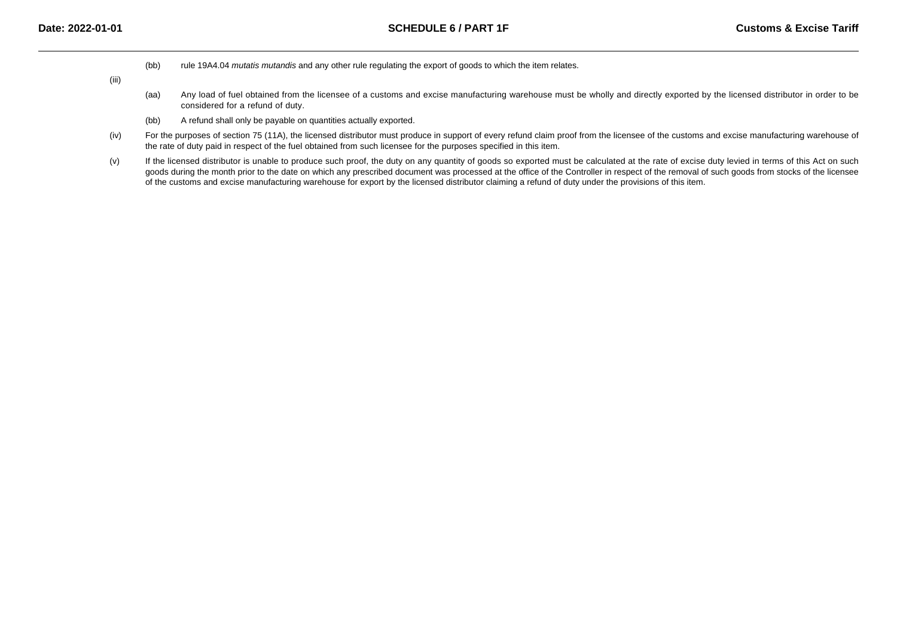(bb) rule 19A4.04 *mutatis mutandis* and any other rule regulating the export of goods to which the item relates.

(iii)

(aa) Any load of fuel obtained from the licensee of a customs and excise manufacturing warehouse must be wholly and directly exported by the licensed distributor in order to be considered for a refund of duty.

(bb) A refund shall only be payable on quantities actually exported.

(iv) For the purposes of section 75 (11A), the licensed distributor must produce in support of every refund claim proof from the licensee of the customs and excise manufacturing warehouse of the rate of duty paid in respect of the fuel obtained from such licensee for the purposes specified in this item.

(v) If the licensed distributor is unable to produce such proof, the duty on any quantity of goods so exported must be calculated at the rate of excise duty levied in terms of this Act on such goods during the month prior to the date on which any prescribed document was processed at the office of the Controller in respect of the removal of such goods from stocks of the licensee of the customs and excise manufacturing warehouse for export by the licensed distributor claiming a refund of duty under the provisions of this item.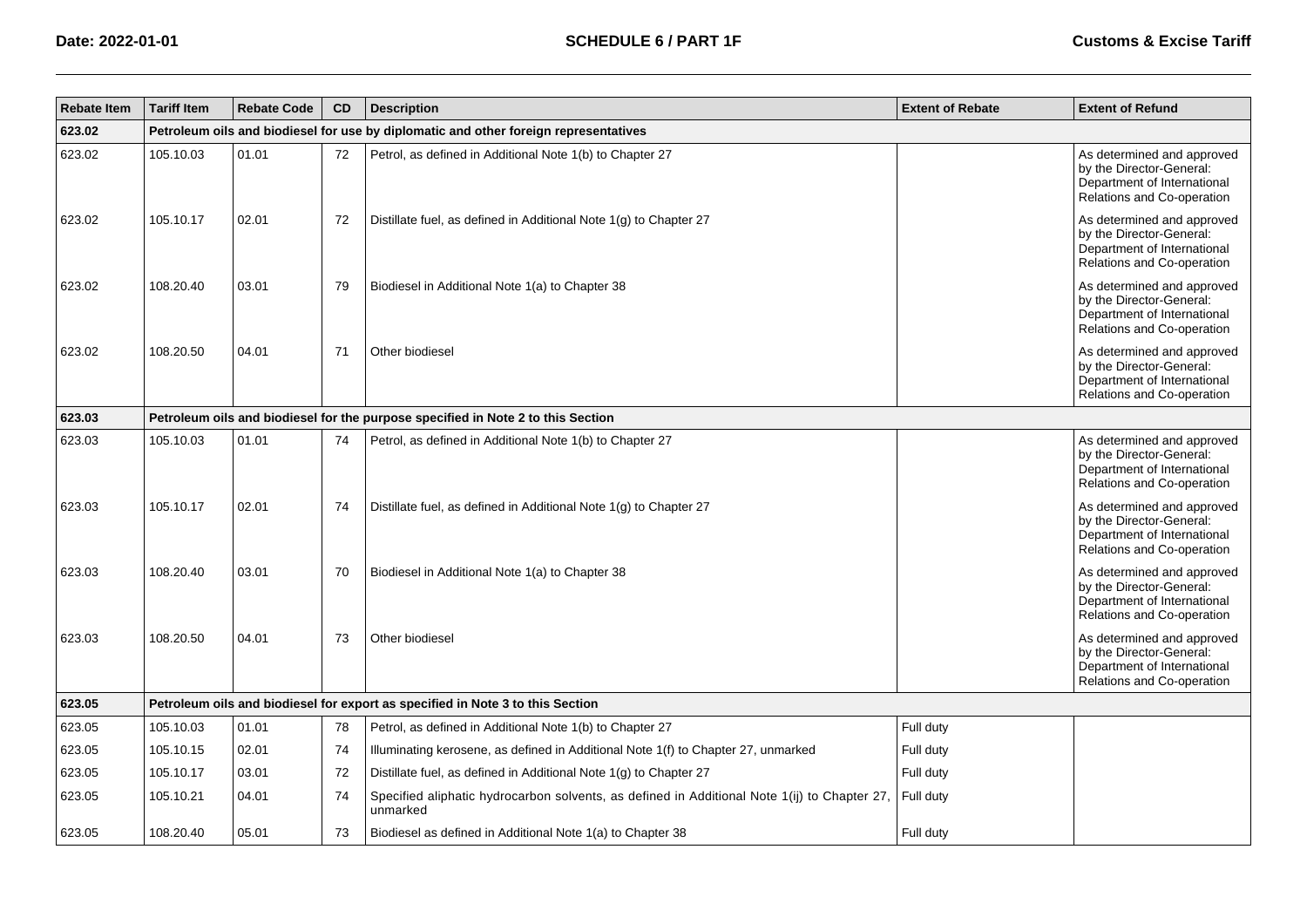| Rebate Item | Tariff Item | Rebate Code | CD | Description | Extent of Rebate | Extent of Refund |
|---|---|---|---|---|---|---|
| **623.02** | **Petroleum oils and biodiesel for use by diplomatic and other foreign representatives** | | | | | |
| 623.02 | 105.10.03 | 01.01 | 72 | Petrol, as defined in Additional Note 1(b) to Chapter 27 | | As determined and approved by the Director-General: Department of International Relations and Co-operation |
| 623.02 | 105.10.17 | 02.01 | 72 | Distillate fuel, as defined in Additional Note 1(g) to Chapter 27 | | As determined and approved by the Director-General: Department of International Relations and Co-operation |
| 623.02 | 108.20.40 | 03.01 | 79 | Biodiesel in Additional Note 1(a) to Chapter 38 | | As determined and approved by the Director-General: Department of International Relations and Co-operation |
| 623.02 | 108.20.50 | 04.01 | 71 | Other biodiesel | | As determined and approved by the Director-General: Department of International Relations and Co-operation |
| **623.03** | **Petroleum oils and biodiesel for the purpose specified in Note 2 to this Section** | | | | | |
| 623.03 | 105.10.03 | 01.01 | 74 | Petrol, as defined in Additional Note 1(b) to Chapter 27 | | As determined and approved by the Director-General: Department of International Relations and Co-operation |
| 623.03 | 105.10.17 | 02.01 | 74 | Distillate fuel, as defined in Additional Note 1(g) to Chapter 27 | | As determined and approved by the Director-General: Department of International Relations and Co-operation |
| 623.03 | 108.20.40 | 03.01 | 70 | Biodiesel in Additional Note 1(a) to Chapter 38 | | As determined and approved by the Director-General: Department of International Relations and Co-operation |
| 623.03 | 108.20.50 | 04.01 | 73 | Other biodiesel | | As determined and approved by the Director-General: Department of International Relations and Co-operation |
| **623.05** | **Petroleum oils and biodiesel for export as specified in Note 3 to this Section** | | | | | |
| 623.05 | 105.10.03 | 01.01 | 78 | Petrol, as defined in Additional Note 1(b) to Chapter 27 | Full duty | |
| 623.05 | 105.10.15 | 02.01 | 74 | Illuminating kerosene, as defined in Additional Note 1(f) to Chapter 27, unmarked | Full duty | |
| 623.05 | 105.10.17 | 03.01 | 72 | Distillate fuel, as defined in Additional Note 1(g) to Chapter 27 | Full duty | |
| 623.05 | 105.10.21 | 04.01 | 74 | Specified aliphatic hydrocarbon solvents, as defined in Additional Note 1(ij) to Chapter 27, unmarked | Full duty | |
| 623.05 | 108.20.40 | 05.01 | 73 | Biodiesel as defined in Additional Note 1(a) to Chapter 38 | Full duty | |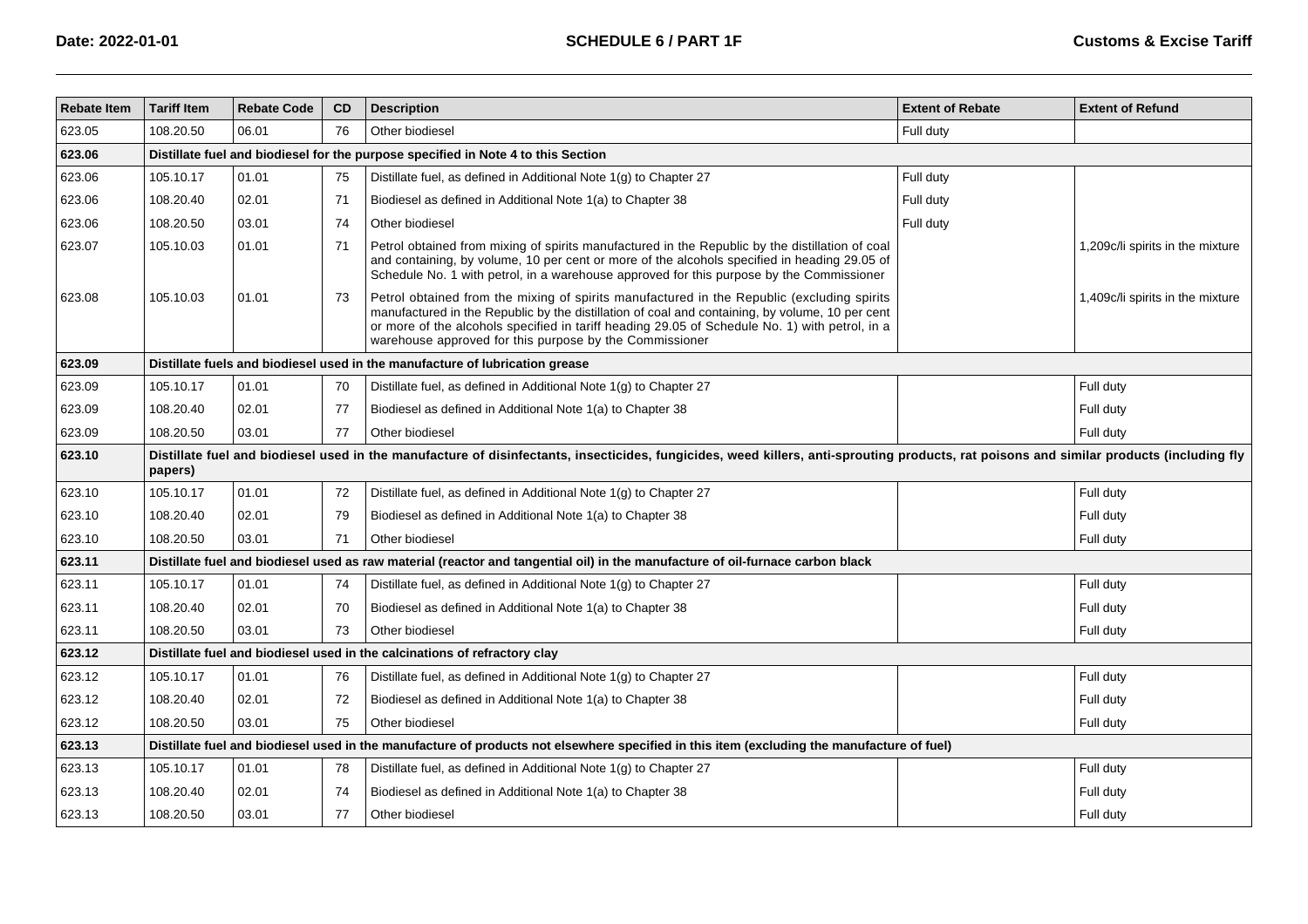| Rebate Item | Tariff Item | Rebate Code | CD | Description | Extent of Rebate | Extent of Refund |
|---|---|---|---|---|---|---|
| 623.05 | 108.20.50 | 06.01 | 76 | Other biodiesel | Full duty | |
| **623.06** | **Distillate fuel and biodiesel for the purpose specified in Note 4 to this Section** | | | | | |
| 623.06 | 105.10.17 | 01.01 | 75 | Distillate fuel, as defined in Additional Note 1(g) to Chapter 27 | Full duty | |
| 623.06 | 108.20.40 | 02.01 | 71 | Biodiesel as defined in Additional Note 1(a) to Chapter 38 | Full duty | |
| 623.06 | 108.20.50 | 03.01 | 74 | Other biodiesel | Full duty | |
| 623.07 | 105.10.03 | 01.01 | 71 | Petrol obtained from mixing of spirits manufactured in the Republic by the distillation of coal and containing, by volume, 10 per cent or more of the alcohols specified in heading 29.05 of Schedule No. 1 with petrol, in a warehouse approved for this purpose by the Commissioner | | 1,209c/li spirits in the mixture |
| 623.08 | 105.10.03 | 01.01 | 73 | Petrol obtained from the mixing of spirits manufactured in the Republic (excluding spirits manufactured in the Republic by the distillation of coal and containing, by volume, 10 per cent or more of the alcohols specified in tariff heading 29.05 of Schedule No. 1) with petrol, in a warehouse approved for this purpose by the Commissioner | | 1,409c/li spirits in the mixture |
| **623.09** | **Distillate fuels and biodiesel used in the manufacture of lubrication grease** | | | | | |
| 623.09 | 105.10.17 | 01.01 | 70 | Distillate fuel, as defined in Additional Note 1(g) to Chapter 27 | | Full duty |
| 623.09 | 108.20.40 | 02.01 | 77 | Biodiesel as defined in Additional Note 1(a) to Chapter 38 | | Full duty |
| 623.09 | 108.20.50 | 03.01 | 77 | Other biodiesel | | Full duty |
| **623.10** | **Distillate fuel and biodiesel used in the manufacture of disinfectants, insecticides, fungicides, weed killers, anti-sprouting products, rat poisons and similar products (including fly papers)** | | | | | |
| 623.10 | 105.10.17 | 01.01 | 72 | Distillate fuel, as defined in Additional Note 1(g) to Chapter 27 | | Full duty |
| 623.10 | 108.20.40 | 02.01 | 79 | Biodiesel as defined in Additional Note 1(a) to Chapter 38 | | Full duty |
| 623.10 | 108.20.50 | 03.01 | 71 | Other biodiesel | | Full duty |
| **623.11** | **Distillate fuel and biodiesel used as raw material (reactor and tangential oil) in the manufacture of oil-furnace carbon black** | | | | | |
| 623.11 | 105.10.17 | 01.01 | 74 | Distillate fuel, as defined in Additional Note 1(g) to Chapter 27 | | Full duty |
| 623.11 | 108.20.40 | 02.01 | 70 | Biodiesel as defined in Additional Note 1(a) to Chapter 38 | | Full duty |
| 623.11 | 108.20.50 | 03.01 | 73 | Other biodiesel | | Full duty |
| **623.12** | **Distillate fuel and biodiesel used in the calcinations of refractory clay** | | | | | |
| 623.12 | 105.10.17 | 01.01 | 76 | Distillate fuel, as defined in Additional Note 1(g) to Chapter 27 | | Full duty |
| 623.12 | 108.20.40 | 02.01 | 72 | Biodiesel as defined in Additional Note 1(a) to Chapter 38 | | Full duty |
| 623.12 | 108.20.50 | 03.01 | 75 | Other biodiesel | | Full duty |
| **623.13** | **Distillate fuel and biodiesel used in the manufacture of products not elsewhere specified in this item (excluding the manufacture of fuel)** | | | | | |
| 623.13 | 105.10.17 | 01.01 | 78 | Distillate fuel, as defined in Additional Note 1(g) to Chapter 27 | | Full duty |
| 623.13 | 108.20.40 | 02.01 | 74 | Biodiesel as defined in Additional Note 1(a) to Chapter 38 | | Full duty |
| 623.13 | 108.20.50 | 03.01 | 77 | Other biodiesel | | Full duty |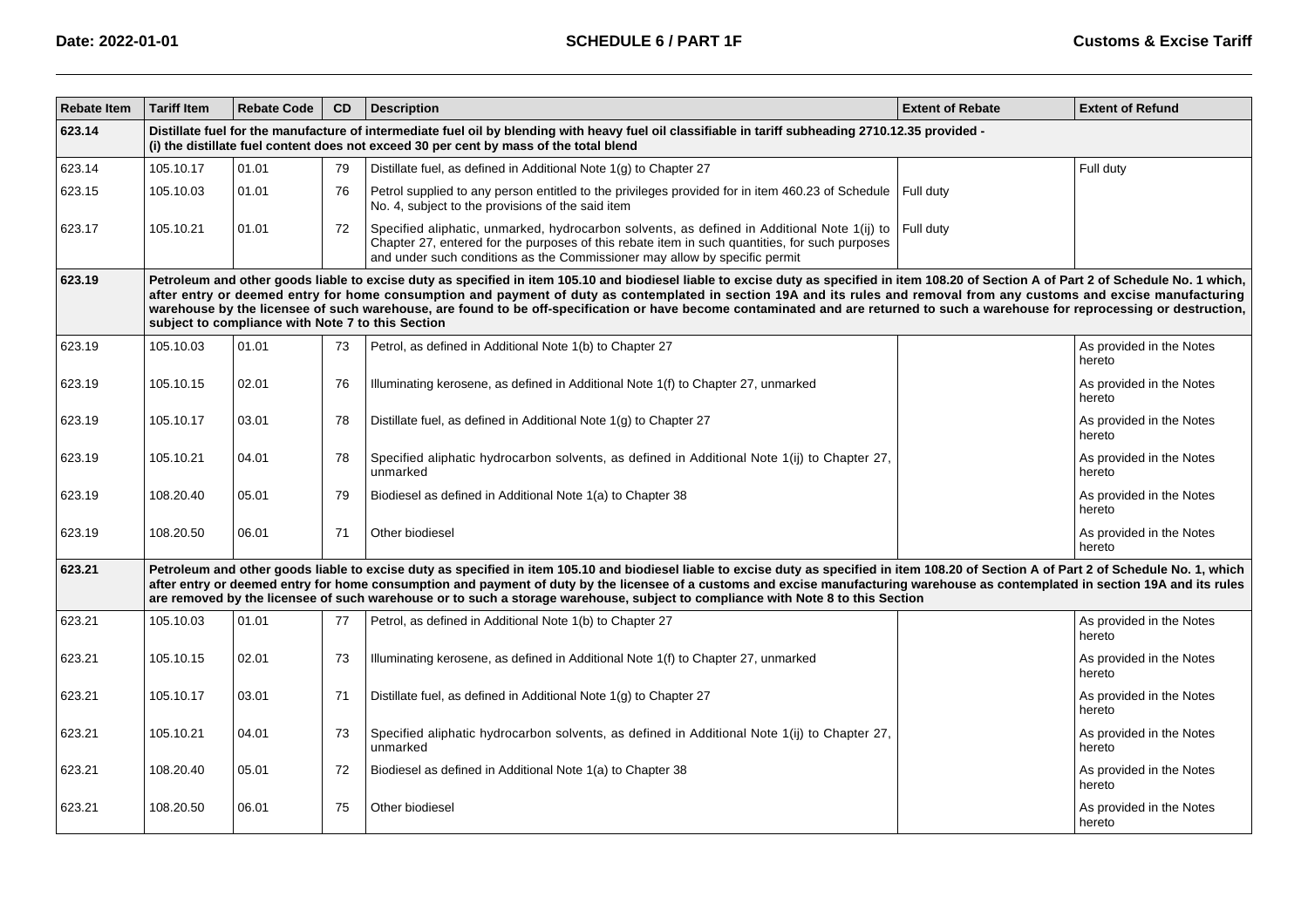| Rebate Item | Tariff Item | Rebate Code | CD | Description | Extent of Rebate | Extent of Refund |
|---|---|---|---|---|---|---|
| **623.14** | **Distillate fuel for the manufacture of intermediate fuel oil by blending with heavy fuel oil classifiable in tariff subheading 2710.12.35 provided - (i) the distillate fuel content does not exceed 30 per cent by mass of the total blend** | | | | | |
| 623.14 | 105.10.17 | 01.01 | 79 | Distillate fuel, as defined in Additional Note 1(g) to Chapter 27 | | Full duty |
| 623.15 | 105.10.03 | 01.01 | 76 | Petrol supplied to any person entitled to the privileges provided for in item 460.23 of Schedule No. 4, subject to the provisions of the said item | Full duty | |
| 623.17 | 105.10.21 | 01.01 | 72 | Specified aliphatic, unmarked, hydrocarbon solvents, as defined in Additional Note 1(ij) to Chapter 27, entered for the purposes of this rebate item in such quantities, for such purposes and under such conditions as the Commissioner may allow by specific permit | Full duty | |
| **623.19** | **Petroleum and other goods liable to excise duty as specified in item 105.10 and biodiesel liable to excise duty as specified in item 108.20 of Section A of Part 2 of Schedule No. 1 which, after entry or deemed entry for home consumption and payment of duty as contemplated in section 19A and its rules and removal from any customs and excise manufacturing warehouse by the licensee of such warehouse, are found to be off-specification or have become contaminated and are returned to such a warehouse for reprocessing or destruction, subject to compliance with Note 7 to this Section** | | | | | |
| 623.19 | 105.10.03 | 01.01 | 73 | Petrol, as defined in Additional Note 1(b) to Chapter 27 | | As provided in the Notes hereto |
| 623.19 | 105.10.15 | 02.01 | 76 | Illuminating kerosene, as defined in Additional Note 1(f) to Chapter 27, unmarked | | As provided in the Notes hereto |
| 623.19 | 105.10.17 | 03.01 | 78 | Distillate fuel, as defined in Additional Note 1(g) to Chapter 27 | | As provided in the Notes hereto |
| 623.19 | 105.10.21 | 04.01 | 78 | Specified aliphatic hydrocarbon solvents, as defined in Additional Note 1(ij) to Chapter 27, unmarked | | As provided in the Notes hereto |
| 623.19 | 108.20.40 | 05.01 | 79 | Biodiesel as defined in Additional Note 1(a) to Chapter 38 | | As provided in the Notes hereto |
| 623.19 | 108.20.50 | 06.01 | 71 | Other biodiesel | | As provided in the Notes hereto |
| **623.21** | **Petroleum and other goods liable to excise duty as specified in item 105.10 and biodiesel liable to excise duty as specified in item 108.20 of Section A of Part 2 of Schedule No. 1, which after entry or deemed entry for home consumption and payment of duty by the licensee of a customs and excise manufacturing warehouse as contemplated in section 19A and its rules are removed by the licensee of such warehouse or to such a storage warehouse, subject to compliance with Note 8 to this Section** | | | | | |
| 623.21 | 105.10.03 | 01.01 | 77 | Petrol, as defined in Additional Note 1(b) to Chapter 27 | | As provided in the Notes hereto |
| 623.21 | 105.10.15 | 02.01 | 73 | Illuminating kerosene, as defined in Additional Note 1(f) to Chapter 27, unmarked | | As provided in the Notes hereto |
| 623.21 | 105.10.17 | 03.01 | 71 | Distillate fuel, as defined in Additional Note 1(g) to Chapter 27 | | As provided in the Notes hereto |
| 623.21 | 105.10.21 | 04.01 | 73 | Specified aliphatic hydrocarbon solvents, as defined in Additional Note 1(ij) to Chapter 27, unmarked | | As provided in the Notes hereto |
| 623.21 | 108.20.40 | 05.01 | 72 | Biodiesel as defined in Additional Note 1(a) to Chapter 38 | | As provided in the Notes hereto |
| 623.21 | 108.20.50 | 06.01 | 75 | Other biodiesel | | As provided in the Notes hereto |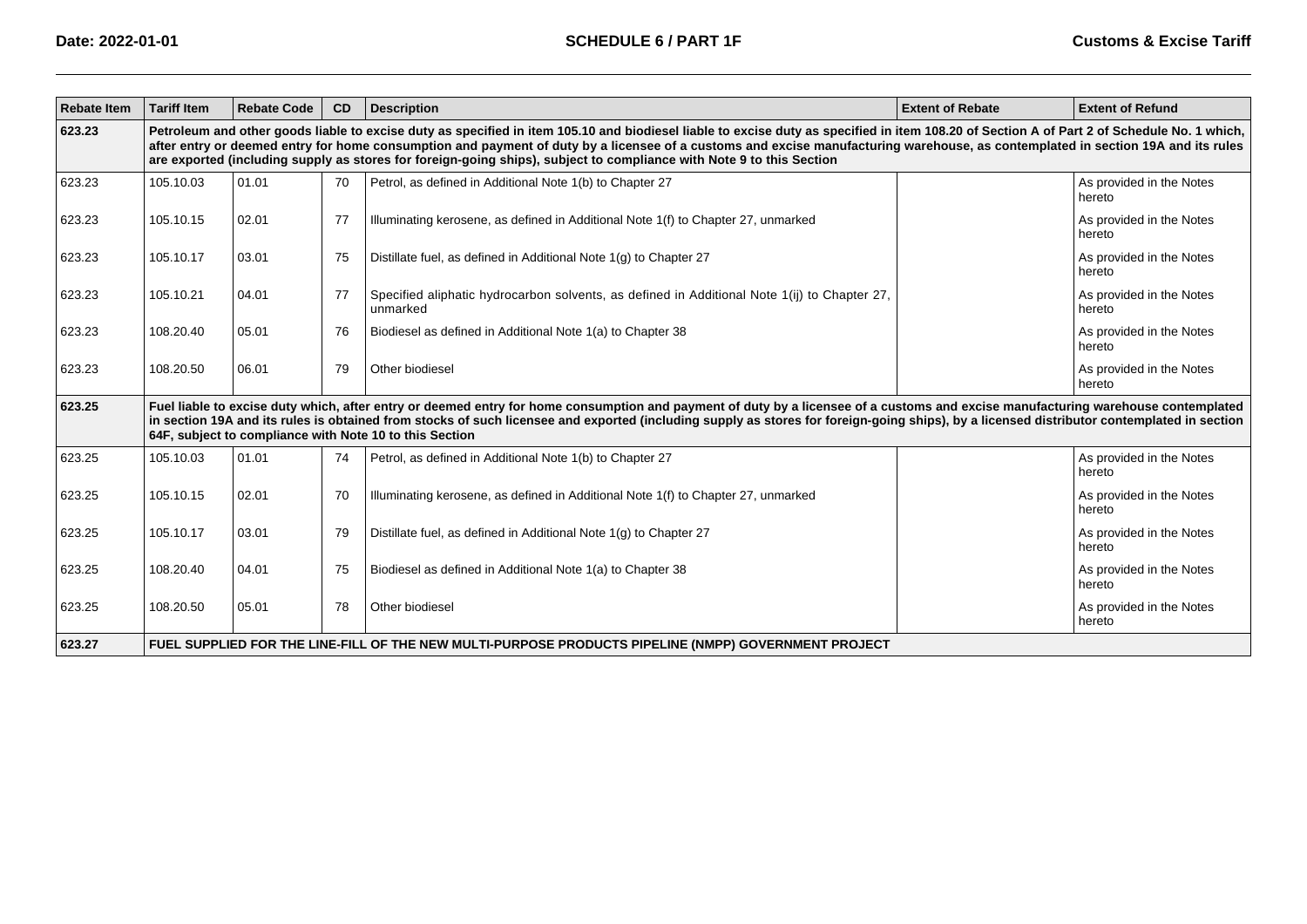| Rebate Item | Tariff Item | Rebate Code | CD | Description | Extent of Rebate | Extent of Refund |
|---|---|---|---|---|---|---|
| **623.23** | **Petroleum and other goods liable to excise duty as specified in item 105.10 and biodiesel liable to excise duty as specified in item 108.20 of Section A of Part 2 of Schedule No. 1 which, after entry or deemed entry for home consumption and payment of duty by a licensee of a customs and excise manufacturing warehouse, as contemplated in section 19A and its rules are exported (including supply as stores for foreign-going ships), subject to compliance with Note 9 to this Section** | | | | | |
| 623.23 | 105.10.03 | 01.01 | 70 | Petrol, as defined in Additional Note 1(b) to Chapter 27 | | As provided in the Notes hereto |
| 623.23 | 105.10.15 | 02.01 | 77 | Illuminating kerosene, as defined in Additional Note 1(f) to Chapter 27, unmarked | | As provided in the Notes hereto |
| 623.23 | 105.10.17 | 03.01 | 75 | Distillate fuel, as defined in Additional Note 1(g) to Chapter 27 | | As provided in the Notes hereto |
| 623.23 | 105.10.21 | 04.01 | 77 | Specified aliphatic hydrocarbon solvents, as defined in Additional Note 1(ij) to Chapter 27, unmarked | | As provided in the Notes hereto |
| 623.23 | 108.20.40 | 05.01 | 76 | Biodiesel as defined in Additional Note 1(a) to Chapter 38 | | As provided in the Notes hereto |
| 623.23 | 108.20.50 | 06.01 | 79 | Other biodiesel | | As provided in the Notes hereto |
| **623.25** | **Fuel liable to excise duty which, after entry or deemed entry for home consumption and payment of duty by a licensee of a customs and excise manufacturing warehouse contemplated in section 19A and its rules is obtained from stocks of such licensee and exported (including supply as stores for foreign-going ships), by a licensed distributor contemplated in section 64F, subject to compliance with Note 10 to this Section** | | | | | |
| 623.25 | 105.10.03 | 01.01 | 74 | Petrol, as defined in Additional Note 1(b) to Chapter 27 | | As provided in the Notes hereto |
| 623.25 | 105.10.15 | 02.01 | 70 | Illuminating kerosene, as defined in Additional Note 1(f) to Chapter 27, unmarked | | As provided in the Notes hereto |
| 623.25 | 105.10.17 | 03.01 | 79 | Distillate fuel, as defined in Additional Note 1(g) to Chapter 27 | | As provided in the Notes hereto |
| 623.25 | 108.20.40 | 04.01 | 75 | Biodiesel as defined in Additional Note 1(a) to Chapter 38 | | As provided in the Notes hereto |
| 623.25 | 108.20.50 | 05.01 | 78 | Other biodiesel | | As provided in the Notes hereto |
| **623.27** | **FUEL SUPPLIED FOR THE LINE-FILL OF THE NEW MULTI-PURPOSE PRODUCTS PIPELINE (NMPP) GOVERNMENT PROJECT** | | | | | |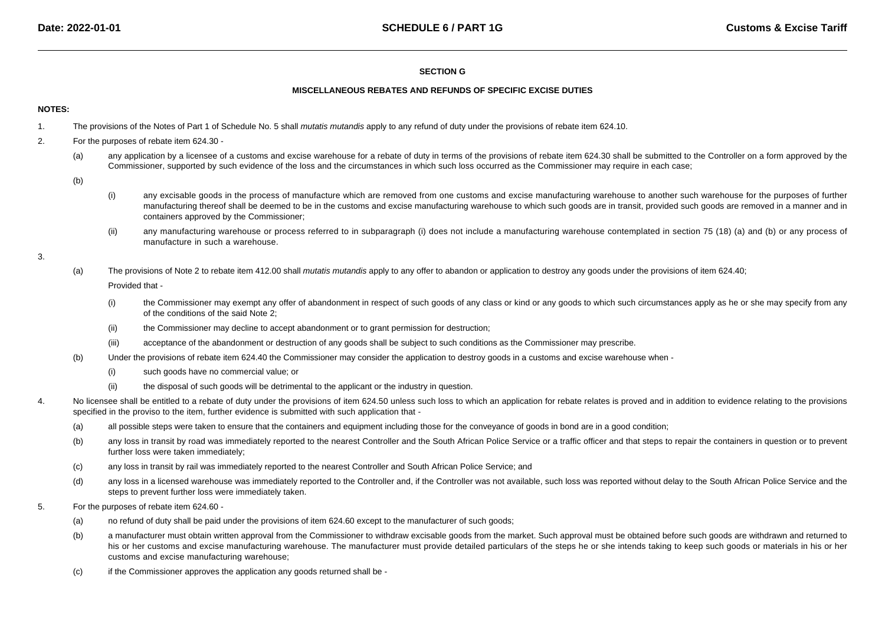## SECTION G

### MISCELLANEOUS REBATES AND REFUNDS OF SPECIFIC EXCISE DUTIES

**NOTES:**

1. The provisions of the Notes of Part 1 of Schedule No. 5 shall *mutatis mutandis* apply to any refund of duty under the provisions of rebate item 624.10.

2. For the purposes of rebate item 624.30 -

   (a) any application by a licensee of a customs and excise warehouse for a rebate of duty in terms of the provisions of rebate item 624.30 shall be submitted to the Controller on a form approved by the Commissioner, supported by such evidence of the loss and the circumstances in which such loss occurred as the Commissioner may require in each case;

   (b)

   (i) any excisable goods in the process of manufacture which are removed from one customs and excise manufacturing warehouse to another such warehouse for the purposes of further manufacturing thereof shall be deemed to be in the customs and excise manufacturing warehouse to which such goods are in transit, provided such goods are removed in a manner and in containers approved by the Commissioner;

   (ii) any manufacturing warehouse or process referred to in subparagraph (i) does not include a manufacturing warehouse contemplated in section 75 (18) (a) and (b) or any process of manufacture in such a warehouse.

3.

   (a) The provisions of Note 2 to rebate item 412.00 shall *mutatis mutandis* apply to any offer to abandon or application to destroy any goods under the provisions of item 624.40;

   Provided that -

   (i) the Commissioner may exempt any offer of abandonment in respect of such goods of any class or kind or any goods to which such circumstances apply as he or she may specify from any of the conditions of the said Note 2;

   (ii) the Commissioner may decline to accept abandonment or to grant permission for destruction;

   (iii) acceptance of the abandonment or destruction of any goods shall be subject to such conditions as the Commissioner may prescribe.

   (b) Under the provisions of rebate item 624.40 the Commissioner may consider the application to destroy goods in a customs and excise warehouse when -

   (i) such goods have no commercial value; or

   (ii) the disposal of such goods will be detrimental to the applicant or the industry in question.

4. No licensee shall be entitled to a rebate of duty under the provisions of item 624.50 unless such loss to which an application for rebate relates is proved and in addition to evidence relating to the provisions specified in the proviso to the item, further evidence is submitted with such application that -

   (a) all possible steps were taken to ensure that the containers and equipment including those for the conveyance of goods in bond are in a good condition;

   (b) any loss in transit by road was immediately reported to the nearest Controller and the South African Police Service or a traffic officer and that steps to repair the containers in question or to prevent further loss were taken immediately;

   (c) any loss in transit by rail was immediately reported to the nearest Controller and South African Police Service; and

   (d) any loss in a licensed warehouse was immediately reported to the Controller and, if the Controller was not available, such loss was reported without delay to the South African Police Service and the steps to prevent further loss were immediately taken.

5. For the purposes of rebate item 624.60 -

   (a) no refund of duty shall be paid under the provisions of item 624.60 except to the manufacturer of such goods;

   (b) a manufacturer must obtain written approval from the Commissioner to withdraw excisable goods from the market. Such approval must be obtained before such goods are withdrawn and returned to his or her customs and excise manufacturing warehouse. The manufacturer must provide detailed particulars of the steps he or she intends taking to keep such goods or materials in his or her customs and excise manufacturing warehouse;

   (c) if the Commissioner approves the application any goods returned shall be -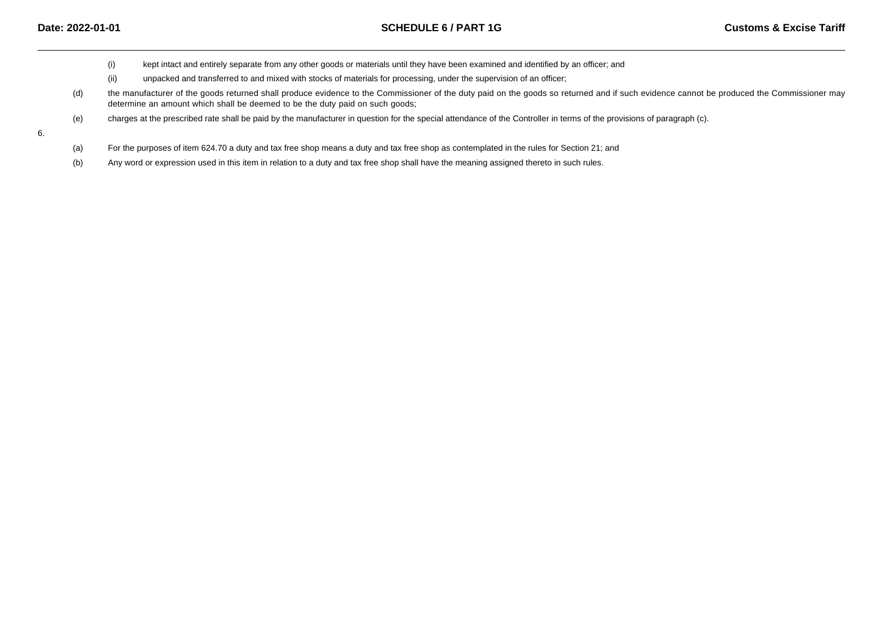(i) kept intact and entirely separate from any other goods or materials until they have been examined and identified by an officer; and

(ii) unpacked and transferred to and mixed with stocks of materials for processing, under the supervision of an officer;

(d) the manufacturer of the goods returned shall produce evidence to the Commissioner of the duty paid on the goods so returned and if such evidence cannot be produced the Commissioner may determine an amount which shall be deemed to be the duty paid on such goods;

(e) charges at the prescribed rate shall be paid by the manufacturer in question for the special attendance of the Controller in terms of the provisions of paragraph (c).

6.

(a) For the purposes of item 624.70 a duty and tax free shop means a duty and tax free shop as contemplated in the rules for Section 21; and

(b) Any word or expression used in this item in relation to a duty and tax free shop shall have the meaning assigned thereto in such rules.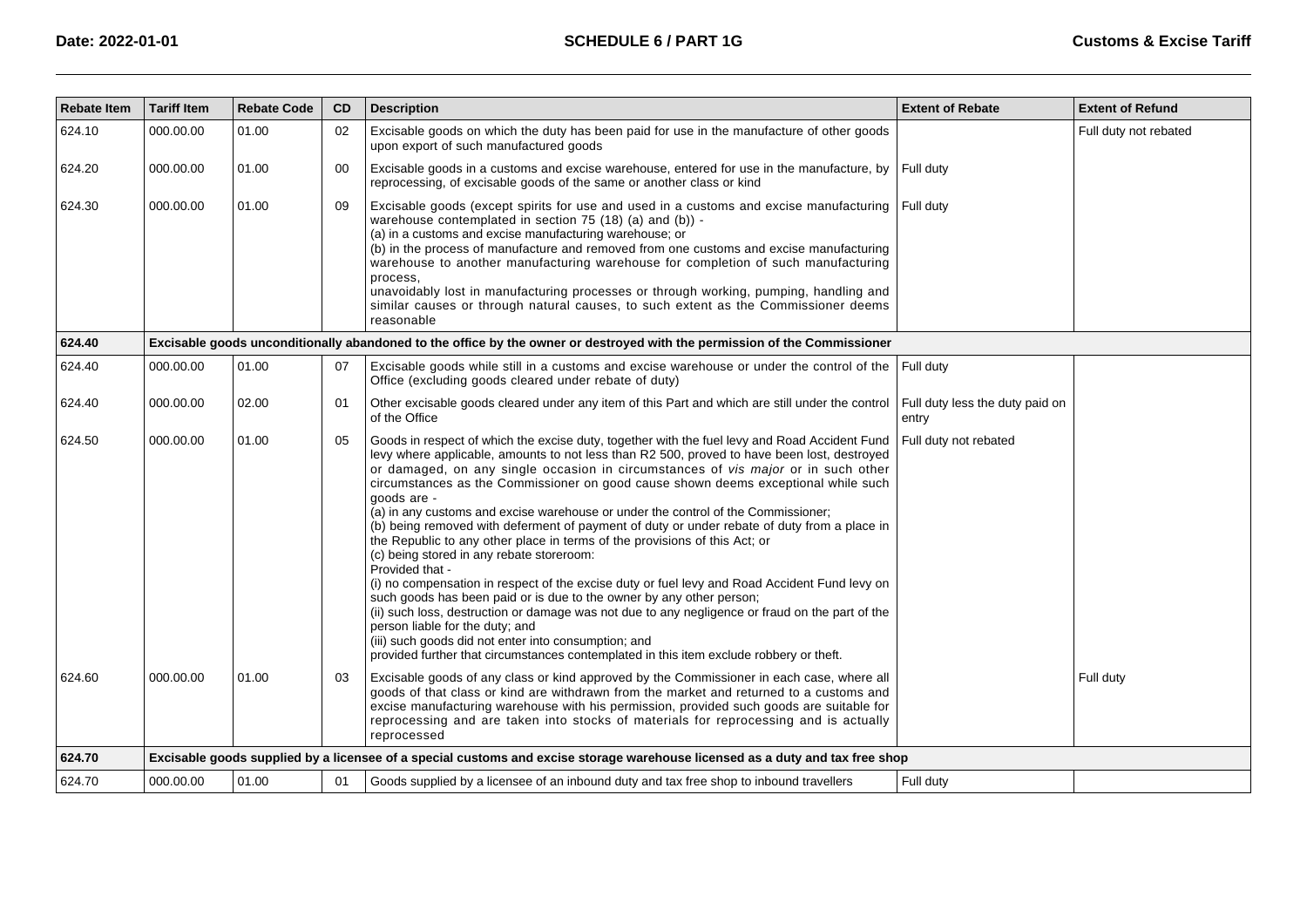| Rebate Item | Tariff Item | Rebate Code | CD | Description | Extent of Rebate | Extent of Refund |
|---|---|---|---|---|---|---|
| 624.10 | 000.00.00 | 01.00 | 02 | Excisable goods on which the duty has been paid for use in the manufacture of other goods upon export of such manufactured goods | | Full duty not rebated |
| 624.20 | 000.00.00 | 01.00 | 00 | Excisable goods in a customs and excise warehouse, entered for use in the manufacture, by reprocessing, of excisable goods of the same or another class or kind | Full duty | |
| 624.30 | 000.00.00 | 01.00 | 09 | Excisable goods (except spirits for use and used in a customs and excise manufacturing warehouse contemplated in section 75 (18) (a) and (b)) -<br>(a) in a customs and excise manufacturing warehouse; or<br>(b) in the process of manufacture and removed from one customs and excise manufacturing warehouse to another manufacturing warehouse for completion of such manufacturing process,<br>unavoidably lost in manufacturing processes or through working, pumping, handling and similar causes or through natural causes, to such extent as the Commissioner deems reasonable | Full duty | |
| **624.40** | **Excisable goods unconditionally abandoned to the office by the owner or destroyed with the permission of the Commissioner** | | | | | |
| 624.40 | 000.00.00 | 01.00 | 07 | Excisable goods while still in a customs and excise warehouse or under the control of the Office (excluding goods cleared under rebate of duty) | Full duty | |
| 624.40 | 000.00.00 | 02.00 | 01 | Other excisable goods cleared under any item of this Part and which are still under the control of the Office | Full duty less the duty paid on entry | |
| 624.50 | 000.00.00 | 01.00 | 05 | Goods in respect of which the excise duty, together with the fuel levy and Road Accident Fund levy where applicable, amounts to not less than R2 500, proved to have been lost, destroyed or damaged, on any single occasion in circumstances of *vis major* or in such other circumstances as the Commissioner on good cause shown deems exceptional while such goods are -<br>(a) in any customs and excise warehouse or under the control of the Commissioner;<br>(b) being removed with deferment of payment of duty or under rebate of duty from a place in the Republic to any other place in terms of the provisions of this Act; or<br>(c) being stored in any rebate storeroom:<br>Provided that -<br>(i) no compensation in respect of the excise duty or fuel levy and Road Accident Fund levy on such goods has been paid or is due to the owner by any other person;<br>(ii) such loss, destruction or damage was not due to any negligence or fraud on the part of the person liable for the duty; and<br>(iii) such goods did not enter into consumption; and<br>provided further that circumstances contemplated in this item exclude robbery or theft. | Full duty not rebated | |
| 624.60 | 000.00.00 | 01.00 | 03 | Excisable goods of any class or kind approved by the Commissioner in each case, where all goods of that class or kind are withdrawn from the market and returned to a customs and excise manufacturing warehouse with his permission, provided such goods are suitable for reprocessing and are taken into stocks of materials for reprocessing and is actually reprocessed | | Full duty |
| **624.70** | **Excisable goods supplied by a licensee of a special customs and excise storage warehouse licensed as a duty and tax free shop** | | | | | |
| 624.70 | 000.00.00 | 01.00 | 01 | Goods supplied by a licensee of an inbound duty and tax free shop to inbound travellers | Full duty | |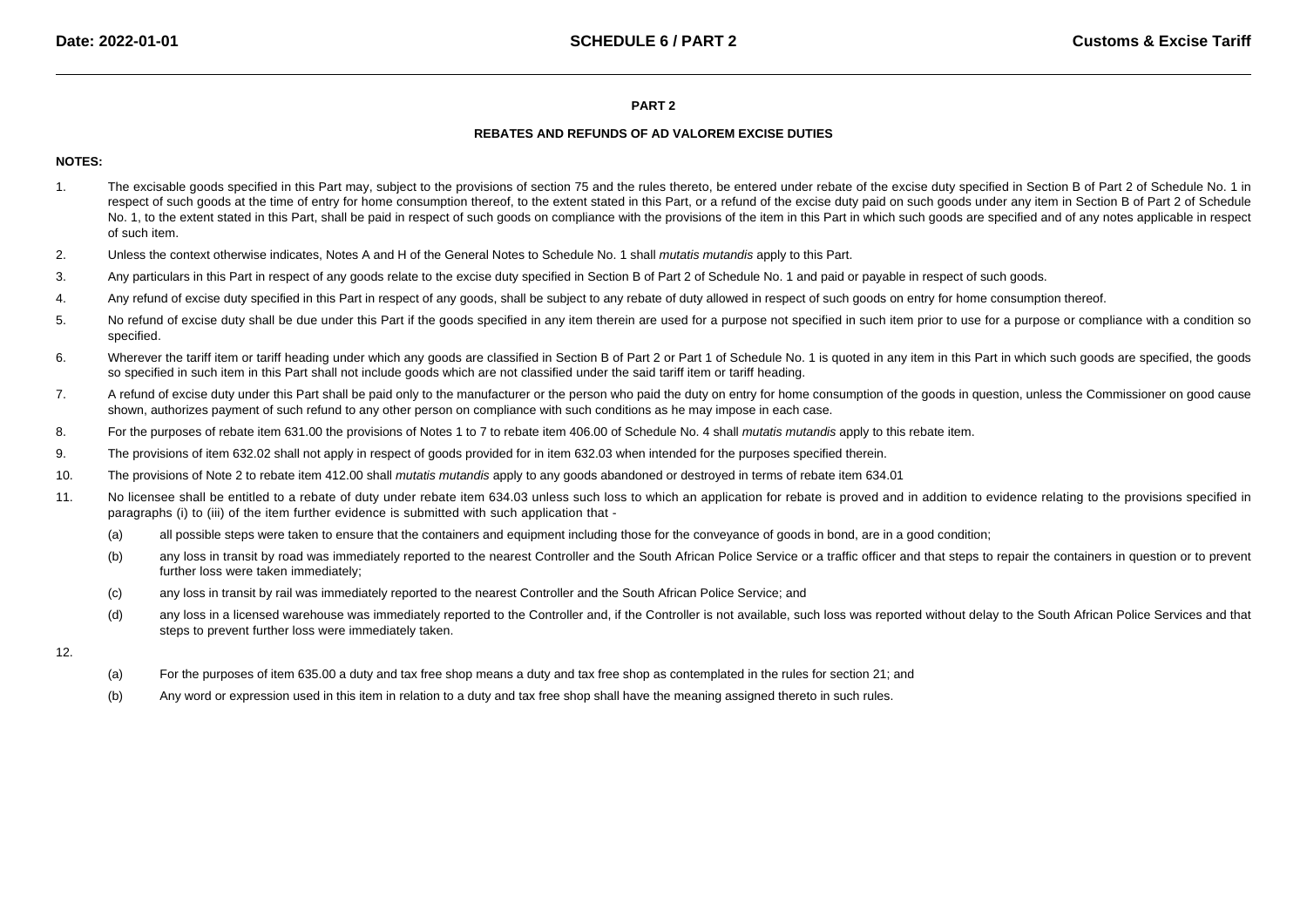## PART 2

### REBATES AND REFUNDS OF AD VALOREM EXCISE DUTIES

**NOTES:**

1. The excisable goods specified in this Part may, subject to the provisions of section 75 and the rules thereto, be entered under rebate of the excise duty specified in Section B of Part 2 of Schedule No. 1 in respect of such goods at the time of entry for home consumption thereof, to the extent stated in this Part, or a refund of the excise duty paid on such goods under any item in Section B of Part 2 of Schedule No. 1, to the extent stated in this Part, shall be paid in respect of such goods on compliance with the provisions of the item in this Part in which such goods are specified and of any notes applicable in respect of such item.

2. Unless the context otherwise indicates, Notes A and H of the General Notes to Schedule No. 1 shall *mutatis mutandis* apply to this Part.

3. Any particulars in this Part in respect of any goods relate to the excise duty specified in Section B of Part 2 of Schedule No. 1 and paid or payable in respect of such goods.

4. Any refund of excise duty specified in this Part in respect of any goods, shall be subject to any rebate of duty allowed in respect of such goods on entry for home consumption thereof.

5. No refund of excise duty shall be due under this Part if the goods specified in any item therein are used for a purpose not specified in such item prior to use for a purpose or compliance with a condition so specified.

6. Wherever the tariff item or tariff heading under which any goods are classified in Section B of Part 2 or Part 1 of Schedule No. 1 is quoted in any item in this Part in which such goods are specified, the goods so specified in such item in this Part shall not include goods which are not classified under the said tariff item or tariff heading.

7. A refund of excise duty under this Part shall be paid only to the manufacturer or the person who paid the duty on entry for home consumption of the goods in question, unless the Commissioner on good cause shown, authorizes payment of such refund to any other person on compliance with such conditions as he may impose in each case.

8. For the purposes of rebate item 631.00 the provisions of Notes 1 to 7 to rebate item 406.00 of Schedule No. 4 shall *mutatis mutandis* apply to this rebate item.

9. The provisions of item 632.02 shall not apply in respect of goods provided for in item 632.03 when intended for the purposes specified therein.

10. The provisions of Note 2 to rebate item 412.00 shall *mutatis mutandis* apply to any goods abandoned or destroyed in terms of rebate item 634.01

11. No licensee shall be entitled to a rebate of duty under rebate item 634.03 unless such loss to which an application for rebate is proved and in addition to evidence relating to the provisions specified in paragraphs (i) to (iii) of the item further evidence is submitted with such application that -

    (a) all possible steps were taken to ensure that the containers and equipment including those for the conveyance of goods in bond, are in a good condition;

    (b) any loss in transit by road was immediately reported to the nearest Controller and the South African Police Service or a traffic officer and that steps to repair the containers in question or to prevent further loss were taken immediately;

    (c) any loss in transit by rail was immediately reported to the nearest Controller and the South African Police Service; and

    (d) any loss in a licensed warehouse was immediately reported to the Controller and, if the Controller is not available, such loss was reported without delay to the South African Police Services and that steps to prevent further loss were immediately taken.

12.

    (a) For the purposes of item 635.00 a duty and tax free shop means a duty and tax free shop as contemplated in the rules for section 21; and

    (b) Any word or expression used in this item in relation to a duty and tax free shop shall have the meaning assigned thereto in such rules.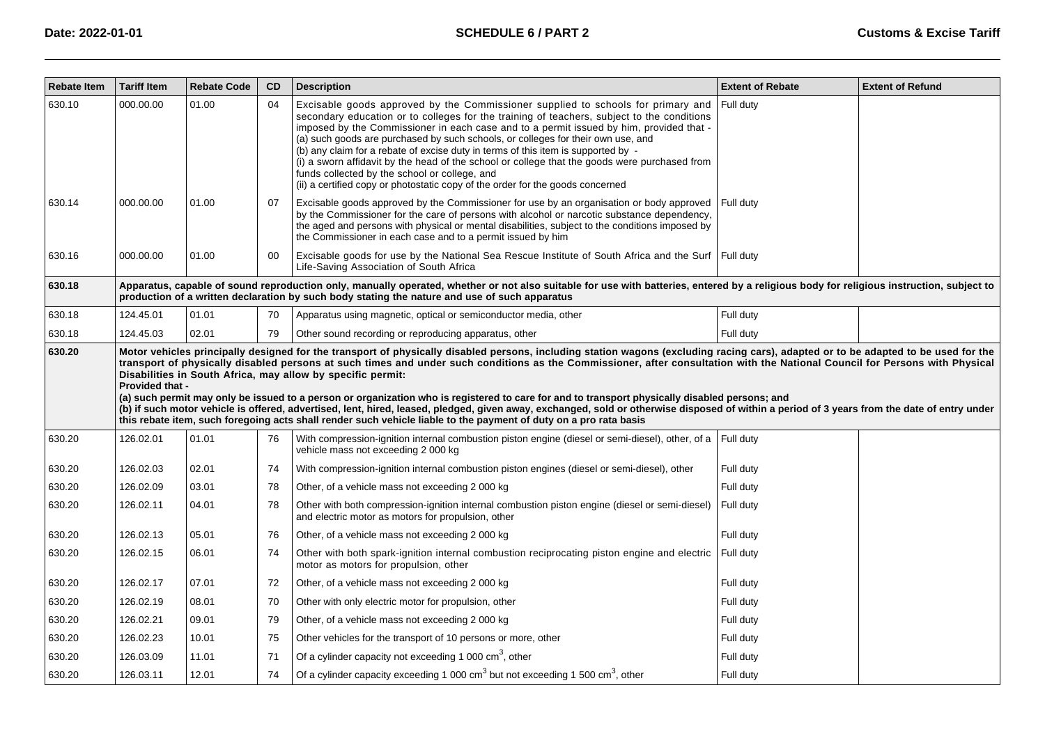| Rebate Item | Tariff Item | Rebate Code | CD | Description | Extent of Rebate | Extent of Refund |
|---|---|---|---|---|---|---|
| 630.10 | 000.00.00 | 01.00 | 04 | Excisable goods approved by the Commissioner supplied to schools for primary and secondary education or to colleges for the training of teachers, subject to the conditions imposed by the Commissioner in each case and to a permit issued by him, provided that - (a) such goods are purchased by such schools, or colleges for their own use, and (b) any claim for a rebate of excise duty in terms of this item is supported by - (i) a sworn affidavit by the head of the school or college that the goods were purchased from funds collected by the school or college, and (ii) a certified copy or photostatic copy of the order for the goods concerned | Full duty | |
| 630.14 | 000.00.00 | 01.00 | 07 | Excisable goods approved by the Commissioner for use by an organisation or body approved by the Commissioner for the care of persons with alcohol or narcotic substance dependency, the aged and persons with physical or mental disabilities, subject to the conditions imposed by the Commissioner in each case and to a permit issued by him | Full duty | |
| 630.16 | 000.00.00 | 01.00 | 00 | Excisable goods for use by the National Sea Rescue Institute of South Africa and the Surf Life-Saving Association of South Africa | Full duty | |
| **630.18** | **Apparatus, capable of sound reproduction only, manually operated, whether or not also suitable for use with batteries, entered by a religious body for religious instruction, subject to production of a written declaration by such body stating the nature and use of such apparatus** | | | | | |
| 630.18 | 124.45.01 | 01.01 | 70 | Apparatus using magnetic, optical or semiconductor media, other | Full duty | |
| 630.18 | 124.45.03 | 02.01 | 79 | Other sound recording or reproducing apparatus, other | Full duty | |
| **630.20** | **Motor vehicles principally designed for the transport of physically disabled persons, including station wagons (excluding racing cars), adapted or to be adapted to be used for the transport of physically disabled persons at such times and under such conditions as the Commissioner, after consultation with the National Council for Persons with Physical Disabilities in South Africa, may allow by specific permit: Provided that - (a) such permit may only be issued to a person or organization who is registered to care for and to transport physically disabled persons; and (b) if such motor vehicle is offered, advertised, lent, hired, leased, pledged, given away, exchanged, sold or otherwise disposed of within a period of 3 years from the date of entry under this rebate item, such foregoing acts shall render such vehicle liable to the payment of duty on a pro rata basis** | | | | | |
| 630.20 | 126.02.01 | 01.01 | 76 | With compression-ignition internal combustion piston engine (diesel or semi-diesel), other, of a vehicle mass not exceeding 2 000 kg | Full duty | |
| 630.20 | 126.02.03 | 02.01 | 74 | With compression-ignition internal combustion piston engines (diesel or semi-diesel), other | Full duty | |
| 630.20 | 126.02.09 | 03.01 | 78 | Other, of a vehicle mass not exceeding 2 000 kg | Full duty | |
| 630.20 | 126.02.11 | 04.01 | 78 | Other with both compression-ignition internal combustion piston engine (diesel or semi-diesel) and electric motor as motors for propulsion, other | Full duty | |
| 630.20 | 126.02.13 | 05.01 | 76 | Other, of a vehicle mass not exceeding 2 000 kg | Full duty | |
| 630.20 | 126.02.15 | 06.01 | 74 | Other with both spark-ignition internal combustion reciprocating piston engine and electric motor as motors for propulsion, other | Full duty | |
| 630.20 | 126.02.17 | 07.01 | 72 | Other, of a vehicle mass not exceeding 2 000 kg | Full duty | |
| 630.20 | 126.02.19 | 08.01 | 70 | Other with only electric motor for propulsion, other | Full duty | |
| 630.20 | 126.02.21 | 09.01 | 79 | Other, of a vehicle mass not exceeding 2 000 kg | Full duty | |
| 630.20 | 126.02.23 | 10.01 | 75 | Other vehicles for the transport of 10 persons or more, other | Full duty | |
| 630.20 | 126.03.09 | 11.01 | 71 | Of a cylinder capacity not exceeding 1 000 $cm^3$, other | Full duty | |
| 630.20 | 126.03.11 | 12.01 | 74 | Of a cylinder capacity exceeding 1 000 $cm^3$ but not exceeding 1 500 $cm^3$, other | Full duty | |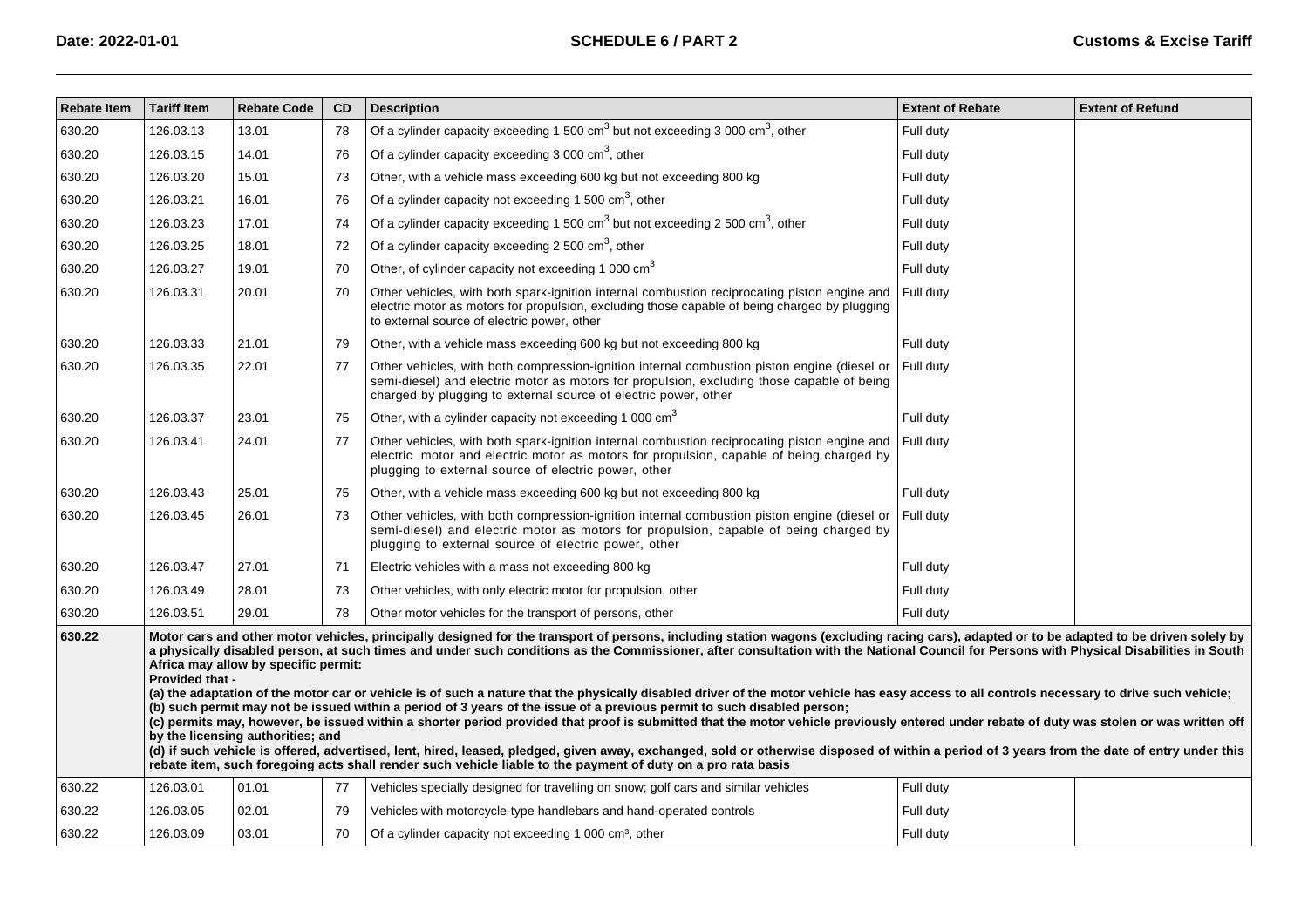| Rebate Item | Tariff Item | Rebate Code | CD | Description | Extent of Rebate | Extent of Refund |
|---|---|---|---|---|---|---|
| 630.20 | 126.03.13 | 13.01 | 78 | Of a cylinder capacity exceeding 1 500 $cm^3$ but not exceeding 3 000 $cm^3$, other | Full duty | |
| 630.20 | 126.03.15 | 14.01 | 76 | Of a cylinder capacity exceeding 3 000 $cm^3$, other | Full duty | |
| 630.20 | 126.03.20 | 15.01 | 73 | Other, with a vehicle mass exceeding 600 kg but not exceeding 800 kg | Full duty | |
| 630.20 | 126.03.21 | 16.01 | 76 | Of a cylinder capacity not exceeding 1 500 $cm^3$, other | Full duty | |
| 630.20 | 126.03.23 | 17.01 | 74 | Of a cylinder capacity exceeding 1 500 $cm^3$ but not exceeding 2 500 $cm^3$, other | Full duty | |
| 630.20 | 126.03.25 | 18.01 | 72 | Of a cylinder capacity exceeding 2 500 $cm^3$, other | Full duty | |
| 630.20 | 126.03.27 | 19.01 | 70 | Other, of cylinder capacity not exceeding 1 000 $cm^3$ | Full duty | |
| 630.20 | 126.03.31 | 20.01 | 70 | Other vehicles, with both spark-ignition internal combustion reciprocating piston engine and electric motor as motors for propulsion, excluding those capable of being charged by plugging to external source of electric power, other | Full duty | |
| 630.20 | 126.03.33 | 21.01 | 79 | Other, with a vehicle mass exceeding 600 kg but not exceeding 800 kg | Full duty | |
| 630.20 | 126.03.35 | 22.01 | 77 | Other vehicles, with both compression-ignition internal combustion piston engine (diesel or semi-diesel) and electric motor as motors for propulsion, excluding those capable of being charged by plugging to external source of electric power, other | Full duty | |
| 630.20 | 126.03.37 | 23.01 | 75 | Other, with a cylinder capacity not exceeding 1 000 $cm^3$ | Full duty | |
| 630.20 | 126.03.41 | 24.01 | 77 | Other vehicles, with both spark-ignition internal combustion reciprocating piston engine and electric motor and electric motor as motors for propulsion, capable of being charged by plugging to external source of electric power, other | Full duty | |
| 630.20 | 126.03.43 | 25.01 | 75 | Other, with a vehicle mass exceeding 600 kg but not exceeding 800 kg | Full duty | |
| 630.20 | 126.03.45 | 26.01 | 73 | Other vehicles, with both compression-ignition internal combustion piston engine (diesel or semi-diesel) and electric motor as motors for propulsion, capable of being charged by plugging to external source of electric power, other | Full duty | |
| 630.20 | 126.03.47 | 27.01 | 71 | Electric vehicles with a mass not exceeding 800 kg | Full duty | |
| 630.20 | 126.03.49 | 28.01 | 73 | Other vehicles, with only electric motor for propulsion, other | Full duty | |
| 630.20 | 126.03.51 | 29.01 | 78 | Other motor vehicles for the transport of persons, other | Full duty | |
| **630.22** | **Motor cars and other motor vehicles, principally designed for the transport of persons, including station wagons (excluding racing cars), adapted or to be adapted to be driven solely by a physically disabled person, at such times and under such conditions as the Commissioner, after consultation with the National Council for Persons with Physical Disabilities in South Africa may allow by specific permit: Provided that - (a) the adaptation of the motor car or vehicle is of such a nature that the physically disabled driver of the motor vehicle has easy access to all controls necessary to drive such vehicle; (b) such permit may not be issued within a period of 3 years of the issue of a previous permit to such disabled person; (c) permits may, however, be issued within a shorter period provided that proof is submitted that the motor vehicle previously entered under rebate of duty was stolen or was written off by the licensing authorities; and (d) if such vehicle is offered, advertised, lent, hired, leased, pledged, given away, exchanged, sold or otherwise disposed of within a period of 3 years from the date of entry under this rebate item, such foregoing acts shall render such vehicle liable to the payment of duty on a pro rata basis** | | | | | | |
| 630.22 | 126.03.01 | 01.01 | 77 | Vehicles specially designed for travelling on snow; golf cars and similar vehicles | Full duty | |
| 630.22 | 126.03.05 | 02.01 | 79 | Vehicles with motorcycle-type handlebars and hand-operated controls | Full duty | |
| 630.22 | 126.03.09 | 03.01 | 70 | Of a cylinder capacity not exceeding 1 000 $cm^3$, other | Full duty | |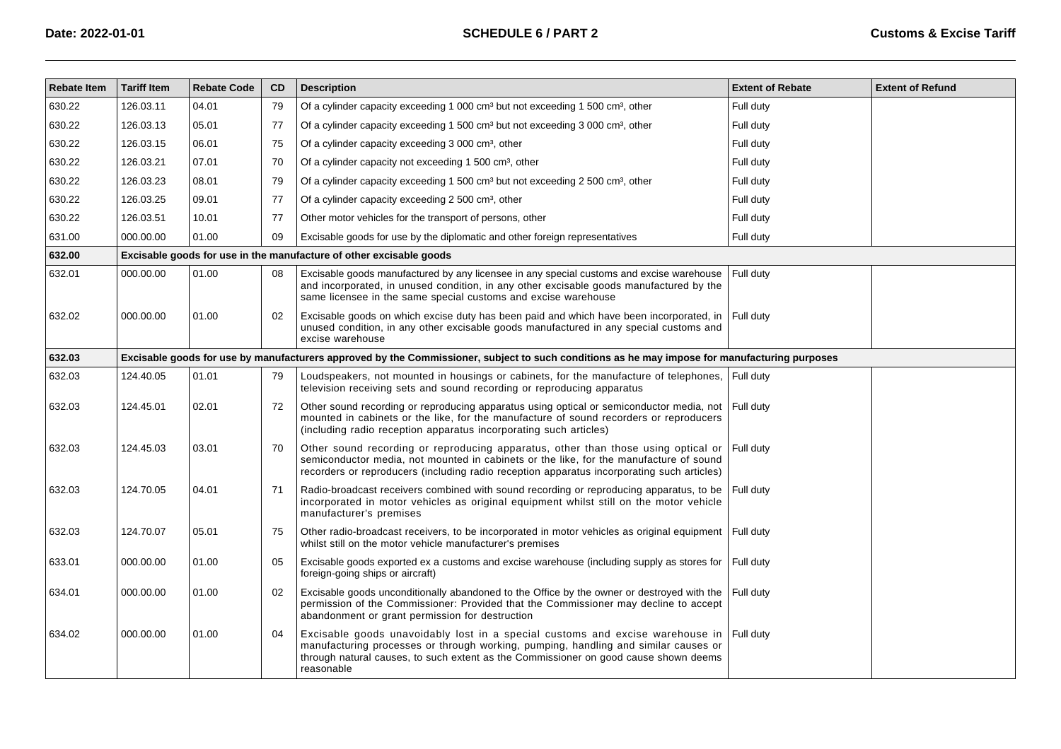| Rebate Item | Tariff Item | Rebate Code | CD | Description | Extent of Rebate | Extent of Refund |
|---|---|---|---|---|---|---|
| 630.22 | 126.03.11 | 04.01 | 79 | Of a cylinder capacity exceeding 1 000 cm³ but not exceeding 1 500 cm³, other | Full duty | |
| 630.22 | 126.03.13 | 05.01 | 77 | Of a cylinder capacity exceeding 1 500 cm³ but not exceeding 3 000 cm³, other | Full duty | |
| 630.22 | 126.03.15 | 06.01 | 75 | Of a cylinder capacity exceeding 3 000 cm³, other | Full duty | |
| 630.22 | 126.03.21 | 07.01 | 70 | Of a cylinder capacity not exceeding 1 500 cm³, other | Full duty | |
| 630.22 | 126.03.23 | 08.01 | 79 | Of a cylinder capacity exceeding 1 500 cm³ but not exceeding 2 500 cm³, other | Full duty | |
| 630.22 | 126.03.25 | 09.01 | 77 | Of a cylinder capacity exceeding 2 500 cm³, other | Full duty | |
| 630.22 | 126.03.51 | 10.01 | 77 | Other motor vehicles for the transport of persons, other | Full duty | |
| 631.00 | 000.00.00 | 01.00 | 09 | Excisable goods for use by the diplomatic and other foreign representatives | Full duty | |
| **632.00** | **Excisable goods for use in the manufacture of other excisable goods** | | | | | |
| 632.01 | 000.00.00 | 01.00 | 08 | Excisable goods manufactured by any licensee in any special customs and excise warehouse and incorporated, in unused condition, in any other excisable goods manufactured by the same licensee in the same special customs and excise warehouse | Full duty | |
| 632.02 | 000.00.00 | 01.00 | 02 | Excisable goods on which excise duty has been paid and which have been incorporated, in unused condition, in any other excisable goods manufactured in any special customs and excise warehouse | Full duty | |
| **632.03** | **Excisable goods for use by manufacturers approved by the Commissioner, subject to such conditions as he may impose for manufacturing purposes** | | | | | |
| 632.03 | 124.40.05 | 01.01 | 79 | Loudspeakers, not mounted in housings or cabinets, for the manufacture of telephones, television receiving sets and sound recording or reproducing apparatus | Full duty | |
| 632.03 | 124.45.01 | 02.01 | 72 | Other sound recording or reproducing apparatus using optical or semiconductor media, not mounted in cabinets or the like, for the manufacture of sound recorders or reproducers (including radio reception apparatus incorporating such articles) | Full duty | |
| 632.03 | 124.45.03 | 03.01 | 70 | Other sound recording or reproducing apparatus, other than those using optical or semiconductor media, not mounted in cabinets or the like, for the manufacture of sound recorders or reproducers (including radio reception apparatus incorporating such articles) | Full duty | |
| 632.03 | 124.70.05 | 04.01 | 71 | Radio-broadcast receivers combined with sound recording or reproducing apparatus, to be incorporated in motor vehicles as original equipment whilst still on the motor vehicle manufacturer's premises | Full duty | |
| 632.03 | 124.70.07 | 05.01 | 75 | Other radio-broadcast receivers, to be incorporated in motor vehicles as original equipment whilst still on the motor vehicle manufacturer's premises | Full duty | |
| 633.01 | 000.00.00 | 01.00 | 05 | Excisable goods exported ex a customs and excise warehouse (including supply as stores for foreign-going ships or aircraft) | Full duty | |
| 634.01 | 000.00.00 | 01.00 | 02 | Excisable goods unconditionally abandoned to the Office by the owner or destroyed with the permission of the Commissioner: Provided that the Commissioner may decline to accept abandonment or grant permission for destruction | Full duty | |
| 634.02 | 000.00.00 | 01.00 | 04 | Excisable goods unavoidably lost in a special customs and excise warehouse in manufacturing processes or through working, pumping, handling and similar causes or through natural causes, to such extent as the Commissioner on good cause shown deems reasonable | Full duty | |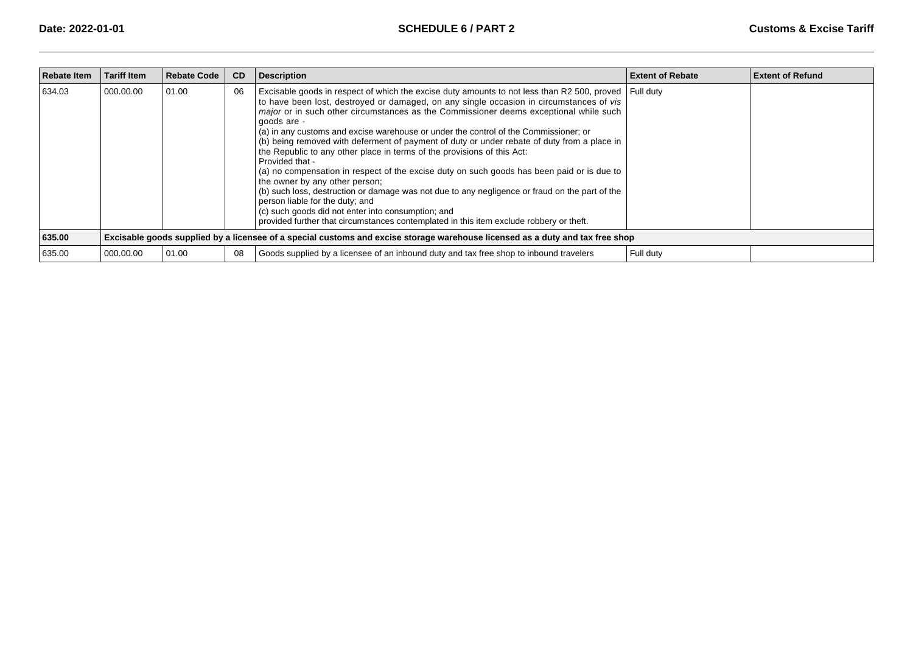| Rebate Item | Tariff Item | Rebate Code | CD | Description | Extent of Rebate | Extent of Refund |
|---|---|---|---|---|---|---|
| 634.03 | 000.00.00 | 01.00 | 06 | Excisable goods in respect of which the excise duty amounts to not less than R2 500, proved to have been lost, destroyed or damaged, on any single occasion in circumstances of *vis major* or in such other circumstances as the Commissioner deems exceptional while such goods are - (a) in any customs and excise warehouse or under the control of the Commissioner; or (b) being removed with deferment of payment of duty or under rebate of duty from a place in the Republic to any other place in terms of the provisions of this Act: Provided that - (a) no compensation in respect of the excise duty on such goods has been paid or is due to the owner by any other person; (b) such loss, destruction or damage was not due to any negligence or fraud on the part of the person liable for the duty; and (c) such goods did not enter into consumption; and provided further that circumstances contemplated in this item exclude robbery or theft. | Full duty | |
| **635.00** | **Excisable goods supplied by a licensee of a special customs and excise storage warehouse licensed as a duty and tax free shop** | | | | | |
| 635.00 | 000.00.00 | 01.00 | 08 | Goods supplied by a licensee of an inbound duty and tax free shop to inbound travelers | Full duty | |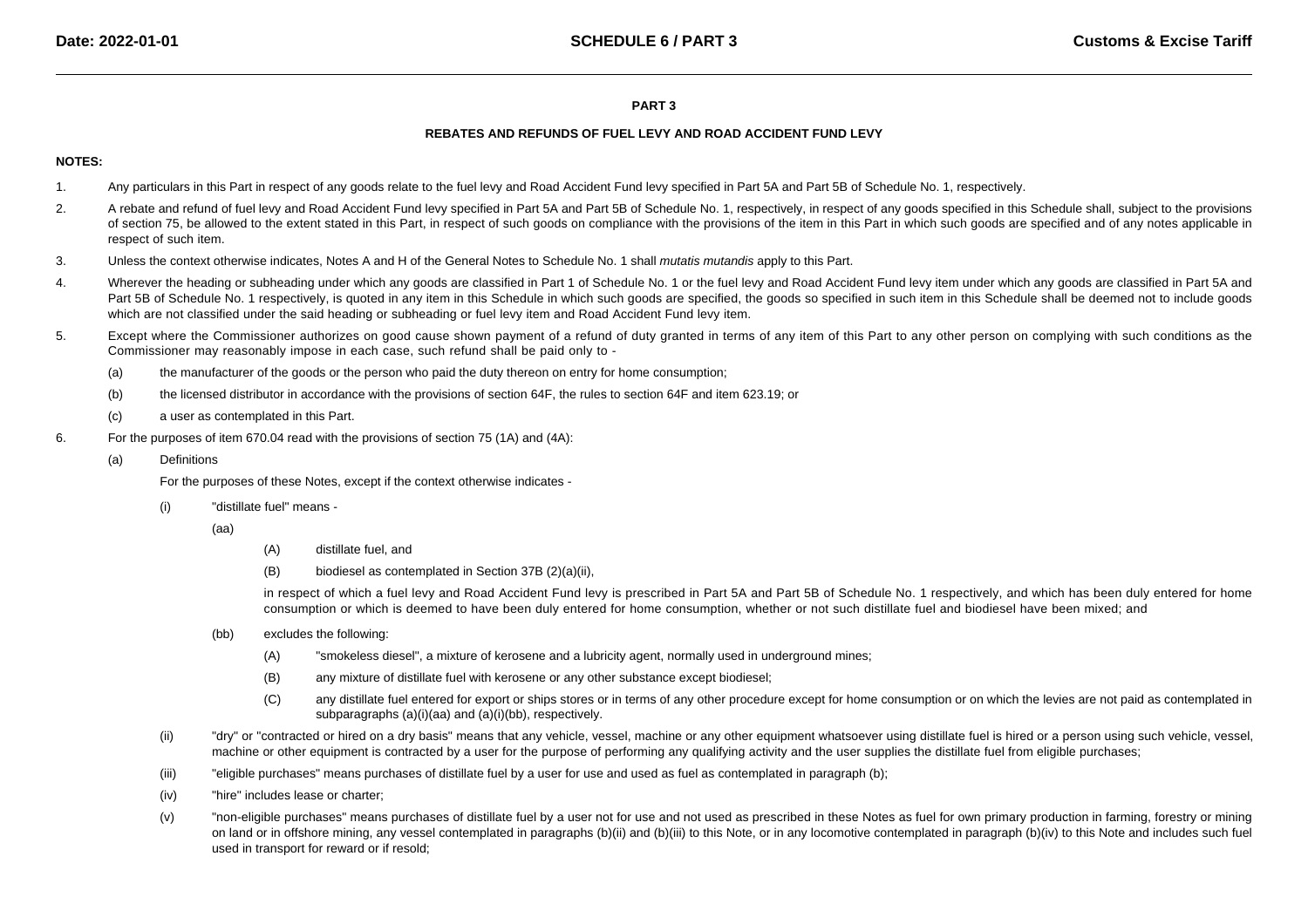## PART 3

### REBATES AND REFUNDS OF FUEL LEVY AND ROAD ACCIDENT FUND LEVY

**NOTES:**

1. Any particulars in this Part in respect of any goods relate to the fuel levy and Road Accident Fund levy specified in Part 5A and Part 5B of Schedule No. 1, respectively.

2. A rebate and refund of fuel levy and Road Accident Fund levy specified in Part 5A and Part 5B of Schedule No. 1, respectively, in respect of any goods specified in this Schedule shall, subject to the provisions of section 75, be allowed to the extent stated in this Part, in respect of such goods on compliance with the provisions of the item in this Part in which such goods are specified and of any notes applicable in respect of such item.

3. Unless the context otherwise indicates, Notes A and H of the General Notes to Schedule No. 1 shall *mutatis mutandis* apply to this Part.

4. Wherever the heading or subheading under which any goods are classified in Part 1 of Schedule No. 1 or the fuel levy and Road Accident Fund levy item under which any goods are classified in Part 5A and Part 5B of Schedule No. 1 respectively, is quoted in any item in this Schedule in which such goods are specified, the goods so specified in such item in this Schedule shall be deemed not to include goods which are not classified under the said heading or subheading or fuel levy item and Road Accident Fund levy item.

5. Except where the Commissioner authorizes on good cause shown payment of a refund of duty granted in terms of any item of this Part to any other person on complying with such conditions as the Commissioner may reasonably impose in each case, such refund shall be paid only to -

   (a) the manufacturer of the goods or the person who paid the duty thereon on entry for home consumption;

   (b) the licensed distributor in accordance with the provisions of section 64F, the rules to section 64F and item 623.19; or

   (c) a user as contemplated in this Part.

6. For the purposes of item 670.04 read with the provisions of section 75 (1A) and (4A):

   (a) Definitions

   For the purposes of these Notes, except if the context otherwise indicates -

   (i) "distillate fuel" means -

   (aa)

   (A) distillate fuel, and

   (B) biodiesel as contemplated in Section 37B (2)(a)(ii),

   in respect of which a fuel levy and Road Accident Fund levy is prescribed in Part 5A and Part 5B of Schedule No. 1 respectively, and which has been duly entered for home consumption or which is deemed to have been duly entered for home consumption, whether or not such distillate fuel and biodiesel have been mixed; and

   (bb) excludes the following:

   (A) "smokeless diesel", a mixture of kerosene and a lubricity agent, normally used in underground mines;

   (B) any mixture of distillate fuel with kerosene or any other substance except biodiesel;

   (C) any distillate fuel entered for export or ships stores or in terms of any other procedure except for home consumption or on which the levies are not paid as contemplated in subparagraphs (a)(i)(aa) and (a)(i)(bb), respectively.

   (ii) "dry" or "contracted or hired on a dry basis" means that any vehicle, vessel, machine or any other equipment whatsoever using distillate fuel is hired or a person using such vehicle, vessel, machine or other equipment is contracted by a user for the purpose of performing any qualifying activity and the user supplies the distillate fuel from eligible purchases;

   (iii) "eligible purchases" means purchases of distillate fuel by a user for use and used as fuel as contemplated in paragraph (b);

   (iv) "hire" includes lease or charter;

   (v) "non-eligible purchases" means purchases of distillate fuel by a user not for use and not used as prescribed in these Notes as fuel for own primary production in farming, forestry or mining on land or in offshore mining, any vessel contemplated in paragraphs (b)(ii) and (b)(iii) to this Note, or in any locomotive contemplated in paragraph (b)(iv) to this Note and includes such fuel used in transport for reward or if resold;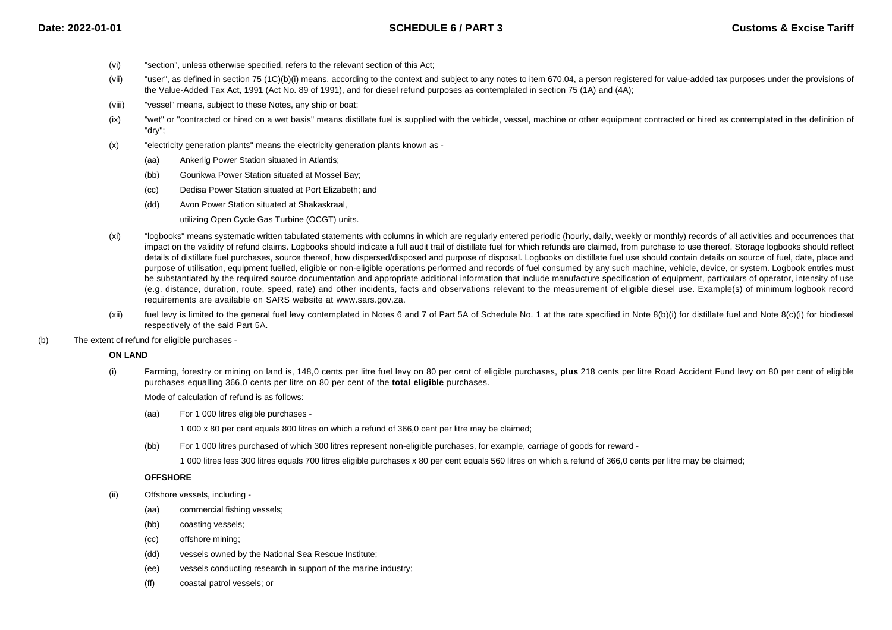(vi) "section", unless otherwise specified, refers to the relevant section of this Act;

(vii) "user", as defined in section 75 (1C)(b)(i) means, according to the context and subject to any notes to item 670.04, a person registered for value-added tax purposes under the provisions of the Value-Added Tax Act, 1991 (Act No. 89 of 1991), and for diesel refund purposes as contemplated in section 75 (1A) and (4A);

(viii) "vessel" means, subject to these Notes, any ship or boat;

(ix) "wet" or "contracted or hired on a wet basis" means distillate fuel is supplied with the vehicle, vessel, machine or other equipment contracted or hired as contemplated in the definition of "dry";

(x) "electricity generation plants" means the electricity generation plants known as -

- (aa) Ankerlig Power Station situated in Atlantis;
- (bb) Gourikwa Power Station situated at Mossel Bay;
- (cc) Dedisa Power Station situated at Port Elizabeth; and
- (dd) Avon Power Station situated at Shakaskraal,

  utilizing Open Cycle Gas Turbine (OCGT) units.

(xi) "logbooks" means systematic written tabulated statements with columns in which are regularly entered periodic (hourly, daily, weekly or monthly) records of all activities and occurrences that impact on the validity of refund claims. Logbooks should indicate a full audit trail of distillate fuel for which refunds are claimed, from purchase to use thereof. Storage logbooks should reflect details of distillate fuel purchases, source thereof, how dispersed/disposed and purpose of disposal. Logbooks on distillate fuel use should contain details on source of fuel, date, place and purpose of utilisation, equipment fuelled, eligible or non-eligible operations performed and records of fuel consumed by any such machine, vehicle, device, or system. Logbook entries must be substantiated by the required source documentation and appropriate additional information that include manufacture specification of equipment, particulars of operator, intensity of use (e.g. distance, duration, route, speed, rate) and other incidents, facts and observations relevant to the measurement of eligible diesel use. Example(s) of minimum logbook record requirements are available on SARS website at www.sars.gov.za.

(xii) fuel levy is limited to the general fuel levy contemplated in Notes 6 and 7 of Part 5A of Schedule No. 1 at the rate specified in Note 8(b)(i) for distillate fuel and Note 8(c)(i) for biodiesel respectively of the said Part 5A.

(b) The extent of refund for eligible purchases -

**ON LAND**

(i) Farming, forestry or mining on land is, 148,0 cents per litre fuel levy on 80 per cent of eligible purchases, **plus** 218 cents per litre Road Accident Fund levy on 80 per cent of eligible purchases equalling 366,0 cents per litre on 80 per cent of the **total eligible** purchases.

Mode of calculation of refund is as follows:

- (aa) For 1 000 litres eligible purchases -

  1 000 x 80 per cent equals 800 litres on which a refund of 366,0 cent per litre may be claimed;

- (bb) For 1 000 litres purchased of which 300 litres represent non-eligible purchases, for example, carriage of goods for reward -

  1 000 litres less 300 litres equals 700 litres eligible purchases x 80 per cent equals 560 litres on which a refund of 366,0 cents per litre may be claimed;

**OFFSHORE**

(ii) Offshore vessels, including -

- (aa) commercial fishing vessels;
- (bb) coasting vessels;
- (cc) offshore mining;
- (dd) vessels owned by the National Sea Rescue Institute;
- (ee) vessels conducting research in support of the marine industry;
- (ff) coastal patrol vessels; or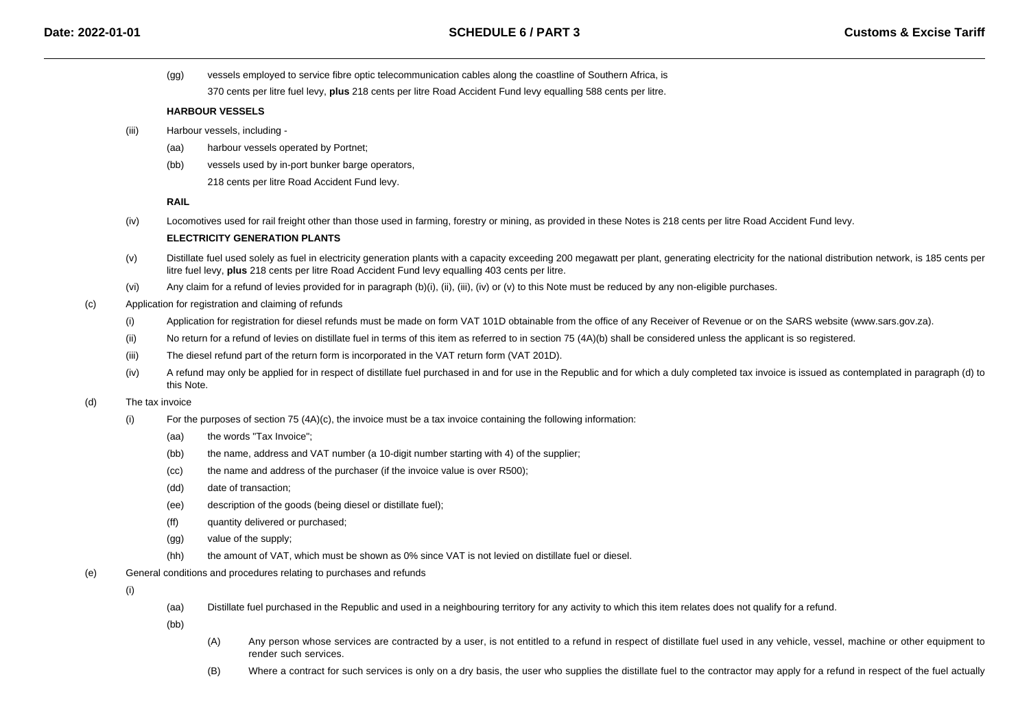(gg) vessels employed to service fibre optic telecommunication cables along the coastline of Southern Africa, is

370 cents per litre fuel levy, **plus** 218 cents per litre Road Accident Fund levy equalling 588 cents per litre.

**HARBOUR VESSELS**

(iii) Harbour vessels, including -

(aa) harbour vessels operated by Portnet;

(bb) vessels used by in-port bunker barge operators,

218 cents per litre Road Accident Fund levy.

**RAIL**

(iv) Locomotives used for rail freight other than those used in farming, forestry or mining, as provided in these Notes is 218 cents per litre Road Accident Fund levy.

**ELECTRICITY GENERATION PLANTS**

(v) Distillate fuel used solely as fuel in electricity generation plants with a capacity exceeding 200 megawatt per plant, generating electricity for the national distribution network, is 185 cents per litre fuel levy, **plus** 218 cents per litre Road Accident Fund levy equalling 403 cents per litre.

(vi) Any claim for a refund of levies provided for in paragraph (b)(i), (ii), (iii), (iv) or (v) to this Note must be reduced by any non-eligible purchases.

(c) Application for registration and claiming of refunds

(i) Application for registration for diesel refunds must be made on form VAT 101D obtainable from the office of any Receiver of Revenue or on the SARS website (www.sars.gov.za).

(ii) No return for a refund of levies on distillate fuel in terms of this item as referred to in section 75 (4A)(b) shall be considered unless the applicant is so registered.

(iii) The diesel refund part of the return form is incorporated in the VAT return form (VAT 201D).

(iv) A refund may only be applied for in respect of distillate fuel purchased in and for use in the Republic and for which a duly completed tax invoice is issued as contemplated in paragraph (d) to this Note.

(d) The tax invoice

(i) For the purposes of section 75 (4A)(c), the invoice must be a tax invoice containing the following information:

(aa) the words "Tax Invoice";

(bb) the name, address and VAT number (a 10-digit number starting with 4) of the supplier;

(cc) the name and address of the purchaser (if the invoice value is over R500);

(dd) date of transaction;

(ee) description of the goods (being diesel or distillate fuel);

(ff) quantity delivered or purchased;

(gg) value of the supply;

(hh) the amount of VAT, which must be shown as 0% since VAT is not levied on distillate fuel or diesel.

(e) General conditions and procedures relating to purchases and refunds

(i)

(aa) Distillate fuel purchased in the Republic and used in a neighbouring territory for any activity to which this item relates does not qualify for a refund.

(bb)

(A) Any person whose services are contracted by a user, is not entitled to a refund in respect of distillate fuel used in any vehicle, vessel, machine or other equipment to render such services.

(B) Where a contract for such services is only on a dry basis, the user who supplies the distillate fuel to the contractor may apply for a refund in respect of the fuel actually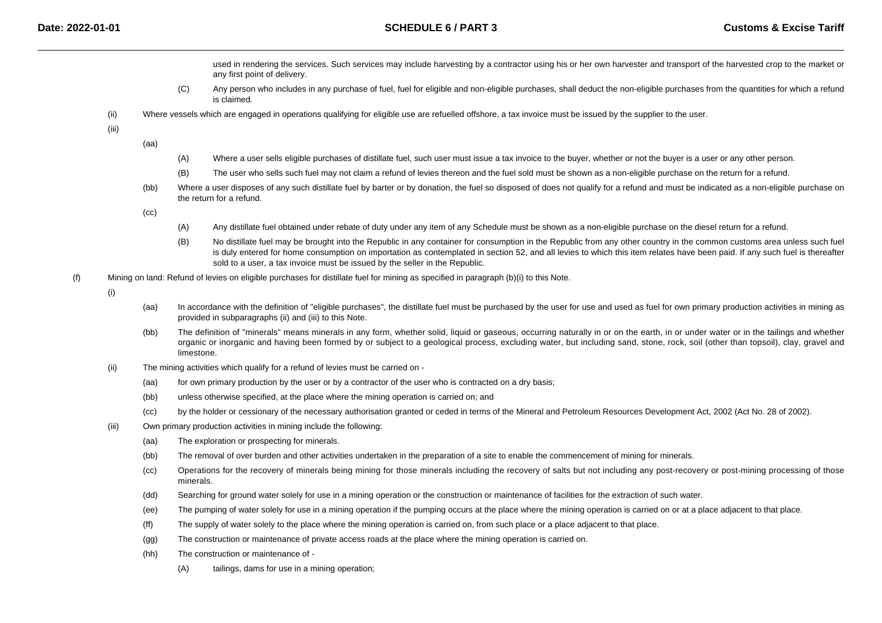used in rendering the services. Such services may include harvesting by a contractor using his or her own harvester and transport of the harvested crop to the market or any first point of delivery.

(C) Any person who includes in any purchase of fuel, fuel for eligible and non-eligible purchases, shall deduct the non-eligible purchases from the quantities for which a refund is claimed.

(ii) Where vessels which are engaged in operations qualifying for eligible use are refuelled offshore, a tax invoice must be issued by the supplier to the user.

(iii)

(aa)

(A) Where a user sells eligible purchases of distillate fuel, such user must issue a tax invoice to the buyer, whether or not the buyer is a user or any other person.

(B) The user who sells such fuel may not claim a refund of levies thereon and the fuel sold must be shown as a non-eligible purchase on the return for a refund.

(bb) Where a user disposes of any such distillate fuel by barter or by donation, the fuel so disposed of does not qualify for a refund and must be indicated as a non-eligible purchase on the return for a refund.

(cc)

(A) Any distillate fuel obtained under rebate of duty under any item of any Schedule must be shown as a non-eligible purchase on the diesel return for a refund.

(B) No distillate fuel may be brought into the Republic in any container for consumption in the Republic from any other country in the common customs area unless such fuel is duly entered for home consumption on importation as contemplated in section 52, and all levies to which this item relates have been paid. If any such fuel is thereafter sold to a user, a tax invoice must be issued by the seller in the Republic.

(f) Mining on land: Refund of levies on eligible purchases for distillate fuel for mining as specified in paragraph (b)(i) to this Note.

(i)

(aa) In accordance with the definition of "eligible purchases", the distillate fuel must be purchased by the user for use and used as fuel for own primary production activities in mining as provided in subparagraphs (ii) and (iii) to this Note.

(bb) The definition of "minerals" means minerals in any form, whether solid, liquid or gaseous, occurring naturally in or on the earth, in or under water or in the tailings and whether organic or inorganic and having been formed by or subject to a geological process, excluding water, but including sand, stone, rock, soil (other than topsoil), clay, gravel and limestone.

(ii) The mining activities which qualify for a refund of levies must be carried on -

(aa) for own primary production by the user or by a contractor of the user who is contracted on a dry basis;

(bb) unless otherwise specified, at the place where the mining operation is carried on; and

(cc) by the holder or cessionary of the necessary authorisation granted or ceded in terms of the Mineral and Petroleum Resources Development Act, 2002 (Act No. 28 of 2002).

(iii) Own primary production activities in mining include the following:

(aa) The exploration or prospecting for minerals.

(bb) The removal of over burden and other activities undertaken in the preparation of a site to enable the commencement of mining for minerals.

(cc) Operations for the recovery of minerals being mining for those minerals including the recovery of salts but not including any post-recovery or post-mining processing of those minerals.

(dd) Searching for ground water solely for use in a mining operation or the construction or maintenance of facilities for the extraction of such water.

(ee) The pumping of water solely for use in a mining operation if the pumping occurs at the place where the mining operation is carried on or at a place adjacent to that place.

(ff) The supply of water solely to the place where the mining operation is carried on, from such place or a place adjacent to that place.

(gg) The construction or maintenance of private access roads at the place where the mining operation is carried on.

(hh) The construction or maintenance of -

(A) tailings, dams for use in a mining operation;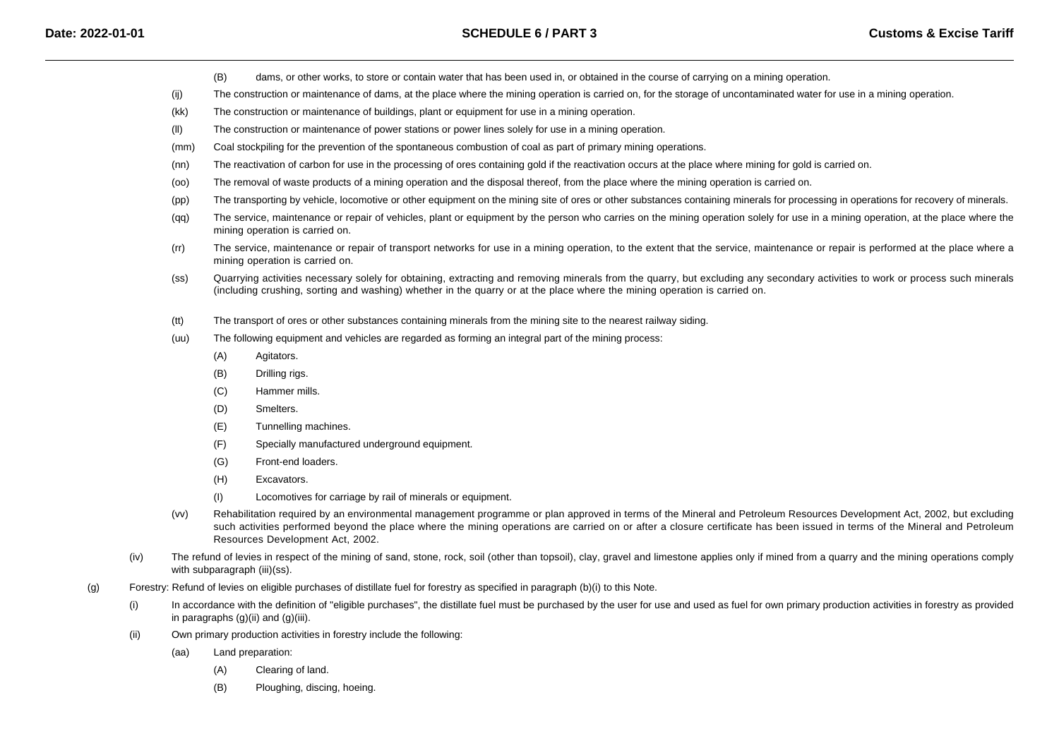(B) dams, or other works, to store or contain water that has been used in, or obtained in the course of carrying on a mining operation.

(jj) The construction or maintenance of dams, at the place where the mining operation is carried on, for the storage of uncontaminated water for use in a mining operation.

(kk) The construction or maintenance of buildings, plant or equipment for use in a mining operation.

(ll) The construction or maintenance of power stations or power lines solely for use in a mining operation.

(mm) Coal stockpiling for the prevention of the spontaneous combustion of coal as part of primary mining operations.

(nn) The reactivation of carbon for use in the processing of ores containing gold if the reactivation occurs at the place where mining for gold is carried on.

(oo) The removal of waste products of a mining operation and the disposal thereof, from the place where the mining operation is carried on.

(pp) The transporting by vehicle, locomotive or other equipment on the mining site of ores or other substances containing minerals for processing in operations for recovery of minerals.

(qq) The service, maintenance or repair of vehicles, plant or equipment by the person who carries on the mining operation solely for use in a mining operation, at the place where the mining operation is carried on.

(rr) The service, maintenance or repair of transport networks for use in a mining operation, to the extent that the service, maintenance or repair is performed at the place where a mining operation is carried on.

(ss) Quarrying activities necessary solely for obtaining, extracting and removing minerals from the quarry, but excluding any secondary activities to work or process such minerals (including crushing, sorting and washing) whether in the quarry or at the place where the mining operation is carried on.

(tt) The transport of ores or other substances containing minerals from the mining site to the nearest railway siding.

(uu) The following equipment and vehicles are regarded as forming an integral part of the mining process:

(A) Agitators.

(B) Drilling rigs.

(C) Hammer mills.

(D) Smelters.

(E) Tunnelling machines.

(F) Specially manufactured underground equipment.

(G) Front-end loaders.

(H) Excavators.

(I) Locomotives for carriage by rail of minerals or equipment.

(vv) Rehabilitation required by an environmental management programme or plan approved in terms of the Mineral and Petroleum Resources Development Act, 2002, but excluding such activities performed beyond the place where the mining operations are carried on or after a closure certificate has been issued in terms of the Mineral and Petroleum Resources Development Act, 2002.

(iv) The refund of levies in respect of the mining of sand, stone, rock, soil (other than topsoil), clay, gravel and limestone applies only if mined from a quarry and the mining operations comply with subparagraph (iii)(ss).

(g) Forestry: Refund of levies on eligible purchases of distillate fuel for forestry as specified in paragraph (b)(i) to this Note.

(i) In accordance with the definition of "eligible purchases", the distillate fuel must be purchased by the user for use and used as fuel for own primary production activities in forestry as provided in paragraphs (g)(ii) and (g)(iii).

(ii) Own primary production activities in forestry include the following:

(aa) Land preparation:

(A) Clearing of land.

(B) Ploughing, discing, hoeing.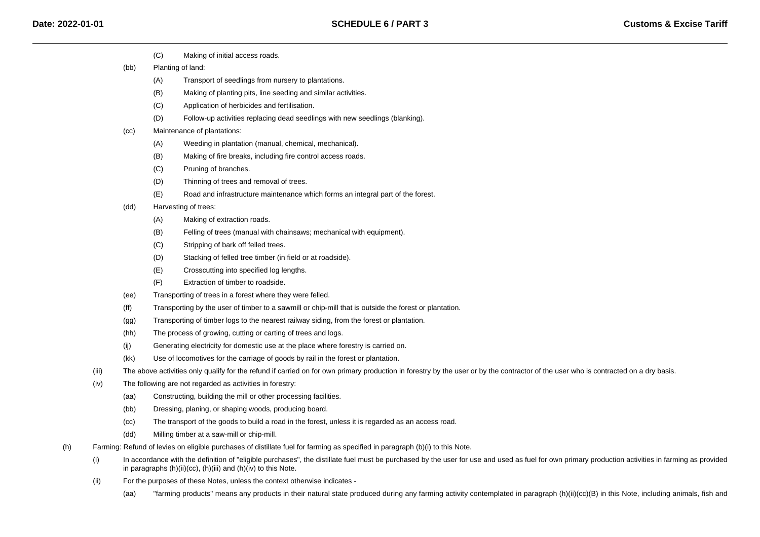(C) Making of initial access roads.

(bb) Planting of land:

(A) Transport of seedlings from nursery to plantations.

(B) Making of planting pits, line seeding and similar activities.

(C) Application of herbicides and fertilisation.

(D) Follow-up activities replacing dead seedlings with new seedlings (blanking).

(cc) Maintenance of plantations:

(A) Weeding in plantation (manual, chemical, mechanical).

(B) Making of fire breaks, including fire control access roads.

(C) Pruning of branches.

(D) Thinning of trees and removal of trees.

(E) Road and infrastructure maintenance which forms an integral part of the forest.

(dd) Harvesting of trees:

(A) Making of extraction roads.

(B) Felling of trees (manual with chainsaws; mechanical with equipment).

(C) Stripping of bark off felled trees.

(D) Stacking of felled tree timber (in field or at roadside).

(E) Crosscutting into specified log lengths.

(F) Extraction of timber to roadside.

(ee) Transporting of trees in a forest where they were felled.

(ff) Transporting by the user of timber to a sawmill or chip-mill that is outside the forest or plantation.

(gg) Transporting of timber logs to the nearest railway siding, from the forest or plantation.

(hh) The process of growing, cutting or carting of trees and logs.

(ij) Generating electricity for domestic use at the place where forestry is carried on.

(kk) Use of locomotives for the carriage of goods by rail in the forest or plantation.

(iii) The above activities only qualify for the refund if carried on for own primary production in forestry by the user or by the contractor of the user who is contracted on a dry basis.

(iv) The following are not regarded as activities in forestry:

(aa) Constructing, building the mill or other processing facilities.

(bb) Dressing, planing, or shaping woods, producing board.

(cc) The transport of the goods to build a road in the forest, unless it is regarded as an access road.

(dd) Milling timber at a saw-mill or chip-mill.

(h) Farming: Refund of levies on eligible purchases of distillate fuel for farming as specified in paragraph (b)(i) to this Note.

(i) In accordance with the definition of "eligible purchases", the distillate fuel must be purchased by the user for use and used as fuel for own primary production activities in farming as provided in paragraphs (h)(ii)(cc), (h)(iii) and (h)(iv) to this Note.

(ii) For the purposes of these Notes, unless the context otherwise indicates -

(aa) "farming products" means any products in their natural state produced during any farming activity contemplated in paragraph (h)(ii)(cc)(B) in this Note, including animals, fish and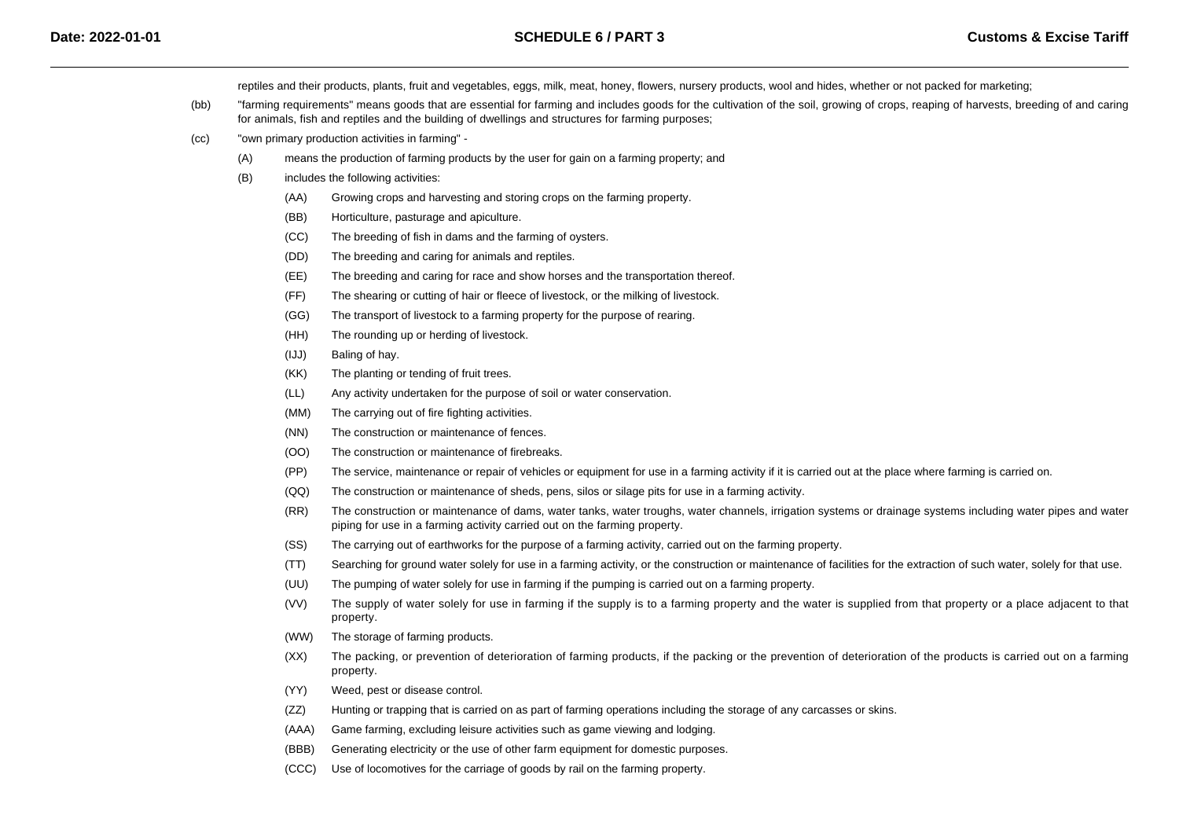reptiles and their products, plants, fruit and vegetables, eggs, milk, meat, honey, flowers, nursery products, wool and hides, whether or not packed for marketing;

(bb) "farming requirements" means goods that are essential for farming and includes goods for the cultivation of the soil, growing of crops, reaping of harvests, breeding of and caring for animals, fish and reptiles and the building of dwellings and structures for farming purposes;

(cc) "own primary production activities in farming" -

(A) means the production of farming products by the user for gain on a farming property; and

(B) includes the following activities:

(AA) Growing crops and harvesting and storing crops on the farming property.

(BB) Horticulture, pasturage and apiculture.

(CC) The breeding of fish in dams and the farming of oysters.

(DD) The breeding and caring for animals and reptiles.

(EE) The breeding and caring for race and show horses and the transportation thereof.

(FF) The shearing or cutting of hair or fleece of livestock, or the milking of livestock.

(GG) The transport of livestock to a farming property for the purpose of rearing.

(HH) The rounding up or herding of livestock.

(IJJ) Baling of hay.

(KK) The planting or tending of fruit trees.

(LL) Any activity undertaken for the purpose of soil or water conservation.

(MM) The carrying out of fire fighting activities.

(NN) The construction or maintenance of fences.

(OO) The construction or maintenance of firebreaks.

(PP) The service, maintenance or repair of vehicles or equipment for use in a farming activity if it is carried out at the place where farming is carried on.

(QQ) The construction or maintenance of sheds, pens, silos or silage pits for use in a farming activity.

(RR) The construction or maintenance of dams, water tanks, water troughs, water channels, irrigation systems or drainage systems including water pipes and water piping for use in a farming activity carried out on the farming property.

(SS) The carrying out of earthworks for the purpose of a farming activity, carried out on the farming property.

(TT) Searching for ground water solely for use in a farming activity, or the construction or maintenance of facilities for the extraction of such water, solely for that use.

(UU) The pumping of water solely for use in farming if the pumping is carried out on a farming property.

(VV) The supply of water solely for use in farming if the supply is to a farming property and the water is supplied from that property or a place adjacent to that property.

(WW) The storage of farming products.

(XX) The packing, or prevention of deterioration of farming products, if the packing or the prevention of deterioration of the products is carried out on a farming property.

(YY) Weed, pest or disease control.

(ZZ) Hunting or trapping that is carried on as part of farming operations including the storage of any carcasses or skins.

(AAA) Game farming, excluding leisure activities such as game viewing and lodging.

(BBB) Generating electricity or the use of other farm equipment for domestic purposes.

(CCC) Use of locomotives for the carriage of goods by rail on the farming property.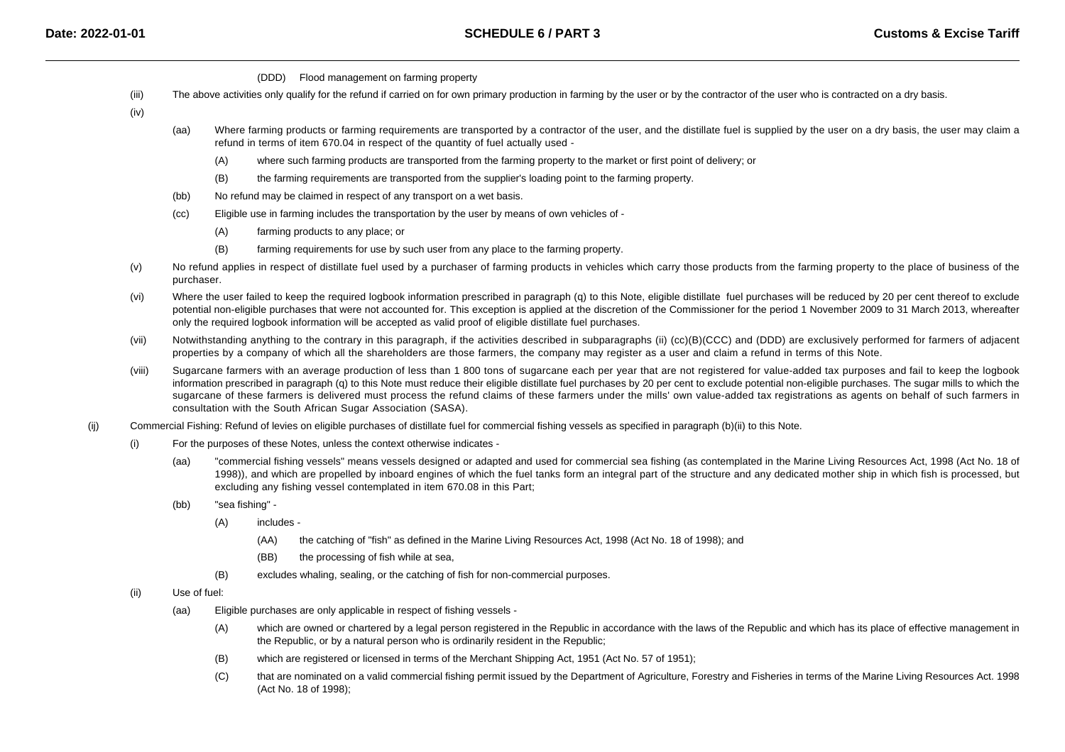(DDD) Flood management on farming property

(iii) The above activities only qualify for the refund if carried on for own primary production in farming by the user or by the contractor of the user who is contracted on a dry basis.

(iv)

(aa) Where farming products or farming requirements are transported by a contractor of the user, and the distillate fuel is supplied by the user on a dry basis, the user may claim a refund in terms of item 670.04 in respect of the quantity of fuel actually used -

(A) where such farming products are transported from the farming property to the market or first point of delivery; or

(B) the farming requirements are transported from the supplier's loading point to the farming property.

(bb) No refund may be claimed in respect of any transport on a wet basis.

(cc) Eligible use in farming includes the transportation by the user by means of own vehicles of -

(A) farming products to any place; or

(B) farming requirements for use by such user from any place to the farming property.

(v) No refund applies in respect of distillate fuel used by a purchaser of farming products in vehicles which carry those products from the farming property to the place of business of the purchaser.

(vi) Where the user failed to keep the required logbook information prescribed in paragraph (q) to this Note, eligible distillate fuel purchases will be reduced by 20 per cent thereof to exclude potential non-eligible purchases that were not accounted for. This exception is applied at the discretion of the Commissioner for the period 1 November 2009 to 31 March 2013, whereafter only the required logbook information will be accepted as valid proof of eligible distillate fuel purchases.

(vii) Notwithstanding anything to the contrary in this paragraph, if the activities described in subparagraphs (ii) (cc)(B)(CCC) and (DDD) are exclusively performed for farmers of adjacent properties by a company of which all the shareholders are those farmers, the company may register as a user and claim a refund in terms of this Note.

(viii) Sugarcane farmers with an average production of less than 1 800 tons of sugarcane each per year that are not registered for value-added tax purposes and fail to keep the logbook information prescribed in paragraph (q) to this Note must reduce their eligible distillate fuel purchases by 20 per cent to exclude potential non-eligible purchases. The sugar mills to which the sugarcane of these farmers is delivered must process the refund claims of these farmers under the mills' own value-added tax registrations as agents on behalf of such farmers in consultation with the South African Sugar Association (SASA).

(ij) Commercial Fishing: Refund of levies on eligible purchases of distillate fuel for commercial fishing vessels as specified in paragraph (b)(ii) to this Note.

(i) For the purposes of these Notes, unless the context otherwise indicates -

(aa) "commercial fishing vessels" means vessels designed or adapted and used for commercial sea fishing (as contemplated in the Marine Living Resources Act, 1998 (Act No. 18 of 1998)), and which are propelled by inboard engines of which the fuel tanks form an integral part of the structure and any dedicated mother ship in which fish is processed, but excluding any fishing vessel contemplated in item 670.08 in this Part;

(bb) "sea fishing" -

(A) includes -

(AA) the catching of "fish" as defined in the Marine Living Resources Act, 1998 (Act No. 18 of 1998); and

(BB) the processing of fish while at sea,

(B) excludes whaling, sealing, or the catching of fish for non-commercial purposes.

(ii) Use of fuel:

(aa) Eligible purchases are only applicable in respect of fishing vessels -

(A) which are owned or chartered by a legal person registered in the Republic in accordance with the laws of the Republic and which has its place of effective management in the Republic, or by a natural person who is ordinarily resident in the Republic;

(B) which are registered or licensed in terms of the Merchant Shipping Act, 1951 (Act No. 57 of 1951);

(C) that are nominated on a valid commercial fishing permit issued by the Department of Agriculture, Forestry and Fisheries in terms of the Marine Living Resources Act. 1998 (Act No. 18 of 1998);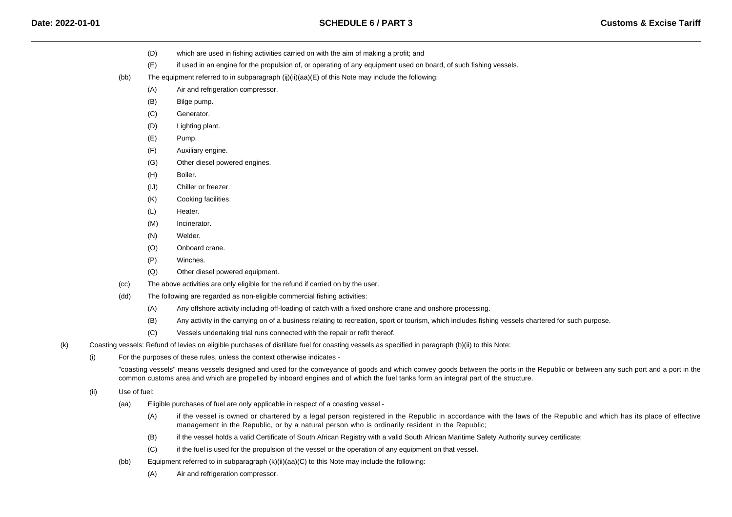(D) which are used in fishing activities carried on with the aim of making a profit; and

(E) if used in an engine for the propulsion of, or operating of any equipment used on board, of such fishing vessels.

(bb) The equipment referred to in subparagraph (ij)(ii)(aa)(E) of this Note may include the following:

(A) Air and refrigeration compressor.

(B) Bilge pump.

(C) Generator.

(D) Lighting plant.

(E) Pump.

(F) Auxiliary engine.

(G) Other diesel powered engines.

(H) Boiler.

(IJ) Chiller or freezer.

(K) Cooking facilities.

(L) Heater.

(M) Incinerator.

(N) Welder.

(O) Onboard crane.

(P) Winches.

(Q) Other diesel powered equipment.

(cc) The above activities are only eligible for the refund if carried on by the user.

(dd) The following are regarded as non-eligible commercial fishing activities:

(A) Any offshore activity including off-loading of catch with a fixed onshore crane and onshore processing.

(B) Any activity in the carrying on of a business relating to recreation, sport or tourism, which includes fishing vessels chartered for such purpose.

(C) Vessels undertaking trial runs connected with the repair or refit thereof.

(k) Coasting vessels: Refund of levies on eligible purchases of distillate fuel for coasting vessels as specified in paragraph (b)(ii) to this Note:

(i) For the purposes of these rules, unless the context otherwise indicates -

"coasting vessels" means vessels designed and used for the conveyance of goods and which convey goods between the ports in the Republic or between any such port and a port in the common customs area and which are propelled by inboard engines and of which the fuel tanks form an integral part of the structure.

(ii) Use of fuel:

(aa) Eligible purchases of fuel are only applicable in respect of a coasting vessel -

(A) if the vessel is owned or chartered by a legal person registered in the Republic in accordance with the laws of the Republic and which has its place of effective management in the Republic, or by a natural person who is ordinarily resident in the Republic;

(B) if the vessel holds a valid Certificate of South African Registry with a valid South African Maritime Safety Authority survey certificate;

(C) if the fuel is used for the propulsion of the vessel or the operation of any equipment on that vessel.

(bb) Equipment referred to in subparagraph (k)(ii)(aa)(C) to this Note may include the following:

(A) Air and refrigeration compressor.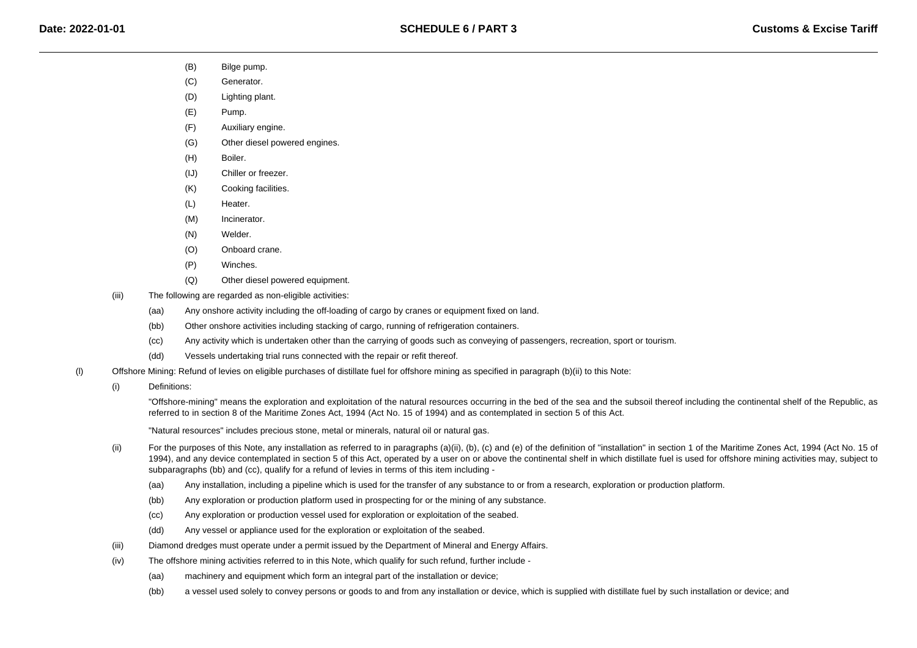(B) Bilge pump.

(C) Generator.

(D) Lighting plant.

(E) Pump.

(F) Auxiliary engine.

(G) Other diesel powered engines.

(H) Boiler.

(IJ) Chiller or freezer.

(K) Cooking facilities.

(L) Heater.

(M) Incinerator.

(N) Welder.

(O) Onboard crane.

(P) Winches.

(Q) Other diesel powered equipment.

(iii) The following are regarded as non-eligible activities:

(aa) Any onshore activity including the off-loading of cargo by cranes or equipment fixed on land.

(bb) Other onshore activities including stacking of cargo, running of refrigeration containers.

(cc) Any activity which is undertaken other than the carrying of goods such as conveying of passengers, recreation, sport or tourism.

(dd) Vessels undertaking trial runs connected with the repair or refit thereof.

(l) Offshore Mining: Refund of levies on eligible purchases of distillate fuel for offshore mining as specified in paragraph (b)(ii) to this Note:

(i) Definitions:

"Offshore-mining" means the exploration and exploitation of the natural resources occurring in the bed of the sea and the subsoil thereof including the continental shelf of the Republic, as referred to in section 8 of the Maritime Zones Act, 1994 (Act No. 15 of 1994) and as contemplated in section 5 of this Act.

"Natural resources" includes precious stone, metal or minerals, natural oil or natural gas.

(ii) For the purposes of this Note, any installation as referred to in paragraphs (a)(ii), (b), (c) and (e) of the definition of "installation" in section 1 of the Maritime Zones Act, 1994 (Act No. 15 of 1994), and any device contemplated in section 5 of this Act, operated by a user on or above the continental shelf in which distillate fuel is used for offshore mining activities may, subject to subparagraphs (bb) and (cc), qualify for a refund of levies in terms of this item including -

(aa) Any installation, including a pipeline which is used for the transfer of any substance to or from a research, exploration or production platform.

(bb) Any exploration or production platform used in prospecting for or the mining of any substance.

(cc) Any exploration or production vessel used for exploration or exploitation of the seabed.

(dd) Any vessel or appliance used for the exploration or exploitation of the seabed.

(iii) Diamond dredges must operate under a permit issued by the Department of Mineral and Energy Affairs.

(iv) The offshore mining activities referred to in this Note, which qualify for such refund, further include -

(aa) machinery and equipment which form an integral part of the installation or device;

(bb) a vessel used solely to convey persons or goods to and from any installation or device, which is supplied with distillate fuel by such installation or device; and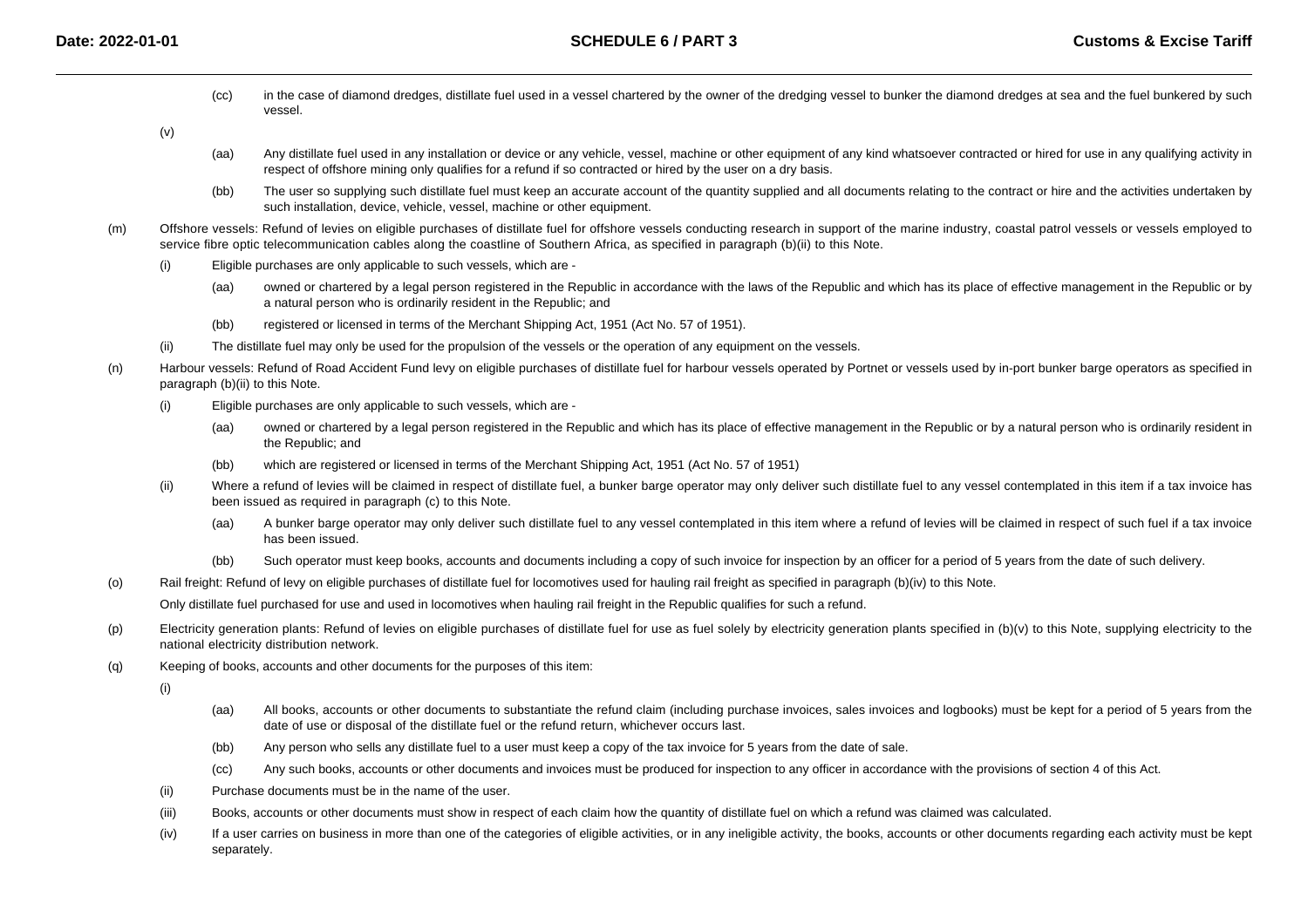(cc) in the case of diamond dredges, distillate fuel used in a vessel chartered by the owner of the dredging vessel to bunker the diamond dredges at sea and the fuel bunkered by such vessel.

(v)

(aa) Any distillate fuel used in any installation or device or any vehicle, vessel, machine or other equipment of any kind whatsoever contracted or hired for use in any qualifying activity in respect of offshore mining only qualifies for a refund if so contracted or hired by the user on a dry basis.

(bb) The user so supplying such distillate fuel must keep an accurate account of the quantity supplied and all documents relating to the contract or hire and the activities undertaken by such installation, device, vehicle, vessel, machine or other equipment.

(m) Offshore vessels: Refund of levies on eligible purchases of distillate fuel for offshore vessels conducting research in support of the marine industry, coastal patrol vessels or vessels employed to service fibre optic telecommunication cables along the coastline of Southern Africa, as specified in paragraph (b)(ii) to this Note.

(i) Eligible purchases are only applicable to such vessels, which are -

(aa) owned or chartered by a legal person registered in the Republic in accordance with the laws of the Republic and which has its place of effective management in the Republic or by a natural person who is ordinarily resident in the Republic; and

(bb) registered or licensed in terms of the Merchant Shipping Act, 1951 (Act No. 57 of 1951).

(ii) The distillate fuel may only be used for the propulsion of the vessels or the operation of any equipment on the vessels.

(n) Harbour vessels: Refund of Road Accident Fund levy on eligible purchases of distillate fuel for harbour vessels operated by Portnet or vessels used by in-port bunker barge operators as specified in paragraph (b)(ii) to this Note.

(i) Eligible purchases are only applicable to such vessels, which are -

(aa) owned or chartered by a legal person registered in the Republic and which has its place of effective management in the Republic or by a natural person who is ordinarily resident in the Republic; and

(bb) which are registered or licensed in terms of the Merchant Shipping Act, 1951 (Act No. 57 of 1951)

(ii) Where a refund of levies will be claimed in respect of distillate fuel, a bunker barge operator may only deliver such distillate fuel to any vessel contemplated in this item if a tax invoice has been issued as required in paragraph (c) to this Note.

(aa) A bunker barge operator may only deliver such distillate fuel to any vessel contemplated in this item where a refund of levies will be claimed in respect of such fuel if a tax invoice has been issued.

(bb) Such operator must keep books, accounts and documents including a copy of such invoice for inspection by an officer for a period of 5 years from the date of such delivery.

(o) Rail freight: Refund of levy on eligible purchases of distillate fuel for locomotives used for hauling rail freight as specified in paragraph (b)(iv) to this Note.

Only distillate fuel purchased for use and used in locomotives when hauling rail freight in the Republic qualifies for such a refund.

(p) Electricity generation plants: Refund of levies on eligible purchases of distillate fuel for use as fuel solely by electricity generation plants specified in (b)(v) to this Note, supplying electricity to the national electricity distribution network.

(q) Keeping of books, accounts and other documents for the purposes of this item:

(i)

(aa) All books, accounts or other documents to substantiate the refund claim (including purchase invoices, sales invoices and logbooks) must be kept for a period of 5 years from the date of use or disposal of the distillate fuel or the refund return, whichever occurs last.

(bb) Any person who sells any distillate fuel to a user must keep a copy of the tax invoice for 5 years from the date of sale.

(cc) Any such books, accounts or other documents and invoices must be produced for inspection to any officer in accordance with the provisions of section 4 of this Act.

(ii) Purchase documents must be in the name of the user.

(iii) Books, accounts or other documents must show in respect of each claim how the quantity of distillate fuel on which a refund was claimed was calculated.

(iv) If a user carries on business in more than one of the categories of eligible activities, or in any ineligible activity, the books, accounts or other documents regarding each activity must be kept separately.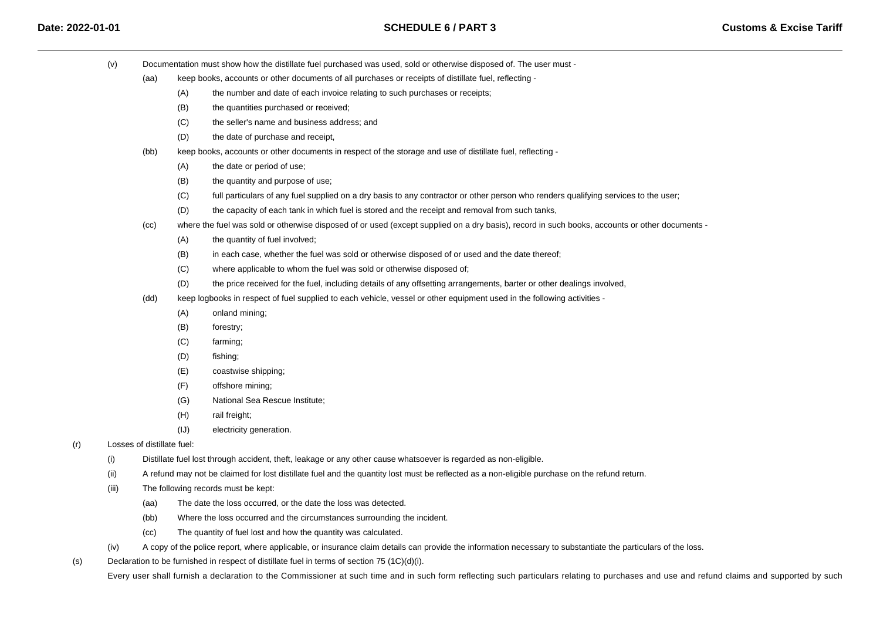(v) Documentation must show how the distillate fuel purchased was used, sold or otherwise disposed of. The user must -

(aa) keep books, accounts or other documents of all purchases or receipts of distillate fuel, reflecting -

(A) the number and date of each invoice relating to such purchases or receipts;

(B) the quantities purchased or received;

(C) the seller's name and business address; and

(D) the date of purchase and receipt,

(bb) keep books, accounts or other documents in respect of the storage and use of distillate fuel, reflecting -

(A) the date or period of use;

(B) the quantity and purpose of use;

(C) full particulars of any fuel supplied on a dry basis to any contractor or other person who renders qualifying services to the user;

(D) the capacity of each tank in which fuel is stored and the receipt and removal from such tanks,

(cc) where the fuel was sold or otherwise disposed of or used (except supplied on a dry basis), record in such books, accounts or other documents -

(A) the quantity of fuel involved;

(B) in each case, whether the fuel was sold or otherwise disposed of or used and the date thereof;

(C) where applicable to whom the fuel was sold or otherwise disposed of;

(D) the price received for the fuel, including details of any offsetting arrangements, barter or other dealings involved,

(dd) keep logbooks in respect of fuel supplied to each vehicle, vessel or other equipment used in the following activities -

(A) onland mining;

(B) forestry;

(C) farming;

(D) fishing;

(E) coastwise shipping;

(F) offshore mining;

(G) National Sea Rescue Institute;

(H) rail freight;

(IJ) electricity generation.

(r) Losses of distillate fuel:

(i) Distillate fuel lost through accident, theft, leakage or any other cause whatsoever is regarded as non-eligible.

(ii) A refund may not be claimed for lost distillate fuel and the quantity lost must be reflected as a non-eligible purchase on the refund return.

(iii) The following records must be kept:

(aa) The date the loss occurred, or the date the loss was detected.

(bb) Where the loss occurred and the circumstances surrounding the incident.

(cc) The quantity of fuel lost and how the quantity was calculated.

(iv) A copy of the police report, where applicable, or insurance claim details can provide the information necessary to substantiate the particulars of the loss.

(s) Declaration to be furnished in respect of distillate fuel in terms of section 75 (1C)(d)(i).

Every user shall furnish a declaration to the Commissioner at such time and in such form reflecting such particulars relating to purchases and use and refund claims and supported by such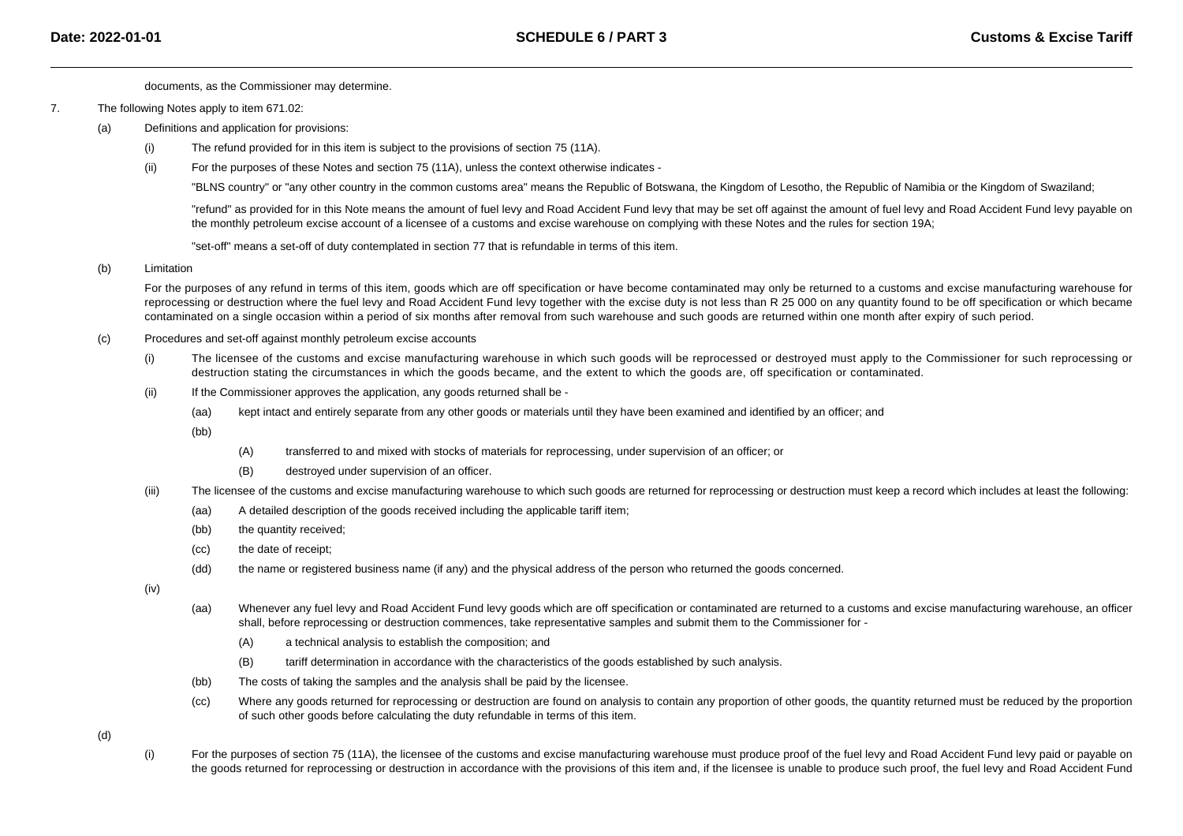documents, as the Commissioner may determine.

7. The following Notes apply to item 671.02:

(a) Definitions and application for provisions:

(i) The refund provided for in this item is subject to the provisions of section 75 (11A).

(ii) For the purposes of these Notes and section 75 (11A), unless the context otherwise indicates -

"BLNS country" or "any other country in the common customs area" means the Republic of Botswana, the Kingdom of Lesotho, the Republic of Namibia or the Kingdom of Swaziland;

"refund" as provided for in this Note means the amount of fuel levy and Road Accident Fund levy that may be set off against the amount of fuel levy and Road Accident Fund levy payable on the monthly petroleum excise account of a licensee of a customs and excise warehouse on complying with these Notes and the rules for section 19A;

"set-off" means a set-off of duty contemplated in section 77 that is refundable in terms of this item.

(b) Limitation

For the purposes of any refund in terms of this item, goods which are off specification or have become contaminated may only be returned to a customs and excise manufacturing warehouse for reprocessing or destruction where the fuel levy and Road Accident Fund levy together with the excise duty is not less than R 25 000 on any quantity found to be off specification or which became contaminated on a single occasion within a period of six months after removal from such warehouse and such goods are returned within one month after expiry of such period.

(c) Procedures and set-off against monthly petroleum excise accounts

(i) The licensee of the customs and excise manufacturing warehouse in which such goods will be reprocessed or destroyed must apply to the Commissioner for such reprocessing or destruction stating the circumstances in which the goods became, and the extent to which the goods are, off specification or contaminated.

(ii) If the Commissioner approves the application, any goods returned shall be -

(aa) kept intact and entirely separate from any other goods or materials until they have been examined and identified by an officer; and

(bb)

(A) transferred to and mixed with stocks of materials for reprocessing, under supervision of an officer; or

(B) destroyed under supervision of an officer.

(iii) The licensee of the customs and excise manufacturing warehouse to which such goods are returned for reprocessing or destruction must keep a record which includes at least the following:

(aa) A detailed description of the goods received including the applicable tariff item;

(bb) the quantity received;

(cc) the date of receipt;

(dd) the name or registered business name (if any) and the physical address of the person who returned the goods concerned.

(iv)

(aa) Whenever any fuel levy and Road Accident Fund levy goods which are off specification or contaminated are returned to a customs and excise manufacturing warehouse, an officer shall, before reprocessing or destruction commences, take representative samples and submit them to the Commissioner for -

(A) a technical analysis to establish the composition; and

(B) tariff determination in accordance with the characteristics of the goods established by such analysis.

(bb) The costs of taking the samples and the analysis shall be paid by the licensee.

(cc) Where any goods returned for reprocessing or destruction are found on analysis to contain any proportion of other goods, the quantity returned must be reduced by the proportion of such other goods before calculating the duty refundable in terms of this item.

(d)

(i) For the purposes of section 75 (11A), the licensee of the customs and excise manufacturing warehouse must produce proof of the fuel levy and Road Accident Fund levy paid or payable on the goods returned for reprocessing or destruction in accordance with the provisions of this item and, if the licensee is unable to produce such proof, the fuel levy and Road Accident Fund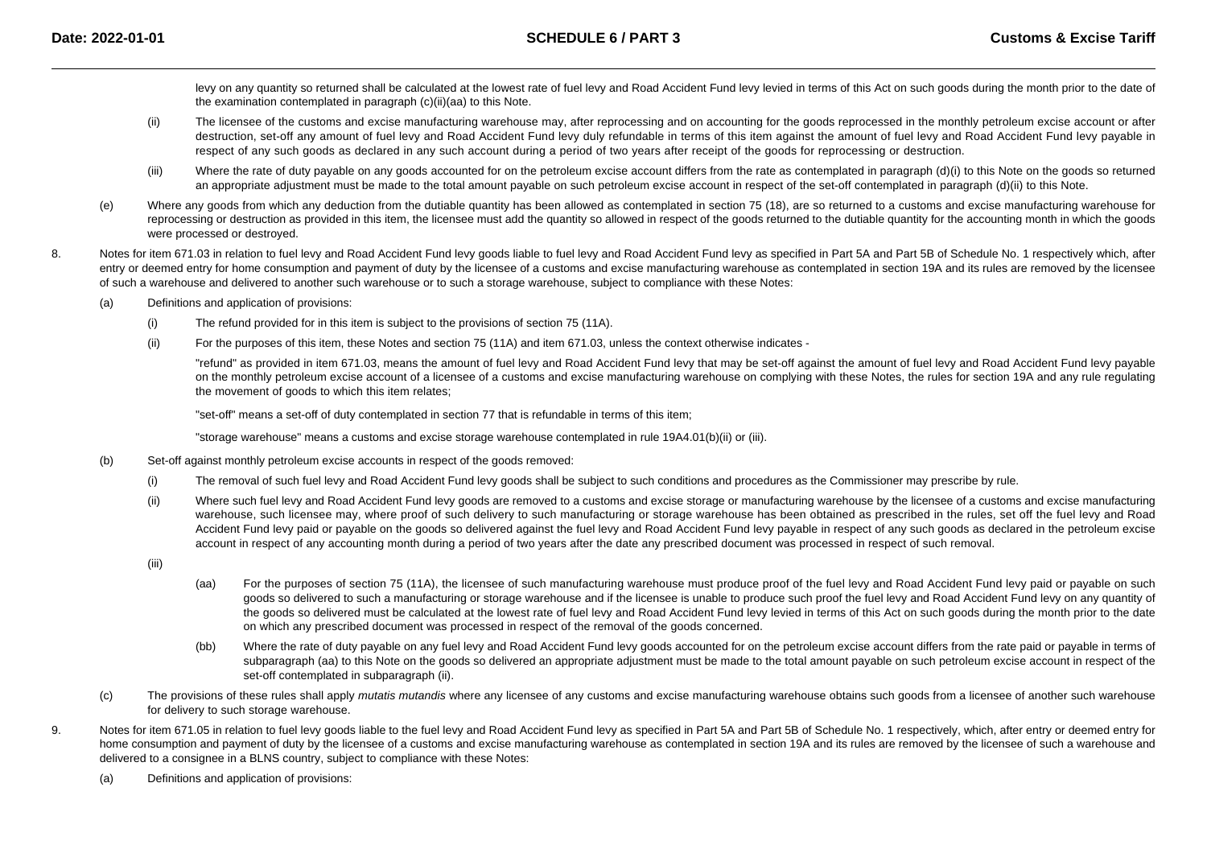levy on any quantity so returned shall be calculated at the lowest rate of fuel levy and Road Accident Fund levy levied in terms of this Act on such goods during the month prior to the date of the examination contemplated in paragraph (c)(ii)(aa) to this Note.

(ii) The licensee of the customs and excise manufacturing warehouse may, after reprocessing and on accounting for the goods reprocessed in the monthly petroleum excise account or after destruction, set-off any amount of fuel levy and Road Accident Fund levy duly refundable in terms of this item against the amount of fuel levy and Road Accident Fund levy payable in respect of any such goods as declared in any such account during a period of two years after receipt of the goods for reprocessing or destruction.

(iii) Where the rate of duty payable on any goods accounted for on the petroleum excise account differs from the rate as contemplated in paragraph (d)(i) to this Note on the goods so returned an appropriate adjustment must be made to the total amount payable on such petroleum excise account in respect of the set-off contemplated in paragraph (d)(ii) to this Note.

(e) Where any goods from which any deduction from the dutiable quantity has been allowed as contemplated in section 75 (18), are so returned to a customs and excise manufacturing warehouse for reprocessing or destruction as provided in this item, the licensee must add the quantity so allowed in respect of the goods returned to the dutiable quantity for the accounting month in which the goods were processed or destroyed.

8. Notes for item 671.03 in relation to fuel levy and Road Accident Fund levy goods liable to fuel levy and Road Accident Fund levy as specified in Part 5A and Part 5B of Schedule No. 1 respectively which, after entry or deemed entry for home consumption and payment of duty by the licensee of a customs and excise manufacturing warehouse as contemplated in section 19A and its rules are removed by the licensee of such a warehouse and delivered to another such warehouse or to such a storage warehouse, subject to compliance with these Notes:

(a) Definitions and application of provisions:

(i) The refund provided for in this item is subject to the provisions of section 75 (11A).

(ii) For the purposes of this item, these Notes and section 75 (11A) and item 671.03, unless the context otherwise indicates -

"refund" as provided in item 671.03, means the amount of fuel levy and Road Accident Fund levy that may be set-off against the amount of fuel levy and Road Accident Fund levy payable on the monthly petroleum excise account of a licensee of a customs and excise manufacturing warehouse on complying with these Notes, the rules for section 19A and any rule regulating the movement of goods to which this item relates;

"set-off" means a set-off of duty contemplated in section 77 that is refundable in terms of this item;

"storage warehouse" means a customs and excise storage warehouse contemplated in rule 19A4.01(b)(ii) or (iii).

(b) Set-off against monthly petroleum excise accounts in respect of the goods removed:

(i) The removal of such fuel levy and Road Accident Fund levy goods shall be subject to such conditions and procedures as the Commissioner may prescribe by rule.

(ii) Where such fuel levy and Road Accident Fund levy goods are removed to a customs and excise storage or manufacturing warehouse by the licensee of a customs and excise manufacturing warehouse, such licensee may, where proof of such delivery to such manufacturing or storage warehouse has been obtained as prescribed in the rules, set off the fuel levy and Road Accident Fund levy paid or payable on the goods so delivered against the fuel levy and Road Accident Fund levy payable in respect of any such goods as declared in the petroleum excise account in respect of any accounting month during a period of two years after the date any prescribed document was processed in respect of such removal.

(iii)

(aa) For the purposes of section 75 (11A), the licensee of such manufacturing warehouse must produce proof of the fuel levy and Road Accident Fund levy paid or payable on such goods so delivered to such a manufacturing or storage warehouse and if the licensee is unable to produce such proof the fuel levy and Road Accident Fund levy on any quantity of the goods so delivered must be calculated at the lowest rate of fuel levy and Road Accident Fund levy levied in terms of this Act on such goods during the month prior to the date on which any prescribed document was processed in respect of the removal of the goods concerned.

(bb) Where the rate of duty payable on any fuel levy and Road Accident Fund levy goods accounted for on the petroleum excise account differs from the rate paid or payable in terms of subparagraph (aa) to this Note on the goods so delivered an appropriate adjustment must be made to the total amount payable on such petroleum excise account in respect of the set-off contemplated in subparagraph (ii).

(c) The provisions of these rules shall apply *mutatis mutandis* where any licensee of any customs and excise manufacturing warehouse obtains such goods from a licensee of another such warehouse for delivery to such storage warehouse.

9. Notes for item 671.05 in relation to fuel levy goods liable to the fuel levy and Road Accident Fund levy as specified in Part 5A and Part 5B of Schedule No. 1 respectively, which, after entry or deemed entry for home consumption and payment of duty by the licensee of a customs and excise manufacturing warehouse as contemplated in section 19A and its rules are removed by the licensee of such a warehouse and delivered to a consignee in a BLNS country, subject to compliance with these Notes:

(a) Definitions and application of provisions: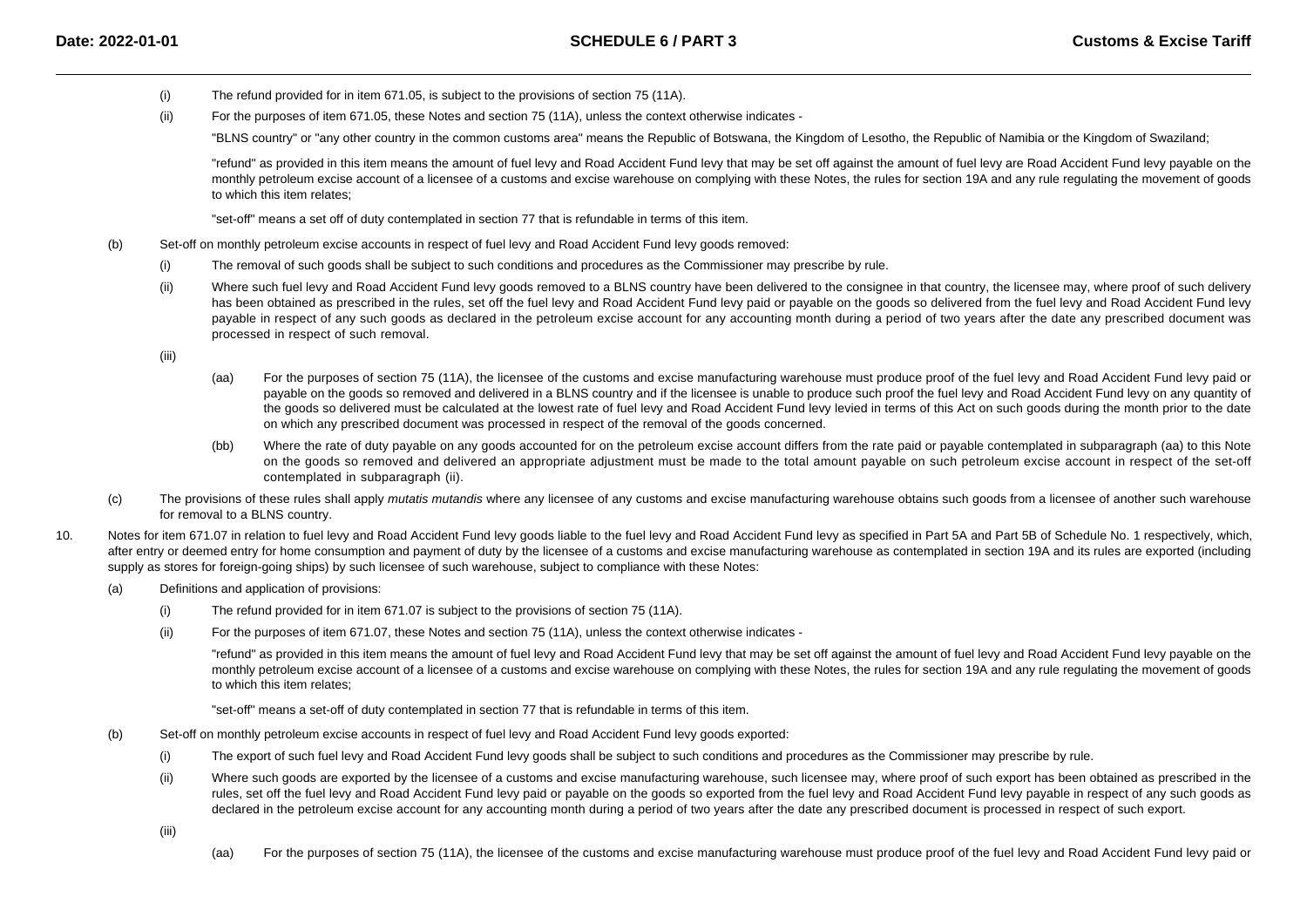(i) The refund provided for in item 671.05, is subject to the provisions of section 75 (11A).

(ii) For the purposes of item 671.05, these Notes and section 75 (11A), unless the context otherwise indicates -

"BLNS country" or "any other country in the common customs area" means the Republic of Botswana, the Kingdom of Lesotho, the Republic of Namibia or the Kingdom of Swaziland;

"refund" as provided in this item means the amount of fuel levy and Road Accident Fund levy that may be set off against the amount of fuel levy are Road Accident Fund levy payable on the monthly petroleum excise account of a licensee of a customs and excise warehouse on complying with these Notes, the rules for section 19A and any rule regulating the movement of goods to which this item relates;

"set-off" means a set off of duty contemplated in section 77 that is refundable in terms of this item.

(b) Set-off on monthly petroleum excise accounts in respect of fuel levy and Road Accident Fund levy goods removed:

(i) The removal of such goods shall be subject to such conditions and procedures as the Commissioner may prescribe by rule.

(ii) Where such fuel levy and Road Accident Fund levy goods removed to a BLNS country have been delivered to the consignee in that country, the licensee may, where proof of such delivery has been obtained as prescribed in the rules, set off the fuel levy and Road Accident Fund levy paid or payable on the goods so delivered from the fuel levy and Road Accident Fund levy payable in respect of any such goods as declared in the petroleum excise account for any accounting month during a period of two years after the date any prescribed document was processed in respect of such removal.

(iii)

(aa) For the purposes of section 75 (11A), the licensee of the customs and excise manufacturing warehouse must produce proof of the fuel levy and Road Accident Fund levy paid or payable on the goods so removed and delivered in a BLNS country and if the licensee is unable to produce such proof the fuel levy and Road Accident Fund levy on any quantity of the goods so delivered must be calculated at the lowest rate of fuel levy and Road Accident Fund levy levied in terms of this Act on such goods during the month prior to the date on which any prescribed document was processed in respect of the removal of the goods concerned.

(bb) Where the rate of duty payable on any goods accounted for on the petroleum excise account differs from the rate paid or payable contemplated in subparagraph (aa) to this Note on the goods so removed and delivered an appropriate adjustment must be made to the total amount payable on such petroleum excise account in respect of the set-off contemplated in subparagraph (ii).

(c) The provisions of these rules shall apply *mutatis mutandis* where any licensee of any customs and excise manufacturing warehouse obtains such goods from a licensee of another such warehouse for removal to a BLNS country.

10. Notes for item 671.07 in relation to fuel levy and Road Accident Fund levy goods liable to the fuel levy and Road Accident Fund levy as specified in Part 5A and Part 5B of Schedule No. 1 respectively, which, after entry or deemed entry for home consumption and payment of duty by the licensee of a customs and excise manufacturing warehouse as contemplated in section 19A and its rules are exported (including supply as stores for foreign-going ships) by such licensee of such warehouse, subject to compliance with these Notes:

(a) Definitions and application of provisions:

(i) The refund provided for in item 671.07 is subject to the provisions of section 75 (11A).

(ii) For the purposes of item 671.07, these Notes and section 75 (11A), unless the context otherwise indicates -

"refund" as provided in this item means the amount of fuel levy and Road Accident Fund levy that may be set off against the amount of fuel levy and Road Accident Fund levy payable on the monthly petroleum excise account of a licensee of a customs and excise warehouse on complying with these Notes, the rules for section 19A and any rule regulating the movement of goods to which this item relates;

"set-off" means a set-off of duty contemplated in section 77 that is refundable in terms of this item.

(b) Set-off on monthly petroleum excise accounts in respect of fuel levy and Road Accident Fund levy goods exported:

(i) The export of such fuel levy and Road Accident Fund levy goods shall be subject to such conditions and procedures as the Commissioner may prescribe by rule.

(ii) Where such goods are exported by the licensee of a customs and excise manufacturing warehouse, such licensee may, where proof of such export has been obtained as prescribed in the rules, set off the fuel levy and Road Accident Fund levy paid or payable on the goods so exported from the fuel levy and Road Accident Fund levy payable in respect of any such goods as declared in the petroleum excise account for any accounting month during a period of two years after the date any prescribed document is processed in respect of such export.

(iii)

(aa) For the purposes of section 75 (11A), the licensee of the customs and excise manufacturing warehouse must produce proof of the fuel levy and Road Accident Fund levy paid or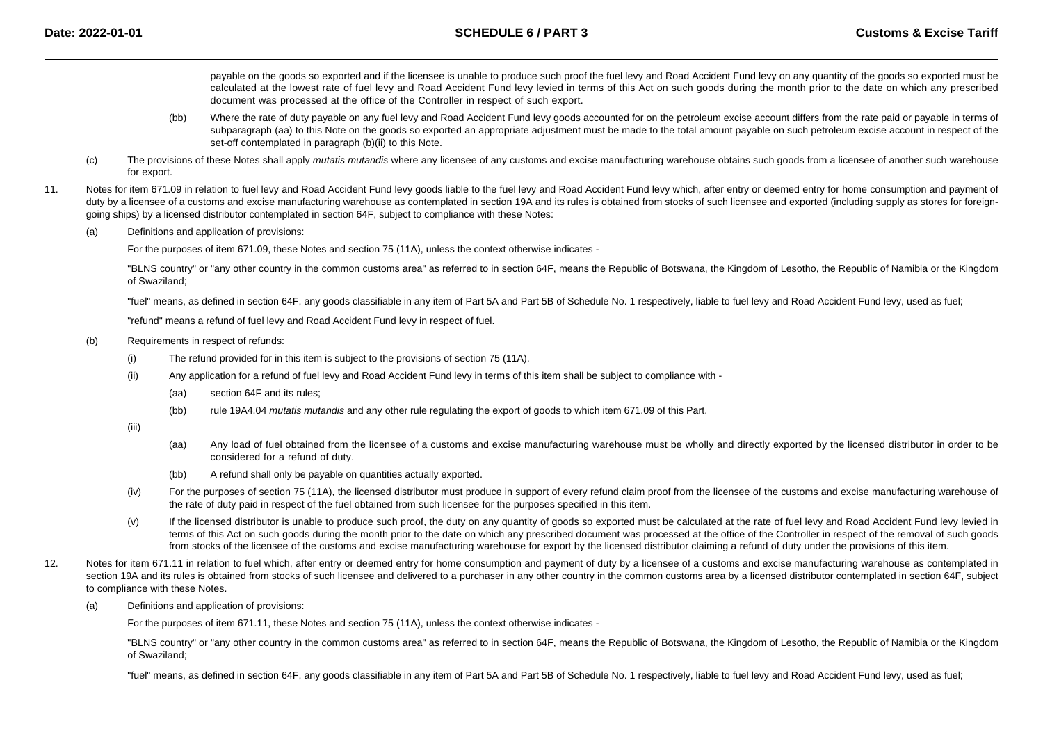payable on the goods so exported and if the licensee is unable to produce such proof the fuel levy and Road Accident Fund levy on any quantity of the goods so exported must be calculated at the lowest rate of fuel levy and Road Accident Fund levy levied in terms of this Act on such goods during the month prior to the date on which any prescribed document was processed at the office of the Controller in respect of such export.

(bb) Where the rate of duty payable on any fuel levy and Road Accident Fund levy goods accounted for on the petroleum excise account differs from the rate paid or payable in terms of subparagraph (aa) to this Note on the goods so exported an appropriate adjustment must be made to the total amount payable on such petroleum excise account in respect of the set-off contemplated in paragraph (b)(ii) to this Note.

(c) The provisions of these Notes shall apply *mutatis mutandis* where any licensee of any customs and excise manufacturing warehouse obtains such goods from a licensee of another such warehouse for export.

11. Notes for item 671.09 in relation to fuel levy and Road Accident Fund levy goods liable to the fuel levy and Road Accident Fund levy which, after entry or deemed entry for home consumption and payment of duty by a licensee of a customs and excise manufacturing warehouse as contemplated in section 19A and its rules is obtained from stocks of such licensee and exported (including supply as stores for foreign-going ships) by a licensed distributor contemplated in section 64F, subject to compliance with these Notes:

(a) Definitions and application of provisions:

For the purposes of item 671.09, these Notes and section 75 (11A), unless the context otherwise indicates -

"BLNS country" or "any other country in the common customs area" as referred to in section 64F, means the Republic of Botswana, the Kingdom of Lesotho, the Republic of Namibia or the Kingdom of Swaziland;

"fuel" means, as defined in section 64F, any goods classifiable in any item of Part 5A and Part 5B of Schedule No. 1 respectively, liable to fuel levy and Road Accident Fund levy, used as fuel;

"refund" means a refund of fuel levy and Road Accident Fund levy in respect of fuel.

(b) Requirements in respect of refunds:

(i) The refund provided for in this item is subject to the provisions of section 75 (11A).

(ii) Any application for a refund of fuel levy and Road Accident Fund levy in terms of this item shall be subject to compliance with -

(aa) section 64F and its rules;

(bb) rule 19A4.04 *mutatis mutandis* and any other rule regulating the export of goods to which item 671.09 of this Part.

(iii)

(aa) Any load of fuel obtained from the licensee of a customs and excise manufacturing warehouse must be wholly and directly exported by the licensed distributor in order to be considered for a refund of duty.

(bb) A refund shall only be payable on quantities actually exported.

(iv) For the purposes of section 75 (11A), the licensed distributor must produce in support of every refund claim proof from the licensee of the customs and excise manufacturing warehouse of the rate of duty paid in respect of the fuel obtained from such licensee for the purposes specified in this item.

(v) If the licensed distributor is unable to produce such proof, the duty on any quantity of goods so exported must be calculated at the rate of fuel levy and Road Accident Fund levy levied in terms of this Act on such goods during the month prior to the date on which any prescribed document was processed at the office of the Controller in respect of the removal of such goods from stocks of the licensee of the customs and excise manufacturing warehouse for export by the licensed distributor claiming a refund of duty under the provisions of this item.

12. Notes for item 671.11 in relation to fuel which, after entry or deemed entry for home consumption and payment of duty by a licensee of a customs and excise manufacturing warehouse as contemplated in section 19A and its rules is obtained from stocks of such licensee and delivered to a purchaser in any other country in the common customs area by a licensed distributor contemplated in section 64F, subject to compliance with these Notes.

(a) Definitions and application of provisions:

For the purposes of item 671.11, these Notes and section 75 (11A), unless the context otherwise indicates -

"BLNS country" or "any other country in the common customs area" as referred to in section 64F, means the Republic of Botswana, the Kingdom of Lesotho, the Republic of Namibia or the Kingdom of Swaziland;

"fuel" means, as defined in section 64F, any goods classifiable in any item of Part 5A and Part 5B of Schedule No. 1 respectively, liable to fuel levy and Road Accident Fund levy, used as fuel;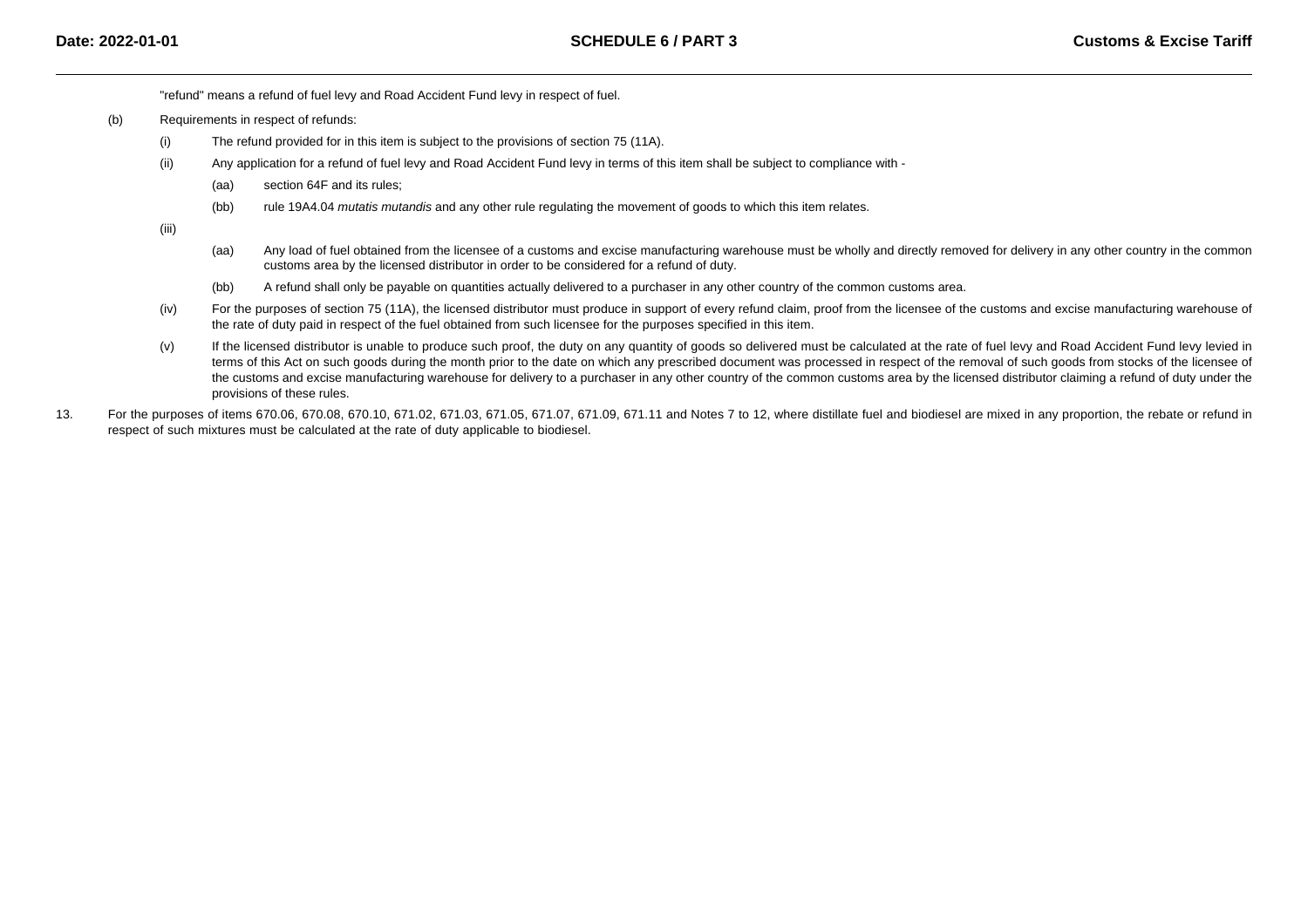"refund" means a refund of fuel levy and Road Accident Fund levy in respect of fuel.

(b) Requirements in respect of refunds:

(i) The refund provided for in this item is subject to the provisions of section 75 (11A).

(ii) Any application for a refund of fuel levy and Road Accident Fund levy in terms of this item shall be subject to compliance with -

(aa) section 64F and its rules;

(bb) rule 19A4.04 *mutatis mutandis* and any other rule regulating the movement of goods to which this item relates.

(iii)

(aa) Any load of fuel obtained from the licensee of a customs and excise manufacturing warehouse must be wholly and directly removed for delivery in any other country in the common customs area by the licensed distributor in order to be considered for a refund of duty.

(bb) A refund shall only be payable on quantities actually delivered to a purchaser in any other country of the common customs area.

(iv) For the purposes of section 75 (11A), the licensed distributor must produce in support of every refund claim, proof from the licensee of the customs and excise manufacturing warehouse of the rate of duty paid in respect of the fuel obtained from such licensee for the purposes specified in this item.

(v) If the licensed distributor is unable to produce such proof, the duty on any quantity of goods so delivered must be calculated at the rate of fuel levy and Road Accident Fund levy levied in terms of this Act on such goods during the month prior to the date on which any prescribed document was processed in respect of the removal of such goods from stocks of the licensee of the customs and excise manufacturing warehouse for delivery to a purchaser in any other country of the common customs area by the licensed distributor claiming a refund of duty under the provisions of these rules.

13. For the purposes of items 670.06, 670.08, 670.10, 671.02, 671.03, 671.05, 671.07, 671.09, 671.11 and Notes 7 to 12, where distillate fuel and biodiesel are mixed in any proportion, the rebate or refund in respect of such mixtures must be calculated at the rate of duty applicable to biodiesel.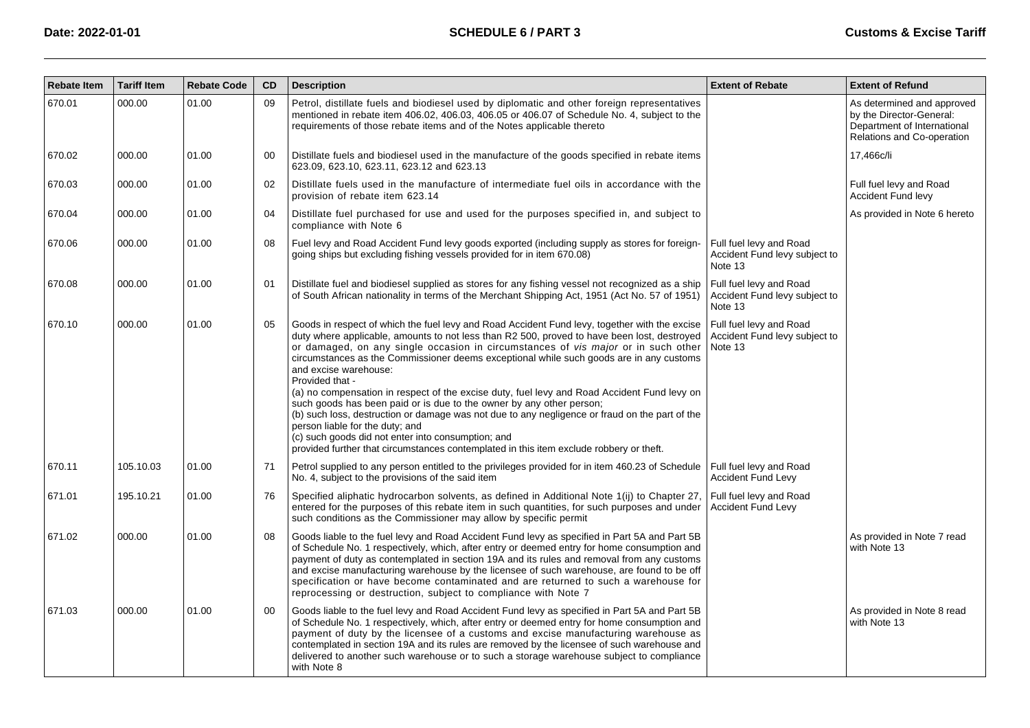| Rebate Item | Tariff Item | Rebate Code | CD | Description | Extent of Rebate | Extent of Refund |
|---|---|---|---|---|---|---|
| 670.01 | 000.00 | 01.00 | 09 | Petrol, distillate fuels and biodiesel used by diplomatic and other foreign representatives mentioned in rebate item 406.02, 406.03, 406.05 or 406.07 of Schedule No. 4, subject to the requirements of those rebate items and of the Notes applicable thereto | | As determined and approved by the Director-General: Department of International Relations and Co-operation |
| 670.02 | 000.00 | 01.00 | 00 | Distillate fuels and biodiesel used in the manufacture of the goods specified in rebate items 623.09, 623.10, 623.11, 623.12 and 623.13 | | 17,466c/li |
| 670.03 | 000.00 | 01.00 | 02 | Distillate fuels used in the manufacture of intermediate fuel oils in accordance with the provision of rebate item 623.14 | | Full fuel levy and Road Accident Fund levy |
| 670.04 | 000.00 | 01.00 | 04 | Distillate fuel purchased for use and used for the purposes specified in, and subject to compliance with Note 6 | | As provided in Note 6 hereto |
| 670.06 | 000.00 | 01.00 | 08 | Fuel levy and Road Accident Fund levy goods exported (including supply as stores for foreign-going ships but excluding fishing vessels provided for in item 670.08) | Full fuel levy and Road Accident Fund levy subject to Note 13 | |
| 670.08 | 000.00 | 01.00 | 01 | Distillate fuel and biodiesel supplied as stores for any fishing vessel not recognized as a ship of South African nationality in terms of the Merchant Shipping Act, 1951 (Act No. 57 of 1951) | Full fuel levy and Road Accident Fund levy subject to Note 13 | |
| 670.10 | 000.00 | 01.00 | 05 | Goods in respect of which the fuel levy and Road Accident Fund levy, together with the excise duty where applicable, amounts to not less than R2 500, proved to have been lost, destroyed or damaged, on any single occasion in circumstances of *vis major* or in such other circumstances as the Commissioner deems exceptional while such goods are in any customs and excise warehouse:<br>Provided that -<br>(a) no compensation in respect of the excise duty, fuel levy and Road Accident Fund levy on such goods has been paid or is due to the owner by any other person;<br>(b) such loss, destruction or damage was not due to any negligence or fraud on the part of the person liable for the duty; and<br>(c) such goods did not enter into consumption; and<br>provided further that circumstances contemplated in this item exclude robbery or theft. | Full fuel levy and Road Accident Fund levy subject to Note 13 | |
| 670.11 | 105.10.03 | 01.00 | 71 | Petrol supplied to any person entitled to the privileges provided for in item 460.23 of Schedule No. 4, subject to the provisions of the said item | Full fuel levy and Road Accident Fund Levy | |
| 671.01 | 195.10.21 | 01.00 | 76 | Specified aliphatic hydrocarbon solvents, as defined in Additional Note 1(ij) to Chapter 27, entered for the purposes of this rebate item in such quantities, for such purposes and under such conditions as the Commissioner may allow by specific permit | Full fuel levy and Road Accident Fund Levy | |
| 671.02 | 000.00 | 01.00 | 08 | Goods liable to the fuel levy and Road Accident Fund levy as specified in Part 5A and Part 5B of Schedule No. 1 respectively, which, after entry or deemed entry for home consumption and payment of duty as contemplated in section 19A and its rules and removal from any customs and excise manufacturing warehouse by the licensee of such warehouse, are found to be off specification or have become contaminated and are returned to such a warehouse for reprocessing or destruction, subject to compliance with Note 7 | | As provided in Note 7 read with Note 13 |
| 671.03 | 000.00 | 01.00 | 00 | Goods liable to the fuel levy and Road Accident Fund levy as specified in Part 5A and Part 5B of Schedule No. 1 respectively, which, after entry or deemed entry for home consumption and payment of duty by the licensee of a customs and excise manufacturing warehouse as contemplated in section 19A and its rules are removed by the licensee of such warehouse and delivered to another such warehouse or to such a storage warehouse subject to compliance with Note 8 | | As provided in Note 8 read with Note 13 |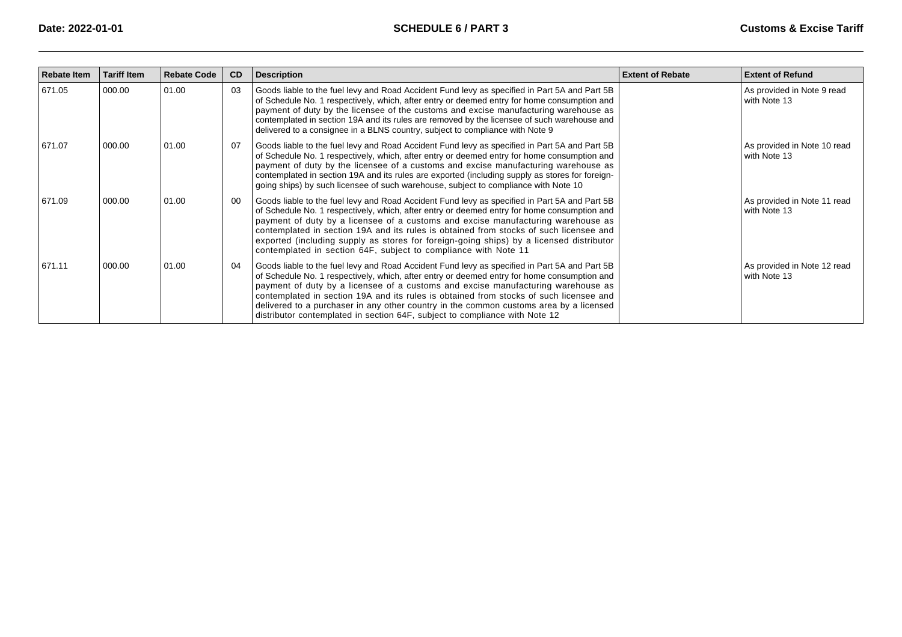| Rebate Item | Tariff Item | Rebate Code | CD | Description | Extent of Rebate | Extent of Refund |
|---|---|---|---|---|---|---|
| 671.05 | 000.00 | 01.00 | 03 | Goods liable to the fuel levy and Road Accident Fund levy as specified in Part 5A and Part 5B of Schedule No. 1 respectively, which, after entry or deemed entry for home consumption and payment of duty by the licensee of the customs and excise manufacturing warehouse as contemplated in section 19A and its rules are removed by the licensee of such warehouse and delivered to a consignee in a BLNS country, subject to compliance with Note 9 | | As provided in Note 9 read with Note 13 |
| 671.07 | 000.00 | 01.00 | 07 | Goods liable to the fuel levy and Road Accident Fund levy as specified in Part 5A and Part 5B of Schedule No. 1 respectively, which, after entry or deemed entry for home consumption and payment of duty by the licensee of a customs and excise manufacturing warehouse as contemplated in section 19A and its rules are exported (including supply as stores for foreign-going ships) by such licensee of such warehouse, subject to compliance with Note 10 | | As provided in Note 10 read with Note 13 |
| 671.09 | 000.00 | 01.00 | 00 | Goods liable to the fuel levy and Road Accident Fund levy as specified in Part 5A and Part 5B of Schedule No. 1 respectively, which, after entry or deemed entry for home consumption and payment of duty by a licensee of a customs and excise manufacturing warehouse as contemplated in section 19A and its rules is obtained from stocks of such licensee and exported (including supply as stores for foreign-going ships) by a licensed distributor contemplated in section 64F, subject to compliance with Note 11 | | As provided in Note 11 read with Note 13 |
| 671.11 | 000.00 | 01.00 | 04 | Goods liable to the fuel levy and Road Accident Fund levy as specified in Part 5A and Part 5B of Schedule No. 1 respectively, which, after entry or deemed entry for home consumption and payment of duty by a licensee of a customs and excise manufacturing warehouse as contemplated in section 19A and its rules is obtained from stocks of such licensee and delivered to a purchaser in any other country in the common customs area by a licensed distributor contemplated in section 64F, subject to compliance with Note 12 | | As provided in Note 12 read with Note 13 |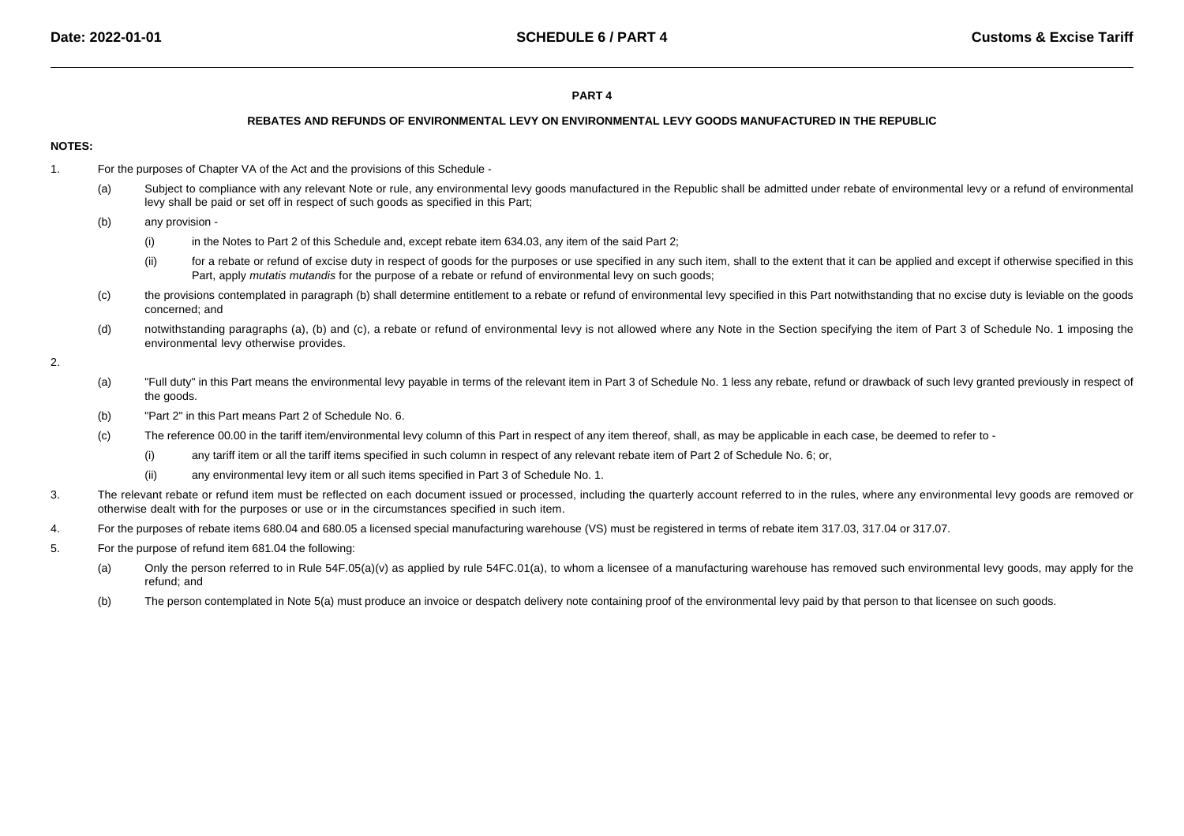# PART 4

## REBATES AND REFUNDS OF ENVIRONMENTAL LEVY ON ENVIRONMENTAL LEVY GOODS MANUFACTURED IN THE REPUBLIC

**NOTES:**

1. For the purposes of Chapter VA of the Act and the provisions of this Schedule -

   (a) Subject to compliance with any relevant Note or rule, any environmental levy goods manufactured in the Republic shall be admitted under rebate of environmental levy or a refund of environmental levy shall be paid or set off in respect of such goods as specified in this Part;

   (b) any provision -

      (i) in the Notes to Part 2 of this Schedule and, except rebate item 634.03, any item of the said Part 2;

      (ii) for a rebate or refund of excise duty in respect of goods for the purposes or use specified in any such item, shall to the extent that it can be applied and except if otherwise specified in this Part, apply *mutatis mutandis* for the purpose of a rebate or refund of environmental levy on such goods;

   (c) the provisions contemplated in paragraph (b) shall determine entitlement to a rebate or refund of environmental levy specified in this Part notwithstanding that no excise duty is leviable on the goods concerned; and

   (d) notwithstanding paragraphs (a), (b) and (c), a rebate or refund of environmental levy is not allowed where any Note in the Section specifying the item of Part 3 of Schedule No. 1 imposing the environmental levy otherwise provides.

2.

   (a) "Full duty" in this Part means the environmental levy payable in terms of the relevant item in Part 3 of Schedule No. 1 less any rebate, refund or drawback of such levy granted previously in respect of the goods.

   (b) "Part 2" in this Part means Part 2 of Schedule No. 6.

   (c) The reference 00.00 in the tariff item/environmental levy column of this Part in respect of any item thereof, shall, as may be applicable in each case, be deemed to refer to -

      (i) any tariff item or all the tariff items specified in such column in respect of any relevant rebate item of Part 2 of Schedule No. 6; or,

      (ii) any environmental levy item or all such items specified in Part 3 of Schedule No. 1.

3. The relevant rebate or refund item must be reflected on each document issued or processed, including the quarterly account referred to in the rules, where any environmental levy goods are removed or otherwise dealt with for the purposes or use or in the circumstances specified in such item.

4. For the purposes of rebate items 680.04 and 680.05 a licensed special manufacturing warehouse (VS) must be registered in terms of rebate item 317.03, 317.04 or 317.07.

5. For the purpose of refund item 681.04 the following:

   (a) Only the person referred to in Rule 54F.05(a)(v) as applied by rule 54FC.01(a), to whom a licensee of a manufacturing warehouse has removed such environmental levy goods, may apply for the refund; and

   (b) The person contemplated in Note 5(a) must produce an invoice or despatch delivery note containing proof of the environmental levy paid by that person to that licensee on such goods.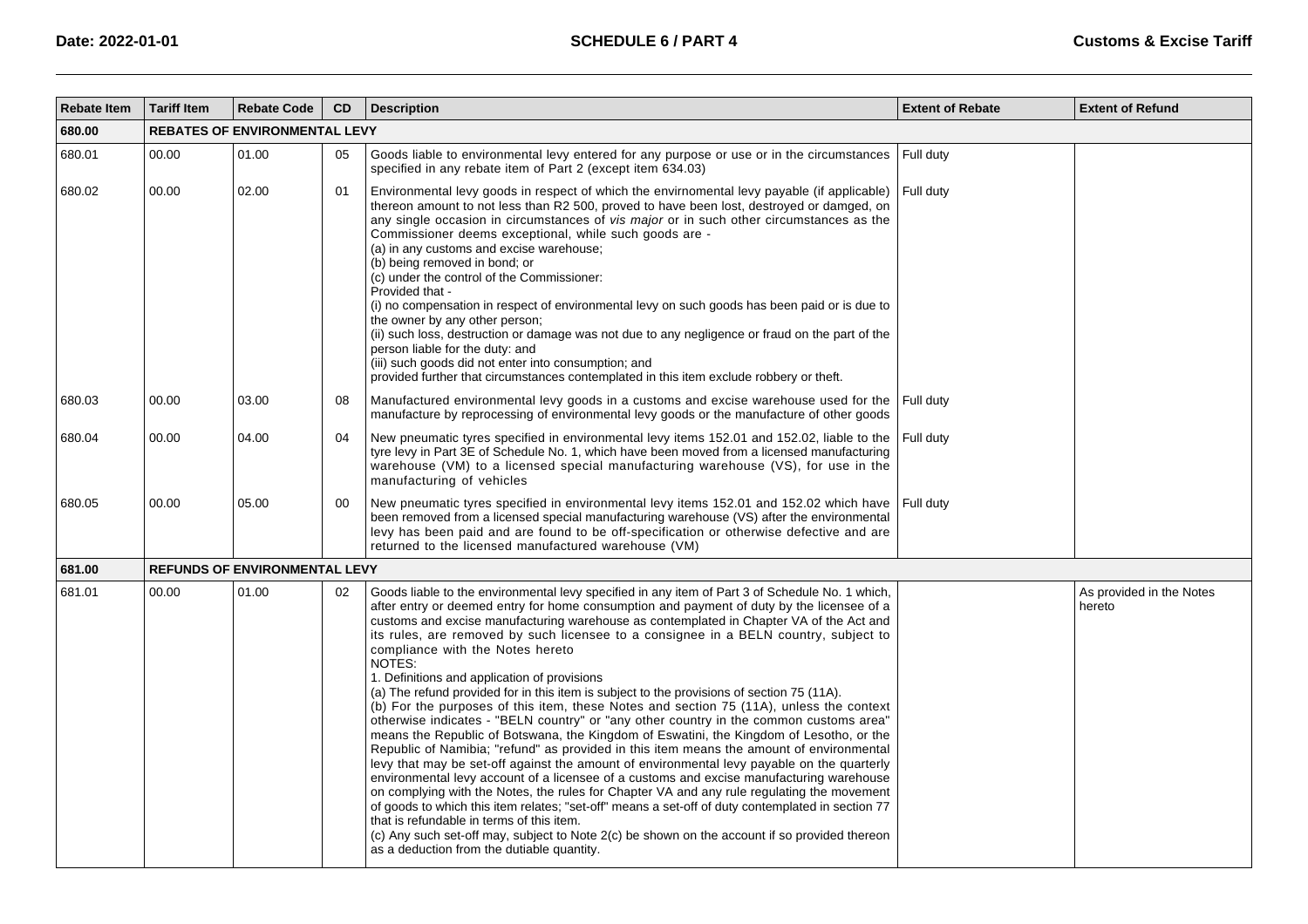| Rebate Item | Tariff Item | Rebate Code | CD | Description | Extent of Rebate | Extent of Refund |
|---|---|---|---|---|---|---|
| **680.00** | **REBATES OF ENVIRONMENTAL LEVY** | | | | | |
| 680.01 | 00.00 | 01.00 | 05 | Goods liable to environmental levy entered for any purpose or use or in the circumstances specified in any rebate item of Part 2 (except item 634.03) | Full duty | |
| 680.02 | 00.00 | 02.00 | 01 | Environmental levy goods in respect of which the envirnomental levy payable (if applicable) thereon amount to not less than R2 500, proved to have been lost, destroyed or damged, on any single occasion in circumstances of *vis major* or in such other circumstances as the Commissioner deems exceptional, while such goods are -<br>(a) in any customs and excise warehouse;<br>(b) being removed in bond; or<br>(c) under the control of the Commissioner:<br>Provided that -<br>(i) no compensation in respect of environmental levy on such goods has been paid or is due to the owner by any other person;<br>(ii) such loss, destruction or damage was not due to any negligence or fraud on the part of the person liable for the duty: and<br>(iii) such goods did not enter into consumption; and<br>provided further that circumstances contemplated in this item exclude robbery or theft. | Full duty | |
| 680.03 | 00.00 | 03.00 | 08 | Manufactured environmental levy goods in a customs and excise warehouse used for the manufacture by reprocessing of environmental levy goods or the manufacture of other goods | Full duty | |
| 680.04 | 00.00 | 04.00 | 04 | New pneumatic tyres specified in environmental levy items 152.01 and 152.02, liable to the tyre levy in Part 3E of Schedule No. 1, which have been moved from a licensed manufacturing warehouse (VM) to a licensed special manufacturing warehouse (VS), for use in the manufacturing of vehicles | Full duty | |
| 680.05 | 00.00 | 05.00 | 00 | New pneumatic tyres specified in environmental levy items 152.01 and 152.02 which have been removed from a licensed special manufacturing warehouse (VS) after the environmental levy has been paid and are found to be off-specification or otherwise defective and are returned to the licensed manufactured warehouse (VM) | Full duty | |
| **681.00** | **REFUNDS OF ENVIRONMENTAL LEVY** | | | | | |
| 681.01 | 00.00 | 01.00 | 02 | Goods liable to the environmental levy specified in any item of Part 3 of Schedule No. 1 which, after entry or deemed entry for home consumption and payment of duty by the licensee of a customs and excise manufacturing warehouse as contemplated in Chapter VA of the Act and its rules, are removed by such licensee to a consignee in a BELN country, subject to compliance with the Notes hereto<br>NOTES:<br>1. Definitions and application of provisions<br>(a) The refund provided for in this item is subject to the provisions of section 75 (11A).<br>(b) For the purposes of this item, these Notes and section 75 (11A), unless the context otherwise indicates - "BELN country" or "any other country in the common customs area" means the Republic of Botswana, the Kingdom of Eswatini, the Kingdom of Lesotho, or the Republic of Namibia; "refund" as provided in this item means the amount of environmental levy that may be set-off against the amount of environmental levy payable on the quarterly environmental levy account of a licensee of a customs and excise manufacturing warehouse on complying with the Notes, the rules for Chapter VA and any rule regulating the movement of goods to which this item relates; "set-off" means a set-off of duty contemplated in section 77 that is refundable in terms of this item.<br>(c) Any such set-off may, subject to Note 2(c) be shown on the account if so provided thereon as a deduction from the dutiable quantity. | | As provided in the Notes hereto |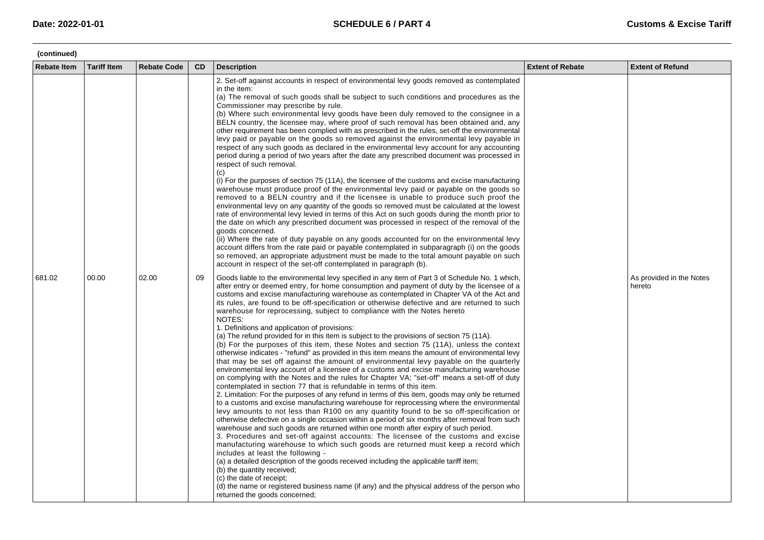(continued)

| Rebate Item | Tariff Item | Rebate Code | CD | Description | Extent of Rebate | Extent of Refund |
|---|---|---|---|---|---|---|
| | | | | 2. Set-off against accounts in respect of environmental levy goods removed as contemplated in the item:<br>(a) The removal of such goods shall be subject to such conditions and procedures as the Commissioner may prescribe by rule.<br>(b) Where such environmental levy goods have been duly removed to the consignee in a BELN country, the licensee may, where proof of such removal has been obtained and, any other requirement has been complied with as prescribed in the rules, set-off the environmental levy paid or payable on the goods so removed against the environmental levy payable in respect of any such goods as declared in the environmental levy account for any accounting period during a period of two years after the date any prescribed document was processed in respect of such removal.<br>(c)<br>(i) For the purposes of section 75 (11A), the licensee of the customs and excise manufacturing warehouse must produce proof of the environmental levy paid or payable on the goods so removed to a BELN country and if the licensee is unable to produce such proof the environmental levy on any quantity of the goods so removed must be calculated at the lowest rate of environmental levy levied in terms of this Act on such goods during the month prior to the date on which any prescribed document was processed in respect of the removal of the goods concerned.<br>(ii) Where the rate of duty payable on any goods accounted for on the environmental levy account differs from the rate paid or payable contemplated in subparagraph (i) on the goods so removed, an appropriate adjustment must be made to the total amount payable on such account in respect of the set-off contemplated in paragraph (b). | | |
| 681.02 | 00.00 | 02.00 | 09 | Goods liable to the environmental levy specified in any item of Part 3 of Schedule No. 1 which, after entry or deemed entry, for home consumption and payment of duty by the licensee of a customs and excise manufacturing warehouse as contemplated in Chapter VA of the Act and its rules, are found to be off-specification or otherwise defective and are returned to such warehouse for reprocessing, subject to compliance with the Notes hereto<br>NOTES:<br>1. Definitions and application of provisions:<br>(a) The refund provided for in this item is subject to the provisions of section 75 (11A).<br>(b) For the purposes of this item, these Notes and section 75 (11A), unless the context otherwise indicates - "refund" as provided in this item means the amount of environmental levy that may be set off against the amount of environmental levy payable on the quarterly environmental levy account of a licensee of a customs and excise manufacturing warehouse on complying with the Notes and the rules for Chapter VA; "set-off" means a set-off of duty contemplated in section 77 that is refundable in terms of this item.<br>2. Limitation: For the purposes of any refund in terms of this item, goods may only be returned to a customs and excise manufacturing warehouse for reprocessing where the environmental levy amounts to not less than R100 on any quantity found to be so off-specification or otherwise defective on a single occasion within a period of six months after removal from such warehouse and such goods are returned within one month after expiry of such period.<br>3. Procedures and set-off against accounts: The licensee of the customs and excise manufacturing warehouse to which such goods are returned must keep a record which includes at least the following -<br>(a) a detailed description of the goods received including the applicable tariff item;<br>(b) the quantity received;<br>(c) the date of receipt;<br>(d) the name or registered business name (if any) and the physical address of the person who returned the goods concerned; | | As provided in the Notes hereto |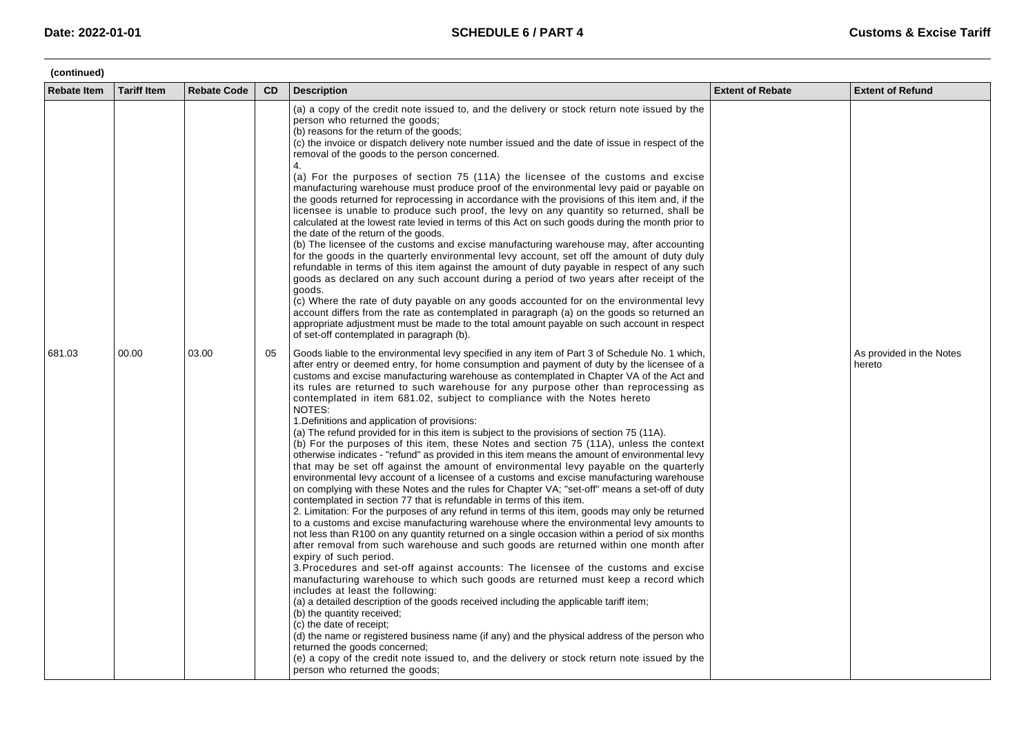**(continued)**

| Rebate Item | Tariff Item | Rebate Code | CD | Description | Extent of Rebate | Extent of Refund |
|---|---|---|---|---|---|---|
| | | | | (a) a copy of the credit note issued to, and the delivery or stock return note issued by the person who returned the goods;<br>(b) reasons for the return of the goods;<br>(c) the invoice or dispatch delivery note number issued and the date of issue in respect of the removal of the goods to the person concerned.<br>4.<br>(a) For the purposes of section 75 (11A) the licensee of the customs and excise manufacturing warehouse must produce proof of the environmental levy paid or payable on the goods returned for reprocessing in accordance with the provisions of this item and, if the licensee is unable to produce such proof, the levy on any quantity so returned, shall be calculated at the lowest rate levied in terms of this Act on such goods during the month prior to the date of the return of the goods.<br>(b) The licensee of the customs and excise manufacturing warehouse may, after accounting for the goods in the quarterly environmental levy account, set off the amount of duty duly refundable in terms of this item against the amount of duty payable in respect of any such goods as declared on any such account during a period of two years after receipt of the goods.<br>(c) Where the rate of duty payable on any goods accounted for on the environmental levy account differs from the rate as contemplated in paragraph (a) on the goods so returned an appropriate adjustment must be made to the total amount payable on such account in respect of set-off contemplated in paragraph (b). | | |
| 681.03 | 00.00 | 03.00 | 05 | Goods liable to the environmental levy specified in any item of Part 3 of Schedule No. 1 which, after entry or deemed entry, for home consumption and payment of duty by the licensee of a customs and excise manufacturing warehouse as contemplated in Chapter VA of the Act and its rules are returned to such warehouse for any purpose other than reprocessing as contemplated in item 681.02, subject to compliance with the Notes hereto<br>NOTES:<br>1.Definitions and application of provisions:<br>(a) The refund provided for in this item is subject to the provisions of section 75 (11A).<br>(b) For the purposes of this item, these Notes and section 75 (11A), unless the context otherwise indicates - "refund" as provided in this item means the amount of environmental levy that may be set off against the amount of environmental levy payable on the quarterly environmental levy account of a licensee of a customs and excise manufacturing warehouse on complying with these Notes and the rules for Chapter VA; "set-off" means a set-off of duty contemplated in section 77 that is refundable in terms of this item.<br>2. Limitation: For the purposes of any refund in terms of this item, goods may only be returned to a customs and excise manufacturing warehouse where the environmental levy amounts to not less than R100 on any quantity returned on a single occasion within a period of six months after removal from such warehouse and such goods are returned within one month after expiry of such period.<br>3.Procedures and set-off against accounts: The licensee of the customs and excise manufacturing warehouse to which such goods are returned must keep a record which includes at least the following:<br>(a) a detailed description of the goods received including the applicable tariff item;<br>(b) the quantity received;<br>(c) the date of receipt;<br>(d) the name or registered business name (if any) and the physical address of the person who returned the goods concerned;<br>(e) a copy of the credit note issued to, and the delivery or stock return note issued by the person who returned the goods; | | As provided in the Notes hereto |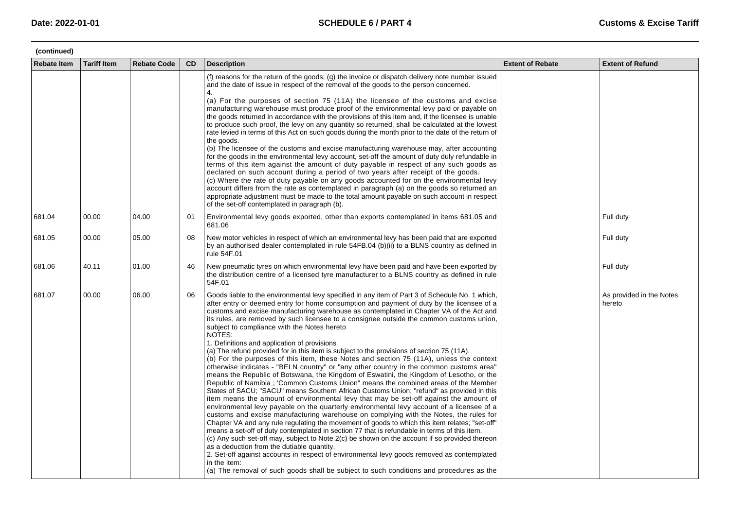**(continued)**

| Rebate Item | Tariff Item | Rebate Code | CD | Description | Extent of Rebate | Extent of Refund |
|---|---|---|---|---|---|---|
| | | | | (f) reasons for the return of the goods; (g) the invoice or dispatch delivery note number issued and the date of issue in respect of the removal of the goods to the person concerned.<br>4.<br>(a) For the purposes of section 75 (11A) the licensee of the customs and excise manufacturing warehouse must produce proof of the environmental levy paid or payable on the goods returned in accordance with the provisions of this item and, if the licensee is unable to produce such proof, the levy on any quantity so returned, shall be calculated at the lowest rate levied in terms of this Act on such goods during the month prior to the date of the return of the goods.<br>(b) The licensee of the customs and excise manufacturing warehouse may, after accounting for the goods in the environmental levy account, set-off the amount of duty duly refundable in terms of this item against the amount of duty payable in respect of any such goods as declared on such account during a period of two years after receipt of the goods.<br>(c) Where the rate of duty payable on any goods accounted for on the environmental levy account differs from the rate as contemplated in paragraph (a) on the goods so returned an appropriate adjustment must be made to the total amount payable on such account in respect of the set-off contemplated in paragraph (b). | | |
| 681.04 | 00.00 | 04.00 | 01 | Environmental levy goods exported, other than exports contemplated in items 681.05 and 681.06 | | Full duty |
| 681.05 | 00.00 | 05.00 | 08 | New motor vehicles in respect of which an environmental levy has been paid that are exported by an authorised dealer contemplated in rule 54FB.04 (b)(ii) to a BLNS country as defined in rule 54F.01 | | Full duty |
| 681.06 | 40.11 | 01.00 | 46 | New pneumatic tyres on which environmental levy have been paid and have been exported by the distribution centre of a licensed tyre manufacturer to a BLNS country as defined in rule 54F.01 | | Full duty |
| 681.07 | 00.00 | 06.00 | 06 | Goods liable to the environmental levy specified in any item of Part 3 of Schedule No. 1 which, after entry or deemed entry for home consumption and payment of duty by the licensee of a customs and excise manufacturing warehouse as contemplated in Chapter VA of the Act and its rules, are removed by such licensee to a consignee outside the common customs union, subject to compliance with the Notes hereto<br>NOTES:<br>1. Definitions and application of provisions<br>(a) The refund provided for in this item is subject to the provisions of section 75 (11A).<br>(b) For the purposes of this item, these Notes and section 75 (11A), unless the context otherwise indicates - "BELN country" or "any other country in the common customs area" means the Republic of Botswana, the Kingdom of Eswatini, the Kingdom of Lesotho, or the Republic of Namibia ; 'Common Customs Union" means the combined areas of the Member States of SACU; "SACU" means Southern African Customs Union; "refund" as provided in this item means the amount of environmental levy that may be set-off against the amount of environmental levy payable on the quarterly environmental levy account of a licensee of a customs and excise manufacturing warehouse on complying with the Notes, the rules for Chapter VA and any rule regulating the movement of goods to which this item relates; "set-off" means a set-off of duty contemplated in section 77 that is refundable in terms of this item.<br>(c) Any such set-off may, subject to Note 2(c) be shown on the account if so provided thereon as a deduction from the dutiable quantity.<br>2. Set-off against accounts in respect of environmental levy goods removed as contemplated in the item:<br>(a) The removal of such goods shall be subject to such conditions and procedures as the | | As provided in the Notes hereto |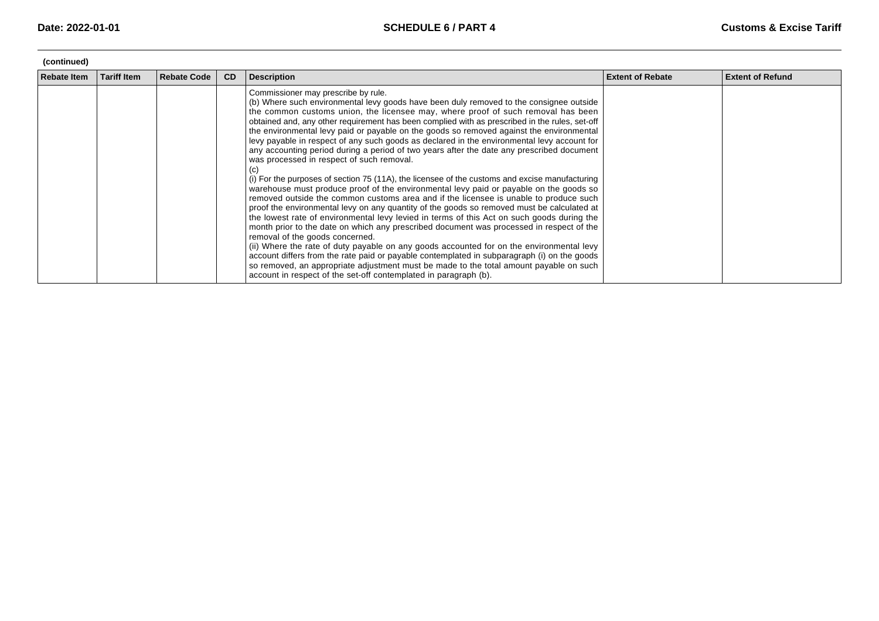(continued)

| Rebate Item | Tariff Item | Rebate Code | CD | Description | Extent of Rebate | Extent of Refund |
|---|---|---|---|---|---|---|
| | | | | Commissioner may prescribe by rule.<br>(b) Where such environmental levy goods have been duly removed to the consignee outside the common customs union, the licensee may, where proof of such removal has been obtained and, any other requirement has been complied with as prescribed in the rules, set-off the environmental levy paid or payable on the goods so removed against the environmental levy payable in respect of any such goods as declared in the environmental levy account for any accounting period during a period of two years after the date any prescribed document was processed in respect of such removal.<br>(c)<br>(i) For the purposes of section 75 (11A), the licensee of the customs and excise manufacturing warehouse must produce proof of the environmental levy paid or payable on the goods so removed outside the common customs area and if the licensee is unable to produce such proof the environmental levy on any quantity of the goods so removed must be calculated at the lowest rate of environmental levy levied in terms of this Act on such goods during the month prior to the date on which any prescribed document was processed in respect of the removal of the goods concerned.<br>(ii) Where the rate of duty payable on any goods accounted for on the environmental levy account differs from the rate paid or payable contemplated in subparagraph (i) on the goods so removed, an appropriate adjustment must be made to the total amount payable on such account in respect of the set-off contemplated in paragraph (b). | | |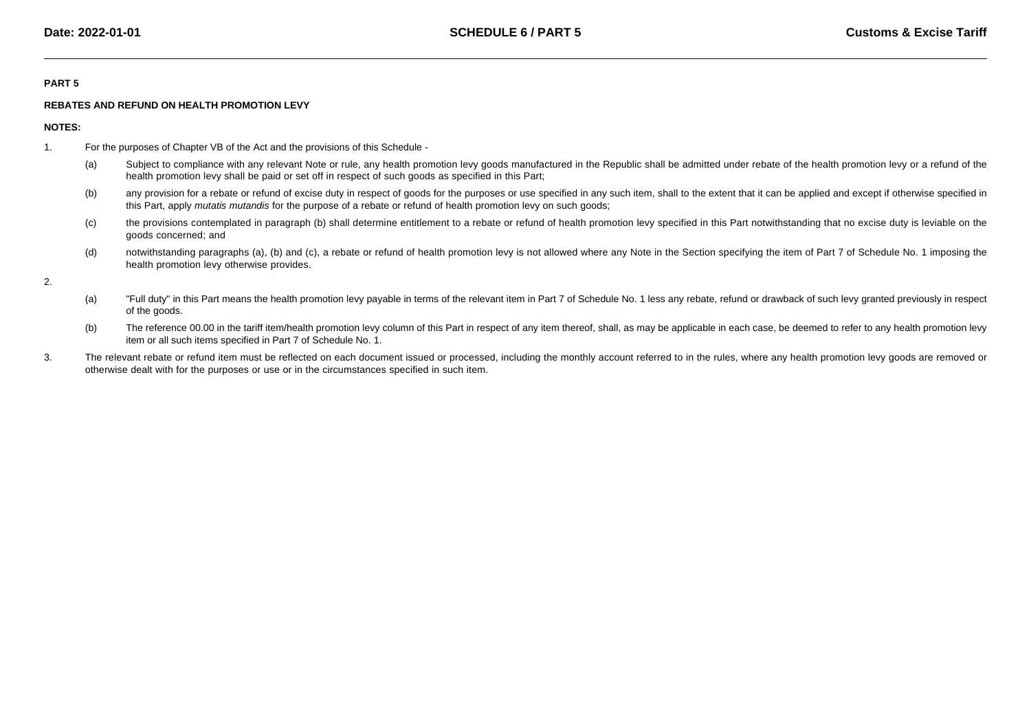**PART 5**

**REBATES AND REFUND ON HEALTH PROMOTION LEVY**

**NOTES:**

1. For the purposes of Chapter VB of the Act and the provisions of this Schedule -

   (a) Subject to compliance with any relevant Note or rule, any health promotion levy goods manufactured in the Republic shall be admitted under rebate of the health promotion levy or a refund of the health promotion levy shall be paid or set off in respect of such goods as specified in this Part;

   (b) any provision for a rebate or refund of excise duty in respect of goods for the purposes or use specified in any such item, shall to the extent that it can be applied and except if otherwise specified in this Part, apply *mutatis mutandis* for the purpose of a rebate or refund of health promotion levy on such goods;

   (c) the provisions contemplated in paragraph (b) shall determine entitlement to a rebate or refund of health promotion levy specified in this Part notwithstanding that no excise duty is leviable on the goods concerned; and

   (d) notwithstanding paragraphs (a), (b) and (c), a rebate or refund of health promotion levy is not allowed where any Note in the Section specifying the item of Part 7 of Schedule No. 1 imposing the health promotion levy otherwise provides.

2.

   (a) "Full duty" in this Part means the health promotion levy payable in terms of the relevant item in Part 7 of Schedule No. 1 less any rebate, refund or drawback of such levy granted previously in respect of the goods.

   (b) The reference 00.00 in the tariff item/health promotion levy column of this Part in respect of any item thereof, shall, as may be applicable in each case, be deemed to refer to any health promotion levy item or all such items specified in Part 7 of Schedule No. 1.

3. The relevant rebate or refund item must be reflected on each document issued or processed, including the monthly account referred to in the rules, where any health promotion levy goods are removed or otherwise dealt with for the purposes or use or in the circumstances specified in such item.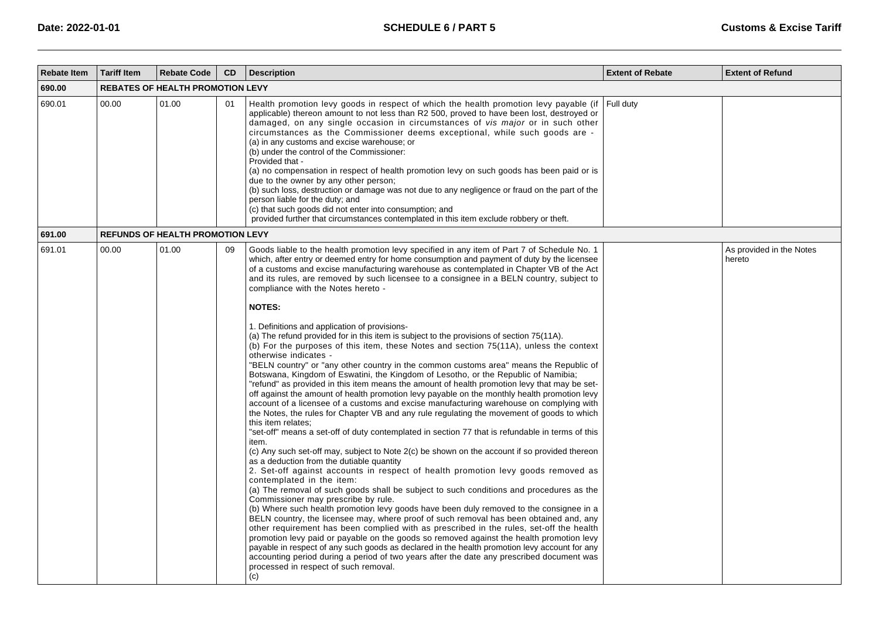| Rebate Item | Tariff Item | Rebate Code | CD | Description | Extent of Rebate | Extent of Refund |
|---|---|---|---|---|---|---|
| **690.00** | **REBATES OF HEALTH PROMOTION LEVY** | | | | | |
| 690.01 | 00.00 | 01.00 | 01 | Health promotion levy goods in respect of which the health promotion levy payable (if applicable) thereon amount to not less than R2 500, proved to have been lost, destroyed or damaged, on any single occasion in circumstances of *vis major* or in such other circumstances as the Commissioner deems exceptional, while such goods are -<br>(a) in any customs and excise warehouse; or<br>(b) under the control of the Commissioner:<br>Provided that -<br>(a) no compensation in respect of health promotion levy on such goods has been paid or is due to the owner by any other person;<br>(b) such loss, destruction or damage was not due to any negligence or fraud on the part of the person liable for the duty; and<br>(c) that such goods did not enter into consumption; and<br>provided further that circumstances contemplated in this item exclude robbery or theft. | Full duty | |
| **691.00** | **REFUNDS OF HEALTH PROMOTION LEVY** | | | | | |
| 691.01 | 00.00 | 01.00 | 09 | Goods liable to the health promotion levy specified in any item of Part 7 of Schedule No. 1 which, after entry or deemed entry for home consumption and payment of duty by the licensee of a customs and excise manufacturing warehouse as contemplated in Chapter VB of the Act and its rules, are removed by such licensee to a consignee in a BELN country, subject to compliance with the Notes hereto -<br><br>**NOTES:**<br><br>1. Definitions and application of provisions-<br>(a) The refund provided for in this item is subject to the provisions of section 75(11A).<br>(b) For the purposes of this item, these Notes and section 75(11A), unless the context otherwise indicates -<br>"BELN country" or "any other country in the common customs area" means the Republic of Botswana, Kingdom of Eswatini, the Kingdom of Lesotho, or the Republic of Namibia;<br>"refund" as provided in this item means the amount of health promotion levy that may be set-off against the amount of health promotion levy payable on the monthly health promotion levy account of a licensee of a customs and excise manufacturing warehouse on complying with the Notes, the rules for Chapter VB and any rule regulating the movement of goods to which this item relates;<br>"set-off" means a set-off of duty contemplated in section 77 that is refundable in terms of this item.<br>(c) Any such set-off may, subject to Note 2(c) be shown on the account if so provided thereon as a deduction from the dutiable quantity<br>2. Set-off against accounts in respect of health promotion levy goods removed as contemplated in the item:<br>(a) The removal of such goods shall be subject to such conditions and procedures as the Commissioner may prescribe by rule.<br>(b) Where such health promotion levy goods have been duly removed to the consignee in a BELN country, the licensee may, where proof of such removal has been obtained and, any other requirement has been complied with as prescribed in the rules, set-off the health promotion levy paid or payable on the goods so removed against the health promotion levy payable in respect of any such goods as declared in the health promotion levy account for any accounting period during a period of two years after the date any prescribed document was processed in respect of such removal.<br>(c) | | As provided in the Notes hereto |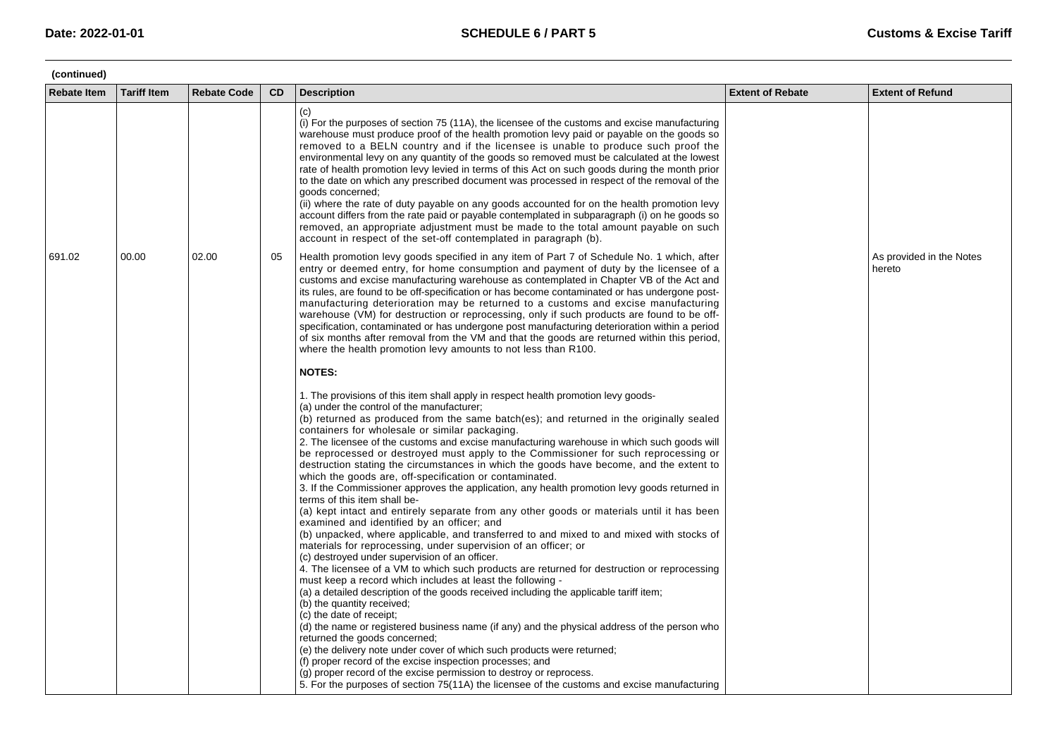**(continued)**

| Rebate Item | Tariff Item | Rebate Code | CD | Description | Extent of Rebate | Extent of Refund |
|---|---|---|---|---|---|---|
| | | | | (c)<br>(i) For the purposes of section 75 (11A), the licensee of the customs and excise manufacturing warehouse must produce proof of the health promotion levy paid or payable on the goods so removed to a BELN country and if the licensee is unable to produce such proof the environmental levy on any quantity of the goods so removed must be calculated at the lowest rate of health promotion levy levied in terms of this Act on such goods during the month prior to the date on which any prescribed document was processed in respect of the removal of the goods concerned;<br>(ii) where the rate of duty payable on any goods accounted for on the health promotion levy account differs from the rate paid or payable contemplated in subparagraph (i) on he goods so removed, an appropriate adjustment must be made to the total amount payable on such account in respect of the set-off contemplated in paragraph (b). | | |
| 691.02 | 00.00 | 02.00 | 05 | Health promotion levy goods specified in any item of Part 7 of Schedule No. 1 which, after entry or deemed entry, for home consumption and payment of duty by the licensee of a customs and excise manufacturing warehouse as contemplated in Chapter VB of the Act and its rules, are found to be off-specification or has become contaminated or has undergone post-manufacturing deterioration may be returned to a customs and excise manufacturing warehouse (VM) for destruction or reprocessing, only if such products are found to be off-specification, contaminated or has undergone post manufacturing deterioration within a period of six months after removal from the VM and that the goods are returned within this period, where the health promotion levy amounts to not less than R100.<br><br>**NOTES:**<br><br>1. The provisions of this item shall apply in respect health promotion levy goods-<br>(a) under the control of the manufacturer;<br>(b) returned as produced from the same batch(es); and returned in the originally sealed containers for wholesale or similar packaging.<br>2. The licensee of the customs and excise manufacturing warehouse in which such goods will be reprocessed or destroyed must apply to the Commissioner for such reprocessing or destruction stating the circumstances in which the goods have become, and the extent to which the goods are, off-specification or contaminated.<br>3. If the Commissioner approves the application, any health promotion levy goods returned in terms of this item shall be-<br>(a) kept intact and entirely separate from any other goods or materials until it has been examined and identified by an officer; and<br>(b) unpacked, where applicable, and transferred to and mixed to and mixed with stocks of materials for reprocessing, under supervision of an officer; or<br>(c) destroyed under supervision of an officer.<br>4. The licensee of a VM to which such products are returned for destruction or reprocessing must keep a record which includes at least the following -<br>(a) a detailed description of the goods received including the applicable tariff item;<br>(b) the quantity received;<br>(c) the date of receipt;<br>(d) the name or registered business name (if any) and the physical address of the person who returned the goods concerned;<br>(e) the delivery note under cover of which such products were returned;<br>(f) proper record of the excise inspection processes; and<br>(g) proper record of the excise permission to destroy or reprocess.<br>5. For the purposes of section 75(11A) the licensee of the customs and excise manufacturing | | As provided in the Notes hereto |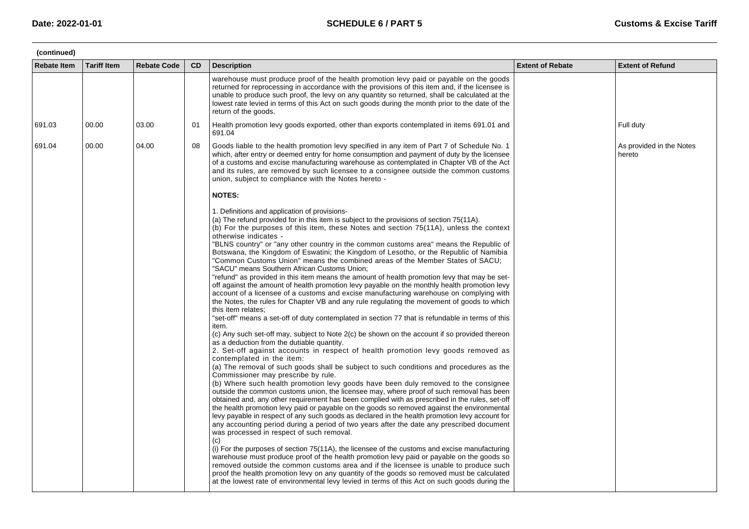**(continued)**

| Rebate Item | Tariff Item | Rebate Code | CD | Description | Extent of Rebate | Extent of Refund |
|---|---|---|---|---|---|---|
| | | | | warehouse must produce proof of the health promotion levy paid or payable on the goods returned for reprocessing in accordance with the provisions of this item and, if the licensee is unable to produce such proof, the levy on any quantity so returned, shall be calculated at the lowest rate levied in terms of this Act on such goods during the month prior to the date of the return of the goods. | | |
| 691.03 | 00.00 | 03.00 | 01 | Health promotion levy goods exported, other than exports contemplated in items 691.01 and 691.04 | | Full duty |
| 691.04 | 00.00 | 04.00 | 08 | Goods liable to the health promotion levy specified in any item of Part 7 of Schedule No. 1 which, after entry or deemed entry for home consumption and payment of duty by the licensee of a customs and excise manufacturing warehouse as contemplated in Chapter VB of the Act and its rules, are removed by such licensee to a consignee outside the common customs union, subject to compliance with the Notes hereto -<br><br>**NOTES:**<br><br>1. Definitions and application of provisions-<br>(a) The refund provided for in this item is subject to the provisions of section 75(11A).<br>(b) For the purposes of this item, these Notes and section 75(11A), unless the context otherwise indicates -<br>"BLNS country" or "any other country in the common customs area" means the Republic of Botswana, the Kingdom of Eswatini; the Kingdom of Lesotho, or the Republic of Namibia<br>"Common Customs Union" means the combined areas of the Member States of SACU;<br>"SACU" means Southern African Customs Union;<br>"refund" as provided in this item means the amount of health promotion levy that may be set-off against the amount of health promotion levy payable on the monthly health promotion levy account of a licensee of a customs and excise manufacturing warehouse on complying with the Notes, the rules for Chapter VB and any rule regulating the movement of goods to which this item relates;<br>"set-off" means a set-off of duty contemplated in section 77 that is refundable in terms of this item.<br>(c) Any such set-off may, subject to Note 2(c) be shown on the account if so provided thereon as a deduction from the dutiable quantity.<br>2. Set-off against accounts in respect of health promotion levy goods removed as contemplated in the item:<br>(a) The removal of such goods shall be subject to such conditions and procedures as the Commissioner may prescribe by rule.<br>(b) Where such health promotion levy goods have been duly removed to the consignee outside the common customs union, the licensee may, where proof of such removal has been obtained and, any other requirement has been complied with as prescribed in the rules, set-off the health promotion levy paid or payable on the goods so removed against the environmental levy payable in respect of any such goods as declared in the health promotion levy account for any accounting period during a period of two years after the date any prescribed document was processed in respect of such removal.<br>(c)<br>(i) For the purposes of section 75(11A), the licensee of the customs and excise manufacturing warehouse must produce proof of the health promotion levy paid or payable on the goods so removed outside the common customs area and if the licensee is unable to produce such proof the health promotion levy on any quantity of the goods so removed must be calculated at the lowest rate of environmental levy levied in terms of this Act on such goods during the | | As provided in the Notes hereto |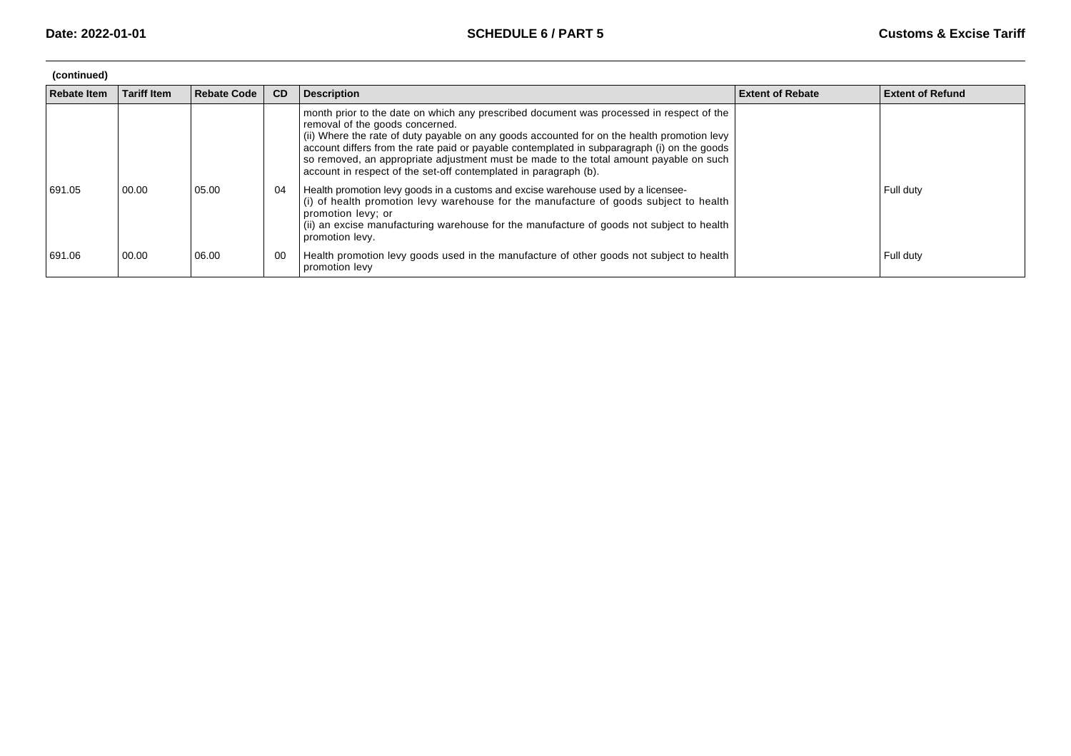(continued)

| Rebate Item | Tariff Item | Rebate Code | CD | Description | Extent of Rebate | Extent of Refund |
|---|---|---|---|---|---|---|
| | | | | month prior to the date on which any prescribed document was processed in respect of the removal of the goods concerned.<br>(ii) Where the rate of duty payable on any goods accounted for on the health promotion levy account differs from the rate paid or payable contemplated in subparagraph (i) on the goods so removed, an appropriate adjustment must be made to the total amount payable on such account in respect of the set-off contemplated in paragraph (b). | | |
| 691.05 | 00.00 | 05.00 | 04 | Health promotion levy goods in a customs and excise warehouse used by a licensee-<br>(i) of health promotion levy warehouse for the manufacture of goods subject to health promotion levy; or<br>(ii) an excise manufacturing warehouse for the manufacture of goods not subject to health promotion levy. | | Full duty |
| 691.06 | 00.00 | 06.00 | 00 | Health promotion levy goods used in the manufacture of other goods not subject to health promotion levy | | Full duty |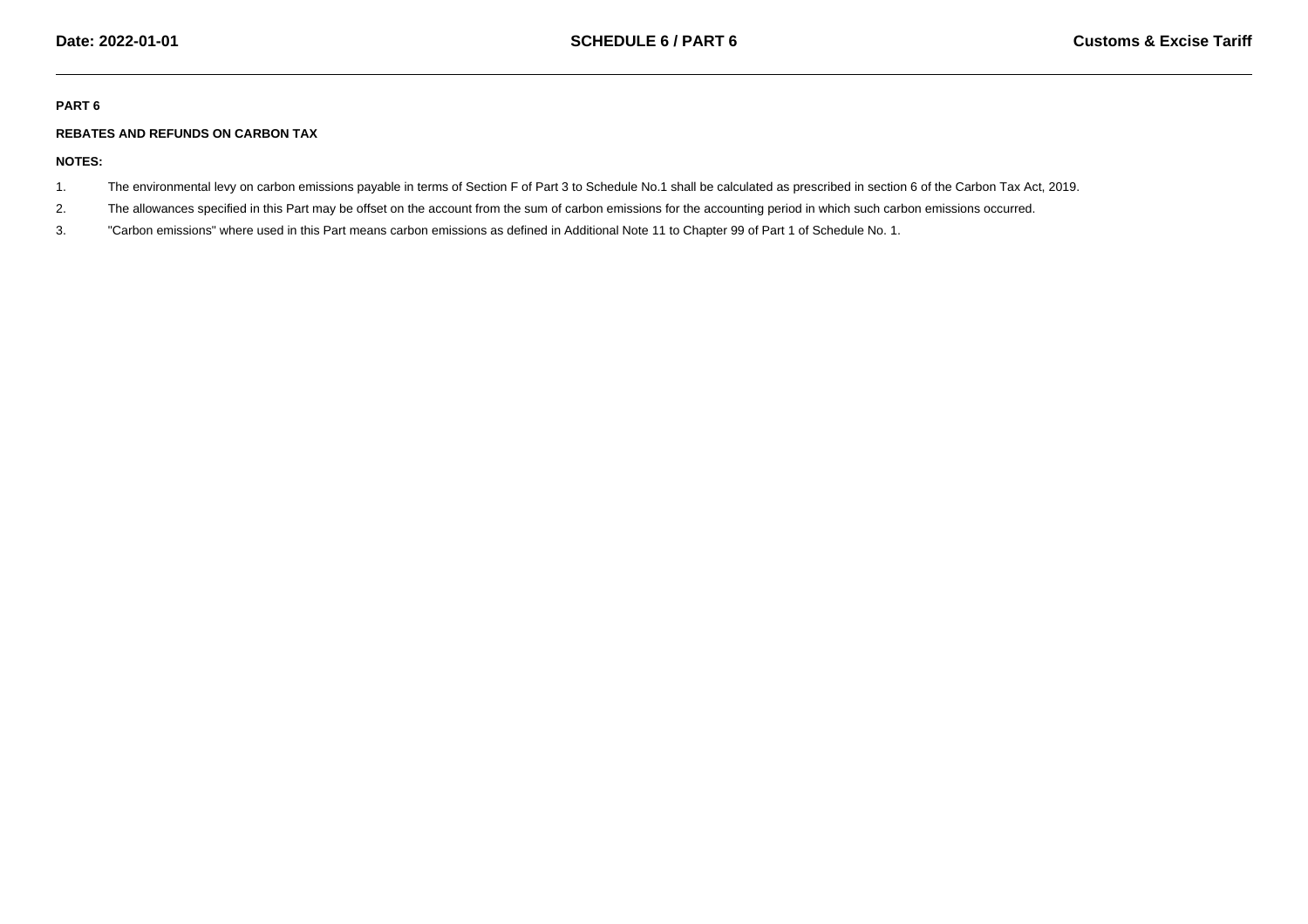**PART 6**

**REBATES AND REFUNDS ON CARBON TAX**

**NOTES:**

1. The environmental levy on carbon emissions payable in terms of Section F of Part 3 to Schedule No.1 shall be calculated as prescribed in section 6 of the Carbon Tax Act, 2019.
2. The allowances specified in this Part may be offset on the account from the sum of carbon emissions for the accounting period in which such carbon emissions occurred.
3. "Carbon emissions" where used in this Part means carbon emissions as defined in Additional Note 11 to Chapter 99 of Part 1 of Schedule No. 1.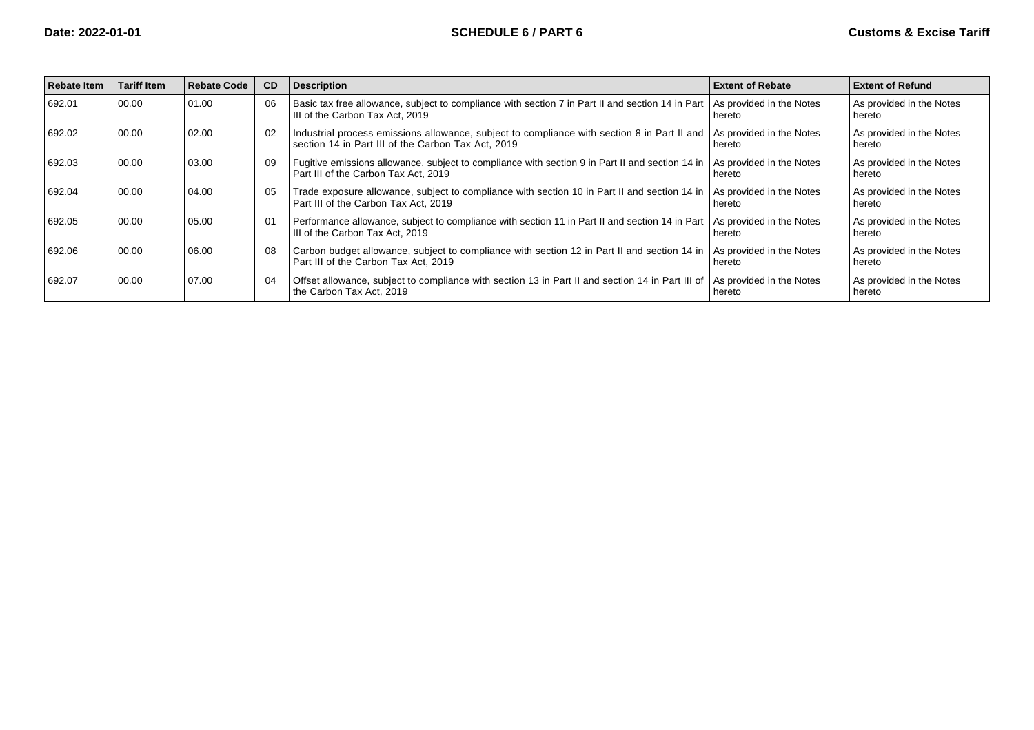| Rebate Item | Tariff Item | Rebate Code | CD | Description | Extent of Rebate | Extent of Refund |
|---|---|---|---|---|---|---|
| 692.01 | 00.00 | 01.00 | 06 | Basic tax free allowance, subject to compliance with section 7 in Part II and section 14 in Part III of the Carbon Tax Act, 2019 | As provided in the Notes hereto | As provided in the Notes hereto |
| 692.02 | 00.00 | 02.00 | 02 | Industrial process emissions allowance, subject to compliance with section 8 in Part II and section 14 in Part III of the Carbon Tax Act, 2019 | As provided in the Notes hereto | As provided in the Notes hereto |
| 692.03 | 00.00 | 03.00 | 09 | Fugitive emissions allowance, subject to compliance with section 9 in Part II and section 14 in Part III of the Carbon Tax Act, 2019 | As provided in the Notes hereto | As provided in the Notes hereto |
| 692.04 | 00.00 | 04.00 | 05 | Trade exposure allowance, subject to compliance with section 10 in Part II and section 14 in Part III of the Carbon Tax Act, 2019 | As provided in the Notes hereto | As provided in the Notes hereto |
| 692.05 | 00.00 | 05.00 | 01 | Performance allowance, subject to compliance with section 11 in Part II and section 14 in Part III of the Carbon Tax Act, 2019 | As provided in the Notes hereto | As provided in the Notes hereto |
| 692.06 | 00.00 | 06.00 | 08 | Carbon budget allowance, subject to compliance with section 12 in Part II and section 14 in Part III of the Carbon Tax Act, 2019 | As provided in the Notes hereto | As provided in the Notes hereto |
| 692.07 | 00.00 | 07.00 | 04 | Offset allowance, subject to compliance with section 13 in Part II and section 14 in Part III of the Carbon Tax Act, 2019 | As provided in the Notes hereto | As provided in the Notes hereto |